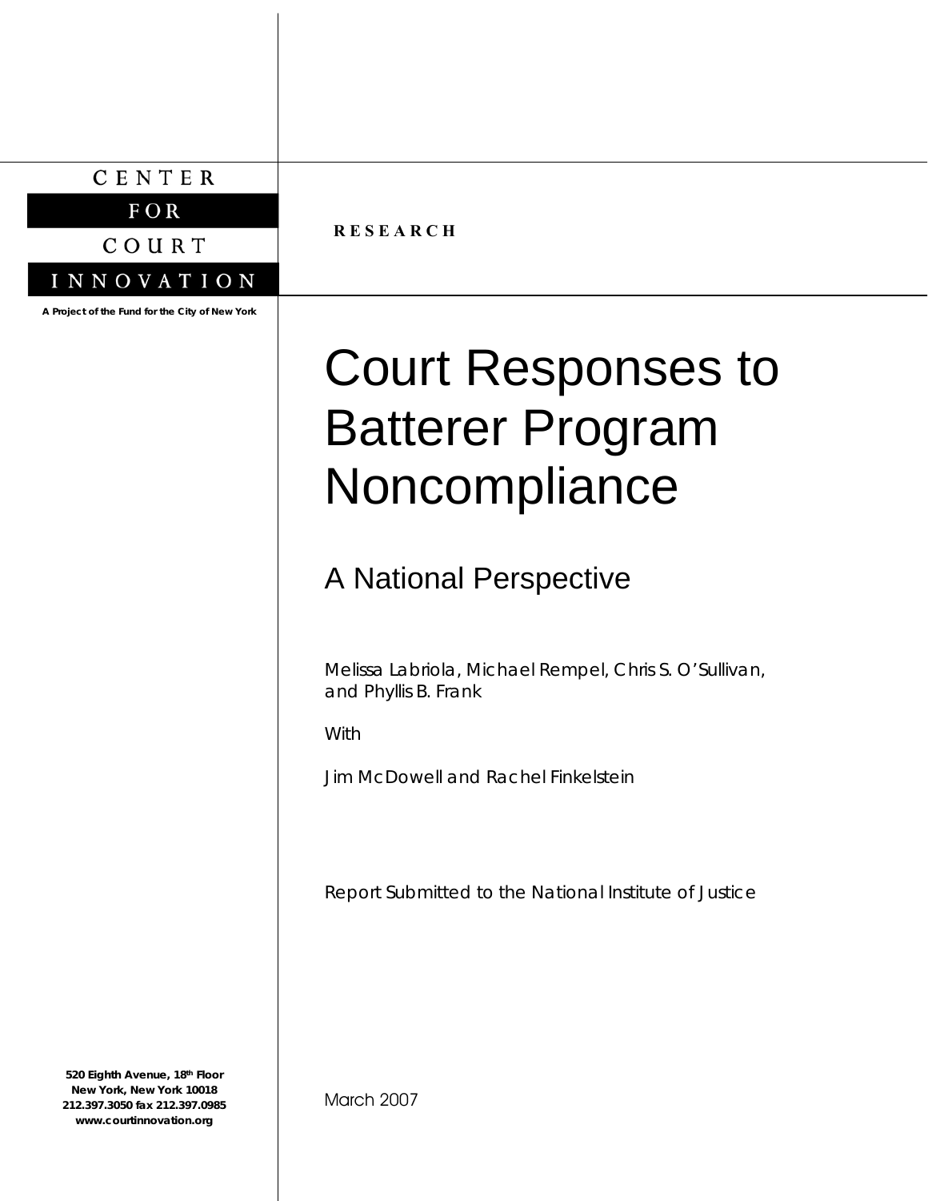CENTER

FOR

COURT

INNOVATION

A Project of the Fund for the City of New York

**RESEARCH**

# Court Responses to Batterer Program Noncompliance

## A National Perspective

Melissa Labriola, Michael Rempel, Chris S. O'Sullivan, and Phyllis B. Frank

With

Jim McDowell and Rachel Finkelstein

Report Submitted to the National Institute of Justice

March 2007

**520 Eighth Avenue, 18th Floor**
**New York, New York 10018**
**212.397.3050 fax 212.397.0985**
**www.courtinnovation.org**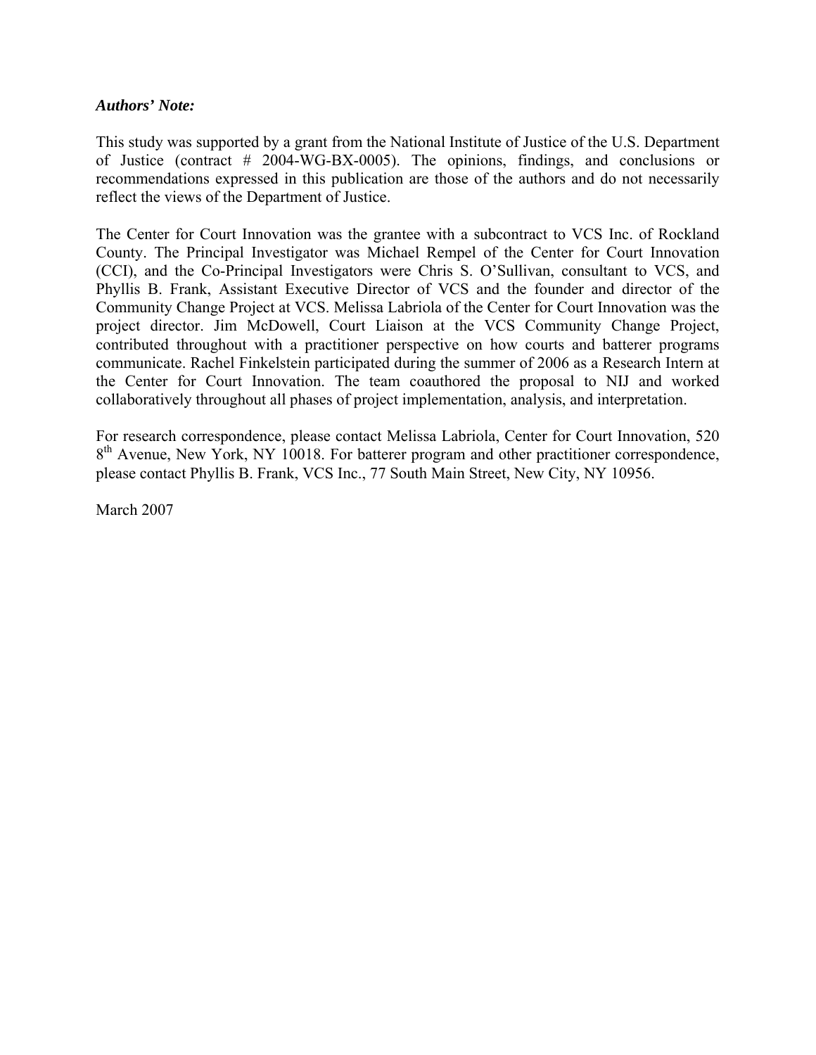***Authors' Note:***

This study was supported by a grant from the National Institute of Justice of the U.S. Department of Justice (contract # 2004-WG-BX-0005). The opinions, findings, and conclusions or recommendations expressed in this publication are those of the authors and do not necessarily reflect the views of the Department of Justice.

The Center for Court Innovation was the grantee with a subcontract to VCS Inc. of Rockland County. The Principal Investigator was Michael Rempel of the Center for Court Innovation (CCI), and the Co-Principal Investigators were Chris S. O'Sullivan, consultant to VCS, and Phyllis B. Frank, Assistant Executive Director of VCS and the founder and director of the Community Change Project at VCS. Melissa Labriola of the Center for Court Innovation was the project director. Jim McDowell, Court Liaison at the VCS Community Change Project, contributed throughout with a practitioner perspective on how courts and batterer programs communicate. Rachel Finkelstein participated during the summer of 2006 as a Research Intern at the Center for Court Innovation. The team coauthored the proposal to NIJ and worked collaboratively throughout all phases of project implementation, analysis, and interpretation.

For research correspondence, please contact Melissa Labriola, Center for Court Innovation, 520 8th Avenue, New York, NY 10018. For batterer program and other practitioner correspondence, please contact Phyllis B. Frank, VCS Inc., 77 South Main Street, New City, NY 10956.

March 2007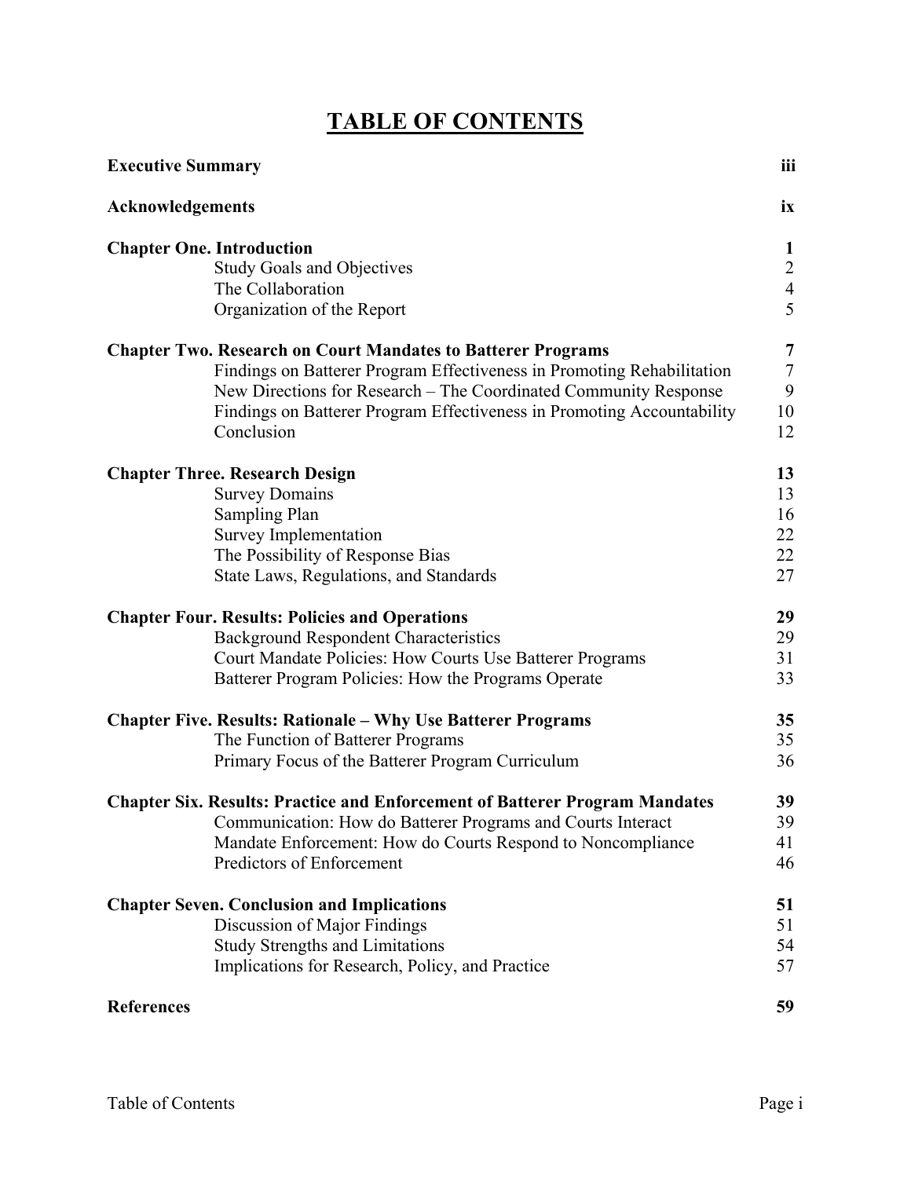# TABLE OF CONTENTS

| | |
|---|---|
| **Executive Summary** | **iii** |
| **Acknowledgements** | **ix** |
| **Chapter One. Introduction** | **1** |
| Study Goals and Objectives | 2 |
| The Collaboration | 4 |
| Organization of the Report | 5 |
| **Chapter Two. Research on Court Mandates to Batterer Programs** | **7** |
| Findings on Batterer Program Effectiveness in Promoting Rehabilitation | 7 |
| New Directions for Research – The Coordinated Community Response | 9 |
| Findings on Batterer Program Effectiveness in Promoting Accountability | 10 |
| Conclusion | 12 |
| **Chapter Three. Research Design** | **13** |
| Survey Domains | 13 |
| Sampling Plan | 16 |
| Survey Implementation | 22 |
| The Possibility of Response Bias | 22 |
| State Laws, Regulations, and Standards | 27 |
| **Chapter Four. Results: Policies and Operations** | **29** |
| Background Respondent Characteristics | 29 |
| Court Mandate Policies: How Courts Use Batterer Programs | 31 |
| Batterer Program Policies: How the Programs Operate | 33 |
| **Chapter Five. Results: Rationale – Why Use Batterer Programs** | **35** |
| The Function of Batterer Programs | 35 |
| Primary Focus of the Batterer Program Curriculum | 36 |
| **Chapter Six. Results: Practice and Enforcement of Batterer Program Mandates** | **39** |
| Communication: How do Batterer Programs and Courts Interact | 39 |
| Mandate Enforcement: How do Courts Respond to Noncompliance | 41 |
| Predictors of Enforcement | 46 |
| **Chapter Seven. Conclusion and Implications** | **51** |
| Discussion of Major Findings | 51 |
| Study Strengths and Limitations | 54 |
| Implications for Research, Policy, and Practice | 57 |
| **References** | **59** |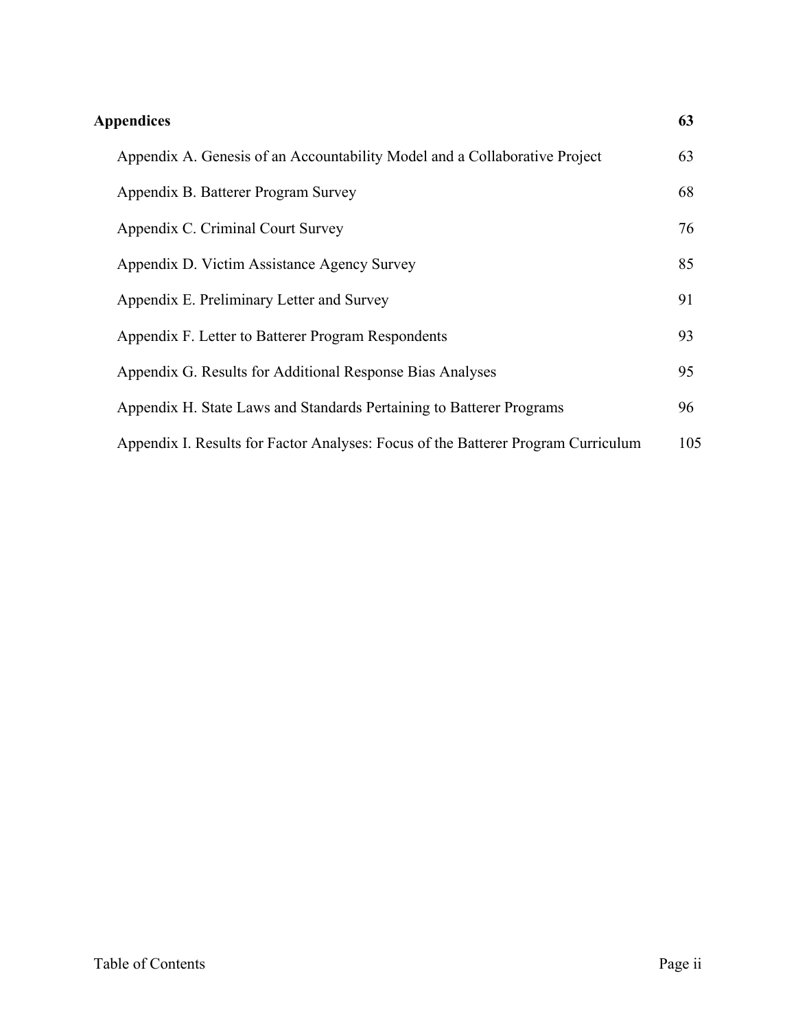| **Appendices** | **63** |
|---|---|
| Appendix A. Genesis of an Accountability Model and a Collaborative Project | 63 |
| Appendix B. Batterer Program Survey | 68 |
| Appendix C. Criminal Court Survey | 76 |
| Appendix D. Victim Assistance Agency Survey | 85 |
| Appendix E. Preliminary Letter and Survey | 91 |
| Appendix F. Letter to Batterer Program Respondents | 93 |
| Appendix G. Results for Additional Response Bias Analyses | 95 |
| Appendix H. State Laws and Standards Pertaining to Batterer Programs | 96 |
| Appendix I. Results for Factor Analyses: Focus of the Batterer Program Curriculum | 105 |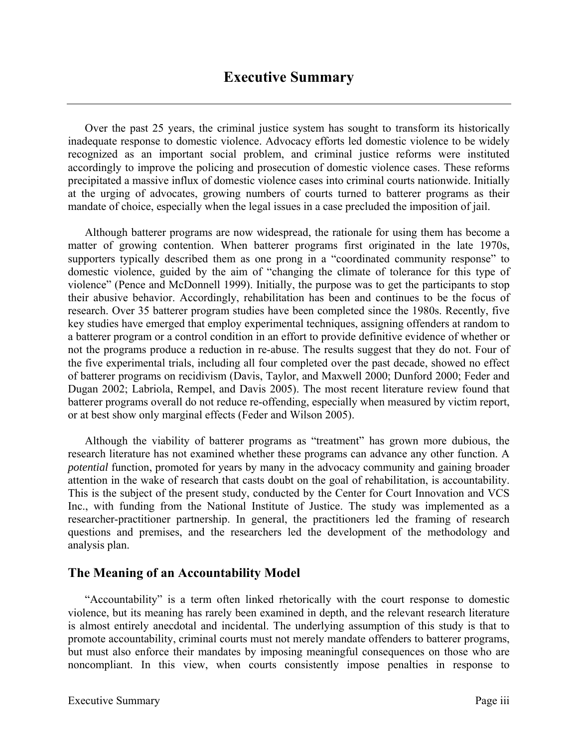# Executive Summary

Over the past 25 years, the criminal justice system has sought to transform its historically inadequate response to domestic violence. Advocacy efforts led domestic violence to be widely recognized as an important social problem, and criminal justice reforms were instituted accordingly to improve the policing and prosecution of domestic violence cases. These reforms precipitated a massive influx of domestic violence cases into criminal courts nationwide. Initially at the urging of advocates, growing numbers of courts turned to batterer programs as their mandate of choice, especially when the legal issues in a case precluded the imposition of jail.

Although batterer programs are now widespread, the rationale for using them has become a matter of growing contention. When batterer programs first originated in the late 1970s, supporters typically described them as one prong in a "coordinated community response" to domestic violence, guided by the aim of "changing the climate of tolerance for this type of violence" (Pence and McDonnell 1999). Initially, the purpose was to get the participants to stop their abusive behavior. Accordingly, rehabilitation has been and continues to be the focus of research. Over 35 batterer program studies have been completed since the 1980s. Recently, five key studies have emerged that employ experimental techniques, assigning offenders at random to a batterer program or a control condition in an effort to provide definitive evidence of whether or not the programs produce a reduction in re-abuse. The results suggest that they do not. Four of the five experimental trials, including all four completed over the past decade, showed no effect of batterer programs on recidivism (Davis, Taylor, and Maxwell 2000; Dunford 2000; Feder and Dugan 2002; Labriola, Rempel, and Davis 2005). The most recent literature review found that batterer programs overall do not reduce re-offending, especially when measured by victim report, or at best show only marginal effects (Feder and Wilson 2005).

Although the viability of batterer programs as "treatment" has grown more dubious, the research literature has not examined whether these programs can advance any other function. A *potential* function, promoted for years by many in the advocacy community and gaining broader attention in the wake of research that casts doubt on the goal of rehabilitation, is accountability. This is the subject of the present study, conducted by the Center for Court Innovation and VCS Inc., with funding from the National Institute of Justice. The study was implemented as a researcher-practitioner partnership. In general, the practitioners led the framing of research questions and premises, and the researchers led the development of the methodology and analysis plan.

## The Meaning of an Accountability Model

"Accountability" is a term often linked rhetorically with the court response to domestic violence, but its meaning has rarely been examined in depth, and the relevant research literature is almost entirely anecdotal and incidental. The underlying assumption of this study is that to promote accountability, criminal courts must not merely mandate offenders to batterer programs, but must also enforce their mandates by imposing meaningful consequences on those who are noncompliant. In this view, when courts consistently impose penalties in response to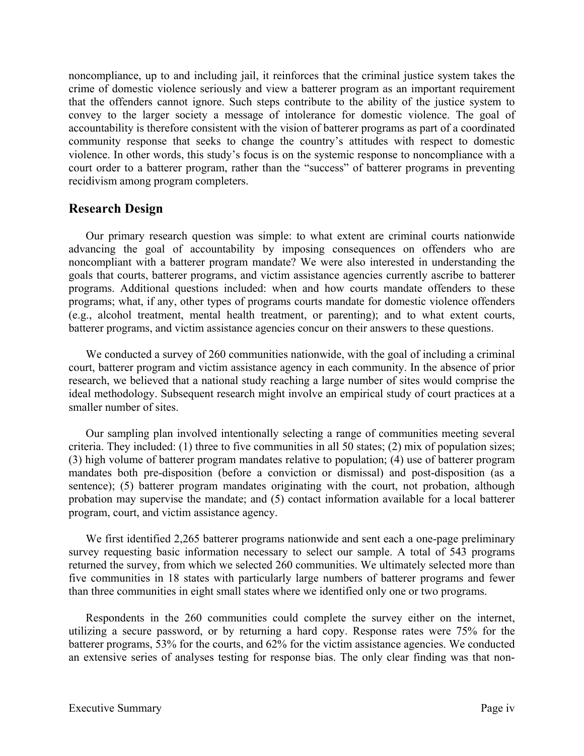noncompliance, up to and including jail, it reinforces that the criminal justice system takes the crime of domestic violence seriously and view a batterer program as an important requirement that the offenders cannot ignore. Such steps contribute to the ability of the justice system to convey to the larger society a message of intolerance for domestic violence. The goal of accountability is therefore consistent with the vision of batterer programs as part of a coordinated community response that seeks to change the country's attitudes with respect to domestic violence. In other words, this study's focus is on the systemic response to noncompliance with a court order to a batterer program, rather than the "success" of batterer programs in preventing recidivism among program completers.

## Research Design

Our primary research question was simple: to what extent are criminal courts nationwide advancing the goal of accountability by imposing consequences on offenders who are noncompliant with a batterer program mandate? We were also interested in understanding the goals that courts, batterer programs, and victim assistance agencies currently ascribe to batterer programs. Additional questions included: when and how courts mandate offenders to these programs; what, if any, other types of programs courts mandate for domestic violence offenders (e.g., alcohol treatment, mental health treatment, or parenting); and to what extent courts, batterer programs, and victim assistance agencies concur on their answers to these questions.

We conducted a survey of 260 communities nationwide, with the goal of including a criminal court, batterer program and victim assistance agency in each community. In the absence of prior research, we believed that a national study reaching a large number of sites would comprise the ideal methodology. Subsequent research might involve an empirical study of court practices at a smaller number of sites.

Our sampling plan involved intentionally selecting a range of communities meeting several criteria. They included: (1) three to five communities in all 50 states; (2) mix of population sizes; (3) high volume of batterer program mandates relative to population; (4) use of batterer program mandates both pre-disposition (before a conviction or dismissal) and post-disposition (as a sentence); (5) batterer program mandates originating with the court, not probation, although probation may supervise the mandate; and (5) contact information available for a local batterer program, court, and victim assistance agency.

We first identified 2,265 batterer programs nationwide and sent each a one-page preliminary survey requesting basic information necessary to select our sample. A total of 543 programs returned the survey, from which we selected 260 communities. We ultimately selected more than five communities in 18 states with particularly large numbers of batterer programs and fewer than three communities in eight small states where we identified only one or two programs.

Respondents in the 260 communities could complete the survey either on the internet, utilizing a secure password, or by returning a hard copy. Response rates were 75% for the batterer programs, 53% for the courts, and 62% for the victim assistance agencies. We conducted an extensive series of analyses testing for response bias. The only clear finding was that non-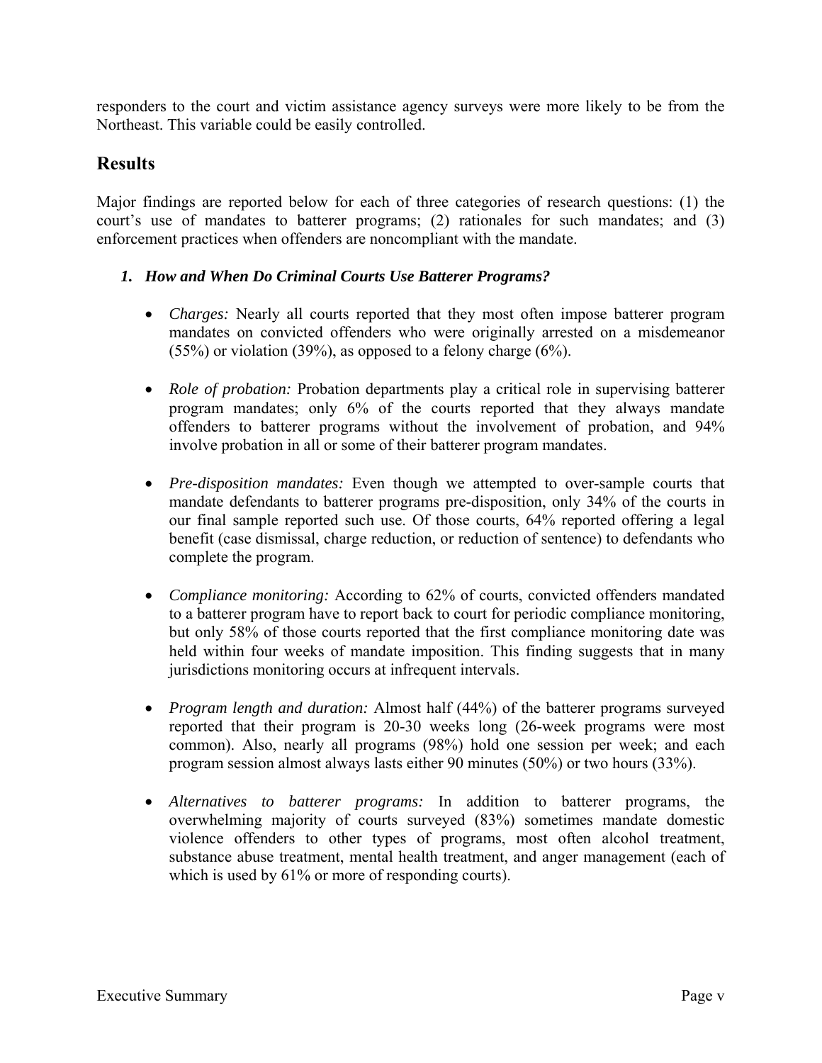responders to the court and victim assistance agency surveys were more likely to be from the Northeast. This variable could be easily controlled.

## Results

Major findings are reported below for each of three categories of research questions: (1) the court's use of mandates to batterer programs; (2) rationales for such mandates; and (3) enforcement practices when offenders are noncompliant with the mandate.

### *1. How and When Do Criminal Courts Use Batterer Programs?*

- *Charges:* Nearly all courts reported that they most often impose batterer program mandates on convicted offenders who were originally arrested on a misdemeanor (55%) or violation (39%), as opposed to a felony charge (6%).

- *Role of probation:* Probation departments play a critical role in supervising batterer program mandates; only 6% of the courts reported that they always mandate offenders to batterer programs without the involvement of probation, and 94% involve probation in all or some of their batterer program mandates.

- *Pre-disposition mandates:* Even though we attempted to over-sample courts that mandate defendants to batterer programs pre-disposition, only 34% of the courts in our final sample reported such use. Of those courts, 64% reported offering a legal benefit (case dismissal, charge reduction, or reduction of sentence) to defendants who complete the program.

- *Compliance monitoring:* According to 62% of courts, convicted offenders mandated to a batterer program have to report back to court for periodic compliance monitoring, but only 58% of those courts reported that the first compliance monitoring date was held within four weeks of mandate imposition. This finding suggests that in many jurisdictions monitoring occurs at infrequent intervals.

- *Program length and duration:* Almost half (44%) of the batterer programs surveyed reported that their program is 20-30 weeks long (26-week programs were most common). Also, nearly all programs (98%) hold one session per week; and each program session almost always lasts either 90 minutes (50%) or two hours (33%).

- *Alternatives to batterer programs:* In addition to batterer programs, the overwhelming majority of courts surveyed (83%) sometimes mandate domestic violence offenders to other types of programs, most often alcohol treatment, substance abuse treatment, mental health treatment, and anger management (each of which is used by 61% or more of responding courts).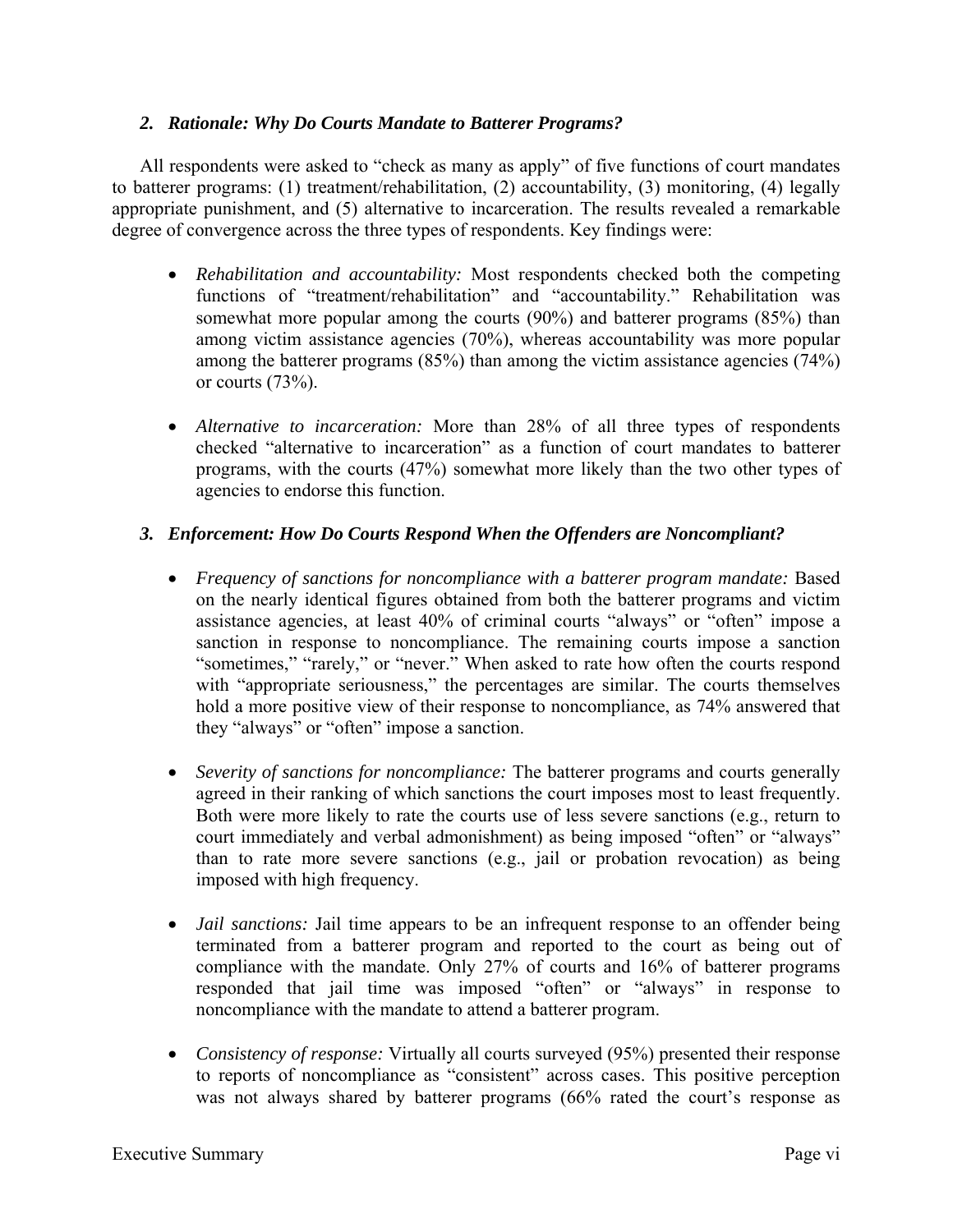### *2. Rationale: Why Do Courts Mandate to Batterer Programs?*

All respondents were asked to "check as many as apply" of five functions of court mandates to batterer programs: (1) treatment/rehabilitation, (2) accountability, (3) monitoring, (4) legally appropriate punishment, and (5) alternative to incarceration. The results revealed a remarkable degree of convergence across the three types of respondents. Key findings were:

- *Rehabilitation and accountability:* Most respondents checked both the competing functions of "treatment/rehabilitation" and "accountability." Rehabilitation was somewhat more popular among the courts (90%) and batterer programs (85%) than among victim assistance agencies (70%), whereas accountability was more popular among the batterer programs (85%) than among the victim assistance agencies (74%) or courts (73%).

- *Alternative to incarceration:* More than 28% of all three types of respondents checked "alternative to incarceration" as a function of court mandates to batterer programs, with the courts (47%) somewhat more likely than the two other types of agencies to endorse this function.

### *3. Enforcement: How Do Courts Respond When the Offenders are Noncompliant?*

- *Frequency of sanctions for noncompliance with a batterer program mandate:* Based on the nearly identical figures obtained from both the batterer programs and victim assistance agencies, at least 40% of criminal courts "always" or "often" impose a sanction in response to noncompliance. The remaining courts impose a sanction "sometimes," "rarely," or "never." When asked to rate how often the courts respond with "appropriate seriousness," the percentages are similar. The courts themselves hold a more positive view of their response to noncompliance, as 74% answered that they "always" or "often" impose a sanction.

- *Severity of sanctions for noncompliance:* The batterer programs and courts generally agreed in their ranking of which sanctions the court imposes most to least frequently. Both were more likely to rate the courts use of less severe sanctions (e.g., return to court immediately and verbal admonishment) as being imposed "often" or "always" than to rate more severe sanctions (e.g., jail or probation revocation) as being imposed with high frequency.

- *Jail sanctions:* Jail time appears to be an infrequent response to an offender being terminated from a batterer program and reported to the court as being out of compliance with the mandate. Only 27% of courts and 16% of batterer programs responded that jail time was imposed "often" or "always" in response to noncompliance with the mandate to attend a batterer program.

- *Consistency of response:* Virtually all courts surveyed (95%) presented their response to reports of noncompliance as "consistent" across cases. This positive perception was not always shared by batterer programs (66% rated the court's response as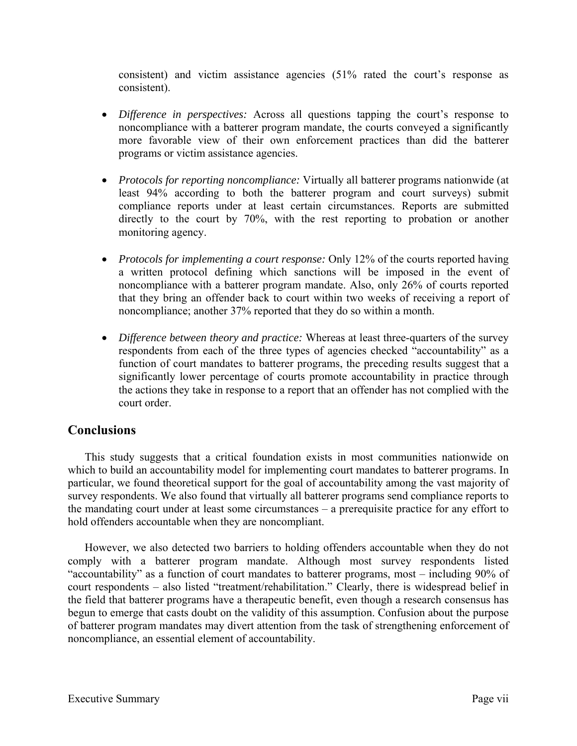consistent) and victim assistance agencies (51% rated the court's response as consistent).

- *Difference in perspectives:* Across all questions tapping the court's response to noncompliance with a batterer program mandate, the courts conveyed a significantly more favorable view of their own enforcement practices than did the batterer programs or victim assistance agencies.

- *Protocols for reporting noncompliance:* Virtually all batterer programs nationwide (at least 94% according to both the batterer program and court surveys) submit compliance reports under at least certain circumstances. Reports are submitted directly to the court by 70%, with the rest reporting to probation or another monitoring agency.

- *Protocols for implementing a court response:* Only 12% of the courts reported having a written protocol defining which sanctions will be imposed in the event of noncompliance with a batterer program mandate. Also, only 26% of courts reported that they bring an offender back to court within two weeks of receiving a report of noncompliance; another 37% reported that they do so within a month.

- *Difference between theory and practice:* Whereas at least three-quarters of the survey respondents from each of the three types of agencies checked "accountability" as a function of court mandates to batterer programs, the preceding results suggest that a significantly lower percentage of courts promote accountability in practice through the actions they take in response to a report that an offender has not complied with the court order.

## Conclusions

This study suggests that a critical foundation exists in most communities nationwide on which to build an accountability model for implementing court mandates to batterer programs. In particular, we found theoretical support for the goal of accountability among the vast majority of survey respondents. We also found that virtually all batterer programs send compliance reports to the mandating court under at least some circumstances – a prerequisite practice for any effort to hold offenders accountable when they are noncompliant.

However, we also detected two barriers to holding offenders accountable when they do not comply with a batterer program mandate. Although most survey respondents listed "accountability" as a function of court mandates to batterer programs, most – including 90% of court respondents – also listed "treatment/rehabilitation." Clearly, there is widespread belief in the field that batterer programs have a therapeutic benefit, even though a research consensus has begun to emerge that casts doubt on the validity of this assumption. Confusion about the purpose of batterer program mandates may divert attention from the task of strengthening enforcement of noncompliance, an essential element of accountability.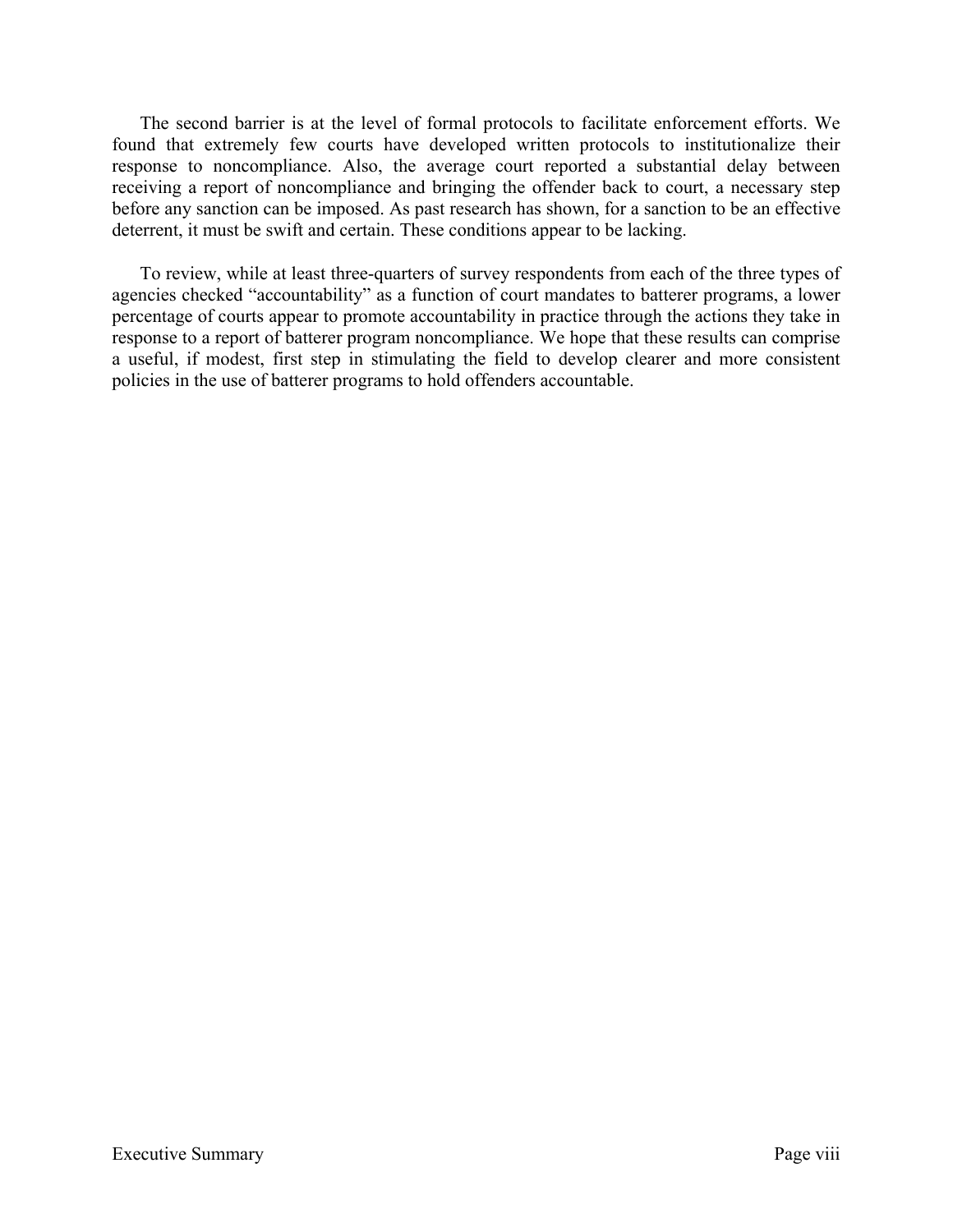The second barrier is at the level of formal protocols to facilitate enforcement efforts. We found that extremely few courts have developed written protocols to institutionalize their response to noncompliance. Also, the average court reported a substantial delay between receiving a report of noncompliance and bringing the offender back to court, a necessary step before any sanction can be imposed. As past research has shown, for a sanction to be an effective deterrent, it must be swift and certain. These conditions appear to be lacking.

To review, while at least three-quarters of survey respondents from each of the three types of agencies checked "accountability" as a function of court mandates to batterer programs, a lower percentage of courts appear to promote accountability in practice through the actions they take in response to a report of batterer program noncompliance. We hope that these results can comprise a useful, if modest, first step in stimulating the field to develop clearer and more consistent policies in the use of batterer programs to hold offenders accountable.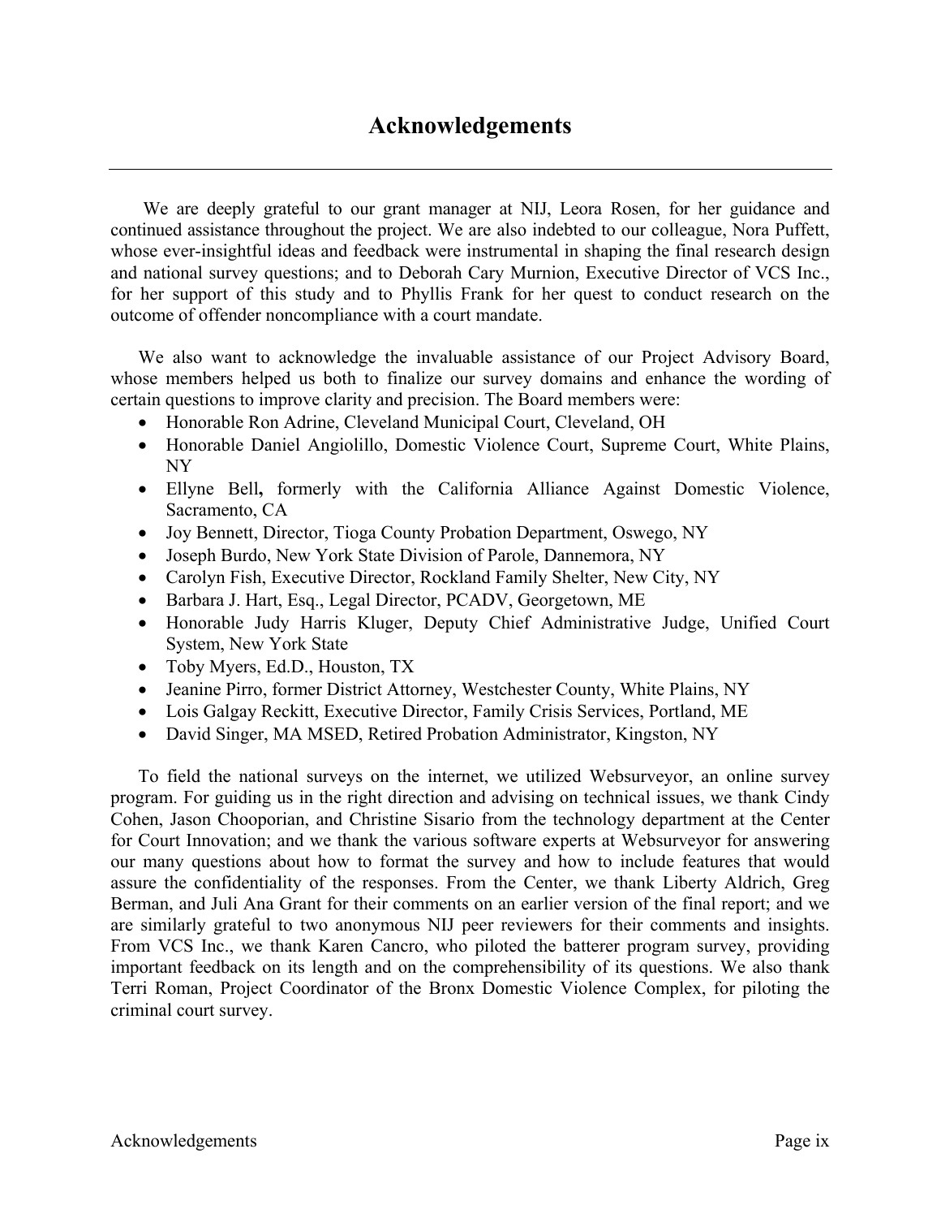# Acknowledgements

We are deeply grateful to our grant manager at NIJ, Leora Rosen, for her guidance and continued assistance throughout the project. We are also indebted to our colleague, Nora Puffett, whose ever-insightful ideas and feedback were instrumental in shaping the final research design and national survey questions; and to Deborah Cary Murnion, Executive Director of VCS Inc., for her support of this study and to Phyllis Frank for her quest to conduct research on the outcome of offender noncompliance with a court mandate.

We also want to acknowledge the invaluable assistance of our Project Advisory Board, whose members helped us both to finalize our survey domains and enhance the wording of certain questions to improve clarity and precision. The Board members were:

- Honorable Ron Adrine, Cleveland Municipal Court, Cleveland, OH
- Honorable Daniel Angiolillo, Domestic Violence Court, Supreme Court, White Plains, NY
- Ellyne Bell**,** formerly with the California Alliance Against Domestic Violence, Sacramento, CA
- Joy Bennett, Director, Tioga County Probation Department, Oswego, NY
- Joseph Burdo, New York State Division of Parole, Dannemora, NY
- Carolyn Fish, Executive Director, Rockland Family Shelter, New City, NY
- Barbara J. Hart, Esq., Legal Director, PCADV, Georgetown, ME
- Honorable Judy Harris Kluger, Deputy Chief Administrative Judge, Unified Court System, New York State
- Toby Myers, Ed.D., Houston, TX
- Jeanine Pirro, former District Attorney, Westchester County, White Plains, NY
- Lois Galgay Reckitt, Executive Director, Family Crisis Services, Portland, ME
- David Singer, MA MSED, Retired Probation Administrator, Kingston, NY

To field the national surveys on the internet, we utilized Websurveyor, an online survey program. For guiding us in the right direction and advising on technical issues, we thank Cindy Cohen, Jason Chooporian, and Christine Sisario from the technology department at the Center for Court Innovation; and we thank the various software experts at Websurveyor for answering our many questions about how to format the survey and how to include features that would assure the confidentiality of the responses. From the Center, we thank Liberty Aldrich, Greg Berman, and Juli Ana Grant for their comments on an earlier version of the final report; and we are similarly grateful to two anonymous NIJ peer reviewers for their comments and insights. From VCS Inc., we thank Karen Cancro, who piloted the batterer program survey, providing important feedback on its length and on the comprehensibility of its questions. We also thank Terri Roman, Project Coordinator of the Bronx Domestic Violence Complex, for piloting the criminal court survey.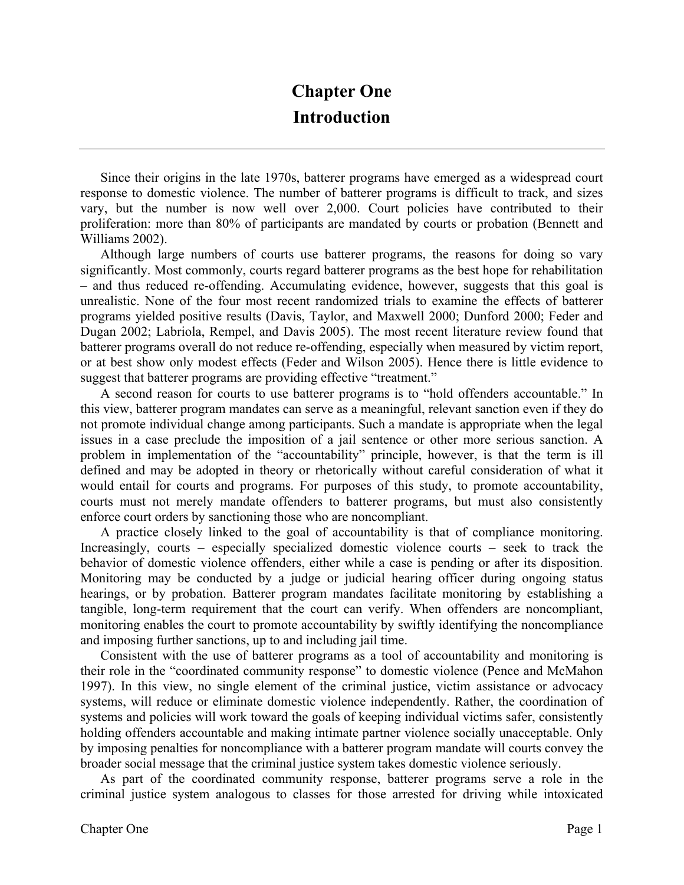# Chapter One
# Introduction

Since their origins in the late 1970s, batterer programs have emerged as a widespread court response to domestic violence. The number of batterer programs is difficult to track, and sizes vary, but the number is now well over 2,000. Court policies have contributed to their proliferation: more than 80% of participants are mandated by courts or probation (Bennett and Williams 2002).

Although large numbers of courts use batterer programs, the reasons for doing so vary significantly. Most commonly, courts regard batterer programs as the best hope for rehabilitation – and thus reduced re-offending. Accumulating evidence, however, suggests that this goal is unrealistic. None of the four most recent randomized trials to examine the effects of batterer programs yielded positive results (Davis, Taylor, and Maxwell 2000; Dunford 2000; Feder and Dugan 2002; Labriola, Rempel, and Davis 2005). The most recent literature review found that batterer programs overall do not reduce re-offending, especially when measured by victim report, or at best show only modest effects (Feder and Wilson 2005). Hence there is little evidence to suggest that batterer programs are providing effective "treatment."

A second reason for courts to use batterer programs is to "hold offenders accountable." In this view, batterer program mandates can serve as a meaningful, relevant sanction even if they do not promote individual change among participants. Such a mandate is appropriate when the legal issues in a case preclude the imposition of a jail sentence or other more serious sanction. A problem in implementation of the "accountability" principle, however, is that the term is ill defined and may be adopted in theory or rhetorically without careful consideration of what it would entail for courts and programs. For purposes of this study, to promote accountability, courts must not merely mandate offenders to batterer programs, but must also consistently enforce court orders by sanctioning those who are noncompliant.

A practice closely linked to the goal of accountability is that of compliance monitoring. Increasingly, courts – especially specialized domestic violence courts – seek to track the behavior of domestic violence offenders, either while a case is pending or after its disposition. Monitoring may be conducted by a judge or judicial hearing officer during ongoing status hearings, or by probation. Batterer program mandates facilitate monitoring by establishing a tangible, long-term requirement that the court can verify. When offenders are noncompliant, monitoring enables the court to promote accountability by swiftly identifying the noncompliance and imposing further sanctions, up to and including jail time.

Consistent with the use of batterer programs as a tool of accountability and monitoring is their role in the "coordinated community response" to domestic violence (Pence and McMahon 1997). In this view, no single element of the criminal justice, victim assistance or advocacy systems, will reduce or eliminate domestic violence independently. Rather, the coordination of systems and policies will work toward the goals of keeping individual victims safer, consistently holding offenders accountable and making intimate partner violence socially unacceptable. Only by imposing penalties for noncompliance with a batterer program mandate will courts convey the broader social message that the criminal justice system takes domestic violence seriously.

As part of the coordinated community response, batterer programs serve a role in the criminal justice system analogous to classes for those arrested for driving while intoxicated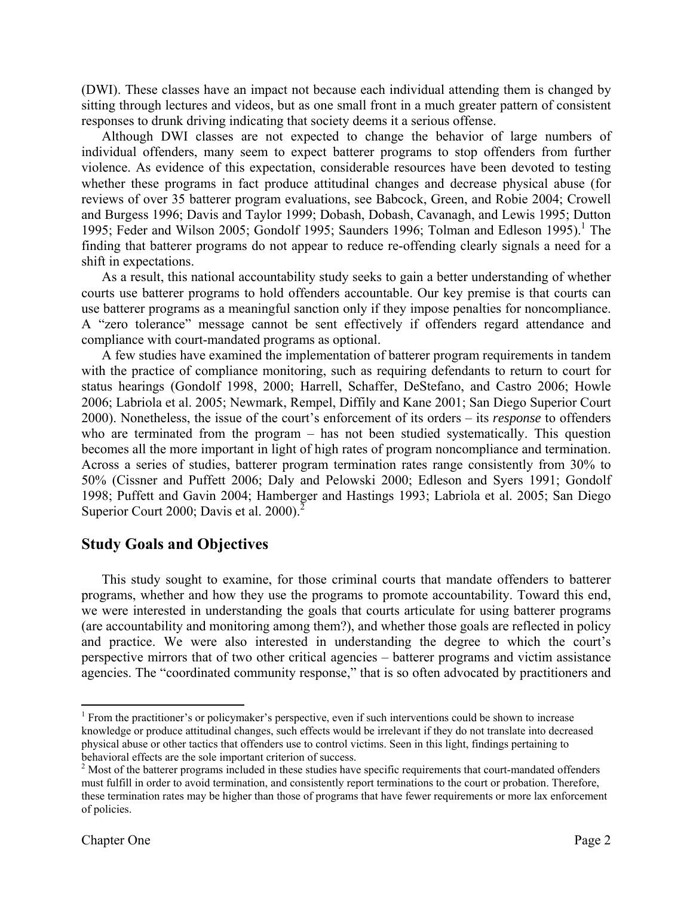(DWI). These classes have an impact not because each individual attending them is changed by sitting through lectures and videos, but as one small front in a much greater pattern of consistent responses to drunk driving indicating that society deems it a serious offense.

Although DWI classes are not expected to change the behavior of large numbers of individual offenders, many seem to expect batterer programs to stop offenders from further violence. As evidence of this expectation, considerable resources have been devoted to testing whether these programs in fact produce attitudinal changes and decrease physical abuse (for reviews of over 35 batterer program evaluations, see Babcock, Green, and Robie 2004; Crowell and Burgess 1996; Davis and Taylor 1999; Dobash, Dobash, Cavanagh, and Lewis 1995; Dutton 1995; Feder and Wilson 2005; Gondolf 1995; Saunders 1996; Tolman and Edleson 1995).[1] The finding that batterer programs do not appear to reduce re-offending clearly signals a need for a shift in expectations.

As a result, this national accountability study seeks to gain a better understanding of whether courts use batterer programs to hold offenders accountable. Our key premise is that courts can use batterer programs as a meaningful sanction only if they impose penalties for noncompliance. A "zero tolerance" message cannot be sent effectively if offenders regard attendance and compliance with court-mandated programs as optional.

A few studies have examined the implementation of batterer program requirements in tandem with the practice of compliance monitoring, such as requiring defendants to return to court for status hearings (Gondolf 1998, 2000; Harrell, Schaffer, DeStefano, and Castro 2006; Howle 2006; Labriola et al. 2005; Newmark, Rempel, Diffily and Kane 2001; San Diego Superior Court 2000). Nonetheless, the issue of the court's enforcement of its orders – its *response* to offenders who are terminated from the program – has not been studied systematically. This question becomes all the more important in light of high rates of program noncompliance and termination. Across a series of studies, batterer program termination rates range consistently from 30% to 50% (Cissner and Puffett 2006; Daly and Pelowski 2000; Edleson and Syers 1991; Gondolf 1998; Puffett and Gavin 2004; Hamberger and Hastings 1993; Labriola et al. 2005; San Diego Superior Court 2000; Davis et al. 2000).[2]

## Study Goals and Objectives

This study sought to examine, for those criminal courts that mandate offenders to batterer programs, whether and how they use the programs to promote accountability. Toward this end, we were interested in understanding the goals that courts articulate for using batterer programs (are accountability and monitoring among them?), and whether those goals are reflected in policy and practice. We were also interested in understanding the degree to which the court's perspective mirrors that of two other critical agencies – batterer programs and victim assistance agencies. The "coordinated community response," that is so often advocated by practitioners and

---

[1] From the practitioner's or policymaker's perspective, even if such interventions could be shown to increase knowledge or produce attitudinal changes, such effects would be irrelevant if they do not translate into decreased physical abuse or other tactics that offenders use to control victims. Seen in this light, findings pertaining to behavioral effects are the sole important criterion of success.

[2] Most of the batterer programs included in these studies have specific requirements that court-mandated offenders must fulfill in order to avoid termination, and consistently report terminations to the court or probation. Therefore, these termination rates may be higher than those of programs that have fewer requirements or more lax enforcement of policies.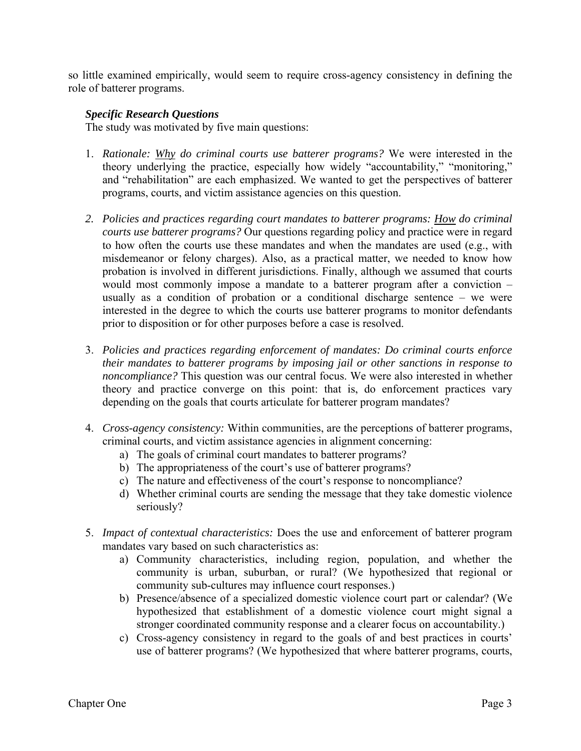so little examined empirically, would seem to require cross-agency consistency in defining the role of batterer programs.

### *Specific Research Questions*

The study was motivated by five main questions:

1. *Rationale: Why do criminal courts use batterer programs?* We were interested in the theory underlying the practice, especially how widely "accountability," "monitoring," and "rehabilitation" are each emphasized. We wanted to get the perspectives of batterer programs, courts, and victim assistance agencies on this question.

2. *Policies and practices regarding court mandates to batterer programs: How do criminal courts use batterer programs?* Our questions regarding policy and practice were in regard to how often the courts use these mandates and when the mandates are used (e.g., with misdemeanor or felony charges). Also, as a practical matter, we needed to know how probation is involved in different jurisdictions. Finally, although we assumed that courts would most commonly impose a mandate to a batterer program after a conviction – usually as a condition of probation or a conditional discharge sentence – we were interested in the degree to which the courts use batterer programs to monitor defendants prior to disposition or for other purposes before a case is resolved.

3. *Policies and practices regarding enforcement of mandates: Do criminal courts enforce their mandates to batterer programs by imposing jail or other sanctions in response to noncompliance?* This question was our central focus. We were also interested in whether theory and practice converge on this point: that is, do enforcement practices vary depending on the goals that courts articulate for batterer program mandates?

4. *Cross-agency consistency:* Within communities, are the perceptions of batterer programs, criminal courts, and victim assistance agencies in alignment concerning:
   a) The goals of criminal court mandates to batterer programs?
   b) The appropriateness of the court's use of batterer programs?
   c) The nature and effectiveness of the court's response to noncompliance?
   d) Whether criminal courts are sending the message that they take domestic violence seriously?

5. *Impact of contextual characteristics:* Does the use and enforcement of batterer program mandates vary based on such characteristics as:
   a) Community characteristics, including region, population, and whether the community is urban, suburban, or rural? (We hypothesized that regional or community sub-cultures may influence court responses.)
   b) Presence/absence of a specialized domestic violence court part or calendar? (We hypothesized that establishment of a domestic violence court might signal a stronger coordinated community response and a clearer focus on accountability.)
   c) Cross-agency consistency in regard to the goals of and best practices in courts' use of batterer programs? (We hypothesized that where batterer programs, courts,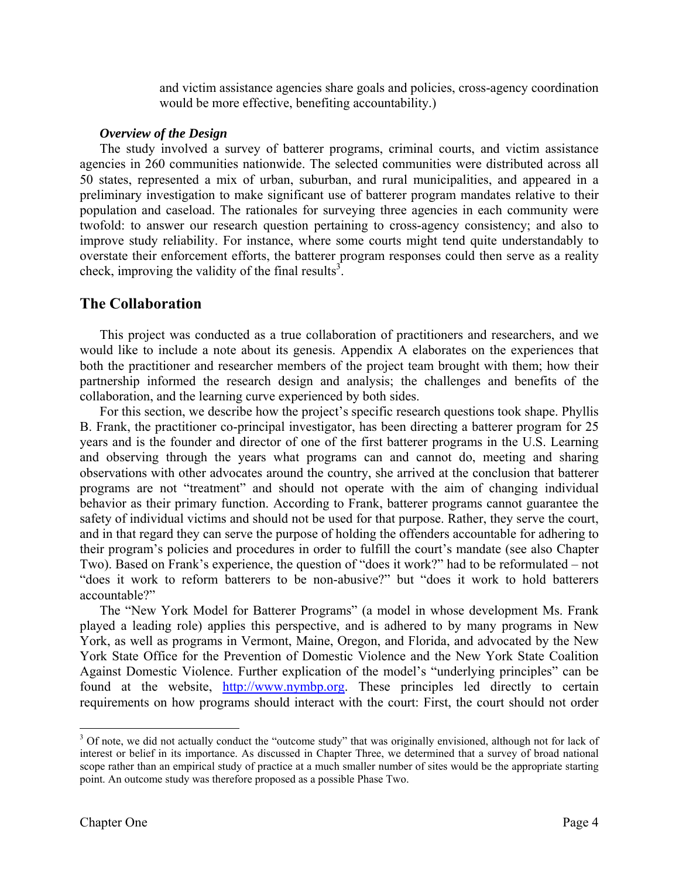and victim assistance agencies share goals and policies, cross-agency coordination would be more effective, benefiting accountability.)

***Overview of the Design***

The study involved a survey of batterer programs, criminal courts, and victim assistance agencies in 260 communities nationwide. The selected communities were distributed across all 50 states, represented a mix of urban, suburban, and rural municipalities, and appeared in a preliminary investigation to make significant use of batterer program mandates relative to their population and caseload. The rationales for surveying three agencies in each community were twofold: to answer our research question pertaining to cross-agency consistency; and also to improve study reliability. For instance, where some courts might tend quite understandably to overstate their enforcement efforts, the batterer program responses could then serve as a reality check, improving the validity of the final results[3].

## The Collaboration

This project was conducted as a true collaboration of practitioners and researchers, and we would like to include a note about its genesis. Appendix A elaborates on the experiences that both the practitioner and researcher members of the project team brought with them; how their partnership informed the research design and analysis; the challenges and benefits of the collaboration, and the learning curve experienced by both sides.

For this section, we describe how the project's specific research questions took shape. Phyllis B. Frank, the practitioner co-principal investigator, has been directing a batterer program for 25 years and is the founder and director of one of the first batterer programs in the U.S. Learning and observing through the years what programs can and cannot do, meeting and sharing observations with other advocates around the country, she arrived at the conclusion that batterer programs are not "treatment" and should not operate with the aim of changing individual behavior as their primary function. According to Frank, batterer programs cannot guarantee the safety of individual victims and should not be used for that purpose. Rather, they serve the court, and in that regard they can serve the purpose of holding the offenders accountable for adhering to their program's policies and procedures in order to fulfill the court's mandate (see also Chapter Two). Based on Frank's experience, the question of "does it work?" had to be reformulated – not "does it work to reform batterers to be non-abusive?" but "does it work to hold batterers accountable?"

The "New York Model for Batterer Programs" (a model in whose development Ms. Frank played a leading role) applies this perspective, and is adhered to by many programs in New York, as well as programs in Vermont, Maine, Oregon, and Florida, and advocated by the New York State Office for the Prevention of Domestic Violence and the New York State Coalition Against Domestic Violence. Further explication of the model's "underlying principles" can be found at the website, [http://www.nymbp.org](http://www.nymbp.org). These principles led directly to certain requirements on how programs should interact with the court: First, the court should not order

---

[3] Of note, we did not actually conduct the "outcome study" that was originally envisioned, although not for lack of interest or belief in its importance. As discussed in Chapter Three, we determined that a survey of broad national scope rather than an empirical study of practice at a much smaller number of sites would be the appropriate starting point. An outcome study was therefore proposed as a possible Phase Two.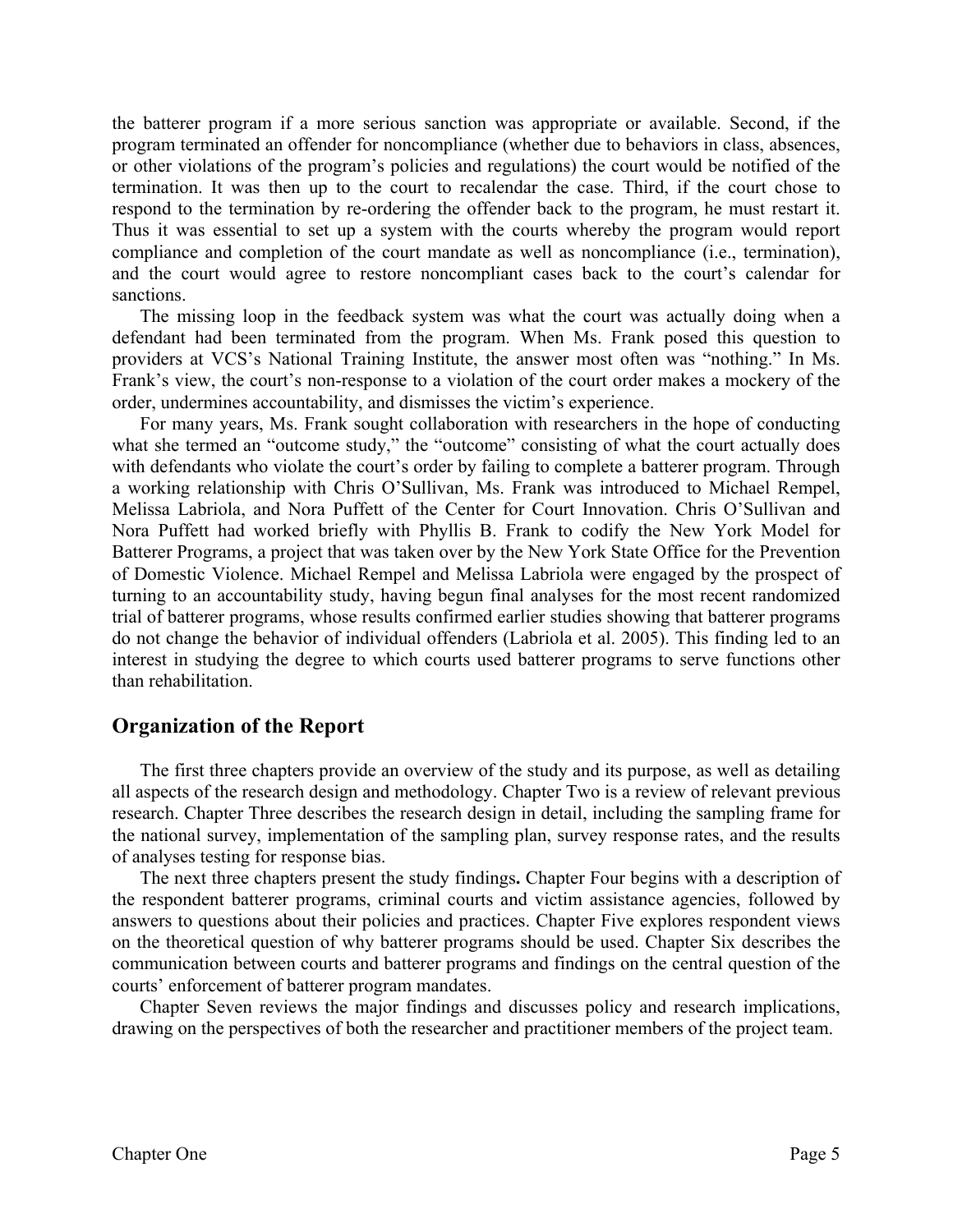the batterer program if a more serious sanction was appropriate or available. Second, if the program terminated an offender for noncompliance (whether due to behaviors in class, absences, or other violations of the program's policies and regulations) the court would be notified of the termination. It was then up to the court to recalendar the case. Third, if the court chose to respond to the termination by re-ordering the offender back to the program, he must restart it. Thus it was essential to set up a system with the courts whereby the program would report compliance and completion of the court mandate as well as noncompliance (i.e., termination), and the court would agree to restore noncompliant cases back to the court's calendar for sanctions.

The missing loop in the feedback system was what the court was actually doing when a defendant had been terminated from the program. When Ms. Frank posed this question to providers at VCS's National Training Institute, the answer most often was "nothing." In Ms. Frank's view, the court's non-response to a violation of the court order makes a mockery of the order, undermines accountability, and dismisses the victim's experience.

For many years, Ms. Frank sought collaboration with researchers in the hope of conducting what she termed an "outcome study," the "outcome" consisting of what the court actually does with defendants who violate the court's order by failing to complete a batterer program. Through a working relationship with Chris O'Sullivan, Ms. Frank was introduced to Michael Rempel, Melissa Labriola, and Nora Puffett of the Center for Court Innovation. Chris O'Sullivan and Nora Puffett had worked briefly with Phyllis B. Frank to codify the New York Model for Batterer Programs, a project that was taken over by the New York State Office for the Prevention of Domestic Violence. Michael Rempel and Melissa Labriola were engaged by the prospect of turning to an accountability study, having begun final analyses for the most recent randomized trial of batterer programs, whose results confirmed earlier studies showing that batterer programs do not change the behavior of individual offenders (Labriola et al. 2005). This finding led to an interest in studying the degree to which courts used batterer programs to serve functions other than rehabilitation.

## Organization of the Report

The first three chapters provide an overview of the study and its purpose, as well as detailing all aspects of the research design and methodology. Chapter Two is a review of relevant previous research. Chapter Three describes the research design in detail, including the sampling frame for the national survey, implementation of the sampling plan, survey response rates, and the results of analyses testing for response bias.

The next three chapters present the study findings**.** Chapter Four begins with a description of the respondent batterer programs, criminal courts and victim assistance agencies, followed by answers to questions about their policies and practices. Chapter Five explores respondent views on the theoretical question of why batterer programs should be used. Chapter Six describes the communication between courts and batterer programs and findings on the central question of the courts' enforcement of batterer program mandates.

Chapter Seven reviews the major findings and discusses policy and research implications, drawing on the perspectives of both the researcher and practitioner members of the project team.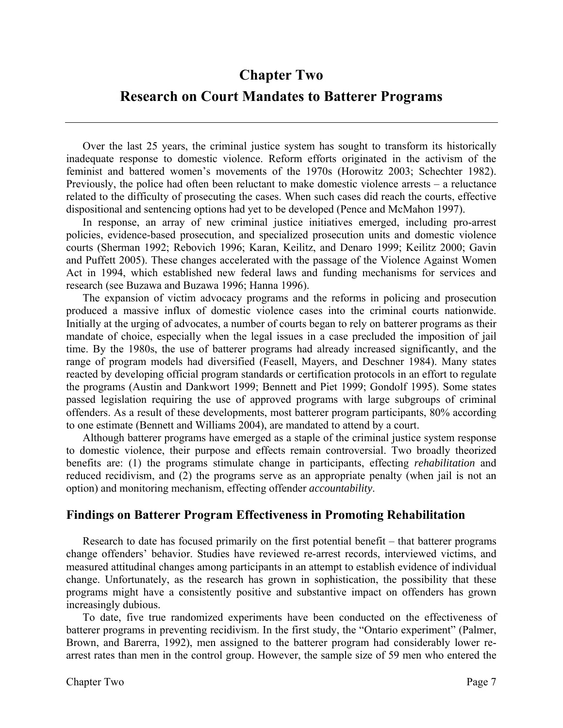# Chapter Two

# Research on Court Mandates to Batterer Programs

Over the last 25 years, the criminal justice system has sought to transform its historically inadequate response to domestic violence. Reform efforts originated in the activism of the feminist and battered women's movements of the 1970s (Horowitz 2003; Schechter 1982). Previously, the police had often been reluctant to make domestic violence arrests – a reluctance related to the difficulty of prosecuting the cases. When such cases did reach the courts, effective dispositional and sentencing options had yet to be developed (Pence and McMahon 1997).

In response, an array of new criminal justice initiatives emerged, including pro-arrest policies, evidence-based prosecution, and specialized prosecution units and domestic violence courts (Sherman 1992; Rebovich 1996; Karan, Keilitz, and Denaro 1999; Keilitz 2000; Gavin and Puffett 2005). These changes accelerated with the passage of the Violence Against Women Act in 1994, which established new federal laws and funding mechanisms for services and research (see Buzawa and Buzawa 1996; Hanna 1996).

The expansion of victim advocacy programs and the reforms in policing and prosecution produced a massive influx of domestic violence cases into the criminal courts nationwide. Initially at the urging of advocates, a number of courts began to rely on batterer programs as their mandate of choice, especially when the legal issues in a case precluded the imposition of jail time. By the 1980s, the use of batterer programs had already increased significantly, and the range of program models had diversified (Feasell, Mayers, and Deschner 1984). Many states reacted by developing official program standards or certification protocols in an effort to regulate the programs (Austin and Dankwort 1999; Bennett and Piet 1999; Gondolf 1995). Some states passed legislation requiring the use of approved programs with large subgroups of criminal offenders. As a result of these developments, most batterer program participants, 80% according to one estimate (Bennett and Williams 2004), are mandated to attend by a court.

Although batterer programs have emerged as a staple of the criminal justice system response to domestic violence, their purpose and effects remain controversial. Two broadly theorized benefits are: (1) the programs stimulate change in participants, effecting *rehabilitation* and reduced recidivism, and (2) the programs serve as an appropriate penalty (when jail is not an option) and monitoring mechanism, effecting offender *accountability*.

## Findings on Batterer Program Effectiveness in Promoting Rehabilitation

Research to date has focused primarily on the first potential benefit – that batterer programs change offenders' behavior. Studies have reviewed re-arrest records, interviewed victims, and measured attitudinal changes among participants in an attempt to establish evidence of individual change. Unfortunately, as the research has grown in sophistication, the possibility that these programs might have a consistently positive and substantive impact on offenders has grown increasingly dubious.

To date, five true randomized experiments have been conducted on the effectiveness of batterer programs in preventing recidivism. In the first study, the "Ontario experiment" (Palmer, Brown, and Barerra, 1992), men assigned to the batterer program had considerably lower re-arrest rates than men in the control group. However, the sample size of 59 men who entered the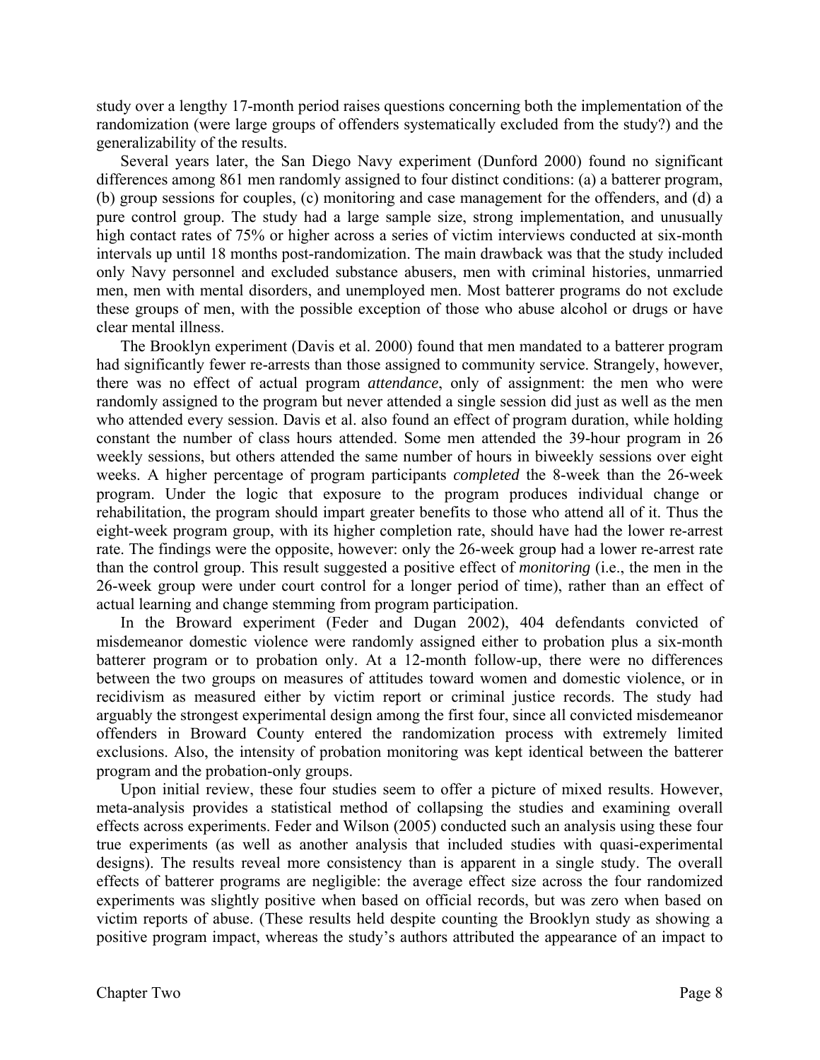study over a lengthy 17-month period raises questions concerning both the implementation of the randomization (were large groups of offenders systematically excluded from the study?) and the generalizability of the results.

Several years later, the San Diego Navy experiment (Dunford 2000) found no significant differences among 861 men randomly assigned to four distinct conditions: (a) a batterer program, (b) group sessions for couples, (c) monitoring and case management for the offenders, and (d) a pure control group. The study had a large sample size, strong implementation, and unusually high contact rates of 75% or higher across a series of victim interviews conducted at six-month intervals up until 18 months post-randomization. The main drawback was that the study included only Navy personnel and excluded substance abusers, men with criminal histories, unmarried men, men with mental disorders, and unemployed men. Most batterer programs do not exclude these groups of men, with the possible exception of those who abuse alcohol or drugs or have clear mental illness.

The Brooklyn experiment (Davis et al. 2000) found that men mandated to a batterer program had significantly fewer re-arrests than those assigned to community service. Strangely, however, there was no effect of actual program *attendance*, only of assignment: the men who were randomly assigned to the program but never attended a single session did just as well as the men who attended every session. Davis et al. also found an effect of program duration, while holding constant the number of class hours attended. Some men attended the 39-hour program in 26 weekly sessions, but others attended the same number of hours in biweekly sessions over eight weeks. A higher percentage of program participants *completed* the 8-week than the 26-week program. Under the logic that exposure to the program produces individual change or rehabilitation, the program should impart greater benefits to those who attend all of it. Thus the eight-week program group, with its higher completion rate, should have had the lower re-arrest rate. The findings were the opposite, however: only the 26-week group had a lower re-arrest rate than the control group. This result suggested a positive effect of *monitoring* (i.e., the men in the 26-week group were under court control for a longer period of time), rather than an effect of actual learning and change stemming from program participation.

In the Broward experiment (Feder and Dugan 2002), 404 defendants convicted of misdemeanor domestic violence were randomly assigned either to probation plus a six-month batterer program or to probation only. At a 12-month follow-up, there were no differences between the two groups on measures of attitudes toward women and domestic violence, or in recidivism as measured either by victim report or criminal justice records. The study had arguably the strongest experimental design among the first four, since all convicted misdemeanor offenders in Broward County entered the randomization process with extremely limited exclusions. Also, the intensity of probation monitoring was kept identical between the batterer program and the probation-only groups.

Upon initial review, these four studies seem to offer a picture of mixed results. However, meta-analysis provides a statistical method of collapsing the studies and examining overall effects across experiments. Feder and Wilson (2005) conducted such an analysis using these four true experiments (as well as another analysis that included studies with quasi-experimental designs). The results reveal more consistency than is apparent in a single study. The overall effects of batterer programs are negligible: the average effect size across the four randomized experiments was slightly positive when based on official records, but was zero when based on victim reports of abuse. (These results held despite counting the Brooklyn study as showing a positive program impact, whereas the study's authors attributed the appearance of an impact to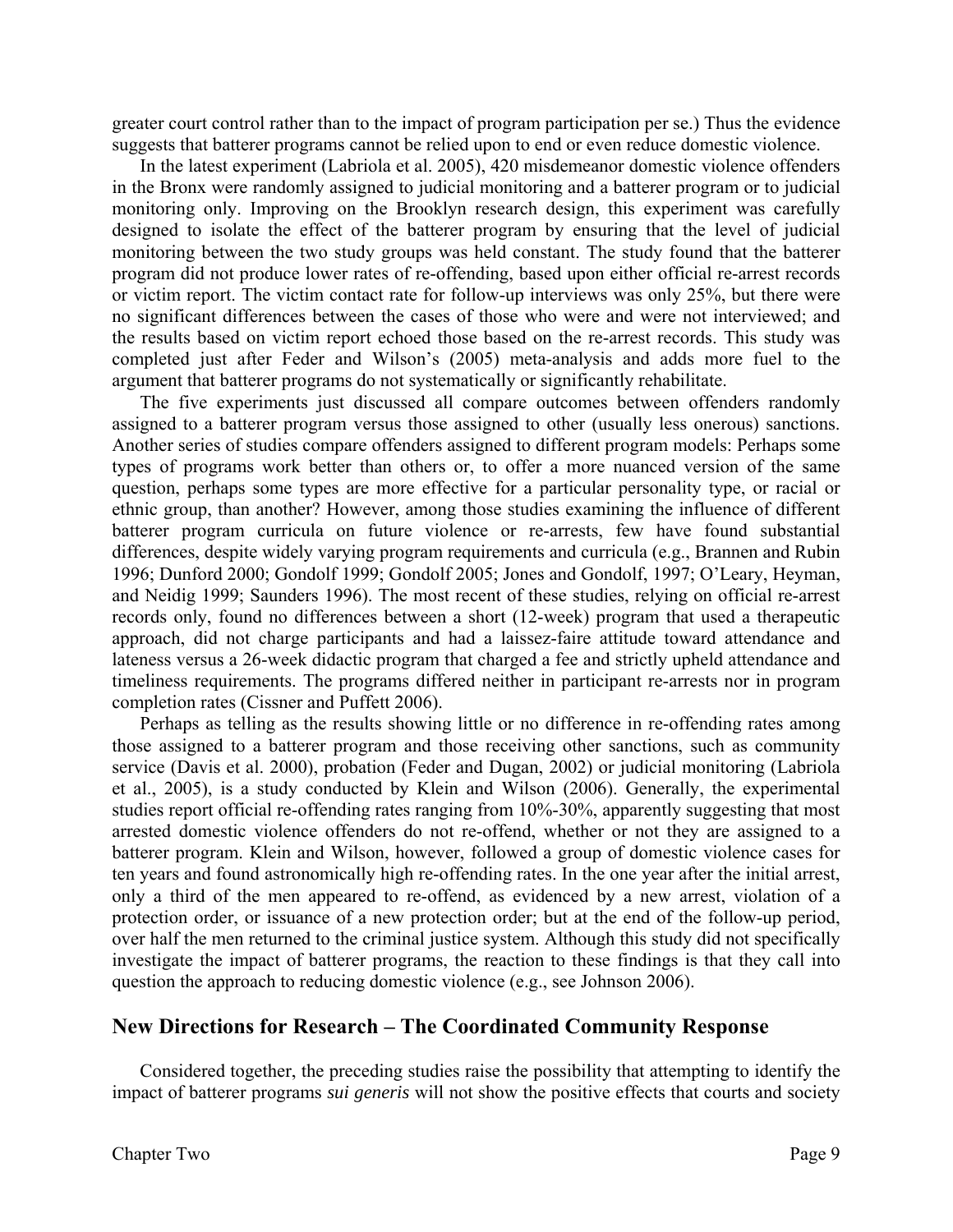greater court control rather than to the impact of program participation per se.) Thus the evidence suggests that batterer programs cannot be relied upon to end or even reduce domestic violence.

In the latest experiment (Labriola et al. 2005), 420 misdemeanor domestic violence offenders in the Bronx were randomly assigned to judicial monitoring and a batterer program or to judicial monitoring only. Improving on the Brooklyn research design, this experiment was carefully designed to isolate the effect of the batterer program by ensuring that the level of judicial monitoring between the two study groups was held constant. The study found that the batterer program did not produce lower rates of re-offending, based upon either official re-arrest records or victim report. The victim contact rate for follow-up interviews was only 25%, but there were no significant differences between the cases of those who were and were not interviewed; and the results based on victim report echoed those based on the re-arrest records. This study was completed just after Feder and Wilson's (2005) meta-analysis and adds more fuel to the argument that batterer programs do not systematically or significantly rehabilitate.

The five experiments just discussed all compare outcomes between offenders randomly assigned to a batterer program versus those assigned to other (usually less onerous) sanctions. Another series of studies compare offenders assigned to different program models: Perhaps some types of programs work better than others or, to offer a more nuanced version of the same question, perhaps some types are more effective for a particular personality type, or racial or ethnic group, than another? However, among those studies examining the influence of different batterer program curricula on future violence or re-arrests, few have found substantial differences, despite widely varying program requirements and curricula (e.g., Brannen and Rubin 1996; Dunford 2000; Gondolf 1999; Gondolf 2005; Jones and Gondolf, 1997; O'Leary, Heyman, and Neidig 1999; Saunders 1996). The most recent of these studies, relying on official re-arrest records only, found no differences between a short (12-week) program that used a therapeutic approach, did not charge participants and had a laissez-faire attitude toward attendance and lateness versus a 26-week didactic program that charged a fee and strictly upheld attendance and timeliness requirements. The programs differed neither in participant re-arrests nor in program completion rates (Cissner and Puffett 2006).

Perhaps as telling as the results showing little or no difference in re-offending rates among those assigned to a batterer program and those receiving other sanctions, such as community service (Davis et al. 2000), probation (Feder and Dugan, 2002) or judicial monitoring (Labriola et al., 2005), is a study conducted by Klein and Wilson (2006). Generally, the experimental studies report official re-offending rates ranging from 10%-30%, apparently suggesting that most arrested domestic violence offenders do not re-offend, whether or not they are assigned to a batterer program. Klein and Wilson, however, followed a group of domestic violence cases for ten years and found astronomically high re-offending rates. In the one year after the initial arrest, only a third of the men appeared to re-offend, as evidenced by a new arrest, violation of a protection order, or issuance of a new protection order; but at the end of the follow-up period, over half the men returned to the criminal justice system. Although this study did not specifically investigate the impact of batterer programs, the reaction to these findings is that they call into question the approach to reducing domestic violence (e.g., see Johnson 2006).

## New Directions for Research – The Coordinated Community Response

Considered together, the preceding studies raise the possibility that attempting to identify the impact of batterer programs *sui generis* will not show the positive effects that courts and society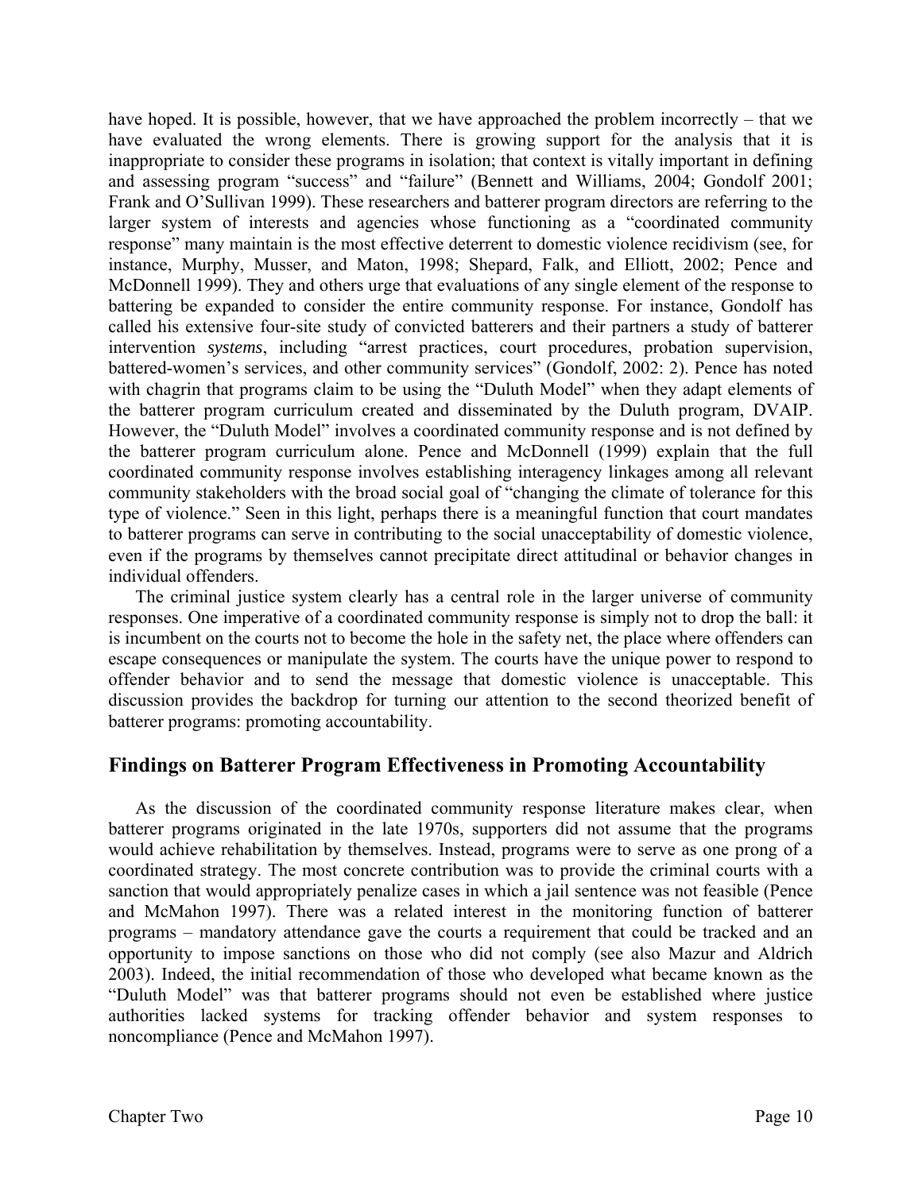have hoped. It is possible, however, that we have approached the problem incorrectly – that we have evaluated the wrong elements. There is growing support for the analysis that it is inappropriate to consider these programs in isolation; that context is vitally important in defining and assessing program "success" and "failure" (Bennett and Williams, 2004; Gondolf 2001; Frank and O'Sullivan 1999). These researchers and batterer program directors are referring to the larger system of interests and agencies whose functioning as a "coordinated community response" many maintain is the most effective deterrent to domestic violence recidivism (see, for instance, Murphy, Musser, and Maton, 1998; Shepard, Falk, and Elliott, 2002; Pence and McDonnell 1999). They and others urge that evaluations of any single element of the response to battering be expanded to consider the entire community response. For instance, Gondolf has called his extensive four-site study of convicted batterers and their partners a study of batterer intervention *systems*, including "arrest practices, court procedures, probation supervision, battered-women's services, and other community services" (Gondolf, 2002: 2). Pence has noted with chagrin that programs claim to be using the "Duluth Model" when they adapt elements of the batterer program curriculum created and disseminated by the Duluth program, DVAIP. However, the "Duluth Model" involves a coordinated community response and is not defined by the batterer program curriculum alone. Pence and McDonnell (1999) explain that the full coordinated community response involves establishing interagency linkages among all relevant community stakeholders with the broad social goal of "changing the climate of tolerance for this type of violence." Seen in this light, perhaps there is a meaningful function that court mandates to batterer programs can serve in contributing to the social unacceptability of domestic violence, even if the programs by themselves cannot precipitate direct attitudinal or behavior changes in individual offenders.

The criminal justice system clearly has a central role in the larger universe of community responses. One imperative of a coordinated community response is simply not to drop the ball: it is incumbent on the courts not to become the hole in the safety net, the place where offenders can escape consequences or manipulate the system. The courts have the unique power to respond to offender behavior and to send the message that domestic violence is unacceptable. This discussion provides the backdrop for turning our attention to the second theorized benefit of batterer programs: promoting accountability.

## Findings on Batterer Program Effectiveness in Promoting Accountability

As the discussion of the coordinated community response literature makes clear, when batterer programs originated in the late 1970s, supporters did not assume that the programs would achieve rehabilitation by themselves. Instead, programs were to serve as one prong of a coordinated strategy. The most concrete contribution was to provide the criminal courts with a sanction that would appropriately penalize cases in which a jail sentence was not feasible (Pence and McMahon 1997). There was a related interest in the monitoring function of batterer programs – mandatory attendance gave the courts a requirement that could be tracked and an opportunity to impose sanctions on those who did not comply (see also Mazur and Aldrich 2003). Indeed, the initial recommendation of those who developed what became known as the "Duluth Model" was that batterer programs should not even be established where justice authorities lacked systems for tracking offender behavior and system responses to noncompliance (Pence and McMahon 1997).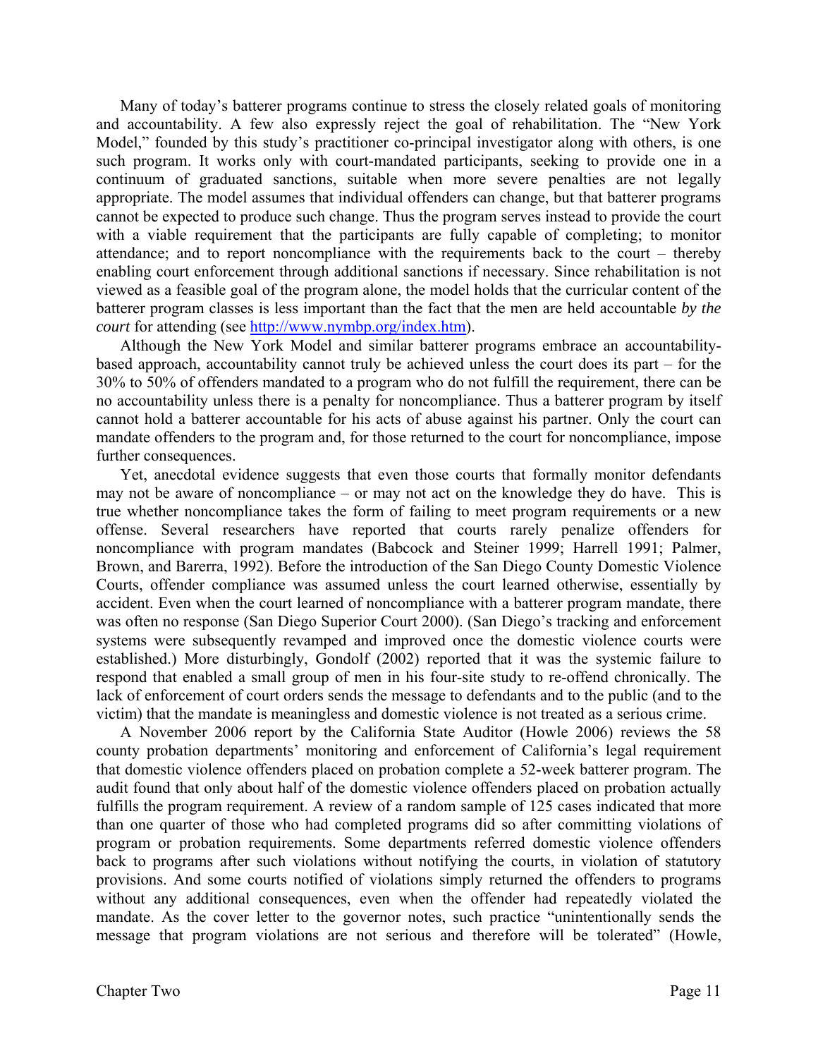Many of today's batterer programs continue to stress the closely related goals of monitoring and accountability. A few also expressly reject the goal of rehabilitation. The "New York Model," founded by this study's practitioner co-principal investigator along with others, is one such program. It works only with court-mandated participants, seeking to provide one in a continuum of graduated sanctions, suitable when more severe penalties are not legally appropriate. The model assumes that individual offenders can change, but that batterer programs cannot be expected to produce such change. Thus the program serves instead to provide the court with a viable requirement that the participants are fully capable of completing; to monitor attendance; and to report noncompliance with the requirements back to the court – thereby enabling court enforcement through additional sanctions if necessary. Since rehabilitation is not viewed as a feasible goal of the program alone, the model holds that the curricular content of the batterer program classes is less important than the fact that the men are held accountable *by the court* for attending (see http://www.nymbp.org/index.htm).

Although the New York Model and similar batterer programs embrace an accountability-based approach, accountability cannot truly be achieved unless the court does its part – for the 30% to 50% of offenders mandated to a program who do not fulfill the requirement, there can be no accountability unless there is a penalty for noncompliance. Thus a batterer program by itself cannot hold a batterer accountable for his acts of abuse against his partner. Only the court can mandate offenders to the program and, for those returned to the court for noncompliance, impose further consequences.

Yet, anecdotal evidence suggests that even those courts that formally monitor defendants may not be aware of noncompliance – or may not act on the knowledge they do have. This is true whether noncompliance takes the form of failing to meet program requirements or a new offense. Several researchers have reported that courts rarely penalize offenders for noncompliance with program mandates (Babcock and Steiner 1999; Harrell 1991; Palmer, Brown, and Barerra, 1992). Before the introduction of the San Diego County Domestic Violence Courts, offender compliance was assumed unless the court learned otherwise, essentially by accident. Even when the court learned of noncompliance with a batterer program mandate, there was often no response (San Diego Superior Court 2000). (San Diego's tracking and enforcement systems were subsequently revamped and improved once the domestic violence courts were established.) More disturbingly, Gondolf (2002) reported that it was the systemic failure to respond that enabled a small group of men in his four-site study to re-offend chronically. The lack of enforcement of court orders sends the message to defendants and to the public (and to the victim) that the mandate is meaningless and domestic violence is not treated as a serious crime.

A November 2006 report by the California State Auditor (Howle 2006) reviews the 58 county probation departments' monitoring and enforcement of California's legal requirement that domestic violence offenders placed on probation complete a 52-week batterer program. The audit found that only about half of the domestic violence offenders placed on probation actually fulfills the program requirement. A review of a random sample of 125 cases indicated that more than one quarter of those who had completed programs did so after committing violations of program or probation requirements. Some departments referred domestic violence offenders back to programs after such violations without notifying the courts, in violation of statutory provisions. And some courts notified of violations simply returned the offenders to programs without any additional consequences, even when the offender had repeatedly violated the mandate. As the cover letter to the governor notes, such practice "unintentionally sends the message that program violations are not serious and therefore will be tolerated" (Howle,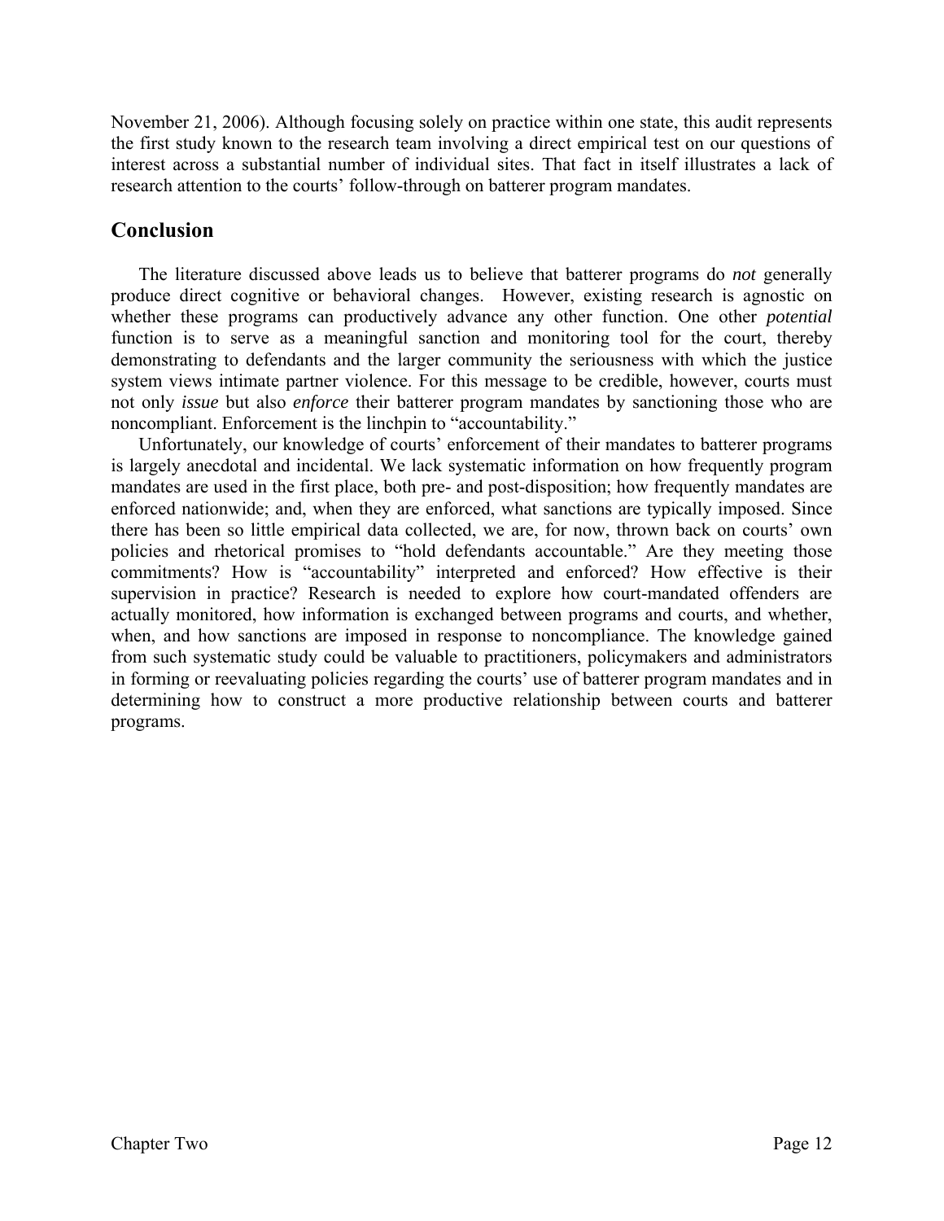November 21, 2006). Although focusing solely on practice within one state, this audit represents the first study known to the research team involving a direct empirical test on our questions of interest across a substantial number of individual sites. That fact in itself illustrates a lack of research attention to the courts' follow-through on batterer program mandates.

## Conclusion

The literature discussed above leads us to believe that batterer programs do *not* generally produce direct cognitive or behavioral changes. However, existing research is agnostic on whether these programs can productively advance any other function. One other *potential* function is to serve as a meaningful sanction and monitoring tool for the court, thereby demonstrating to defendants and the larger community the seriousness with which the justice system views intimate partner violence. For this message to be credible, however, courts must not only *issue* but also *enforce* their batterer program mandates by sanctioning those who are noncompliant. Enforcement is the linchpin to "accountability."

Unfortunately, our knowledge of courts' enforcement of their mandates to batterer programs is largely anecdotal and incidental. We lack systematic information on how frequently program mandates are used in the first place, both pre- and post-disposition; how frequently mandates are enforced nationwide; and, when they are enforced, what sanctions are typically imposed. Since there has been so little empirical data collected, we are, for now, thrown back on courts' own policies and rhetorical promises to "hold defendants accountable." Are they meeting those commitments? How is "accountability" interpreted and enforced? How effective is their supervision in practice? Research is needed to explore how court-mandated offenders are actually monitored, how information is exchanged between programs and courts, and whether, when, and how sanctions are imposed in response to noncompliance. The knowledge gained from such systematic study could be valuable to practitioners, policymakers and administrators in forming or reevaluating policies regarding the courts' use of batterer program mandates and in determining how to construct a more productive relationship between courts and batterer programs.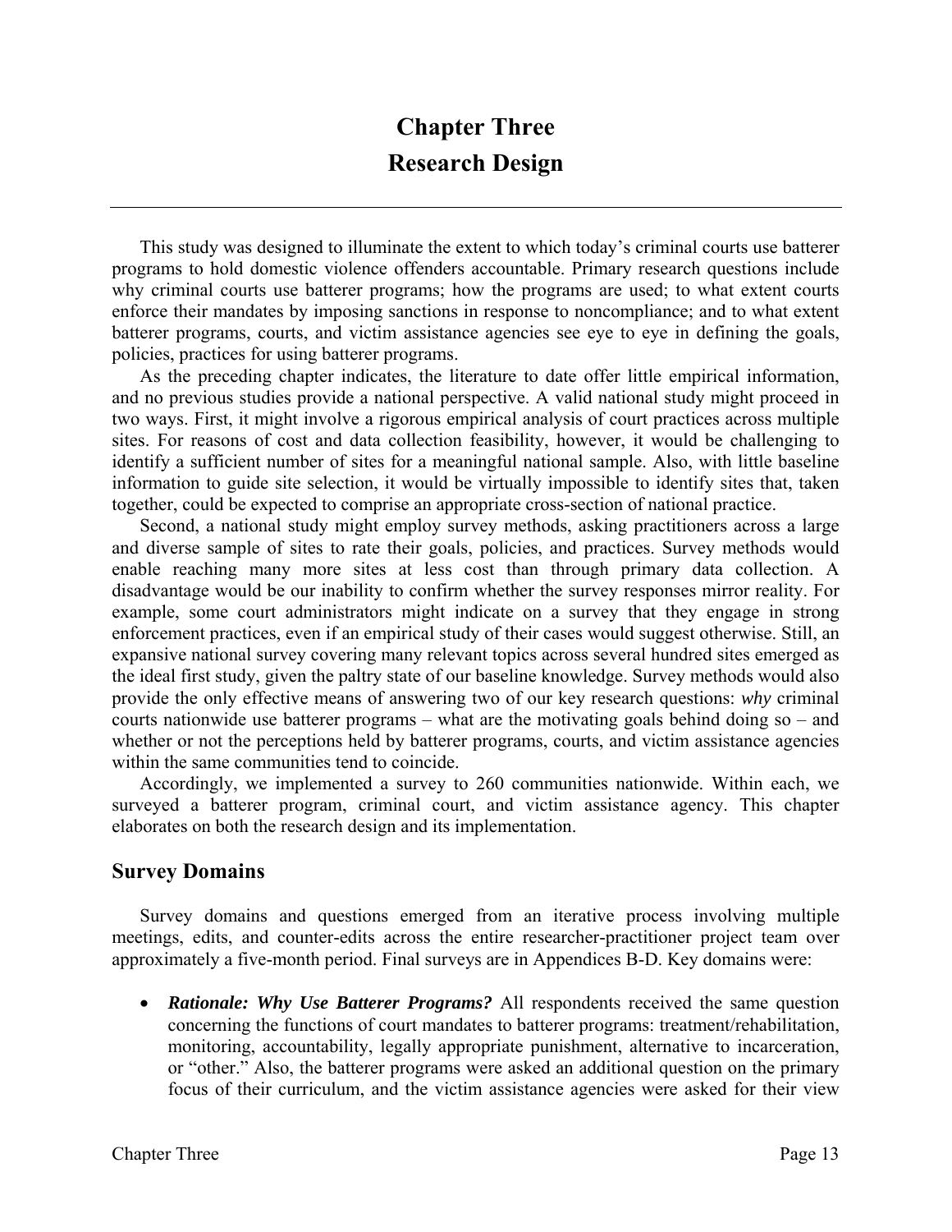# Chapter Three
# Research Design

This study was designed to illuminate the extent to which today's criminal courts use batterer programs to hold domestic violence offenders accountable. Primary research questions include why criminal courts use batterer programs; how the programs are used; to what extent courts enforce their mandates by imposing sanctions in response to noncompliance; and to what extent batterer programs, courts, and victim assistance agencies see eye to eye in defining the goals, policies, practices for using batterer programs.

As the preceding chapter indicates, the literature to date offer little empirical information, and no previous studies provide a national perspective. A valid national study might proceed in two ways. First, it might involve a rigorous empirical analysis of court practices across multiple sites. For reasons of cost and data collection feasibility, however, it would be challenging to identify a sufficient number of sites for a meaningful national sample. Also, with little baseline information to guide site selection, it would be virtually impossible to identify sites that, taken together, could be expected to comprise an appropriate cross-section of national practice.

Second, a national study might employ survey methods, asking practitioners across a large and diverse sample of sites to rate their goals, policies, and practices. Survey methods would enable reaching many more sites at less cost than through primary data collection. A disadvantage would be our inability to confirm whether the survey responses mirror reality. For example, some court administrators might indicate on a survey that they engage in strong enforcement practices, even if an empirical study of their cases would suggest otherwise. Still, an expansive national survey covering many relevant topics across several hundred sites emerged as the ideal first study, given the paltry state of our baseline knowledge. Survey methods would also provide the only effective means of answering two of our key research questions: *why* criminal courts nationwide use batterer programs – what are the motivating goals behind doing so – and whether or not the perceptions held by batterer programs, courts, and victim assistance agencies within the same communities tend to coincide.

Accordingly, we implemented a survey to 260 communities nationwide. Within each, we surveyed a batterer program, criminal court, and victim assistance agency. This chapter elaborates on both the research design and its implementation.

## Survey Domains

Survey domains and questions emerged from an iterative process involving multiple meetings, edits, and counter-edits across the entire researcher-practitioner project team over approximately a five-month period. Final surveys are in Appendices B-D. Key domains were:

- ***Rationale: Why Use Batterer Programs?*** All respondents received the same question concerning the functions of court mandates to batterer programs: treatment/rehabilitation, monitoring, accountability, legally appropriate punishment, alternative to incarceration, or "other." Also, the batterer programs were asked an additional question on the primary focus of their curriculum, and the victim assistance agencies were asked for their view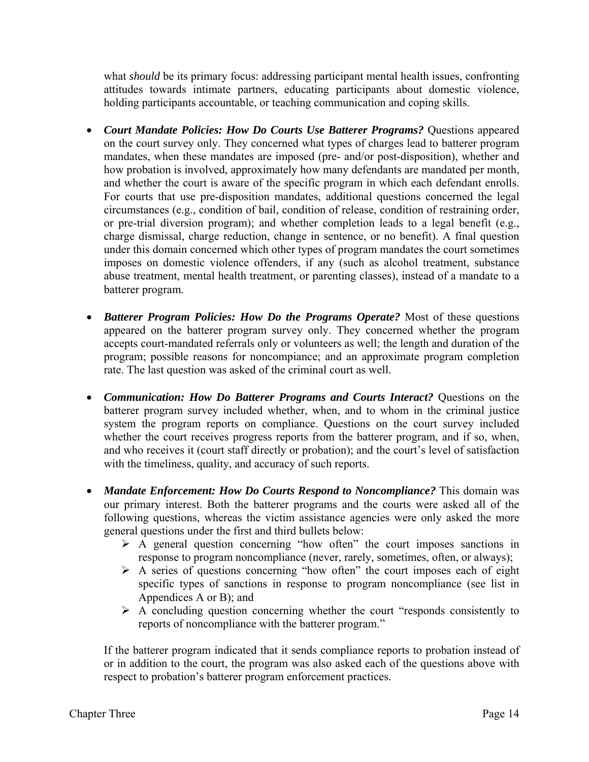what *should* be its primary focus: addressing participant mental health issues, confronting attitudes towards intimate partners, educating participants about domestic violence, holding participants accountable, or teaching communication and coping skills.

- ***Court Mandate Policies: How Do Courts Use Batterer Programs?*** Questions appeared on the court survey only. They concerned what types of charges lead to batterer program mandates, when these mandates are imposed (pre- and/or post-disposition), whether and how probation is involved, approximately how many defendants are mandated per month, and whether the court is aware of the specific program in which each defendant enrolls. For courts that use pre-disposition mandates, additional questions concerned the legal circumstances (e.g., condition of bail, condition of release, condition of restraining order, or pre-trial diversion program); and whether completion leads to a legal benefit (e.g., charge dismissal, charge reduction, change in sentence, or no benefit). A final question under this domain concerned which other types of program mandates the court sometimes imposes on domestic violence offenders, if any (such as alcohol treatment, substance abuse treatment, mental health treatment, or parenting classes), instead of a mandate to a batterer program.

- ***Batterer Program Policies: How Do the Programs Operate?*** Most of these questions appeared on the batterer program survey only. They concerned whether the program accepts court-mandated referrals only or volunteers as well; the length and duration of the program; possible reasons for noncompiance; and an approximate program completion rate. The last question was asked of the criminal court as well.

- ***Communication: How Do Batterer Programs and Courts Interact?*** Questions on the batterer program survey included whether, when, and to whom in the criminal justice system the program reports on compliance. Questions on the court survey included whether the court receives progress reports from the batterer program, and if so, when, and who receives it (court staff directly or probation); and the court's level of satisfaction with the timeliness, quality, and accuracy of such reports.

- ***Mandate Enforcement: How Do Courts Respond to Noncompliance?*** This domain was our primary interest. Both the batterer programs and the courts were asked all of the following questions, whereas the victim assistance agencies were only asked the more general questions under the first and third bullets below:
  - A general question concerning "how often" the court imposes sanctions in response to program noncompliance (never, rarely, sometimes, often, or always);
  - A series of questions concerning "how often" the court imposes each of eight specific types of sanctions in response to program noncompliance (see list in Appendices A or B); and
  - A concluding question concerning whether the court "responds consistently to reports of noncompliance with the batterer program."

  If the batterer program indicated that it sends compliance reports to probation instead of or in addition to the court, the program was also asked each of the questions above with respect to probation's batterer program enforcement practices.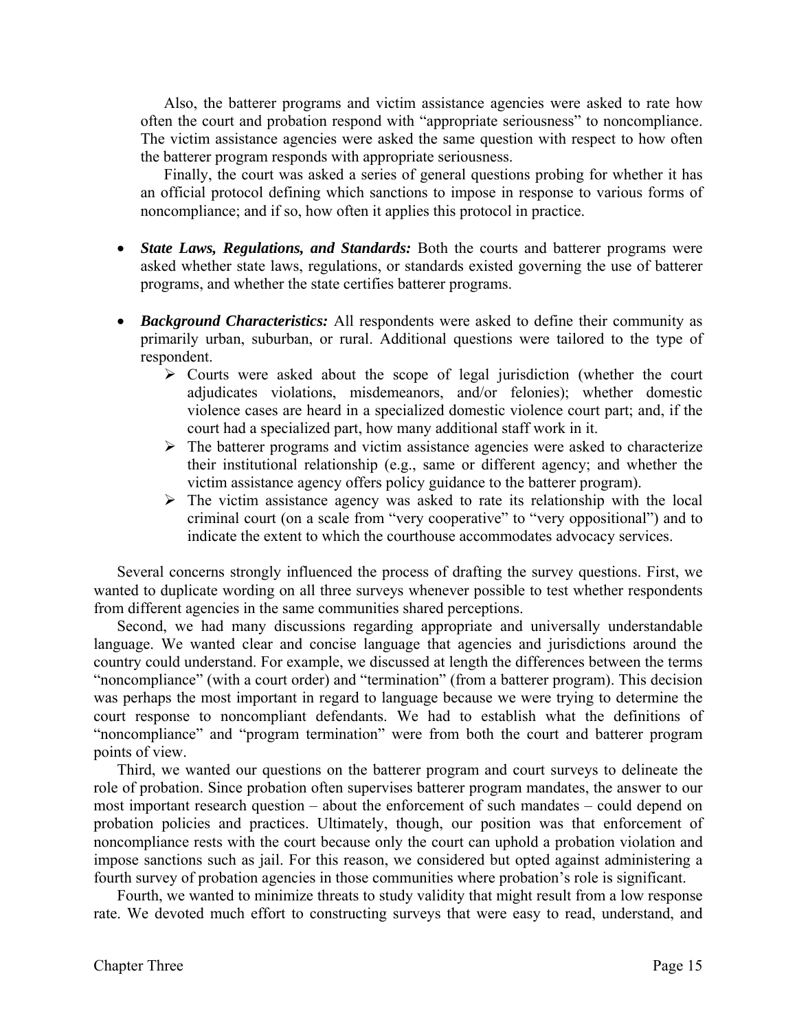Also, the batterer programs and victim assistance agencies were asked to rate how often the court and probation respond with "appropriate seriousness" to noncompliance. The victim assistance agencies were asked the same question with respect to how often the batterer program responds with appropriate seriousness.

Finally, the court was asked a series of general questions probing for whether it has an official protocol defining which sanctions to impose in response to various forms of noncompliance; and if so, how often it applies this protocol in practice.

- ***State Laws, Regulations, and Standards:*** Both the courts and batterer programs were asked whether state laws, regulations, or standards existed governing the use of batterer programs, and whether the state certifies batterer programs.

- ***Background Characteristics:*** All respondents were asked to define their community as primarily urban, suburban, or rural. Additional questions were tailored to the type of respondent.
  - Courts were asked about the scope of legal jurisdiction (whether the court adjudicates violations, misdemeanors, and/or felonies); whether domestic violence cases are heard in a specialized domestic violence court part; and, if the court had a specialized part, how many additional staff work in it.
  - The batterer programs and victim assistance agencies were asked to characterize their institutional relationship (e.g., same or different agency; and whether the victim assistance agency offers policy guidance to the batterer program).
  - The victim assistance agency was asked to rate its relationship with the local criminal court (on a scale from "very cooperative" to "very oppositional") and to indicate the extent to which the courthouse accommodates advocacy services.

Several concerns strongly influenced the process of drafting the survey questions. First, we wanted to duplicate wording on all three surveys whenever possible to test whether respondents from different agencies in the same communities shared perceptions.

Second, we had many discussions regarding appropriate and universally understandable language. We wanted clear and concise language that agencies and jurisdictions around the country could understand. For example, we discussed at length the differences between the terms "noncompliance" (with a court order) and "termination" (from a batterer program). This decision was perhaps the most important in regard to language because we were trying to determine the court response to noncompliant defendants. We had to establish what the definitions of "noncompliance" and "program termination" were from both the court and batterer program points of view.

Third, we wanted our questions on the batterer program and court surveys to delineate the role of probation. Since probation often supervises batterer program mandates, the answer to our most important research question – about the enforcement of such mandates – could depend on probation policies and practices. Ultimately, though, our position was that enforcement of noncompliance rests with the court because only the court can uphold a probation violation and impose sanctions such as jail. For this reason, we considered but opted against administering a fourth survey of probation agencies in those communities where probation's role is significant.

Fourth, we wanted to minimize threats to study validity that might result from a low response rate. We devoted much effort to constructing surveys that were easy to read, understand, and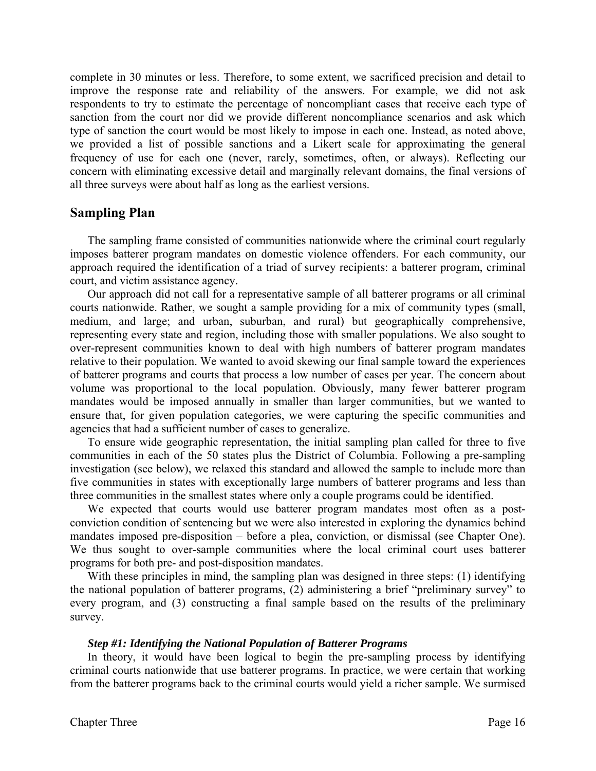complete in 30 minutes or less. Therefore, to some extent, we sacrificed precision and detail to improve the response rate and reliability of the answers. For example, we did not ask respondents to try to estimate the percentage of noncompliant cases that receive each type of sanction from the court nor did we provide different noncompliance scenarios and ask which type of sanction the court would be most likely to impose in each one. Instead, as noted above, we provided a list of possible sanctions and a Likert scale for approximating the general frequency of use for each one (never, rarely, sometimes, often, or always). Reflecting our concern with eliminating excessive detail and marginally relevant domains, the final versions of all three surveys were about half as long as the earliest versions.

## Sampling Plan

The sampling frame consisted of communities nationwide where the criminal court regularly imposes batterer program mandates on domestic violence offenders. For each community, our approach required the identification of a triad of survey recipients: a batterer program, criminal court, and victim assistance agency.

Our approach did not call for a representative sample of all batterer programs or all criminal courts nationwide. Rather, we sought a sample providing for a mix of community types (small, medium, and large; and urban, suburban, and rural) but geographically comprehensive, representing every state and region, including those with smaller populations. We also sought to over-represent communities known to deal with high numbers of batterer program mandates relative to their population. We wanted to avoid skewing our final sample toward the experiences of batterer programs and courts that process a low number of cases per year. The concern about volume was proportional to the local population. Obviously, many fewer batterer program mandates would be imposed annually in smaller than larger communities, but we wanted to ensure that, for given population categories, we were capturing the specific communities and agencies that had a sufficient number of cases to generalize.

To ensure wide geographic representation, the initial sampling plan called for three to five communities in each of the 50 states plus the District of Columbia. Following a pre-sampling investigation (see below), we relaxed this standard and allowed the sample to include more than five communities in states with exceptionally large numbers of batterer programs and less than three communities in the smallest states where only a couple programs could be identified.

We expected that courts would use batterer program mandates most often as a post-conviction condition of sentencing but we were also interested in exploring the dynamics behind mandates imposed pre-disposition – before a plea, conviction, or dismissal (see Chapter One). We thus sought to over-sample communities where the local criminal court uses batterer programs for both pre- and post-disposition mandates.

With these principles in mind, the sampling plan was designed in three steps: (1) identifying the national population of batterer programs, (2) administering a brief "preliminary survey" to every program, and (3) constructing a final sample based on the results of the preliminary survey.

### *Step #1: Identifying the National Population of Batterer Programs*

In theory, it would have been logical to begin the pre-sampling process by identifying criminal courts nationwide that use batterer programs. In practice, we were certain that working from the batterer programs back to the criminal courts would yield a richer sample. We surmised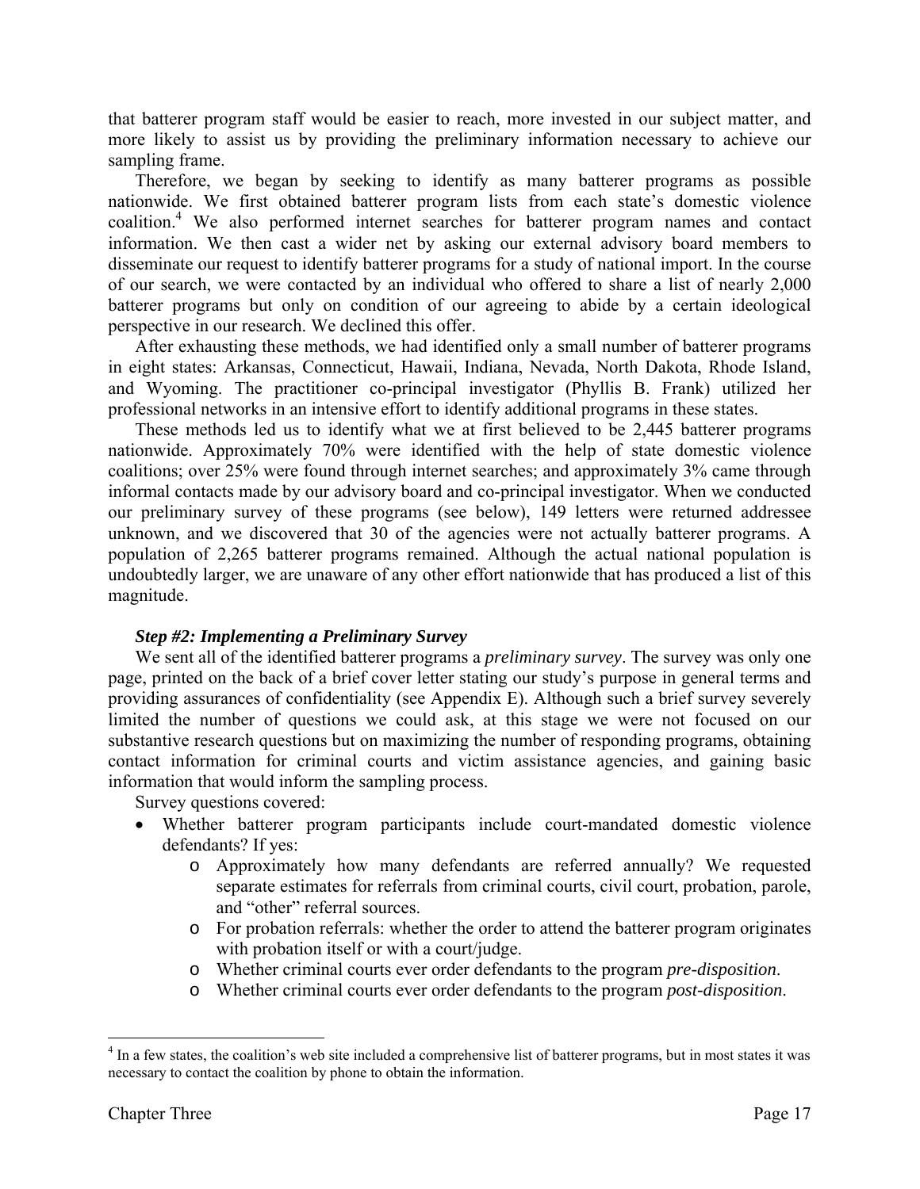that batterer program staff would be easier to reach, more invested in our subject matter, and more likely to assist us by providing the preliminary information necessary to achieve our sampling frame.

Therefore, we began by seeking to identify as many batterer programs as possible nationwide. We first obtained batterer program lists from each state's domestic violence coalition.[4] We also performed internet searches for batterer program names and contact information. We then cast a wider net by asking our external advisory board members to disseminate our request to identify batterer programs for a study of national import. In the course of our search, we were contacted by an individual who offered to share a list of nearly 2,000 batterer programs but only on condition of our agreeing to abide by a certain ideological perspective in our research. We declined this offer.

After exhausting these methods, we had identified only a small number of batterer programs in eight states: Arkansas, Connecticut, Hawaii, Indiana, Nevada, North Dakota, Rhode Island, and Wyoming. The practitioner co-principal investigator (Phyllis B. Frank) utilized her professional networks in an intensive effort to identify additional programs in these states.

These methods led us to identify what we at first believed to be 2,445 batterer programs nationwide. Approximately 70% were identified with the help of state domestic violence coalitions; over 25% were found through internet searches; and approximately 3% came through informal contacts made by our advisory board and co-principal investigator. When we conducted our preliminary survey of these programs (see below), 149 letters were returned addressee unknown, and we discovered that 30 of the agencies were not actually batterer programs. A population of 2,265 batterer programs remained. Although the actual national population is undoubtedly larger, we are unaware of any other effort nationwide that has produced a list of this magnitude.

### *Step #2: Implementing a Preliminary Survey*

We sent all of the identified batterer programs a *preliminary survey*. The survey was only one page, printed on the back of a brief cover letter stating our study's purpose in general terms and providing assurances of confidentiality (see Appendix E). Although such a brief survey severely limited the number of questions we could ask, at this stage we were not focused on our substantive research questions but on maximizing the number of responding programs, obtaining contact information for criminal courts and victim assistance agencies, and gaining basic information that would inform the sampling process.

Survey questions covered:

- Whether batterer program participants include court-mandated domestic violence defendants? If yes:
    - Approximately how many defendants are referred annually? We requested separate estimates for referrals from criminal courts, civil court, probation, parole, and "other" referral sources.
    - For probation referrals: whether the order to attend the batterer program originates with probation itself or with a court/judge.
    - Whether criminal courts ever order defendants to the program *pre-disposition*.
    - Whether criminal courts ever order defendants to the program *post-disposition*.

---

[4] In a few states, the coalition's web site included a comprehensive list of batterer programs, but in most states it was necessary to contact the coalition by phone to obtain the information.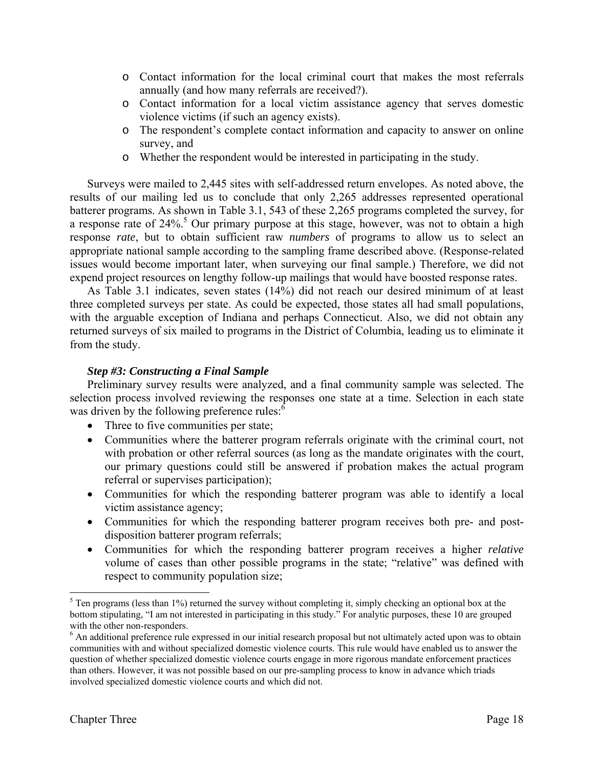- Contact information for the local criminal court that makes the most referrals annually (and how many referrals are received?).
    - Contact information for a local victim assistance agency that serves domestic violence victims (if such an agency exists).
    - The respondent's complete contact information and capacity to answer on online survey, and
    - Whether the respondent would be interested in participating in the study.

Surveys were mailed to 2,445 sites with self-addressed return envelopes. As noted above, the results of our mailing led us to conclude that only 2,265 addresses represented operational batterer programs. As shown in Table 3.1, 543 of these 2,265 programs completed the survey, for a response rate of 24%.[5] Our primary purpose at this stage, however, was not to obtain a high response *rate*, but to obtain sufficient raw *numbers* of programs to allow us to select an appropriate national sample according to the sampling frame described above. (Response-related issues would become important later, when surveying our final sample.) Therefore, we did not expend project resources on lengthy follow-up mailings that would have boosted response rates.

As Table 3.1 indicates, seven states (14%) did not reach our desired minimum of at least three completed surveys per state. As could be expected, those states all had small populations, with the arguable exception of Indiana and perhaps Connecticut. Also, we did not obtain any returned surveys of six mailed to programs in the District of Columbia, leading us to eliminate it from the study.

***Step #3: Constructing a Final Sample***

Preliminary survey results were analyzed, and a final community sample was selected. The selection process involved reviewing the responses one state at a time. Selection in each state was driven by the following preference rules:[6]

- Three to five communities per state;
- Communities where the batterer program referrals originate with the criminal court, not with probation or other referral sources (as long as the mandate originates with the court, our primary questions could still be answered if probation makes the actual program referral or supervises participation);
- Communities for which the responding batterer program was able to identify a local victim assistance agency;
- Communities for which the responding batterer program receives both pre- and post-disposition batterer program referrals;
- Communities for which the responding batterer program receives a higher *relative* volume of cases than other possible programs in the state; "relative" was defined with respect to community population size;

[5] Ten programs (less than 1%) returned the survey without completing it, simply checking an optional box at the bottom stipulating, "I am not interested in participating in this study." For analytic purposes, these 10 are grouped with the other non-responders.

[6] An additional preference rule expressed in our initial research proposal but not ultimately acted upon was to obtain communities with and without specialized domestic violence courts. This rule would have enabled us to answer the question of whether specialized domestic violence courts engage in more rigorous mandate enforcement practices than others. However, it was not possible based on our pre-sampling process to know in advance which triads involved specialized domestic violence courts and which did not.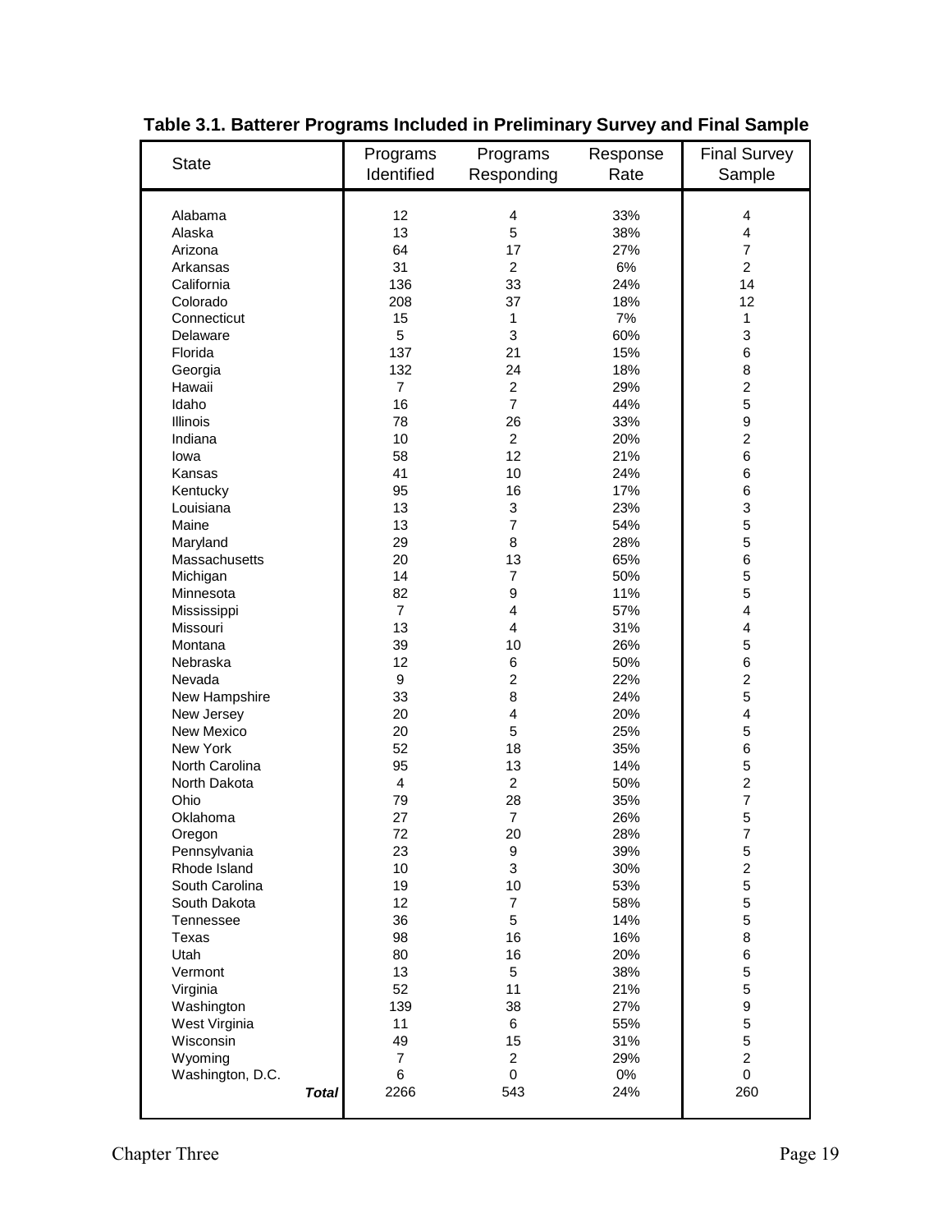**Table 3.1. Batterer Programs Included in Preliminary Survey and Final Sample**

| State | Programs Identified | Programs Responding | Response Rate | Final Survey Sample |
|---|---|---|---|---|
| Alabama | 12 | 4 | 33% | 4 |
| Alaska | 13 | 5 | 38% | 4 |
| Arizona | 64 | 17 | 27% | 7 |
| Arkansas | 31 | 2 | 6% | 2 |
| California | 136 | 33 | 24% | 14 |
| Colorado | 208 | 37 | 18% | 12 |
| Connecticut | 15 | 1 | 7% | 1 |
| Delaware | 5 | 3 | 60% | 3 |
| Florida | 137 | 21 | 15% | 6 |
| Georgia | 132 | 24 | 18% | 8 |
| Hawaii | 7 | 2 | 29% | 2 |
| Idaho | 16 | 7 | 44% | 5 |
| Illinois | 78 | 26 | 33% | 9 |
| Indiana | 10 | 2 | 20% | 2 |
| Iowa | 58 | 12 | 21% | 6 |
| Kansas | 41 | 10 | 24% | 6 |
| Kentucky | 95 | 16 | 17% | 6 |
| Louisiana | 13 | 3 | 23% | 3 |
| Maine | 13 | 7 | 54% | 5 |
| Maryland | 29 | 8 | 28% | 5 |
| Massachusetts | 20 | 13 | 65% | 6 |
| Michigan | 14 | 7 | 50% | 5 |
| Minnesota | 82 | 9 | 11% | 5 |
| Mississippi | 7 | 4 | 57% | 4 |
| Missouri | 13 | 4 | 31% | 4 |
| Montana | 39 | 10 | 26% | 5 |
| Nebraska | 12 | 6 | 50% | 6 |
| Nevada | 9 | 2 | 22% | 2 |
| New Hampshire | 33 | 8 | 24% | 5 |
| New Jersey | 20 | 4 | 20% | 4 |
| New Mexico | 20 | 5 | 25% | 5 |
| New York | 52 | 18 | 35% | 6 |
| North Carolina | 95 | 13 | 14% | 5 |
| North Dakota | 4 | 2 | 50% | 2 |
| Ohio | 79 | 28 | 35% | 7 |
| Oklahoma | 27 | 7 | 26% | 5 |
| Oregon | 72 | 20 | 28% | 7 |
| Pennsylvania | 23 | 9 | 39% | 5 |
| Rhode Island | 10 | 3 | 30% | 2 |
| South Carolina | 19 | 10 | 53% | 5 |
| South Dakota | 12 | 7 | 58% | 5 |
| Tennessee | 36 | 5 | 14% | 5 |
| Texas | 98 | 16 | 16% | 8 |
| Utah | 80 | 16 | 20% | 6 |
| Vermont | 13 | 5 | 38% | 5 |
| Virginia | 52 | 11 | 21% | 5 |
| Washington | 139 | 38 | 27% | 9 |
| West Virginia | 11 | 6 | 55% | 5 |
| Wisconsin | 49 | 15 | 31% | 5 |
| Wyoming | 7 | 2 | 29% | 2 |
| Washington, D.C. | 6 | 0 | 0% | 0 |
| ***Total*** | 2266 | 543 | 24% | 260 |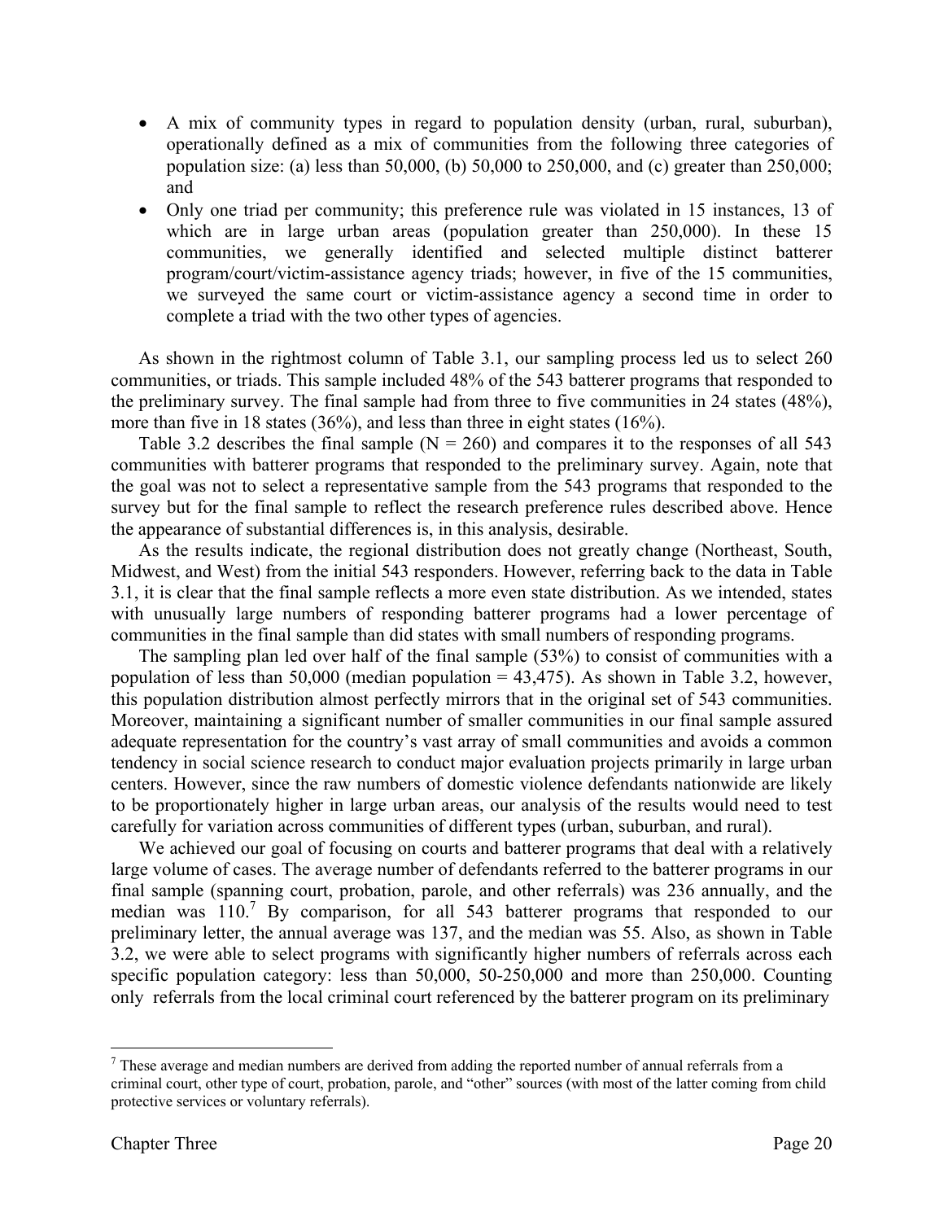- A mix of community types in regard to population density (urban, rural, suburban), operationally defined as a mix of communities from the following three categories of population size: (a) less than 50,000, (b) 50,000 to 250,000, and (c) greater than 250,000; and
- Only one triad per community; this preference rule was violated in 15 instances, 13 of which are in large urban areas (population greater than 250,000). In these 15 communities, we generally identified and selected multiple distinct batterer program/court/victim-assistance agency triads; however, in five of the 15 communities, we surveyed the same court or victim-assistance agency a second time in order to complete a triad with the two other types of agencies.

As shown in the rightmost column of Table 3.1, our sampling process led us to select 260 communities, or triads. This sample included 48% of the 543 batterer programs that responded to the preliminary survey. The final sample had from three to five communities in 24 states (48%), more than five in 18 states (36%), and less than three in eight states (16%).

Table 3.2 describes the final sample (N = 260) and compares it to the responses of all 543 communities with batterer programs that responded to the preliminary survey. Again, note that the goal was not to select a representative sample from the 543 programs that responded to the survey but for the final sample to reflect the research preference rules described above. Hence the appearance of substantial differences is, in this analysis, desirable.

As the results indicate, the regional distribution does not greatly change (Northeast, South, Midwest, and West) from the initial 543 responders. However, referring back to the data in Table 3.1, it is clear that the final sample reflects a more even state distribution. As we intended, states with unusually large numbers of responding batterer programs had a lower percentage of communities in the final sample than did states with small numbers of responding programs.

The sampling plan led over half of the final sample (53%) to consist of communities with a population of less than 50,000 (median population = 43,475). As shown in Table 3.2, however, this population distribution almost perfectly mirrors that in the original set of 543 communities. Moreover, maintaining a significant number of smaller communities in our final sample assured adequate representation for the country's vast array of small communities and avoids a common tendency in social science research to conduct major evaluation projects primarily in large urban centers. However, since the raw numbers of domestic violence defendants nationwide are likely to be proportionately higher in large urban areas, our analysis of the results would need to test carefully for variation across communities of different types (urban, suburban, and rural).

We achieved our goal of focusing on courts and batterer programs that deal with a relatively large volume of cases. The average number of defendants referred to the batterer programs in our final sample (spanning court, probation, parole, and other referrals) was 236 annually, and the median was 110.[7] By comparison, for all 543 batterer programs that responded to our preliminary letter, the annual average was 137, and the median was 55. Also, as shown in Table 3.2, we were able to select programs with significantly higher numbers of referrals across each specific population category: less than 50,000, 50-250,000 and more than 250,000. Counting only referrals from the local criminal court referenced by the batterer program on its preliminary

[7] These average and median numbers are derived from adding the reported number of annual referrals from a criminal court, other type of court, probation, parole, and "other" sources (with most of the latter coming from child protective services or voluntary referrals).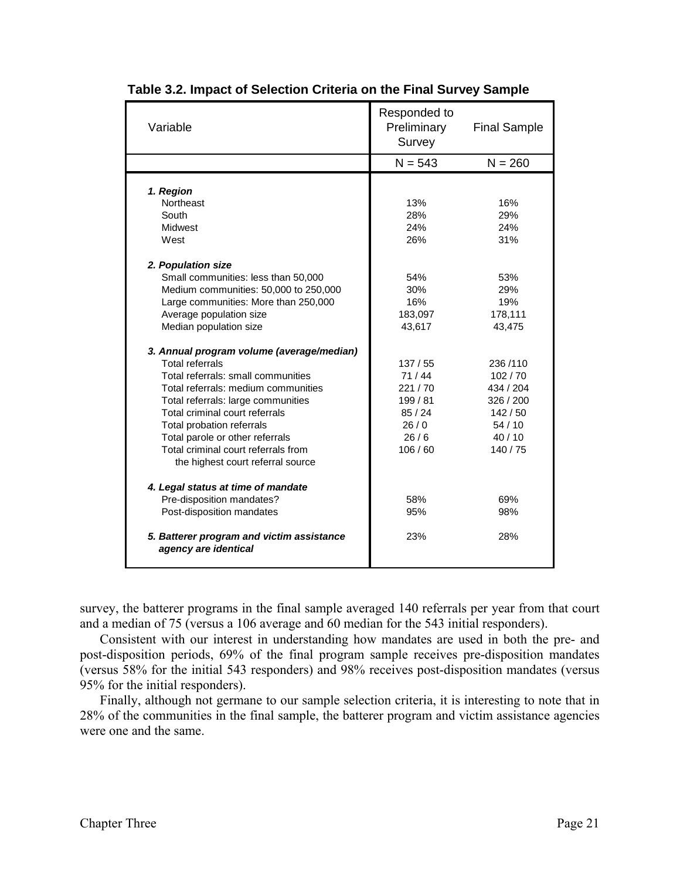**Table 3.2. Impact of Selection Criteria on the Final Survey Sample**

| Variable | Responded to Preliminary Survey | Final Sample |
|---|---|---|
| | N = 543 | N = 260 |
| ***1. Region*** | | |
| Northeast | 13% | 16% |
| South | 28% | 29% |
| Midwest | 24% | 24% |
| West | 26% | 31% |
| ***2. Population size*** | | |
| Small communities: less than 50,000 | 54% | 53% |
| Medium communities: 50,000 to 250,000 | 30% | 29% |
| Large communities: More than 250,000 | 16% | 19% |
| Average population size | 183,097 | 178,111 |
| Median population size | 43,617 | 43,475 |
| ***3. Annual program volume (average/median)*** | | |
| Total referrals | 137 / 55 | 236 /110 |
| Total referrals: small communities | 71 / 44 | 102 / 70 |
| Total referrals: medium communities | 221 / 70 | 434 / 204 |
| Total referrals: large communities | 199 / 81 | 326 / 200 |
| Total criminal court referrals | 85 / 24 | 142 / 50 |
| Total probation referrals | 26 / 0 | 54 / 10 |
| Total parole or other referrals | 26 / 6 | 40 / 10 |
| Total criminal court referrals from the highest court referral source | 106 / 60 | 140 / 75 |
| ***4. Legal status at time of mandate*** | | |
| Pre-disposition mandates? | 58% | 69% |
| Post-disposition mandates | 95% | 98% |
| ***5. Batterer program and victim assistance agency are identical*** | 23% | 28% |

survey, the batterer programs in the final sample averaged 140 referrals per year from that court and a median of 75 (versus a 106 average and 60 median for the 543 initial responders).

Consistent with our interest in understanding how mandates are used in both the pre- and post-disposition periods, 69% of the final program sample receives pre-disposition mandates (versus 58% for the initial 543 responders) and 98% receives post-disposition mandates (versus 95% for the initial responders).

Finally, although not germane to our sample selection criteria, it is interesting to note that in 28% of the communities in the final sample, the batterer program and victim assistance agencies were one and the same.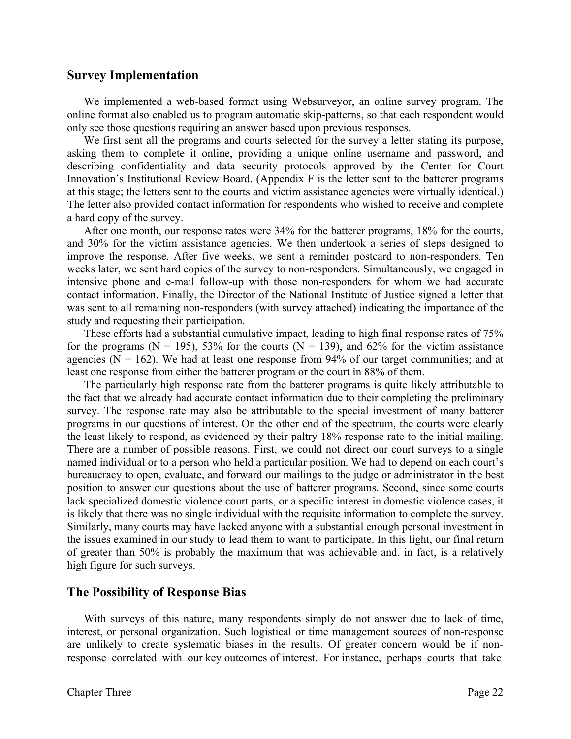## Survey Implementation

We implemented a web-based format using Websurveyor, an online survey program. The online format also enabled us to program automatic skip-patterns, so that each respondent would only see those questions requiring an answer based upon previous responses.

We first sent all the programs and courts selected for the survey a letter stating its purpose, asking them to complete it online, providing a unique online username and password, and describing confidentiality and data security protocols approved by the Center for Court Innovation's Institutional Review Board. (Appendix F is the letter sent to the batterer programs at this stage; the letters sent to the courts and victim assistance agencies were virtually identical.) The letter also provided contact information for respondents who wished to receive and complete a hard copy of the survey.

After one month, our response rates were 34% for the batterer programs, 18% for the courts, and 30% for the victim assistance agencies. We then undertook a series of steps designed to improve the response. After five weeks, we sent a reminder postcard to non-responders. Ten weeks later, we sent hard copies of the survey to non-responders. Simultaneously, we engaged in intensive phone and e-mail follow-up with those non-responders for whom we had accurate contact information. Finally, the Director of the National Institute of Justice signed a letter that was sent to all remaining non-responders (with survey attached) indicating the importance of the study and requesting their participation.

These efforts had a substantial cumulative impact, leading to high final response rates of 75% for the programs (N = 195), 53% for the courts (N = 139), and 62% for the victim assistance agencies (N = 162). We had at least one response from 94% of our target communities; and at least one response from either the batterer program or the court in 88% of them.

The particularly high response rate from the batterer programs is quite likely attributable to the fact that we already had accurate contact information due to their completing the preliminary survey. The response rate may also be attributable to the special investment of many batterer programs in our questions of interest. On the other end of the spectrum, the courts were clearly the least likely to respond, as evidenced by their paltry 18% response rate to the initial mailing. There are a number of possible reasons. First, we could not direct our court surveys to a single named individual or to a person who held a particular position. We had to depend on each court's bureaucracy to open, evaluate, and forward our mailings to the judge or administrator in the best position to answer our questions about the use of batterer programs. Second, since some courts lack specialized domestic violence court parts, or a specific interest in domestic violence cases, it is likely that there was no single individual with the requisite information to complete the survey. Similarly, many courts may have lacked anyone with a substantial enough personal investment in the issues examined in our study to lead them to want to participate. In this light, our final return of greater than 50% is probably the maximum that was achievable and, in fact, is a relatively high figure for such surveys.

## The Possibility of Response Bias

With surveys of this nature, many respondents simply do not answer due to lack of time, interest, or personal organization. Such logistical or time management sources of non-response are unlikely to create systematic biases in the results. Of greater concern would be if non-response correlated with our key outcomes of interest. For instance, perhaps courts that take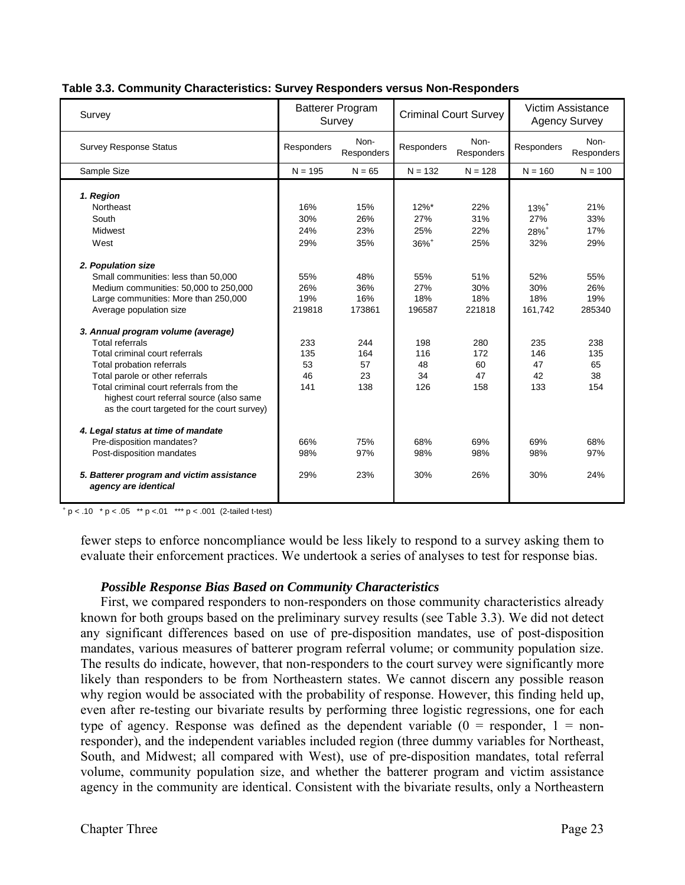**Table 3.3. Community Characteristics: Survey Responders versus Non-Responders**

| Survey | Batterer Program Survey | | Criminal Court Survey | | Victim Assistance Agency Survey | |
|---|---|---|---|---|---|---|
| Survey Response Status | Responders | Non-Responders | Responders | Non-Responders | Responders | Non-Responders |
| Sample Size | N = 195 | N = 65 | N = 132 | N = 128 | N = 160 | N = 100 |
| ***1. Region*** | | | | | | |
| Northeast | 16% | 15% | 12%* | 22% | 13%$^{+}$ | 21% |
| South | 30% | 26% | 27% | 31% | 27% | 33% |
| Midwest | 24% | 23% | 25% | 22% | 28%$^{+}$ | 17% |
| West | 29% | 35% | 36%$^{+}$ | 25% | 32% | 29% |
| ***2. Population size*** | | | | | | |
| Small communities: less than 50,000 | 55% | 48% | 55% | 51% | 52% | 55% |
| Medium communities: 50,000 to 250,000 | 26% | 36% | 27% | 30% | 30% | 26% |
| Large communities: More than 250,000 | 19% | 16% | 18% | 18% | 18% | 19% |
| Average population size | 219818 | 173861 | 196587 | 221818 | 161,742 | 285340 |
| ***3. Annual program volume (average)*** | | | | | | |
| Total referrals | 233 | 244 | 198 | 280 | 235 | 238 |
| Total criminal court referrals | 135 | 164 | 116 | 172 | 146 | 135 |
| Total probation referrals | 53 | 57 | 48 | 60 | 47 | 65 |
| Total parole or other referrals | 46 | 23 | 34 | 47 | 42 | 38 |
| Total criminal court referrals from the highest court referral source (also same as the court targeted for the court survey) | 141 | 138 | 126 | 158 | 133 | 154 |
| ***4. Legal status at time of mandate*** | | | | | | |
| Pre-disposition mandates? | 66% | 75% | 68% | 69% | 69% | 68% |
| Post-disposition mandates | 98% | 97% | 98% | 98% | 98% | 97% |
| ***5. Batterer program and victim assistance agency are identical*** | 29% | 23% | 30% | 26% | 30% | 24% |

$^{+}$ $p < .10$  * $p < .05$  ** $p < .01$  *** $p < .001$ (2-tailed t-test)

fewer steps to enforce noncompliance would be less likely to respond to a survey asking them to evaluate their enforcement practices. We undertook a series of analyses to test for response bias.

### *Possible Response Bias Based on Community Characteristics*

First, we compared responders to non-responders on those community characteristics already known for both groups based on the preliminary survey results (see Table 3.3). We did not detect any significant differences based on use of pre-disposition mandates, use of post-disposition mandates, various measures of batterer program referral volume; or community population size. The results do indicate, however, that non-responders to the court survey were significantly more likely than responders to be from Northeastern states. We cannot discern any possible reason why region would be associated with the probability of response. However, this finding held up, even after re-testing our bivariate results by performing three logistic regressions, one for each type of agency. Response was defined as the dependent variable (0 = responder, 1 = non-responder), and the independent variables included region (three dummy variables for Northeast, South, and Midwest; all compared with West), use of pre-disposition mandates, total referral volume, community population size, and whether the batterer program and victim assistance agency in the community are identical. Consistent with the bivariate results, only a Northeastern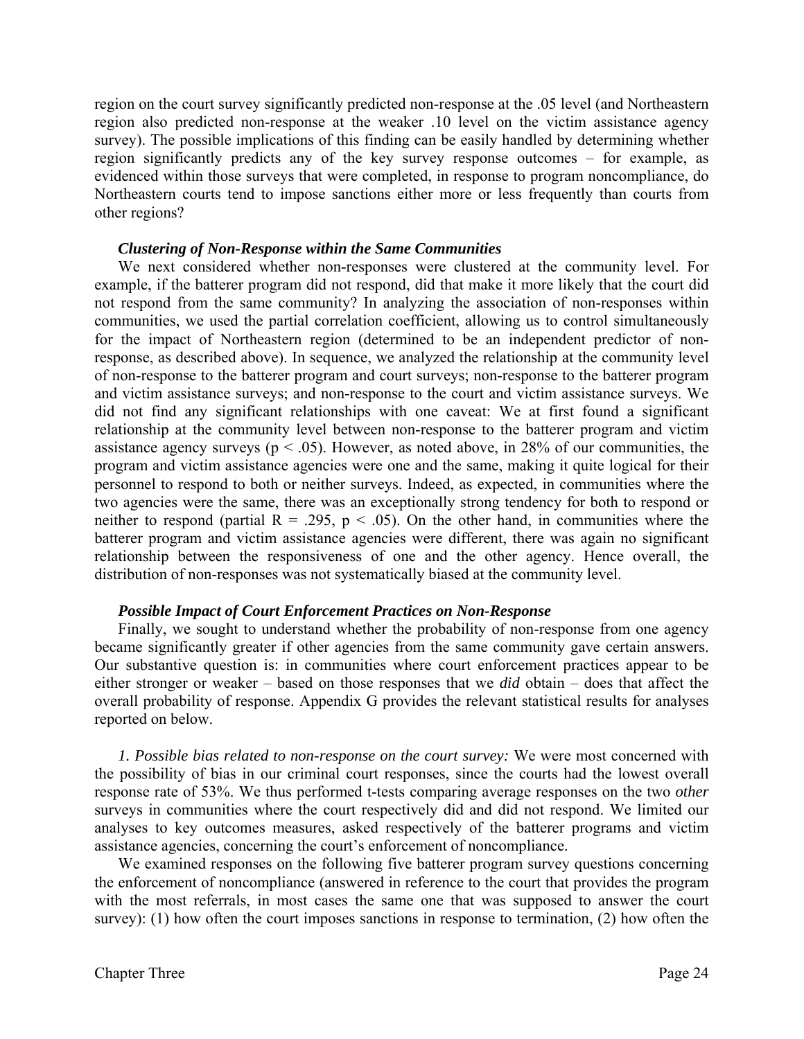region on the court survey significantly predicted non-response at the .05 level (and Northeastern region also predicted non-response at the weaker .10 level on the victim assistance agency survey). The possible implications of this finding can be easily handled by determining whether region significantly predicts any of the key survey response outcomes – for example, as evidenced within those surveys that were completed, in response to program noncompliance, do Northeastern courts tend to impose sanctions either more or less frequently than courts from other regions?

### *Clustering of Non-Response within the Same Communities*

We next considered whether non-responses were clustered at the community level. For example, if the batterer program did not respond, did that make it more likely that the court did not respond from the same community? In analyzing the association of non-responses within communities, we used the partial correlation coefficient, allowing us to control simultaneously for the impact of Northeastern region (determined to be an independent predictor of non-response, as described above). In sequence, we analyzed the relationship at the community level of non-response to the batterer program and court surveys; non-response to the batterer program and victim assistance surveys; and non-response to the court and victim assistance surveys. We did not find any significant relationships with one caveat: We at first found a significant relationship at the community level between non-response to the batterer program and victim assistance agency surveys ($p < .05$). However, as noted above, in 28% of our communities, the program and victim assistance agencies were one and the same, making it quite logical for their personnel to respond to both or neither surveys. Indeed, as expected, in communities where the two agencies were the same, there was an exceptionally strong tendency for both to respond or neither to respond (partial $R = .295$, $p < .05$). On the other hand, in communities where the batterer program and victim assistance agencies were different, there was again no significant relationship between the responsiveness of one and the other agency. Hence overall, the distribution of non-responses was not systematically biased at the community level.

### *Possible Impact of Court Enforcement Practices on Non-Response*

Finally, we sought to understand whether the probability of non-response from one agency became significantly greater if other agencies from the same community gave certain answers. Our substantive question is: in communities where court enforcement practices appear to be either stronger or weaker – based on those responses that we *did* obtain – does that affect the overall probability of response. Appendix G provides the relevant statistical results for analyses reported on below.

*1. Possible bias related to non-response on the court survey:* We were most concerned with the possibility of bias in our criminal court responses, since the courts had the lowest overall response rate of 53%. We thus performed t-tests comparing average responses on the two *other* surveys in communities where the court respectively did and did not respond. We limited our analyses to key outcomes measures, asked respectively of the batterer programs and victim assistance agencies, concerning the court's enforcement of noncompliance.

We examined responses on the following five batterer program survey questions concerning the enforcement of noncompliance (answered in reference to the court that provides the program with the most referrals, in most cases the same one that was supposed to answer the court survey): (1) how often the court imposes sanctions in response to termination, (2) how often the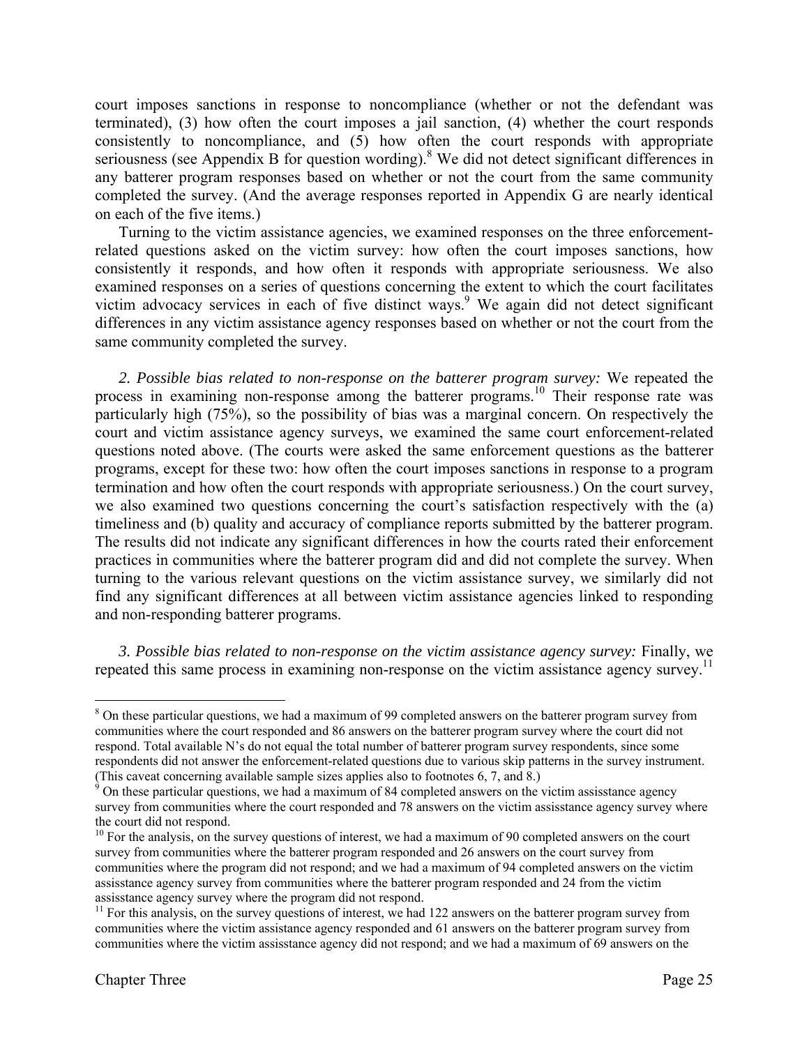court imposes sanctions in response to noncompliance (whether or not the defendant was terminated), (3) how often the court imposes a jail sanction, (4) whether the court responds consistently to noncompliance, and (5) how often the court responds with appropriate seriousness (see Appendix B for question wording).[8] We did not detect significant differences in any batterer program responses based on whether or not the court from the same community completed the survey. (And the average responses reported in Appendix G are nearly identical on each of the five items.)

Turning to the victim assistance agencies, we examined responses on the three enforcement-related questions asked on the victim survey: how often the court imposes sanctions, how consistently it responds, and how often it responds with appropriate seriousness. We also examined responses on a series of questions concerning the extent to which the court facilitates victim advocacy services in each of five distinct ways.[9] We again did not detect significant differences in any victim assistance agency responses based on whether or not the court from the same community completed the survey.

*2. Possible bias related to non-response on the batterer program survey:* We repeated the process in examining non-response among the batterer programs.[10] Their response rate was particularly high (75%), so the possibility of bias was a marginal concern. On respectively the court and victim assistance agency surveys, we examined the same court enforcement-related questions noted above. (The courts were asked the same enforcement questions as the batterer programs, except for these two: how often the court imposes sanctions in response to a program termination and how often the court responds with appropriate seriousness.) On the court survey, we also examined two questions concerning the court's satisfaction respectively with the (a) timeliness and (b) quality and accuracy of compliance reports submitted by the batterer program. The results did not indicate any significant differences in how the courts rated their enforcement practices in communities where the batterer program did and did not complete the survey. When turning to the various relevant questions on the victim assistance survey, we similarly did not find any significant differences at all between victim assistance agencies linked to responding and non-responding batterer programs.

*3. Possible bias related to non-response on the victim assistance agency survey:* Finally, we repeated this same process in examining non-response on the victim assistance agency survey.[11]

---

[8] On these particular questions, we had a maximum of 99 completed answers on the batterer program survey from communities where the court responded and 86 answers on the batterer program survey where the court did not respond. Total available N's do not equal the total number of batterer program survey respondents, since some respondents did not answer the enforcement-related questions due to various skip patterns in the survey instrument. (This caveat concerning available sample sizes applies also to footnotes 6, 7, and 8.)

[9] On these particular questions, we had a maximum of 84 completed answers on the victim assisstance agency survey from communities where the court responded and 78 answers on the victim assisstance agency survey where the court did not respond.

[10] For the analysis, on the survey questions of interest, we had a maximum of 90 completed answers on the court survey from communities where the batterer program responded and 26 answers on the court survey from communities where the program did not respond; and we had a maximum of 94 completed answers on the victim assisstance agency survey from communities where the batterer program responded and 24 from the victim assisstance agency survey where the program did not respond.

[11] For this analysis, on the survey questions of interest, we had 122 answers on the batterer program survey from communities where the victim assistance agency responded and 61 answers on the batterer program survey from communities where the victim assisstance agency did not respond; and we had a maximum of 69 answers on the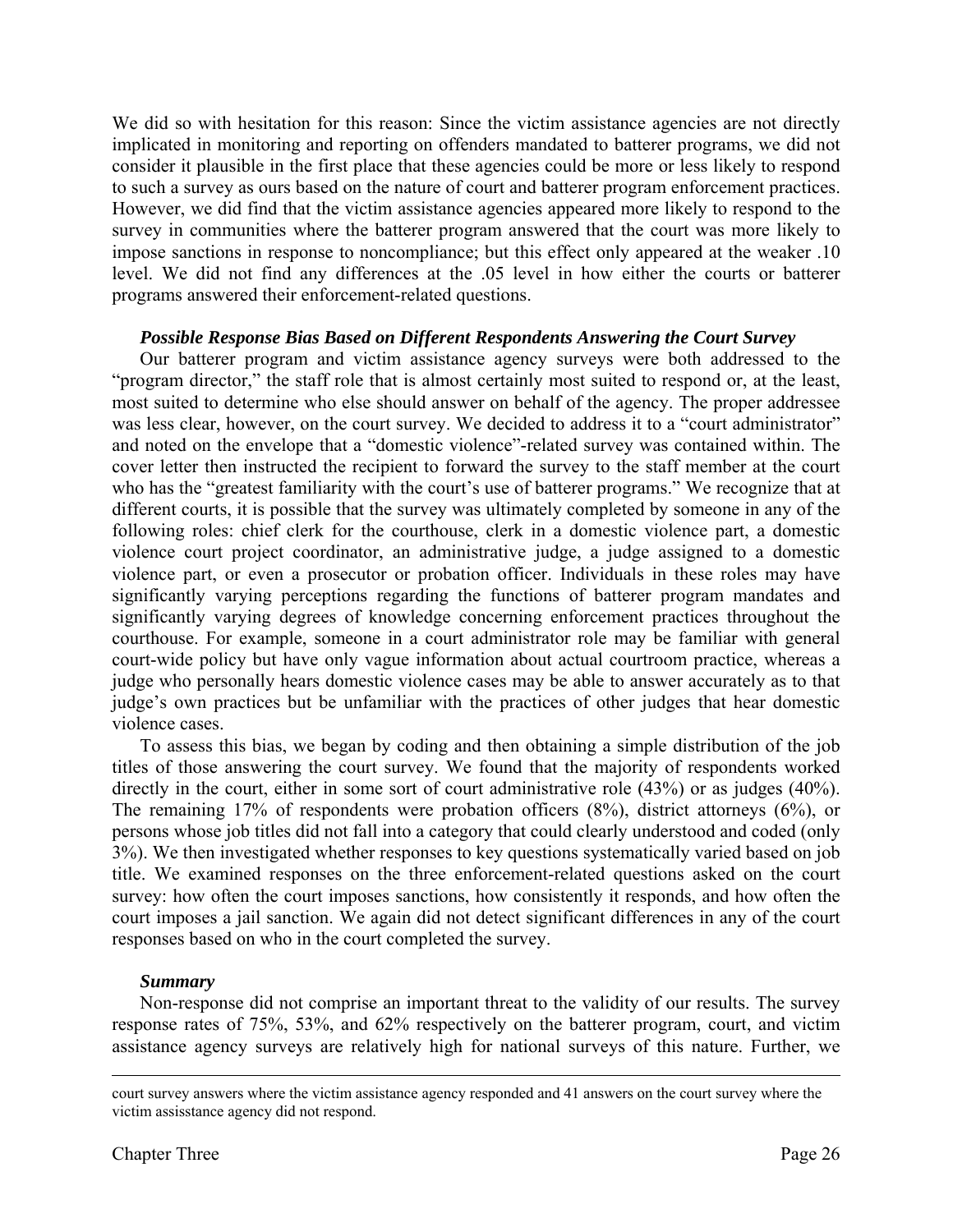We did so with hesitation for this reason: Since the victim assistance agencies are not directly implicated in monitoring and reporting on offenders mandated to batterer programs, we did not consider it plausible in the first place that these agencies could be more or less likely to respond to such a survey as ours based on the nature of court and batterer program enforcement practices. However, we did find that the victim assistance agencies appeared more likely to respond to the survey in communities where the batterer program answered that the court was more likely to impose sanctions in response to noncompliance; but this effect only appeared at the weaker .10 level. We did not find any differences at the .05 level in how either the courts or batterer programs answered their enforcement-related questions.

### *Possible Response Bias Based on Different Respondents Answering the Court Survey*

Our batterer program and victim assistance agency surveys were both addressed to the "program director," the staff role that is almost certainly most suited to respond or, at the least, most suited to determine who else should answer on behalf of the agency. The proper addressee was less clear, however, on the court survey. We decided to address it to a "court administrator" and noted on the envelope that a "domestic violence"-related survey was contained within. The cover letter then instructed the recipient to forward the survey to the staff member at the court who has the "greatest familiarity with the court's use of batterer programs." We recognize that at different courts, it is possible that the survey was ultimately completed by someone in any of the following roles: chief clerk for the courthouse, clerk in a domestic violence part, a domestic violence court project coordinator, an administrative judge, a judge assigned to a domestic violence part, or even a prosecutor or probation officer. Individuals in these roles may have significantly varying perceptions regarding the functions of batterer program mandates and significantly varying degrees of knowledge concerning enforcement practices throughout the courthouse. For example, someone in a court administrator role may be familiar with general court-wide policy but have only vague information about actual courtroom practice, whereas a judge who personally hears domestic violence cases may be able to answer accurately as to that judge's own practices but be unfamiliar with the practices of other judges that hear domestic violence cases.

To assess this bias, we began by coding and then obtaining a simple distribution of the job titles of those answering the court survey. We found that the majority of respondents worked directly in the court, either in some sort of court administrative role (43%) or as judges (40%). The remaining 17% of respondents were probation officers (8%), district attorneys (6%), or persons whose job titles did not fall into a category that could clearly understood and coded (only 3%). We then investigated whether responses to key questions systematically varied based on job title. We examined responses on the three enforcement-related questions asked on the court survey: how often the court imposes sanctions, how consistently it responds, and how often the court imposes a jail sanction. We again did not detect significant differences in any of the court responses based on who in the court completed the survey.

### *Summary*

Non-response did not comprise an important threat to the validity of our results. The survey response rates of 75%, 53%, and 62% respectively on the batterer program, court, and victim assistance agency surveys are relatively high for national surveys of this nature. Further, we

---

court survey answers where the victim assistance agency responded and 41 answers on the court survey where the victim assisstance agency did not respond.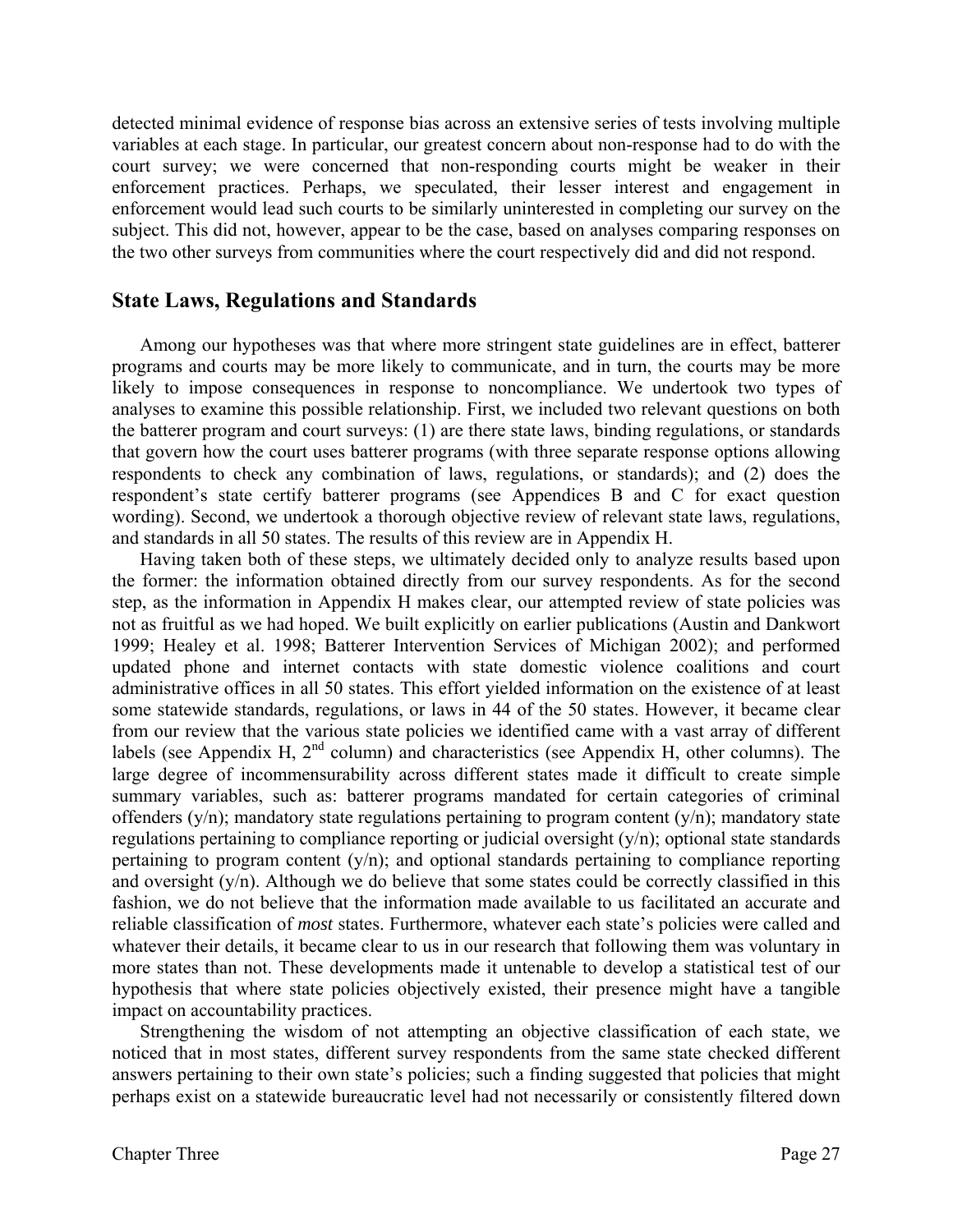detected minimal evidence of response bias across an extensive series of tests involving multiple variables at each stage. In particular, our greatest concern about non-response had to do with the court survey; we were concerned that non-responding courts might be weaker in their enforcement practices. Perhaps, we speculated, their lesser interest and engagement in enforcement would lead such courts to be similarly uninterested in completing our survey on the subject. This did not, however, appear to be the case, based on analyses comparing responses on the two other surveys from communities where the court respectively did and did not respond.

## State Laws, Regulations and Standards

Among our hypotheses was that where more stringent state guidelines are in effect, batterer programs and courts may be more likely to communicate, and in turn, the courts may be more likely to impose consequences in response to noncompliance. We undertook two types of analyses to examine this possible relationship. First, we included two relevant questions on both the batterer program and court surveys: (1) are there state laws, binding regulations, or standards that govern how the court uses batterer programs (with three separate response options allowing respondents to check any combination of laws, regulations, or standards); and (2) does the respondent's state certify batterer programs (see Appendices B and C for exact question wording). Second, we undertook a thorough objective review of relevant state laws, regulations, and standards in all 50 states. The results of this review are in Appendix H.

Having taken both of these steps, we ultimately decided only to analyze results based upon the former: the information obtained directly from our survey respondents. As for the second step, as the information in Appendix H makes clear, our attempted review of state policies was not as fruitful as we had hoped. We built explicitly on earlier publications (Austin and Dankwort 1999; Healey et al. 1998; Batterer Intervention Services of Michigan 2002); and performed updated phone and internet contacts with state domestic violence coalitions and court administrative offices in all 50 states. This effort yielded information on the existence of at least some statewide standards, regulations, or laws in 44 of the 50 states. However, it became clear from our review that the various state policies we identified came with a vast array of different labels (see Appendix H, 2nd column) and characteristics (see Appendix H, other columns). The large degree of incommensurability across different states made it difficult to create simple summary variables, such as: batterer programs mandated for certain categories of criminal offenders (y/n); mandatory state regulations pertaining to program content (y/n); mandatory state regulations pertaining to compliance reporting or judicial oversight (y/n); optional state standards pertaining to program content (y/n); and optional standards pertaining to compliance reporting and oversight (y/n). Although we do believe that some states could be correctly classified in this fashion, we do not believe that the information made available to us facilitated an accurate and reliable classification of *most* states. Furthermore, whatever each state's policies were called and whatever their details, it became clear to us in our research that following them was voluntary in more states than not. These developments made it untenable to develop a statistical test of our hypothesis that where state policies objectively existed, their presence might have a tangible impact on accountability practices.

Strengthening the wisdom of not attempting an objective classification of each state, we noticed that in most states, different survey respondents from the same state checked different answers pertaining to their own state's policies; such a finding suggested that policies that might perhaps exist on a statewide bureaucratic level had not necessarily or consistently filtered down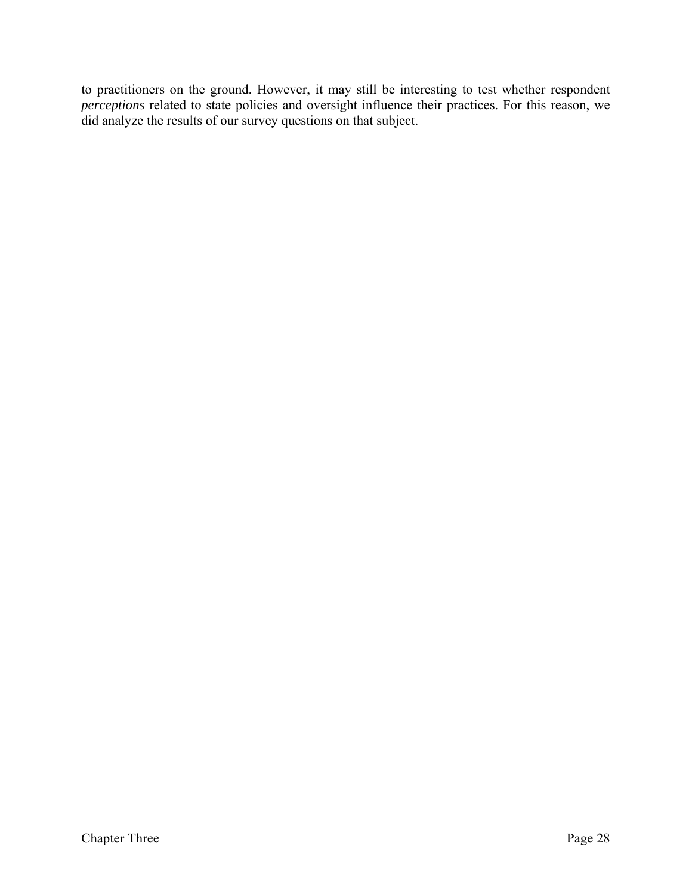to practitioners on the ground. However, it may still be interesting to test whether respondent *perceptions* related to state policies and oversight influence their practices. For this reason, we did analyze the results of our survey questions on that subject.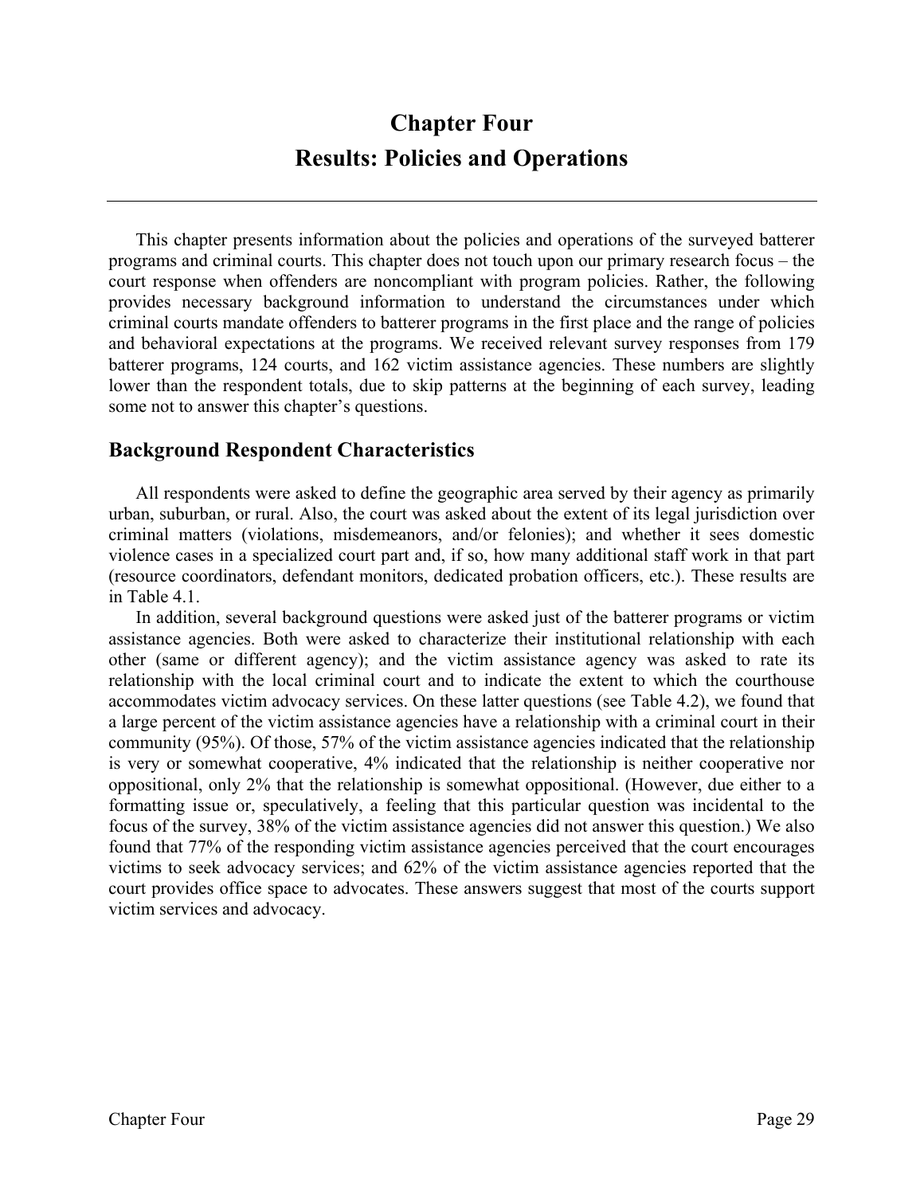# Chapter Four
# Results: Policies and Operations

---

This chapter presents information about the policies and operations of the surveyed batterer programs and criminal courts. This chapter does not touch upon our primary research focus – the court response when offenders are noncompliant with program policies. Rather, the following provides necessary background information to understand the circumstances under which criminal courts mandate offenders to batterer programs in the first place and the range of policies and behavioral expectations at the programs. We received relevant survey responses from 179 batterer programs, 124 courts, and 162 victim assistance agencies. These numbers are slightly lower than the respondent totals, due to skip patterns at the beginning of each survey, leading some not to answer this chapter's questions.

## Background Respondent Characteristics

All respondents were asked to define the geographic area served by their agency as primarily urban, suburban, or rural. Also, the court was asked about the extent of its legal jurisdiction over criminal matters (violations, misdemeanors, and/or felonies); and whether it sees domestic violence cases in a specialized court part and, if so, how many additional staff work in that part (resource coordinators, defendant monitors, dedicated probation officers, etc.). These results are in Table 4.1.

In addition, several background questions were asked just of the batterer programs or victim assistance agencies. Both were asked to characterize their institutional relationship with each other (same or different agency); and the victim assistance agency was asked to rate its relationship with the local criminal court and to indicate the extent to which the courthouse accommodates victim advocacy services. On these latter questions (see Table 4.2), we found that a large percent of the victim assistance agencies have a relationship with a criminal court in their community (95%). Of those, 57% of the victim assistance agencies indicated that the relationship is very or somewhat cooperative, 4% indicated that the relationship is neither cooperative nor oppositional, only 2% that the relationship is somewhat oppositional. (However, due either to a formatting issue or, speculatively, a feeling that this particular question was incidental to the focus of the survey, 38% of the victim assistance agencies did not answer this question.) We also found that 77% of the responding victim assistance agencies perceived that the court encourages victims to seek advocacy services; and 62% of the victim assistance agencies reported that the court provides office space to advocates. These answers suggest that most of the courts support victim services and advocacy.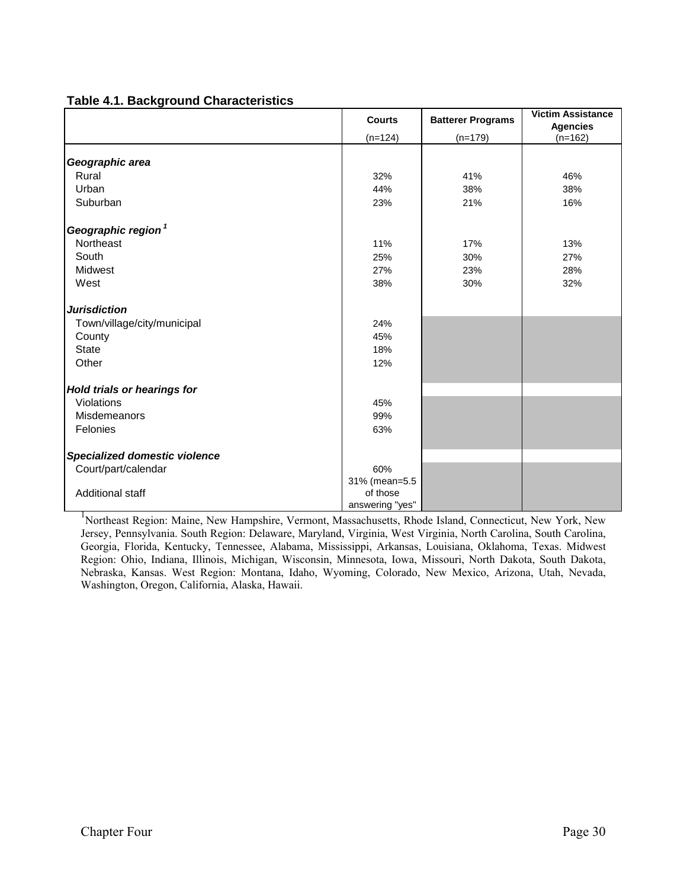**Table 4.1. Background Characteristics**

| | Courts (n=124) | Batterer Programs (n=179) | Victim Assistance Agencies (n=162) |
|---|---|---|---|
| ***Geographic area*** | | | |
| Rural | 32% | 41% | 46% |
| Urban | 44% | 38% | 38% |
| Suburban | 23% | 21% | 16% |
| ***Geographic region***[1] | | | |
| Northeast | 11% | 17% | 13% |
| South | 25% | 30% | 27% |
| Midwest | 27% | 23% | 28% |
| West | 38% | 30% | 32% |
| ***Jurisdiction*** | | | |
| Town/village/city/municipal | 24% | | |
| County | 45% | | |
| State | 18% | | |
| Other | 12% | | |
| ***Hold trials or hearings for*** | | | |
| Violations | 45% | | |
| Misdemeanors | 99% | | |
| Felonies | 63% | | |
| ***Specialized domestic violence*** | | | |
| Court/part/calendar | 60% | | |
| Additional staff | 31% (mean=5.5 of those answering "yes" | | |

[1] Northeast Region: Maine, New Hampshire, Vermont, Massachusetts, Rhode Island, Connecticut, New York, New Jersey, Pennsylvania. South Region: Delaware, Maryland, Virginia, West Virginia, North Carolina, South Carolina, Georgia, Florida, Kentucky, Tennessee, Alabama, Mississippi, Arkansas, Louisiana, Oklahoma, Texas. Midwest Region: Ohio, Indiana, Illinois, Michigan, Wisconsin, Minnesota, Iowa, Missouri, North Dakota, South Dakota, Nebraska, Kansas. West Region: Montana, Idaho, Wyoming, Colorado, New Mexico, Arizona, Utah, Nevada, Washington, Oregon, California, Alaska, Hawaii.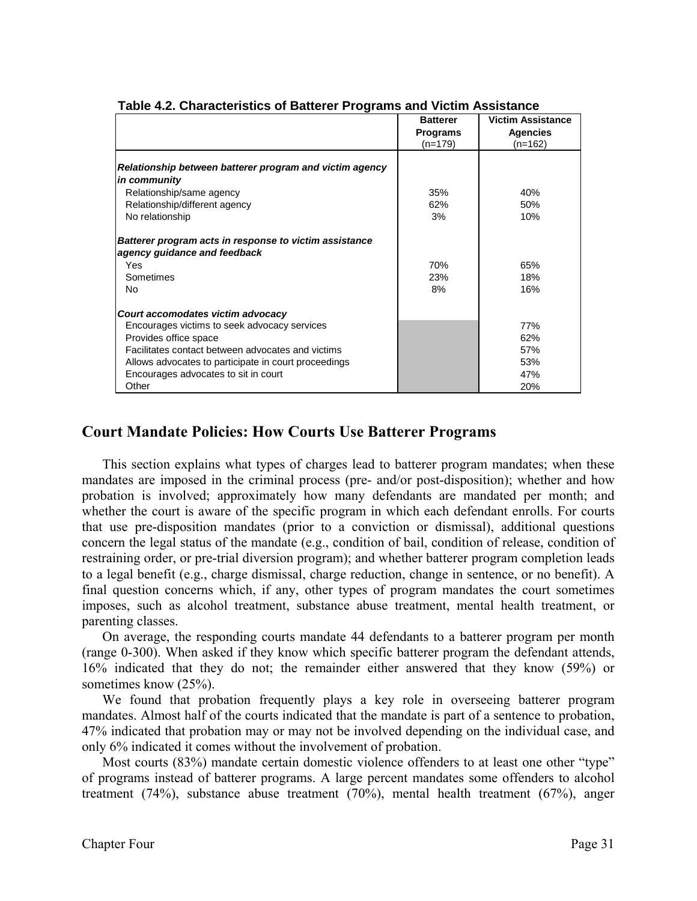**Table 4.2. Characteristics of Batterer Programs and Victim Assistance**

| | Batterer Programs (n=179) | Victim Assistance Agencies (n=162) |
|---|---|---|
| ***Relationship between batterer program and victim agency in community*** | | |
| Relationship/same agency | 35% | 40% |
| Relationship/different agency | 62% | 50% |
| No relationship | 3% | 10% |
| ***Batterer program acts in response to victim assistance agency guidance and feedback*** | | |
| Yes | 70% | 65% |
| Sometimes | 23% | 18% |
| No | 8% | 16% |
| ***Court accomodates victim advocacy*** | | |
| Encourages victims to seek advocacy services | | 77% |
| Provides office space | | 62% |
| Facilitates contact between advocates and victims | | 57% |
| Allows advocates to participate in court proceedings | | 53% |
| Encourages advocates to sit in court | | 47% |
| Other | | 20% |

## Court Mandate Policies: How Courts Use Batterer Programs

This section explains what types of charges lead to batterer program mandates; when these mandates are imposed in the criminal process (pre- and/or post-disposition); whether and how probation is involved; approximately how many defendants are mandated per month; and whether the court is aware of the specific program in which each defendant enrolls. For courts that use pre-disposition mandates (prior to a conviction or dismissal), additional questions concern the legal status of the mandate (e.g., condition of bail, condition of release, condition of restraining order, or pre-trial diversion program); and whether batterer program completion leads to a legal benefit (e.g., charge dismissal, charge reduction, change in sentence, or no benefit). A final question concerns which, if any, other types of program mandates the court sometimes imposes, such as alcohol treatment, substance abuse treatment, mental health treatment, or parenting classes.

On average, the responding courts mandate 44 defendants to a batterer program per month (range 0-300). When asked if they know which specific batterer program the defendant attends, 16% indicated that they do not; the remainder either answered that they know (59%) or sometimes know (25%).

We found that probation frequently plays a key role in overseeing batterer program mandates. Almost half of the courts indicated that the mandate is part of a sentence to probation, 47% indicated that probation may or may not be involved depending on the individual case, and only 6% indicated it comes without the involvement of probation.

Most courts (83%) mandate certain domestic violence offenders to at least one other "type" of programs instead of batterer programs. A large percent mandates some offenders to alcohol treatment (74%), substance abuse treatment (70%), mental health treatment (67%), anger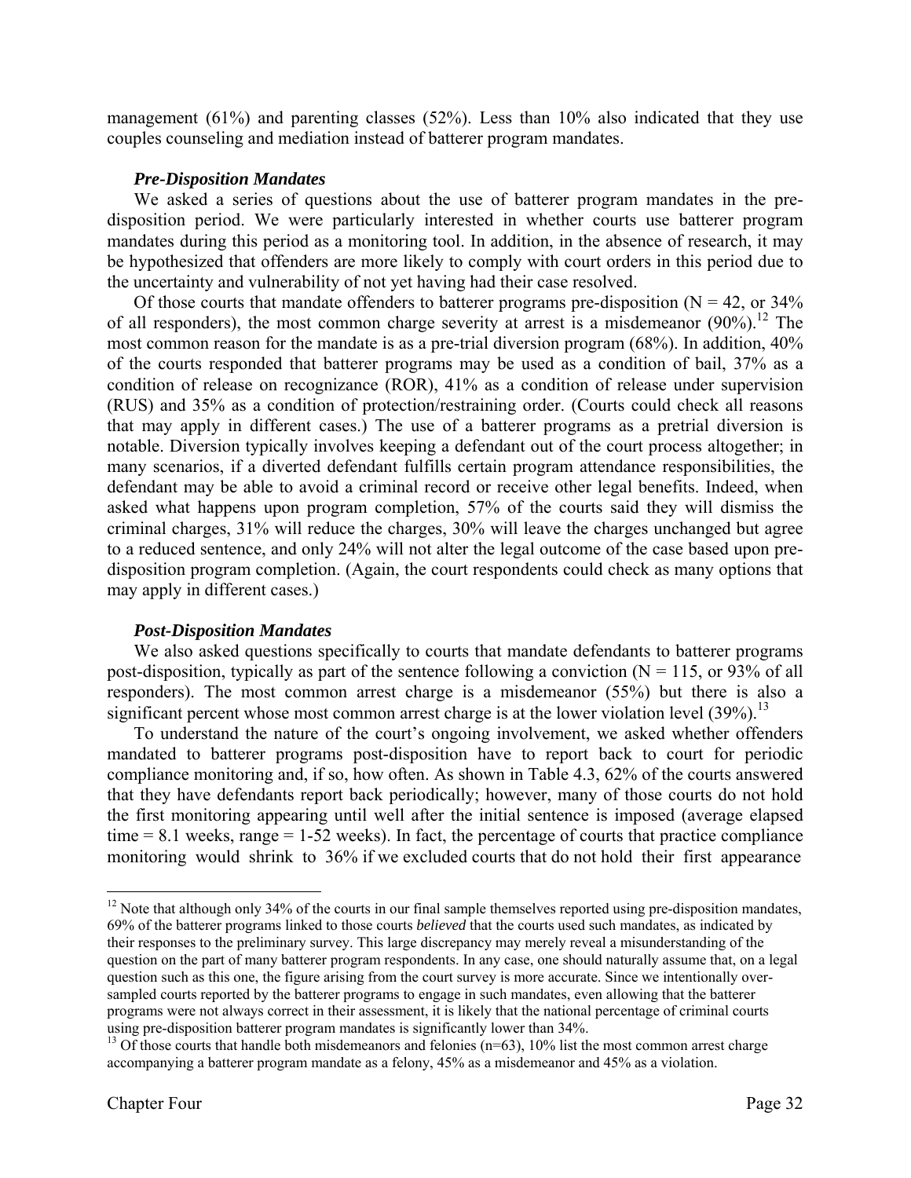management (61%) and parenting classes (52%). Less than 10% also indicated that they use couples counseling and mediation instead of batterer program mandates.

### *Pre-Disposition Mandates*

We asked a series of questions about the use of batterer program mandates in the pre-disposition period. We were particularly interested in whether courts use batterer program mandates during this period as a monitoring tool. In addition, in the absence of research, it may be hypothesized that offenders are more likely to comply with court orders in this period due to the uncertainty and vulnerability of not yet having had their case resolved.

Of those courts that mandate offenders to batterer programs pre-disposition (N = 42, or 34% of all responders), the most common charge severity at arrest is a misdemeanor (90%).[12] The most common reason for the mandate is as a pre-trial diversion program (68%). In addition, 40% of the courts responded that batterer programs may be used as a condition of bail, 37% as a condition of release on recognizance (ROR), 41% as a condition of release under supervision (RUS) and 35% as a condition of protection/restraining order. (Courts could check all reasons that may apply in different cases.) The use of a batterer programs as a pretrial diversion is notable. Diversion typically involves keeping a defendant out of the court process altogether; in many scenarios, if a diverted defendant fulfills certain program attendance responsibilities, the defendant may be able to avoid a criminal record or receive other legal benefits. Indeed, when asked what happens upon program completion, 57% of the courts said they will dismiss the criminal charges, 31% will reduce the charges, 30% will leave the charges unchanged but agree to a reduced sentence, and only 24% will not alter the legal outcome of the case based upon pre-disposition program completion. (Again, the court respondents could check as many options that may apply in different cases.)

### *Post-Disposition Mandates*

We also asked questions specifically to courts that mandate defendants to batterer programs post-disposition, typically as part of the sentence following a conviction (N = 115, or 93% of all responders). The most common arrest charge is a misdemeanor (55%) but there is also a significant percent whose most common arrest charge is at the lower violation level (39%).[13]

To understand the nature of the court's ongoing involvement, we asked whether offenders mandated to batterer programs post-disposition have to report back to court for periodic compliance monitoring and, if so, how often. As shown in Table 4.3, 62% of the courts answered that they have defendants report back periodically; however, many of those courts do not hold the first monitoring appearing until well after the initial sentence is imposed (average elapsed time = 8.1 weeks, range = 1-52 weeks). In fact, the percentage of courts that practice compliance monitoring would shrink to 36% if we excluded courts that do not hold their first appearance

---

[12] Note that although only 34% of the courts in our final sample themselves reported using pre-disposition mandates, 69% of the batterer programs linked to those courts *believed* that the courts used such mandates, as indicated by their responses to the preliminary survey. This large discrepancy may merely reveal a misunderstanding of the question on the part of many batterer program respondents. In any case, one should naturally assume that, on a legal question such as this one, the figure arising from the court survey is more accurate. Since we intentionally over-sampled courts reported by the batterer programs to engage in such mandates, even allowing that the batterer programs were not always correct in their assessment, it is likely that the national percentage of criminal courts using pre-disposition batterer program mandates is significantly lower than 34%.

[13] Of those courts that handle both misdemeanors and felonies (n=63), 10% list the most common arrest charge accompanying a batterer program mandate as a felony, 45% as a misdemeanor and 45% as a violation.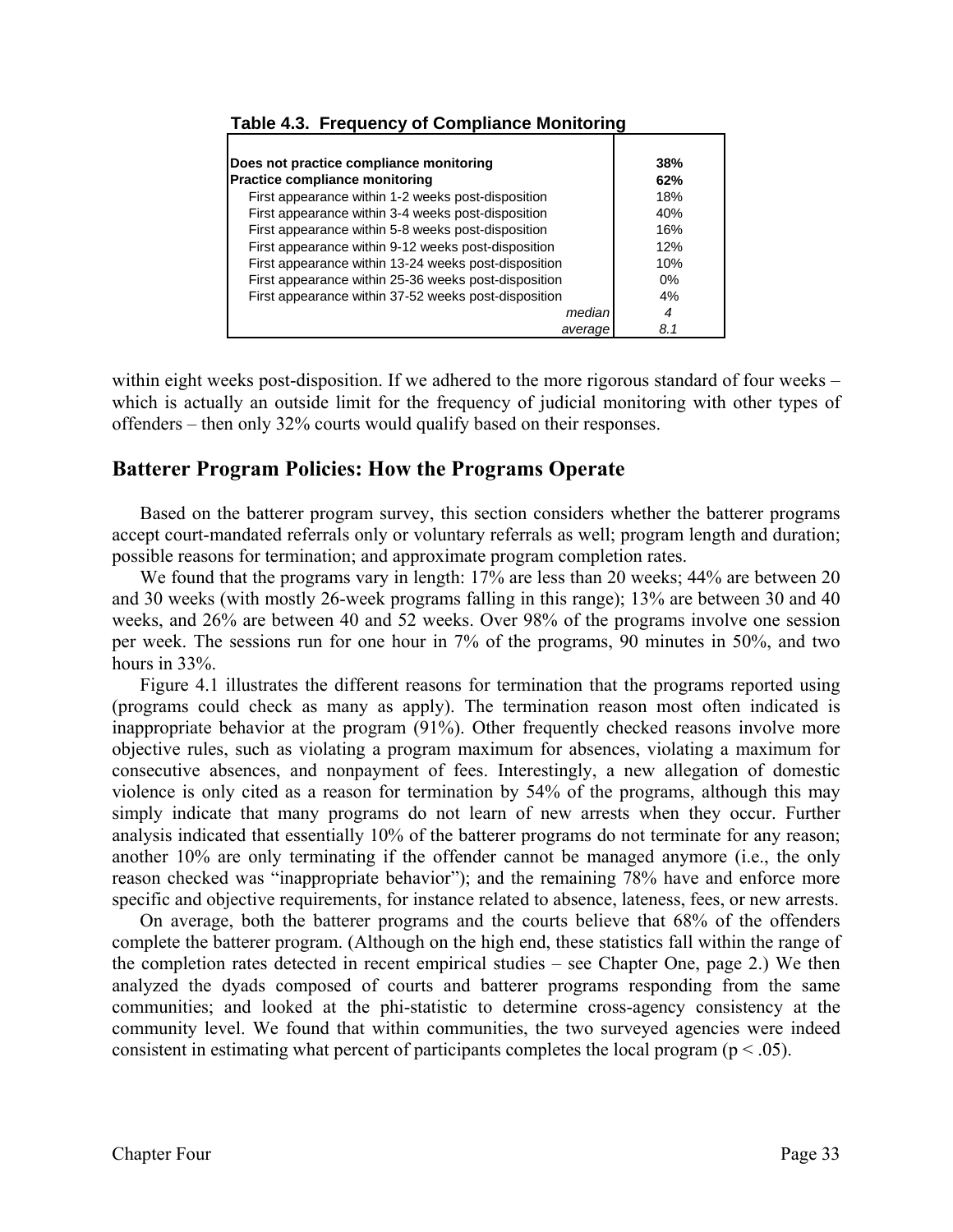**Table 4.3. Frequency of Compliance Monitoring**

| | |
|---|---|
| **Does not practice compliance monitoring** | **38%** |
| **Practice compliance monitoring** | **62%** |
| First appearance within 1-2 weeks post-disposition | 18% |
| First appearance within 3-4 weeks post-disposition | 40% |
| First appearance within 5-8 weeks post-disposition | 16% |
| First appearance within 9-12 weeks post-disposition | 12% |
| First appearance within 13-24 weeks post-disposition | 10% |
| First appearance within 25-36 weeks post-disposition | 0% |
| First appearance within 37-52 weeks post-disposition | 4% |
| *median* | *4* |
| *average* | *8.1* |

within eight weeks post-disposition. If we adhered to the more rigorous standard of four weeks – which is actually an outside limit for the frequency of judicial monitoring with other types of offenders – then only 32% courts would qualify based on their responses.

## Batterer Program Policies: How the Programs Operate

Based on the batterer program survey, this section considers whether the batterer programs accept court-mandated referrals only or voluntary referrals as well; program length and duration; possible reasons for termination; and approximate program completion rates.

We found that the programs vary in length: 17% are less than 20 weeks; 44% are between 20 and 30 weeks (with mostly 26-week programs falling in this range); 13% are between 30 and 40 weeks, and 26% are between 40 and 52 weeks. Over 98% of the programs involve one session per week. The sessions run for one hour in 7% of the programs, 90 minutes in 50%, and two hours in 33%.

Figure 4.1 illustrates the different reasons for termination that the programs reported using (programs could check as many as apply). The termination reason most often indicated is inappropriate behavior at the program (91%). Other frequently checked reasons involve more objective rules, such as violating a program maximum for absences, violating a maximum for consecutive absences, and nonpayment of fees. Interestingly, a new allegation of domestic violence is only cited as a reason for termination by 54% of the programs, although this may simply indicate that many programs do not learn of new arrests when they occur. Further analysis indicated that essentially 10% of the batterer programs do not terminate for any reason; another 10% are only terminating if the offender cannot be managed anymore (i.e., the only reason checked was "inappropriate behavior"); and the remaining 78% have and enforce more specific and objective requirements, for instance related to absence, lateness, fees, or new arrests.

On average, both the batterer programs and the courts believe that 68% of the offenders complete the batterer program. (Although on the high end, these statistics fall within the range of the completion rates detected in recent empirical studies – see Chapter One, page 2.) We then analyzed the dyads composed of courts and batterer programs responding from the same communities; and looked at the phi-statistic to determine cross-agency consistency at the community level. We found that within communities, the two surveyed agencies were indeed consistent in estimating what percent of participants completes the local program ($p < .05$).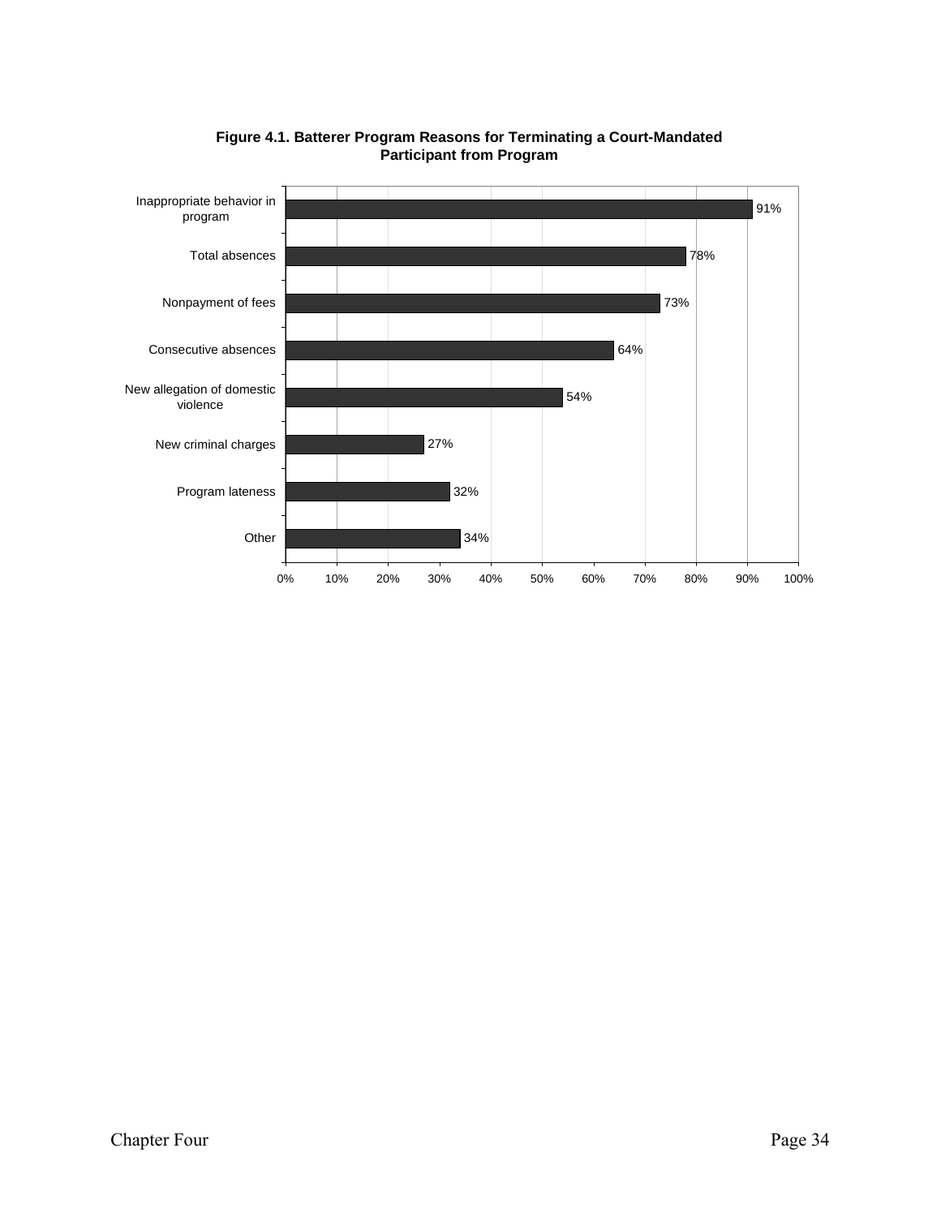**Figure 4.1. Batterer Program Reasons for Terminating a Court-Mandated Participant from Program**

| Reason | Percent |
| --- | --- |
| Inappropriate behavior in program | 91% |
| Total absences | 78% |
| Nonpayment of fees | 73% |
| Consecutive absences | 64% |
| New allegation of domestic violence | 54% |
| New criminal charges | 27% |
| Program lateness | 32% |
| Other | 34% |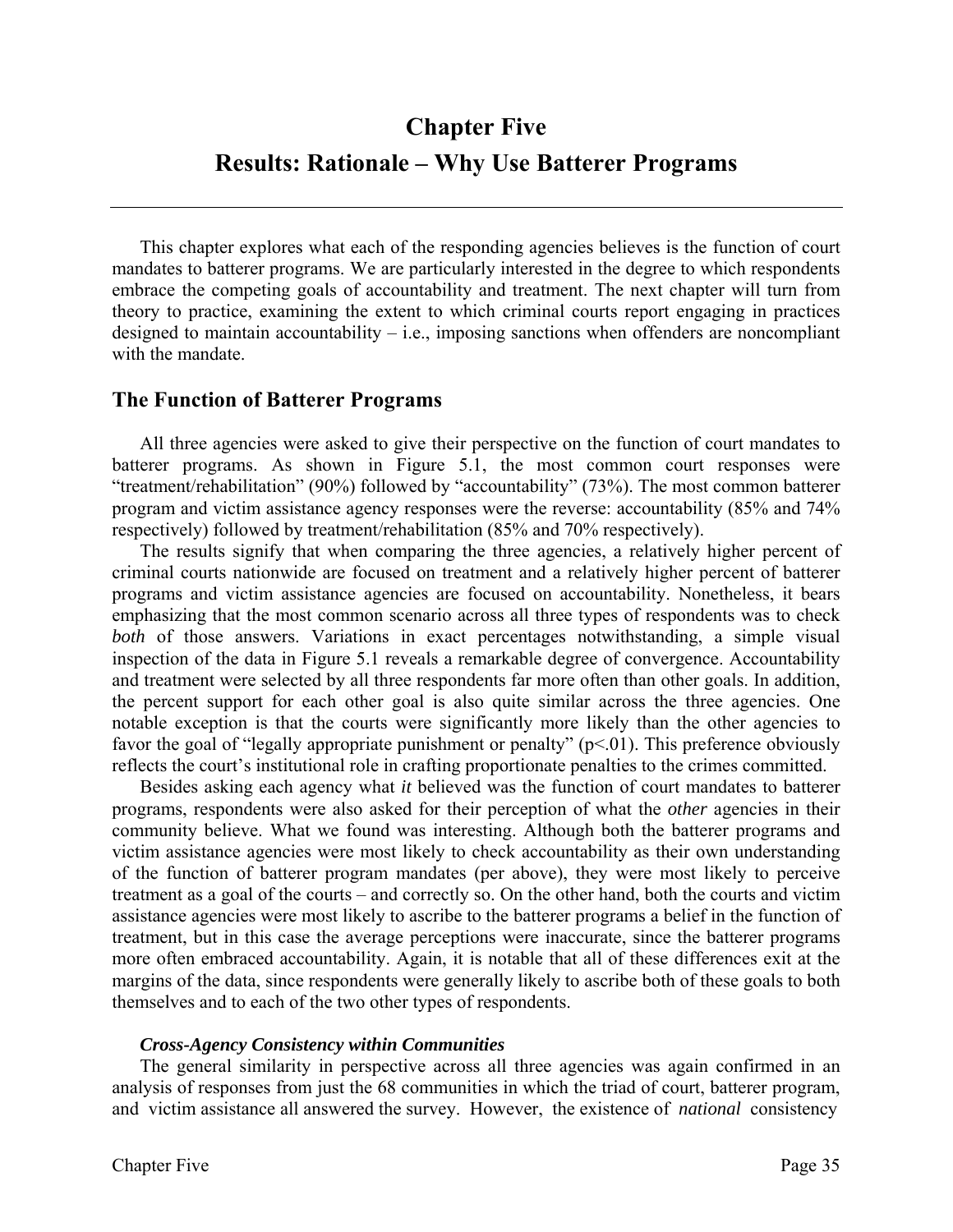# Chapter Five
# Results: Rationale – Why Use Batterer Programs

This chapter explores what each of the responding agencies believes is the function of court mandates to batterer programs. We are particularly interested in the degree to which respondents embrace the competing goals of accountability and treatment. The next chapter will turn from theory to practice, examining the extent to which criminal courts report engaging in practices designed to maintain accountability – i.e., imposing sanctions when offenders are noncompliant with the mandate.

## The Function of Batterer Programs

All three agencies were asked to give their perspective on the function of court mandates to batterer programs. As shown in Figure 5.1, the most common court responses were "treatment/rehabilitation" (90%) followed by "accountability" (73%). The most common batterer program and victim assistance agency responses were the reverse: accountability (85% and 74% respectively) followed by treatment/rehabilitation (85% and 70% respectively).

The results signify that when comparing the three agencies, a relatively higher percent of criminal courts nationwide are focused on treatment and a relatively higher percent of batterer programs and victim assistance agencies are focused on accountability. Nonetheless, it bears emphasizing that the most common scenario across all three types of respondents was to check *both* of those answers. Variations in exact percentages notwithstanding, a simple visual inspection of the data in Figure 5.1 reveals a remarkable degree of convergence. Accountability and treatment were selected by all three respondents far more often than other goals. In addition, the percent support for each other goal is also quite similar across the three agencies. One notable exception is that the courts were significantly more likely than the other agencies to favor the goal of "legally appropriate punishment or penalty" ($p<.01$). This preference obviously reflects the court's institutional role in crafting proportionate penalties to the crimes committed.

Besides asking each agency what *it* believed was the function of court mandates to batterer programs, respondents were also asked for their perception of what the *other* agencies in their community believe. What we found was interesting. Although both the batterer programs and victim assistance agencies were most likely to check accountability as their own understanding of the function of batterer program mandates (per above), they were most likely to perceive treatment as a goal of the courts – and correctly so. On the other hand, both the courts and victim assistance agencies were most likely to ascribe to the batterer programs a belief in the function of treatment, but in this case the average perceptions were inaccurate, since the batterer programs more often embraced accountability. Again, it is notable that all of these differences exit at the margins of the data, since respondents were generally likely to ascribe both of these goals to both themselves and to each of the two other types of respondents.

### *Cross-Agency Consistency within Communities*

The general similarity in perspective across all three agencies was again confirmed in an analysis of responses from just the 68 communities in which the triad of court, batterer program, and victim assistance all answered the survey. However, the existence of *national* consistency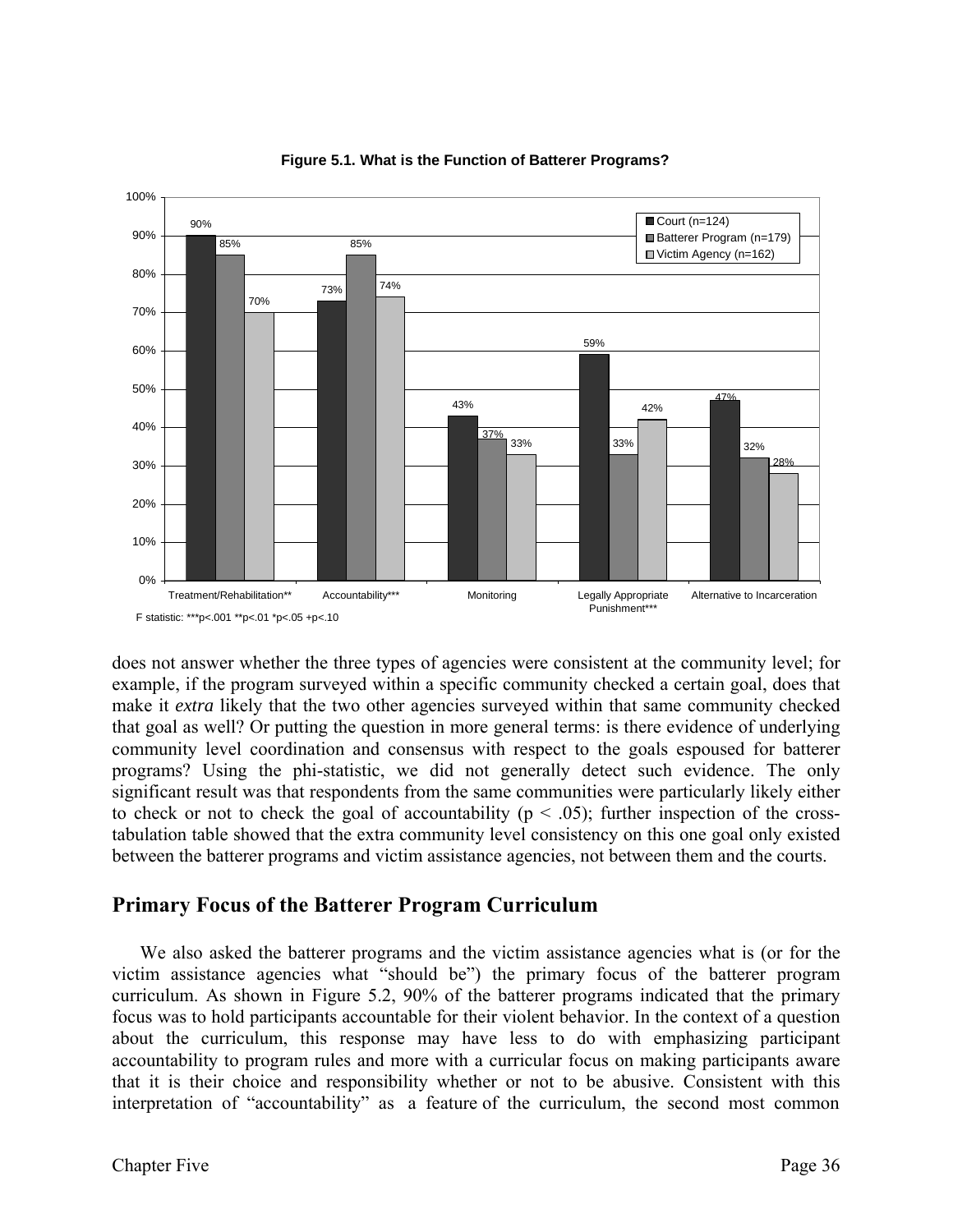**Figure 5.1. What is the Function of Batterer Programs?**

| | Court (n=124) | Batterer Program (n=179) | Victim Agency (n=162) |
|---|---|---|---|
| Treatment/Rehabilitation** | 90% | 85% | 70% |
| Accountability*** | 73% | 85% | 74% |
| Monitoring | 43% | 37% | 33% |
| Legally Appropriate Punishment*** | 59% | 33% | 42% |
| Alternative to Incarceration | 47% | 32% | 28% |

F statistic: ***p<.001 **p<.01 *p<.05 +p<.10

does not answer whether the three types of agencies were consistent at the community level; for example, if the program surveyed within a specific community checked a certain goal, does that make it *extra* likely that the two other agencies surveyed within that same community checked that goal as well? Or putting the question in more general terms: is there evidence of underlying community level coordination and consensus with respect to the goals espoused for batterer programs? Using the phi-statistic, we did not generally detect such evidence. The only significant result was that respondents from the same communities were particularly likely either to check or not to check the goal of accountability ($p < .05$); further inspection of the cross-tabulation table showed that the extra community level consistency on this one goal only existed between the batterer programs and victim assistance agencies, not between them and the courts.

## Primary Focus of the Batterer Program Curriculum

We also asked the batterer programs and the victim assistance agencies what is (or for the victim assistance agencies what "should be") the primary focus of the batterer program curriculum. As shown in Figure 5.2, 90% of the batterer programs indicated that the primary focus was to hold participants accountable for their violent behavior. In the context of a question about the curriculum, this response may have less to do with emphasizing participant accountability to program rules and more with a curricular focus on making participants aware that it is their choice and responsibility whether or not to be abusive. Consistent with this interpretation of "accountability" as a feature of the curriculum, the second most common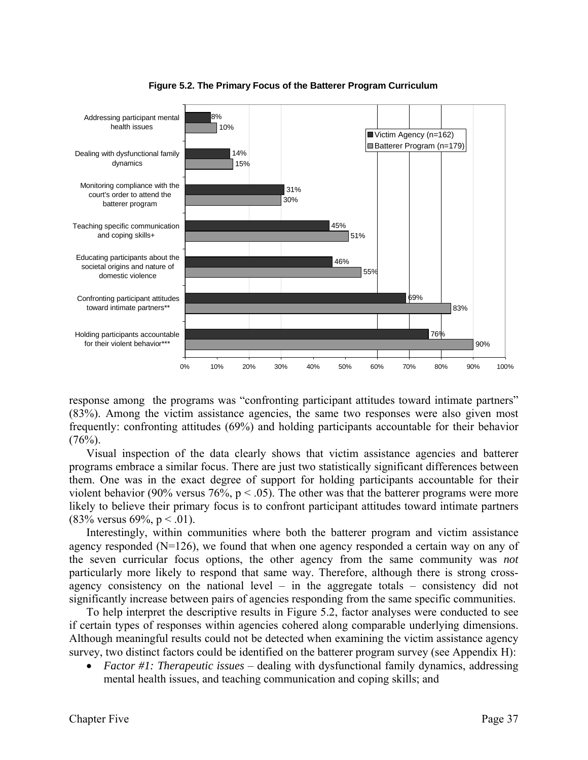**Figure 5.2. The Primary Focus of the Batterer Program Curriculum**

| Focus | Victim Agency (n=162) | Batterer Program (n=179) |
|---|---|---|
| Addressing participant mental health issues | 8% | 10% |
| Dealing with dysfunctional family dynamics | 14% | 15% |
| Monitoring compliance with the court's order to attend the batterer program | 31% | 30% |
| Teaching specific communication and coping skills+ | 45% | 51% |
| Educating participants about the societal origins and nature of domestic violence | 46% | 55% |
| Confronting participant attitudes toward intimate partners** | 69% | 83% |
| Holding participants accountable for their violent behavior*** | 76% | 90% |

response among the programs was "confronting participant attitudes toward intimate partners" (83%). Among the victim assistance agencies, the same two responses were also given most frequently: confronting attitudes (69%) and holding participants accountable for their behavior (76%).

Visual inspection of the data clearly shows that victim assistance agencies and batterer programs embrace a similar focus. There are just two statistically significant differences between them. One was in the exact degree of support for holding participants accountable for their violent behavior (90% versus 76%, $p < .05$). The other was that the batterer programs were more likely to believe their primary focus is to confront participant attitudes toward intimate partners (83% versus 69%, $p < .01$).

Interestingly, within communities where both the batterer program and victim assistance agency responded (N=126), we found that when one agency responded a certain way on any of the seven curricular focus options, the other agency from the same community was *not* particularly more likely to respond that same way. Therefore, although there is strong cross-agency consistency on the national level – in the aggregate totals – consistency did not significantly increase between pairs of agencies responding from the same specific communities.

To help interpret the descriptive results in Figure 5.2, factor analyses were conducted to see if certain types of responses within agencies cohered along comparable underlying dimensions. Although meaningful results could not be detected when examining the victim assistance agency survey, two distinct factors could be identified on the batterer program survey (see Appendix H):

- *Factor #1: Therapeutic issues* – dealing with dysfunctional family dynamics, addressing mental health issues, and teaching communication and coping skills; and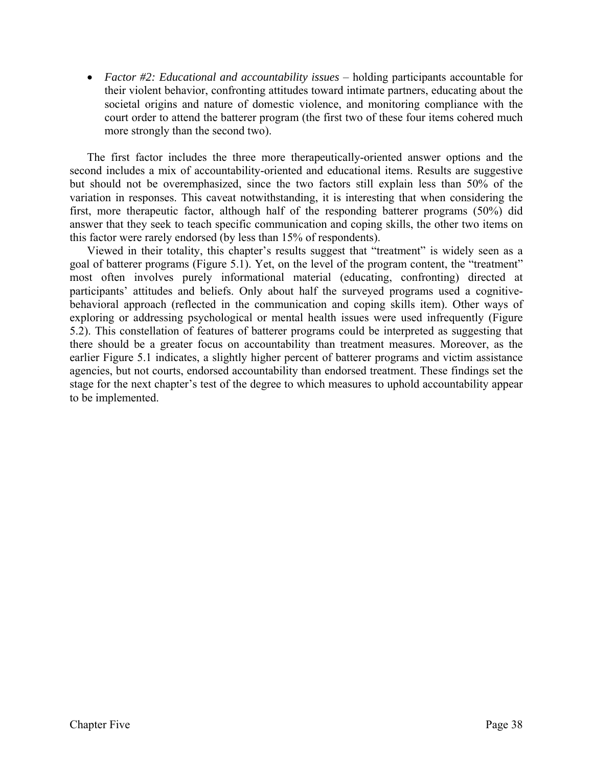- *Factor #2: Educational and accountability issues* – holding participants accountable for their violent behavior, confronting attitudes toward intimate partners, educating about the societal origins and nature of domestic violence, and monitoring compliance with the court order to attend the batterer program (the first two of these four items cohered much more strongly than the second two).

The first factor includes the three more therapeutically-oriented answer options and the second includes a mix of accountability-oriented and educational items. Results are suggestive but should not be overemphasized, since the two factors still explain less than 50% of the variation in responses. This caveat notwithstanding, it is interesting that when considering the first, more therapeutic factor, although half of the responding batterer programs (50%) did answer that they seek to teach specific communication and coping skills, the other two items on this factor were rarely endorsed (by less than 15% of respondents).

Viewed in their totality, this chapter's results suggest that "treatment" is widely seen as a goal of batterer programs (Figure 5.1). Yet, on the level of the program content, the "treatment" most often involves purely informational material (educating, confronting) directed at participants' attitudes and beliefs. Only about half the surveyed programs used a cognitive-behavioral approach (reflected in the communication and coping skills item). Other ways of exploring or addressing psychological or mental health issues were used infrequently (Figure 5.2). This constellation of features of batterer programs could be interpreted as suggesting that there should be a greater focus on accountability than treatment measures. Moreover, as the earlier Figure 5.1 indicates, a slightly higher percent of batterer programs and victim assistance agencies, but not courts, endorsed accountability than endorsed treatment. These findings set the stage for the next chapter's test of the degree to which measures to uphold accountability appear to be implemented.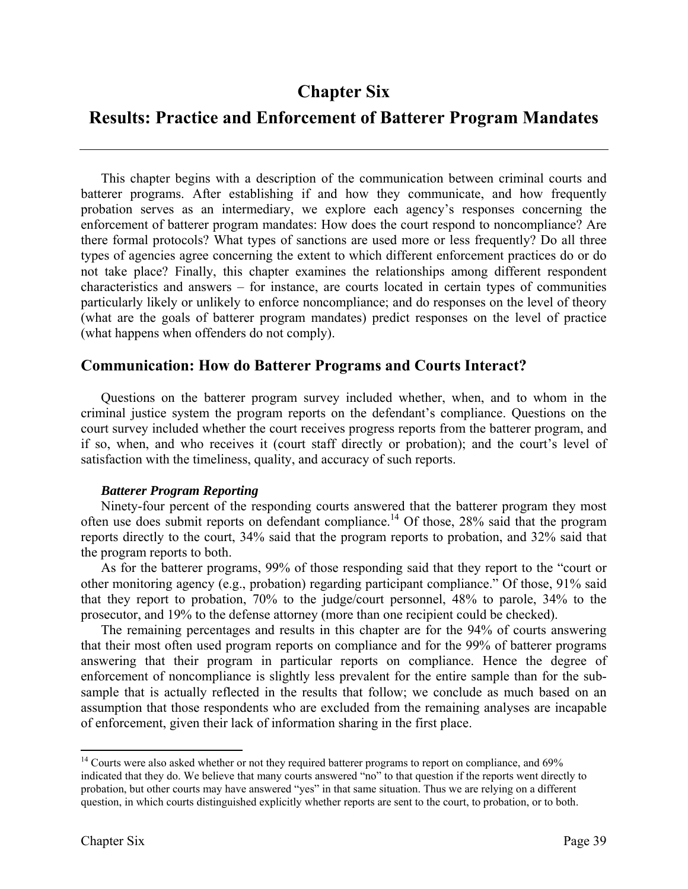# Chapter Six

# Results: Practice and Enforcement of Batterer Program Mandates

This chapter begins with a description of the communication between criminal courts and batterer programs. After establishing if and how they communicate, and how frequently probation serves as an intermediary, we explore each agency's responses concerning the enforcement of batterer program mandates: How does the court respond to noncompliance? Are there formal protocols? What types of sanctions are used more or less frequently? Do all three types of agencies agree concerning the extent to which different enforcement practices do or do not take place? Finally, this chapter examines the relationships among different respondent characteristics and answers – for instance, are courts located in certain types of communities particularly likely or unlikely to enforce noncompliance; and do responses on the level of theory (what are the goals of batterer program mandates) predict responses on the level of practice (what happens when offenders do not comply).

## Communication: How do Batterer Programs and Courts Interact?

Questions on the batterer program survey included whether, when, and to whom in the criminal justice system the program reports on the defendant's compliance. Questions on the court survey included whether the court receives progress reports from the batterer program, and if so, when, and who receives it (court staff directly or probation); and the court's level of satisfaction with the timeliness, quality, and accuracy of such reports.

### *Batterer Program Reporting*

Ninety-four percent of the responding courts answered that the batterer program they most often use does submit reports on defendant compliance.[14] Of those, 28% said that the program reports directly to the court, 34% said that the program reports to probation, and 32% said that the program reports to both.

As for the batterer programs, 99% of those responding said that they report to the "court or other monitoring agency (e.g., probation) regarding participant compliance." Of those, 91% said that they report to probation, 70% to the judge/court personnel, 48% to parole, 34% to the prosecutor, and 19% to the defense attorney (more than one recipient could be checked).

The remaining percentages and results in this chapter are for the 94% of courts answering that their most often used program reports on compliance and for the 99% of batterer programs answering that their program in particular reports on compliance. Hence the degree of enforcement of noncompliance is slightly less prevalent for the entire sample than for the sub-sample that is actually reflected in the results that follow; we conclude as much based on an assumption that those respondents who are excluded from the remaining analyses are incapable of enforcement, given their lack of information sharing in the first place.

---

[14] Courts were also asked whether or not they required batterer programs to report on compliance, and 69% indicated that they do. We believe that many courts answered "no" to that question if the reports went directly to probation, but other courts may have answered "yes" in that same situation. Thus we are relying on a different question, in which courts distinguished explicitly whether reports are sent to the court, to probation, or to both.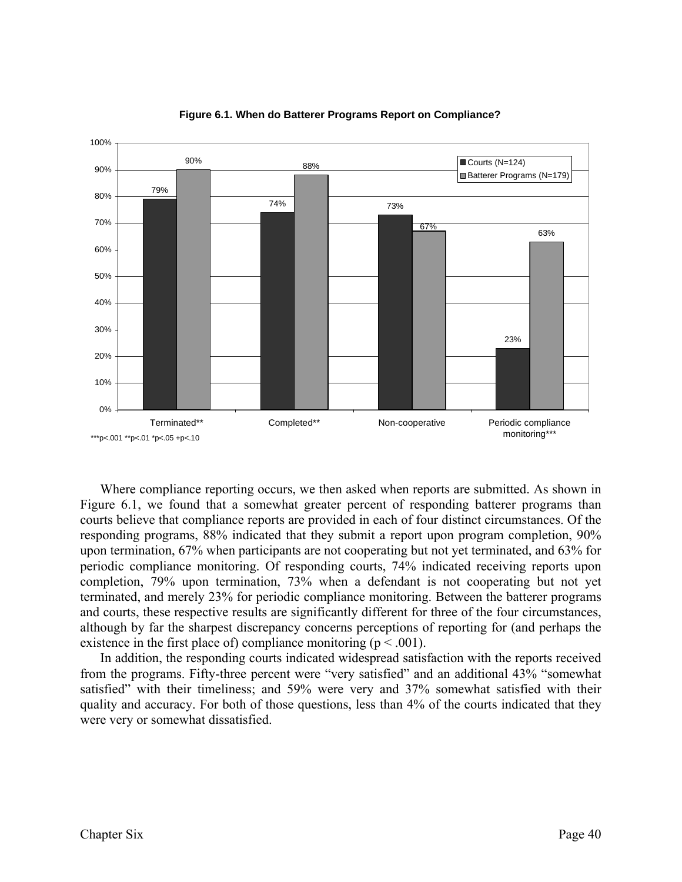**Figure 6.1. When do Batterer Programs Report on Compliance?**

| | Courts (N=124) | Batterer Programs (N=179) |
|---|---|---|
| Terminated** | 79% | 90% |
| Completed** | 74% | 88% |
| Non-cooperative | 73% | 67% |
| Periodic compliance monitoring*** | 23% | 63% |

***p<.001 **p<.01 *p<.05 +p<.10

Where compliance reporting occurs, we then asked when reports are submitted. As shown in Figure 6.1, we found that a somewhat greater percent of responding batterer programs than courts believe that compliance reports are provided in each of four distinct circumstances. Of the responding programs, 88% indicated that they submit a report upon program completion, 90% upon termination, 67% when participants are not cooperating but not yet terminated, and 63% for periodic compliance monitoring. Of responding courts, 74% indicated receiving reports upon completion, 79% upon termination, 73% when a defendant is not cooperating but not yet terminated, and merely 23% for periodic compliance monitoring. Between the batterer programs and courts, these respective results are significantly different for three of the four circumstances, although by far the sharpest discrepancy concerns perceptions of reporting for (and perhaps the existence in the first place of) compliance monitoring ($p < .001$).

In addition, the responding courts indicated widespread satisfaction with the reports received from the programs. Fifty-three percent were "very satisfied" and an additional 43% "somewhat satisfied" with their timeliness; and 59% were very and 37% somewhat satisfied with their quality and accuracy. For both of those questions, less than 4% of the courts indicated that they were very or somewhat dissatisfied.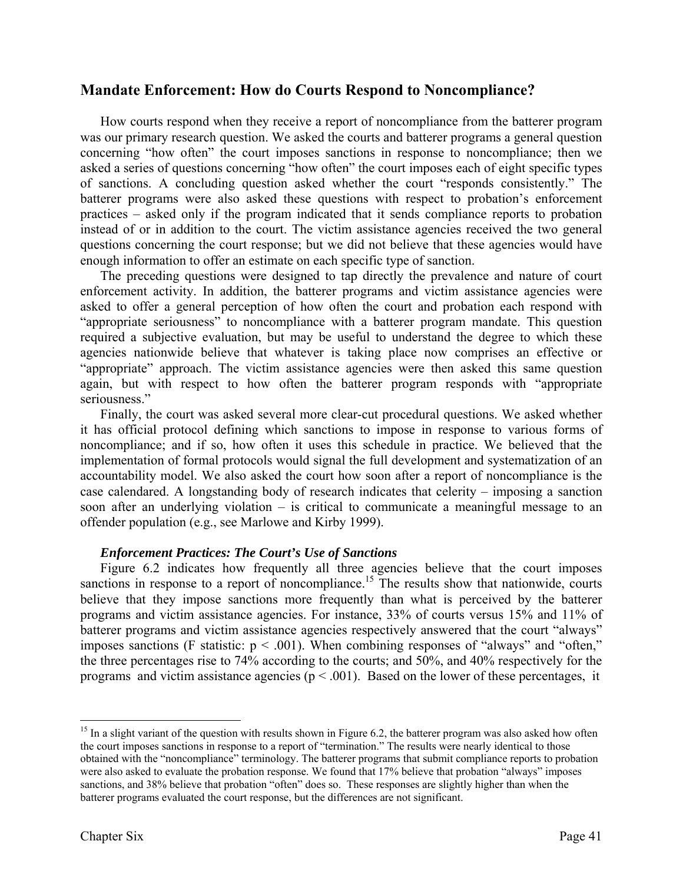## Mandate Enforcement: How do Courts Respond to Noncompliance?

How courts respond when they receive a report of noncompliance from the batterer program was our primary research question. We asked the courts and batterer programs a general question concerning "how often" the court imposes sanctions in response to noncompliance; then we asked a series of questions concerning "how often" the court imposes each of eight specific types of sanctions. A concluding question asked whether the court "responds consistently." The batterer programs were also asked these questions with respect to probation's enforcement practices – asked only if the program indicated that it sends compliance reports to probation instead of or in addition to the court. The victim assistance agencies received the two general questions concerning the court response; but we did not believe that these agencies would have enough information to offer an estimate on each specific type of sanction.

The preceding questions were designed to tap directly the prevalence and nature of court enforcement activity. In addition, the batterer programs and victim assistance agencies were asked to offer a general perception of how often the court and probation each respond with "appropriate seriousness" to noncompliance with a batterer program mandate. This question required a subjective evaluation, but may be useful to understand the degree to which these agencies nationwide believe that whatever is taking place now comprises an effective or "appropriate" approach. The victim assistance agencies were then asked this same question again, but with respect to how often the batterer program responds with "appropriate seriousness."

Finally, the court was asked several more clear-cut procedural questions. We asked whether it has official protocol defining which sanctions to impose in response to various forms of noncompliance; and if so, how often it uses this schedule in practice. We believed that the implementation of formal protocols would signal the full development and systematization of an accountability model. We also asked the court how soon after a report of noncompliance is the case calendared. A longstanding body of research indicates that celerity – imposing a sanction soon after an underlying violation – is critical to communicate a meaningful message to an offender population (e.g., see Marlowe and Kirby 1999).

### *Enforcement Practices: The Court's Use of Sanctions*

Figure 6.2 indicates how frequently all three agencies believe that the court imposes sanctions in response to a report of noncompliance.[15] The results show that nationwide, courts believe that they impose sanctions more frequently than what is perceived by the batterer programs and victim assistance agencies. For instance, 33% of courts versus 15% and 11% of batterer programs and victim assistance agencies respectively answered that the court "always" imposes sanctions (F statistic: $p < .001$). When combining responses of "always" and "often," the three percentages rise to 74% according to the courts; and 50%, and 40% respectively for the programs and victim assistance agencies ($p < .001$). Based on the lower of these percentages, it

---

[15] In a slight variant of the question with results shown in Figure 6.2, the batterer program was also asked how often the court imposes sanctions in response to a report of "termination." The results were nearly identical to those obtained with the "noncompliance" terminology. The batterer programs that submit compliance reports to probation were also asked to evaluate the probation response. We found that 17% believe that probation "always" imposes sanctions, and 38% believe that probation "often" does so. These responses are slightly higher than when the batterer programs evaluated the court response, but the differences are not significant.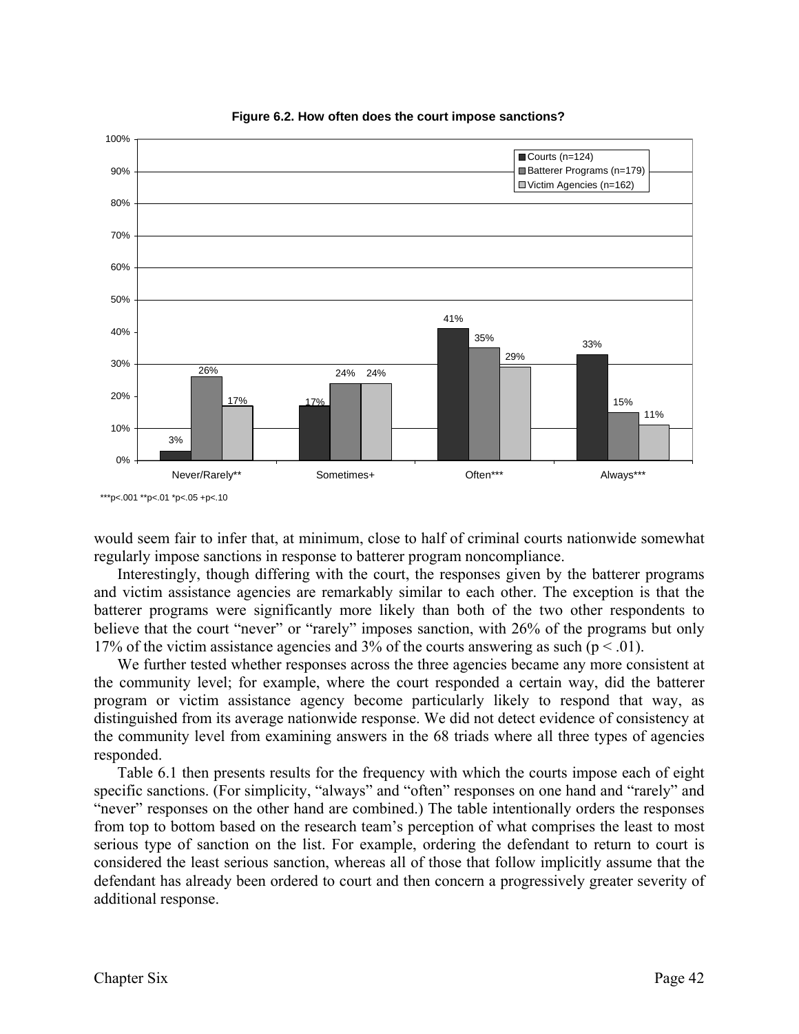**Figure 6.2. How often does the court impose sanctions?**

| | Courts (n=124) | Batterer Programs (n=179) | Victim Agencies (n=162) |
|---|---|---|---|
| Never/Rarely** | 3% | 26% | 17% |
| Sometimes+ | 17% | 24% | 24% |
| Often*** | 41% | 35% | 29% |
| Always*** | 33% | 15% | 11% |

***p<.001 **p<.01 *p<.05 +p<.10

would seem fair to infer that, at minimum, close to half of criminal courts nationwide somewhat regularly impose sanctions in response to batterer program noncompliance.

Interestingly, though differing with the court, the responses given by the batterer programs and victim assistance agencies are remarkably similar to each other. The exception is that the batterer programs were significantly more likely than both of the two other respondents to believe that the court "never" or "rarely" imposes sanction, with 26% of the programs but only 17% of the victim assistance agencies and 3% of the courts answering as such ($p < .01$).

We further tested whether responses across the three agencies became any more consistent at the community level; for example, where the court responded a certain way, did the batterer program or victim assistance agency become particularly likely to respond that way, as distinguished from its average nationwide response. We did not detect evidence of consistency at the community level from examining answers in the 68 triads where all three types of agencies responded.

Table 6.1 then presents results for the frequency with which the courts impose each of eight specific sanctions. (For simplicity, "always" and "often" responses on one hand and "rarely" and "never" responses on the other hand are combined.) The table intentionally orders the responses from top to bottom based on the research team's perception of what comprises the least to most serious type of sanction on the list. For example, ordering the defendant to return to court is considered the least serious sanction, whereas all of those that follow implicitly assume that the defendant has already been ordered to court and then concern a progressively greater severity of additional response.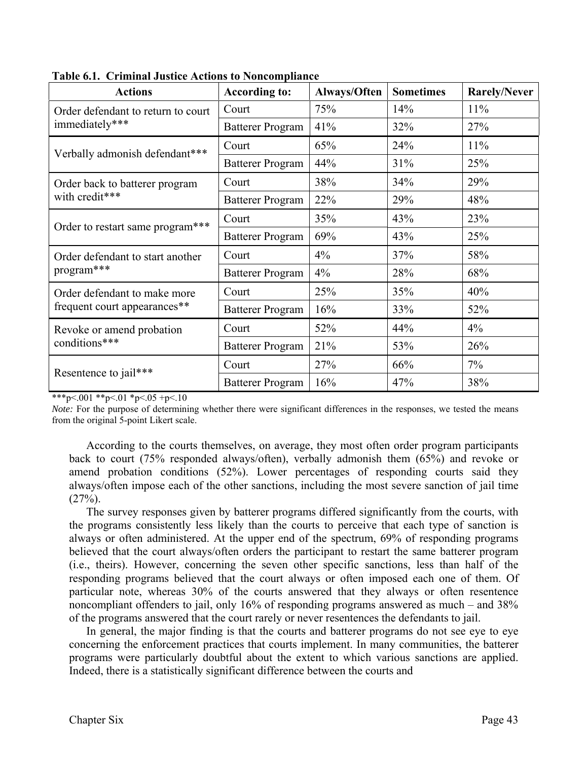**Table 6.1. Criminal Justice Actions to Noncompliance**

| Actions | According to: | Always/Often | Sometimes | Rarely/Never |
|---|---|---|---|---|
| Order defendant to return to court immediately*** | Court | 75% | 14% | 11% |
| | Batterer Program | 41% | 32% | 27% |
| Verbally admonish defendant*** | Court | 65% | 24% | 11% |
| | Batterer Program | 44% | 31% | 25% |
| Order back to batterer program with credit*** | Court | 38% | 34% | 29% |
| | Batterer Program | 22% | 29% | 48% |
| Order to restart same program*** | Court | 35% | 43% | 23% |
| | Batterer Program | 69% | 43% | 25% |
| Order defendant to start another program*** | Court | 4% | 37% | 58% |
| | Batterer Program | 4% | 28% | 68% |
| Order defendant to make more frequent court appearances** | Court | 25% | 35% | 40% |
| | Batterer Program | 16% | 33% | 52% |
| Revoke or amend probation conditions*** | Court | 52% | 44% | 4% |
| | Batterer Program | 21% | 53% | 26% |
| Resentence to jail*** | Court | 27% | 66% | 7% |
| | Batterer Program | 16% | 47% | 38% |

***p<.001 **p<.01 *p<.05 +p<.10

*Note:* For the purpose of determining whether there were significant differences in the responses, we tested the means from the original 5-point Likert scale.

According to the courts themselves, on average, they most often order program participants back to court (75% responded always/often), verbally admonish them (65%) and revoke or amend probation conditions (52%). Lower percentages of responding courts said they always/often impose each of the other sanctions, including the most severe sanction of jail time (27%).

The survey responses given by batterer programs differed significantly from the courts, with the programs consistently less likely than the courts to perceive that each type of sanction is always or often administered. At the upper end of the spectrum, 69% of responding programs believed that the court always/often orders the participant to restart the same batterer program (i.e., theirs). However, concerning the seven other specific sanctions, less than half of the responding programs believed that the court always or often imposed each one of them. Of particular note, whereas 30% of the courts answered that they always or often resentence noncompliant offenders to jail, only 16% of responding programs answered as much – and 38% of the programs answered that the court rarely or never resentences the defendants to jail.

In general, the major finding is that the courts and batterer programs do not see eye to eye concerning the enforcement practices that courts implement. In many communities, the batterer programs were particularly doubtful about the extent to which various sanctions are applied. Indeed, there is a statistically significant difference between the courts and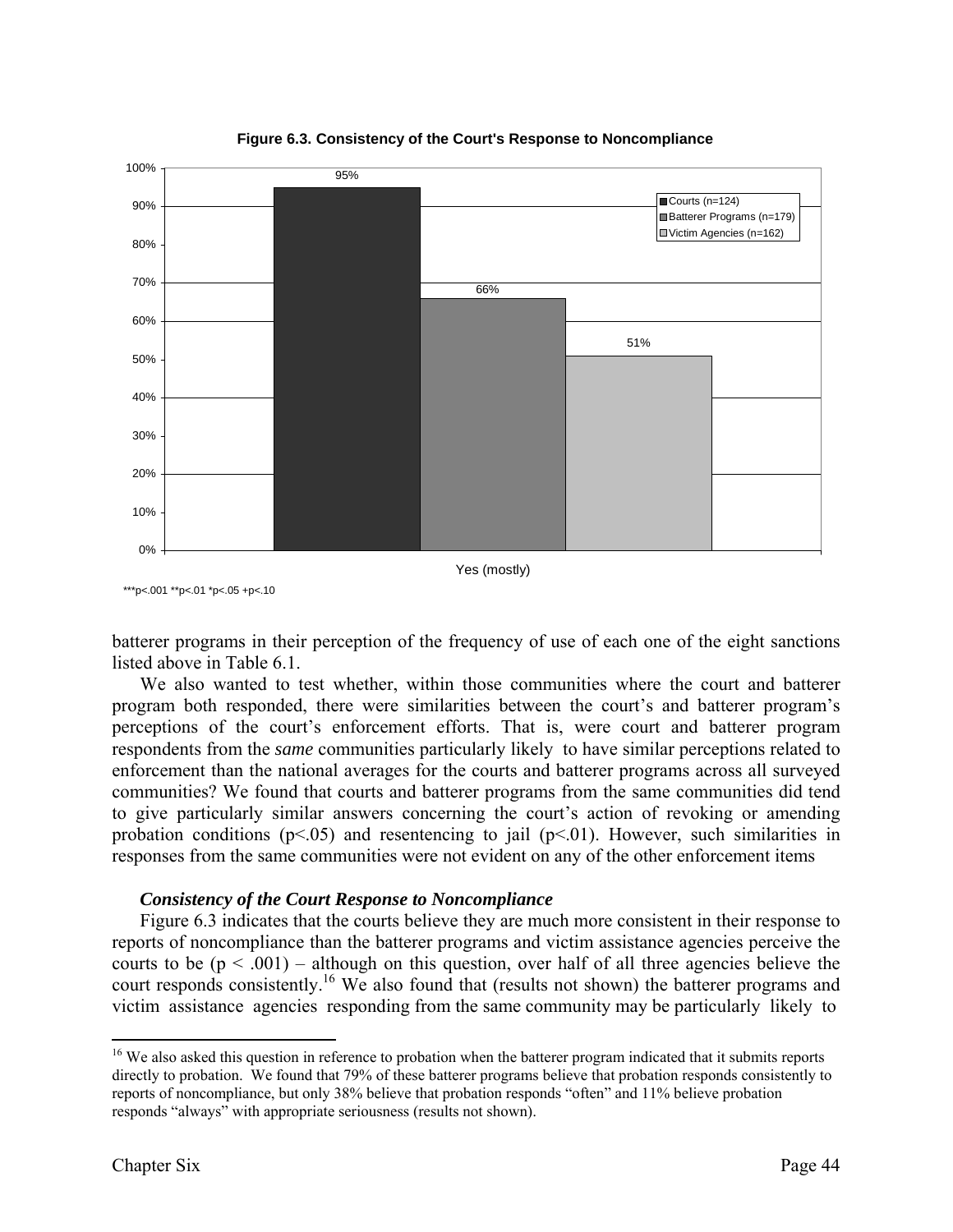**Figure 6.3. Consistency of the Court's Response to Noncompliance**

| | Courts (n=124) | Batterer Programs (n=179) | Victim Agencies (n=162) |
|---|---|---|---|
| Yes (mostly) | 95% | 66% | 51% |

***p<.001 **p<.01 *p<.05 +p<.10

batterer programs in their perception of the frequency of use of each one of the eight sanctions listed above in Table 6.1.

We also wanted to test whether, within those communities where the court and batterer program both responded, there were similarities between the court's and batterer program's perceptions of the court's enforcement efforts. That is, were court and batterer program respondents from the *same* communities particularly likely to have similar perceptions related to enforcement than the national averages for the courts and batterer programs across all surveyed communities? We found that courts and batterer programs from the same communities did tend to give particularly similar answers concerning the court's action of revoking or amending probation conditions ($p<.05$) and resentencing to jail ($p<.01$). However, such similarities in responses from the same communities were not evident on any of the other enforcement items

### *Consistency of the Court Response to Noncompliance*

Figure 6.3 indicates that the courts believe they are much more consistent in their response to reports of noncompliance than the batterer programs and victim assistance agencies perceive the courts to be ($p < .001$) – although on this question, over half of all three agencies believe the court responds consistently.[16] We also found that (results not shown) the batterer programs and victim assistance agencies responding from the same community may be particularly likely to

---

[16] We also asked this question in reference to probation when the batterer program indicated that it submits reports directly to probation. We found that 79% of these batterer programs believe that probation responds consistently to reports of noncompliance, but only 38% believe that probation responds "often" and 11% believe probation responds "always" with appropriate seriousness (results not shown).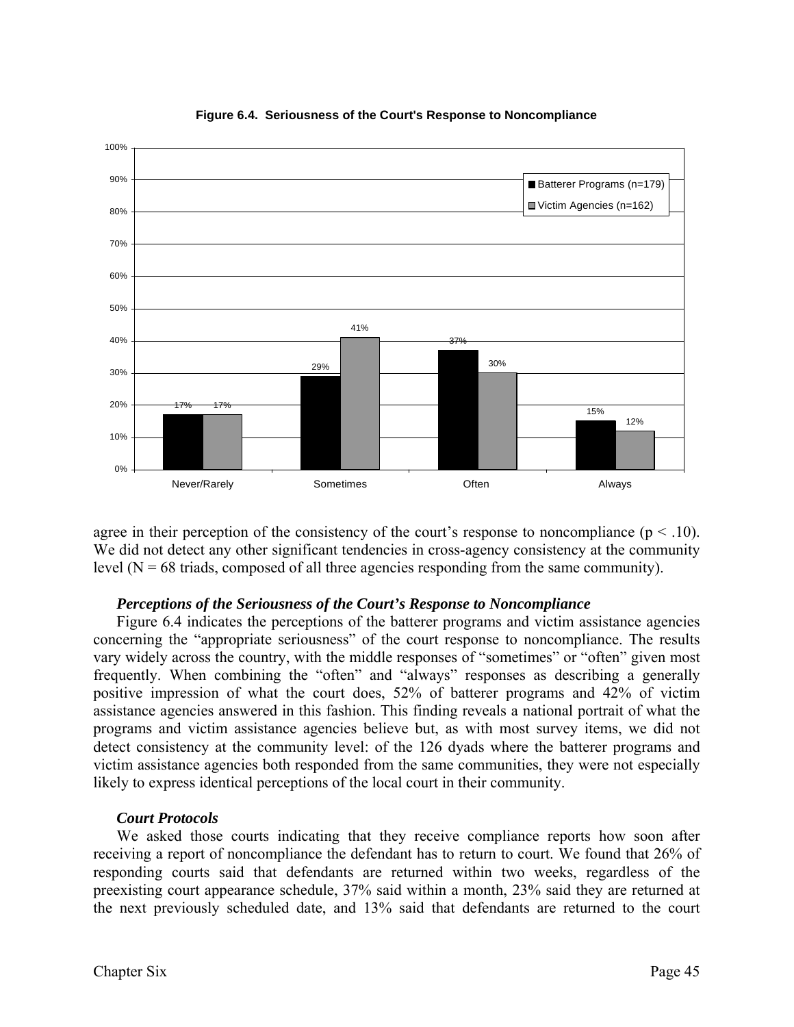**Figure 6.4. Seriousness of the Court's Response to Noncompliance**

| | Never/Rarely | Sometimes | Often | Always |
|---|---|---|---|---|
| Batterer Programs (n=179) | 17% | 29% | 37% | 15% |
| Victim Agencies (n=162) | 17% | 41% | 30% | 12% |

agree in their perception of the consistency of the court's response to noncompliance ($p < .10$). We did not detect any other significant tendencies in cross-agency consistency at the community level (N = 68 triads, composed of all three agencies responding from the same community).

### *Perceptions of the Seriousness of the Court's Response to Noncompliance*

Figure 6.4 indicates the perceptions of the batterer programs and victim assistance agencies concerning the "appropriate seriousness" of the court response to noncompliance. The results vary widely across the country, with the middle responses of "sometimes" or "often" given most frequently. When combining the "often" and "always" responses as describing a generally positive impression of what the court does, 52% of batterer programs and 42% of victim assistance agencies answered in this fashion. This finding reveals a national portrait of what the programs and victim assistance agencies believe but, as with most survey items, we did not detect consistency at the community level: of the 126 dyads where the batterer programs and victim assistance agencies both responded from the same communities, they were not especially likely to express identical perceptions of the local court in their community.

### *Court Protocols*

We asked those courts indicating that they receive compliance reports how soon after receiving a report of noncompliance the defendant has to return to court. We found that 26% of responding courts said that defendants are returned within two weeks, regardless of the preexisting court appearance schedule, 37% said within a month, 23% said they are returned at the next previously scheduled date, and 13% said that defendants are returned to the court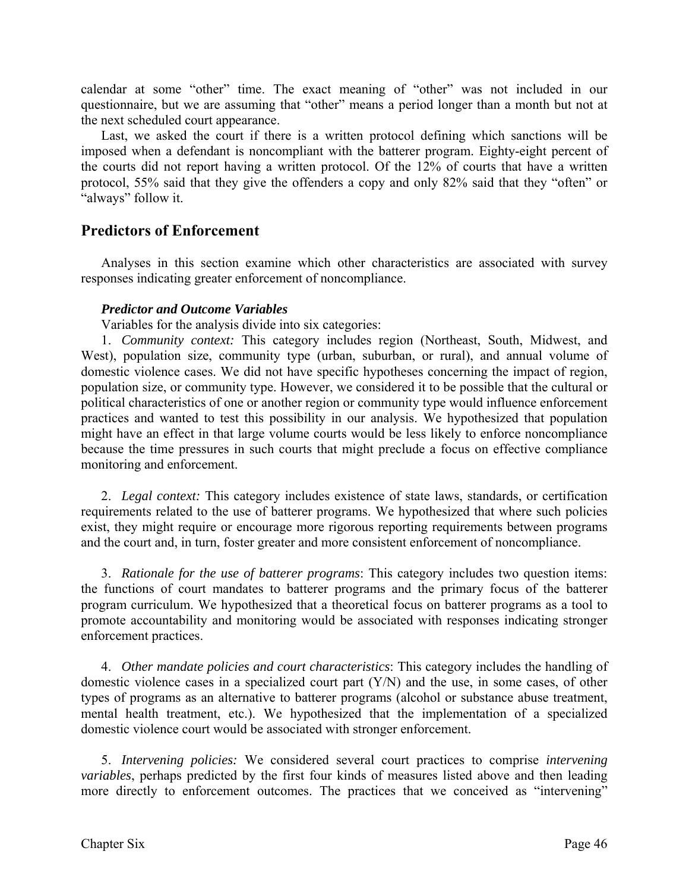calendar at some "other" time. The exact meaning of "other" was not included in our questionnaire, but we are assuming that "other" means a period longer than a month but not at the next scheduled court appearance.

Last, we asked the court if there is a written protocol defining which sanctions will be imposed when a defendant is noncompliant with the batterer program. Eighty-eight percent of the courts did not report having a written protocol. Of the 12% of courts that have a written protocol, 55% said that they give the offenders a copy and only 82% said that they "often" or "always" follow it.

## Predictors of Enforcement

Analyses in this section examine which other characteristics are associated with survey responses indicating greater enforcement of noncompliance.

***Predictor and Outcome Variables***

Variables for the analysis divide into six categories:

1. *Community context:* This category includes region (Northeast, South, Midwest, and West), population size, community type (urban, suburban, or rural), and annual volume of domestic violence cases. We did not have specific hypotheses concerning the impact of region, population size, or community type. However, we considered it to be possible that the cultural or political characteristics of one or another region or community type would influence enforcement practices and wanted to test this possibility in our analysis. We hypothesized that population might have an effect in that large volume courts would be less likely to enforce noncompliance because the time pressures in such courts that might preclude a focus on effective compliance monitoring and enforcement.

2. *Legal context:* This category includes existence of state laws, standards, or certification requirements related to the use of batterer programs. We hypothesized that where such policies exist, they might require or encourage more rigorous reporting requirements between programs and the court and, in turn, foster greater and more consistent enforcement of noncompliance.

3. *Rationale for the use of batterer programs*: This category includes two question items: the functions of court mandates to batterer programs and the primary focus of the batterer program curriculum. We hypothesized that a theoretical focus on batterer programs as a tool to promote accountability and monitoring would be associated with responses indicating stronger enforcement practices.

4. *Other mandate policies and court characteristics*: This category includes the handling of domestic violence cases in a specialized court part (Y/N) and the use, in some cases, of other types of programs as an alternative to batterer programs (alcohol or substance abuse treatment, mental health treatment, etc.). We hypothesized that the implementation of a specialized domestic violence court would be associated with stronger enforcement.

5. *Intervening policies:* We considered several court practices to comprise *intervening variables*, perhaps predicted by the first four kinds of measures listed above and then leading more directly to enforcement outcomes. The practices that we conceived as "intervening"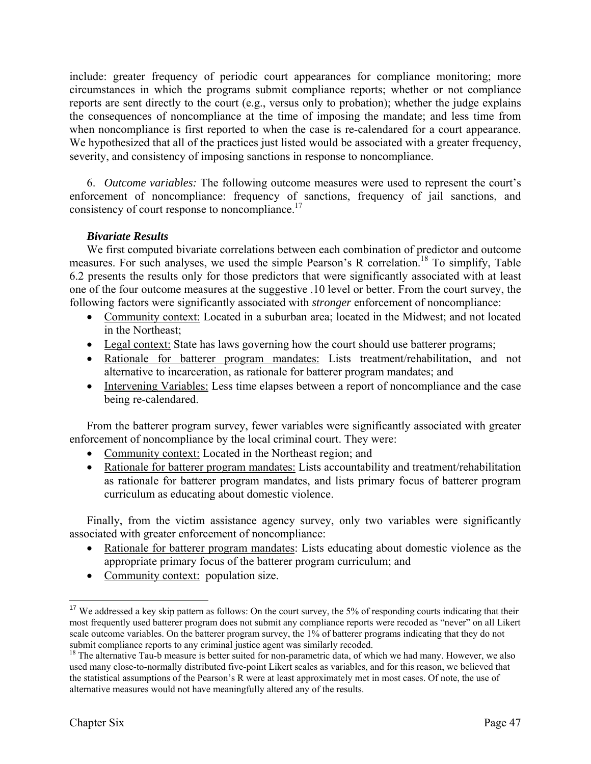include: greater frequency of periodic court appearances for compliance monitoring; more circumstances in which the programs submit compliance reports; whether or not compliance reports are sent directly to the court (e.g., versus only to probation); whether the judge explains the consequences of noncompliance at the time of imposing the mandate; and less time from when noncompliance is first reported to when the case is re-calendared for a court appearance. We hypothesized that all of the practices just listed would be associated with a greater frequency, severity, and consistency of imposing sanctions in response to noncompliance.

6. *Outcome variables:* The following outcome measures were used to represent the court's enforcement of noncompliance: frequency of sanctions, frequency of jail sanctions, and consistency of court response to noncompliance.[17]

### *Bivariate Results*

We first computed bivariate correlations between each combination of predictor and outcome measures. For such analyses, we used the simple Pearson's R correlation.[18] To simplify, Table 6.2 presents the results only for those predictors that were significantly associated with at least one of the four outcome measures at the suggestive .10 level or better. From the court survey, the following factors were significantly associated with *stronger* enforcement of noncompliance:

- Community context: Located in a suburban area; located in the Midwest; and not located in the Northeast;
- Legal context: State has laws governing how the court should use batterer programs;
- Rationale for batterer program mandates: Lists treatment/rehabilitation, and not alternative to incarceration, as rationale for batterer program mandates; and
- Intervening Variables: Less time elapses between a report of noncompliance and the case being re-calendared.

From the batterer program survey, fewer variables were significantly associated with greater enforcement of noncompliance by the local criminal court. They were:

- Community context: Located in the Northeast region; and
- Rationale for batterer program mandates: Lists accountability and treatment/rehabilitation as rationale for batterer program mandates, and lists primary focus of batterer program curriculum as educating about domestic violence.

Finally, from the victim assistance agency survey, only two variables were significantly associated with greater enforcement of noncompliance:

- Rationale for batterer program mandates: Lists educating about domestic violence as the appropriate primary focus of the batterer program curriculum; and
- Community context: population size.

---

[17] We addressed a key skip pattern as follows: On the court survey, the 5% of responding courts indicating that their most frequently used batterer program does not submit any compliance reports were recoded as "never" on all Likert scale outcome variables. On the batterer program survey, the 1% of batterer programs indicating that they do not submit compliance reports to any criminal justice agent was similarly recoded.

[18] The alternative Tau-b measure is better suited for non-parametric data, of which we had many. However, we also used many close-to-normally distributed five-point Likert scales as variables, and for this reason, we believed that the statistical assumptions of the Pearson's R were at least approximately met in most cases. Of note, the use of alternative measures would not have meaningfully altered any of the results.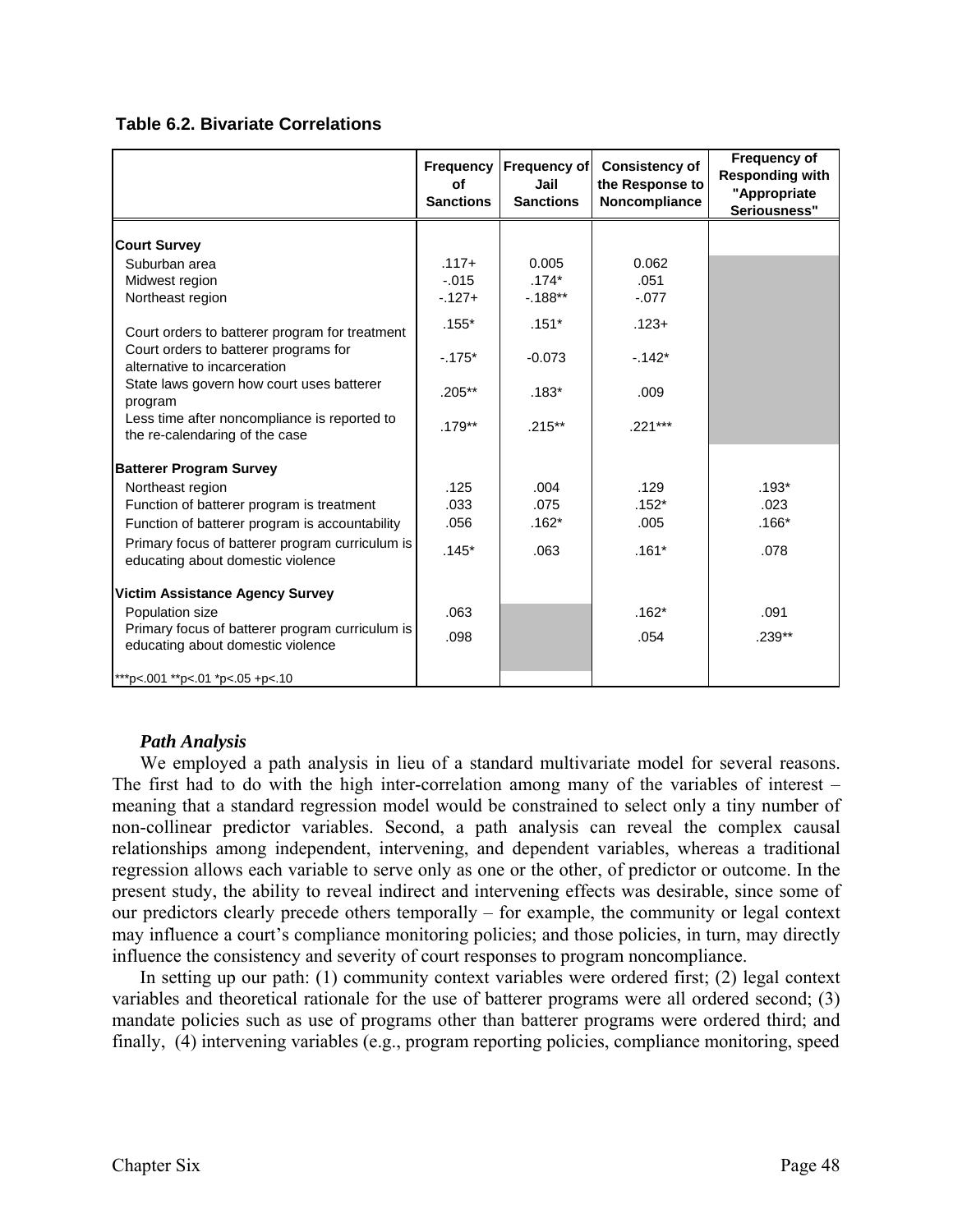**Table 6.2. Bivariate Correlations**

| | Frequency of Sanctions | Frequency of Jail Sanctions | Consistency of the Response to Noncompliance | Frequency of Responding with "Appropriate Seriousness" |
|---|---|---|---|---|
| **Court Survey** | | | | |
| Suburban area | .117+ | 0.005 | 0.062 | |
| Midwest region | -.015 | .174* | .051 | |
| Northeast region | -.127+ | -.188** | -.077 | |
| Court orders to batterer program for treatment | .155* | .151* | .123+ | |
| Court orders to batterer programs for alternative to incarceration | -.175* | -0.073 | -.142* | |
| State laws govern how court uses batterer program | .205** | .183* | .009 | |
| Less time after noncompliance is reported to the re-calendaring of the case | .179** | .215** | .221*** | |
| **Batterer Program Survey** | | | | |
| Northeast region | .125 | .004 | .129 | .193* |
| Function of batterer program is treatment | .033 | .075 | .152* | .023 |
| Function of batterer program is accountability | .056 | .162* | .005 | .166* |
| Primary focus of batterer program curriculum is educating about domestic violence | .145* | .063 | .161* | .078 |
| **Victim Assistance Agency Survey** | | | | |
| Population size | .063 | | .162* | .091 |
| Primary focus of batterer program curriculum is educating about domestic violence | .098 | | .054 | .239** |

***p<.001 **p<.01 *p<.05 +p<.10

### *Path Analysis*

We employed a path analysis in lieu of a standard multivariate model for several reasons. The first had to do with the high inter-correlation among many of the variables of interest – meaning that a standard regression model would be constrained to select only a tiny number of non-collinear predictor variables. Second, a path analysis can reveal the complex causal relationships among independent, intervening, and dependent variables, whereas a traditional regression allows each variable to serve only as one or the other, of predictor or outcome. In the present study, the ability to reveal indirect and intervening effects was desirable, since some of our predictors clearly precede others temporally – for example, the community or legal context may influence a court's compliance monitoring policies; and those policies, in turn, may directly influence the consistency and severity of court responses to program noncompliance.

In setting up our path: (1) community context variables were ordered first; (2) legal context variables and theoretical rationale for the use of batterer programs were all ordered second; (3) mandate policies such as use of programs other than batterer programs were ordered third; and finally, (4) intervening variables (e.g., program reporting policies, compliance monitoring, speed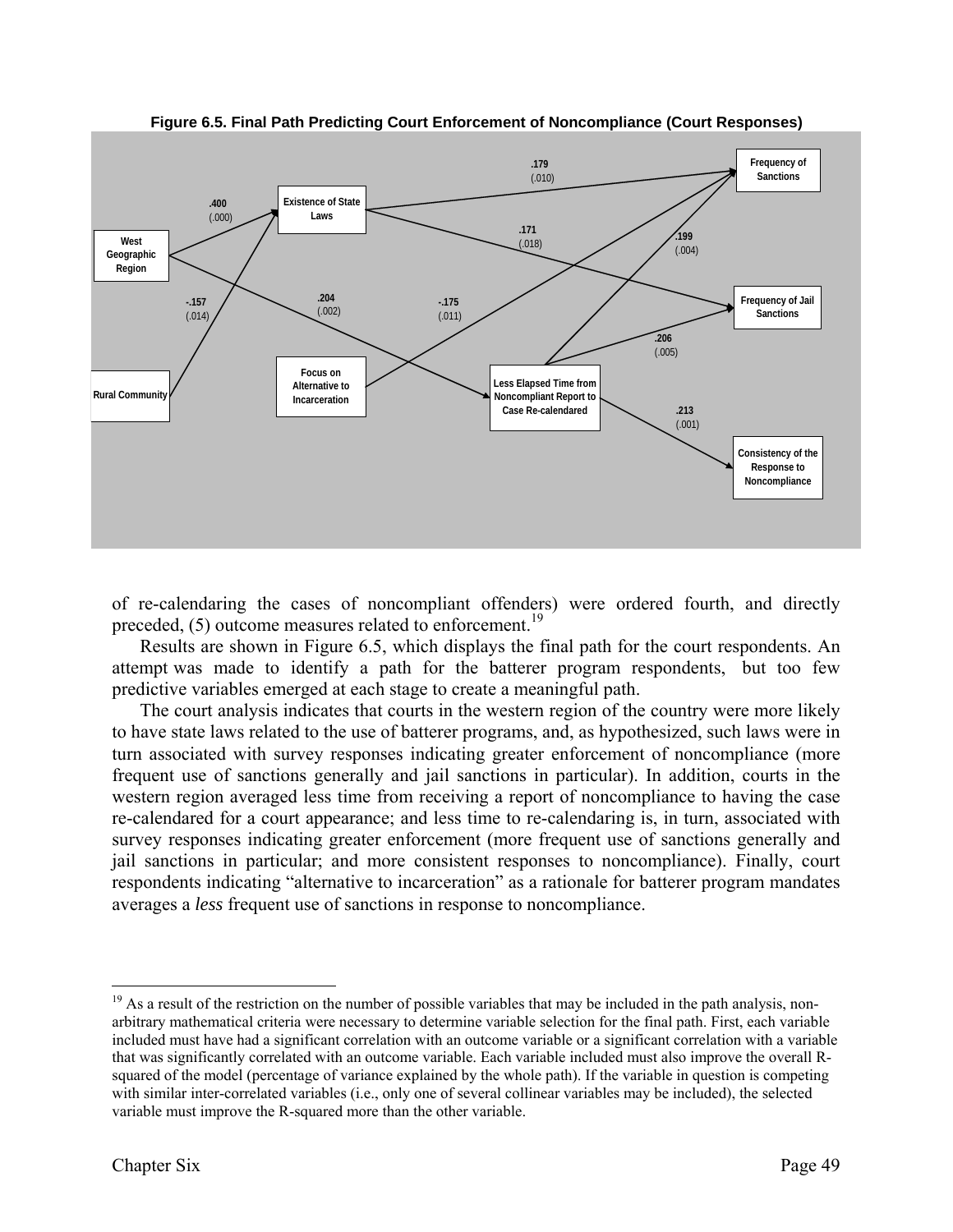**Figure 6.5. Final Path Predicting Court Enforcement of Noncompliance (Court Responses)**

of re-calendaring the cases of noncompliant offenders) were ordered fourth, and directly preceded, (5) outcome measures related to enforcement.[19]

Results are shown in Figure 6.5, which displays the final path for the court respondents. An attempt was made to identify a path for the batterer program respondents, but too few predictive variables emerged at each stage to create a meaningful path.

The court analysis indicates that courts in the western region of the country were more likely to have state laws related to the use of batterer programs, and, as hypothesized, such laws were in turn associated with survey responses indicating greater enforcement of noncompliance (more frequent use of sanctions generally and jail sanctions in particular). In addition, courts in the western region averaged less time from receiving a report of noncompliance to having the case re-calendared for a court appearance; and less time to re-calendaring is, in turn, associated with survey responses indicating greater enforcement (more frequent use of sanctions generally and jail sanctions in particular; and more consistent responses to noncompliance). Finally, court respondents indicating "alternative to incarceration" as a rationale for batterer program mandates averages a *less* frequent use of sanctions in response to noncompliance.

---

[19] As a result of the restriction on the number of possible variables that may be included in the path analysis, non-arbitrary mathematical criteria were necessary to determine variable selection for the final path. First, each variable included must have had a significant correlation with an outcome variable or a significant correlation with a variable that was significantly correlated with an outcome variable. Each variable included must also improve the overall R-squared of the model (percentage of variance explained by the whole path). If the variable in question is competing with similar inter-correlated variables (i.e., only one of several collinear variables may be included), the selected variable must improve the R-squared more than the other variable.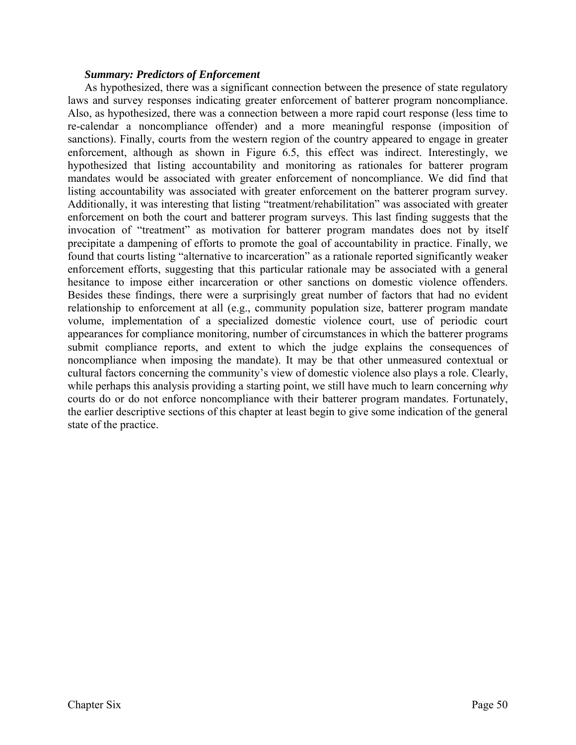***Summary: Predictors of Enforcement***

As hypothesized, there was a significant connection between the presence of state regulatory laws and survey responses indicating greater enforcement of batterer program noncompliance. Also, as hypothesized, there was a connection between a more rapid court response (less time to re-calendar a noncompliance offender) and a more meaningful response (imposition of sanctions). Finally, courts from the western region of the country appeared to engage in greater enforcement, although as shown in Figure 6.5, this effect was indirect. Interestingly, we hypothesized that listing accountability and monitoring as rationales for batterer program mandates would be associated with greater enforcement of noncompliance. We did find that listing accountability was associated with greater enforcement on the batterer program survey. Additionally, it was interesting that listing "treatment/rehabilitation" was associated with greater enforcement on both the court and batterer program surveys. This last finding suggests that the invocation of "treatment" as motivation for batterer program mandates does not by itself precipitate a dampening of efforts to promote the goal of accountability in practice. Finally, we found that courts listing "alternative to incarceration" as a rationale reported significantly weaker enforcement efforts, suggesting that this particular rationale may be associated with a general hesitance to impose either incarceration or other sanctions on domestic violence offenders. Besides these findings, there were a surprisingly great number of factors that had no evident relationship to enforcement at all (e.g., community population size, batterer program mandate volume, implementation of a specialized domestic violence court, use of periodic court appearances for compliance monitoring, number of circumstances in which the batterer programs submit compliance reports, and extent to which the judge explains the consequences of noncompliance when imposing the mandate). It may be that other unmeasured contextual or cultural factors concerning the community's view of domestic violence also plays a role. Clearly, while perhaps this analysis providing a starting point, we still have much to learn concerning *why* courts do or do not enforce noncompliance with their batterer program mandates. Fortunately, the earlier descriptive sections of this chapter at least begin to give some indication of the general state of the practice.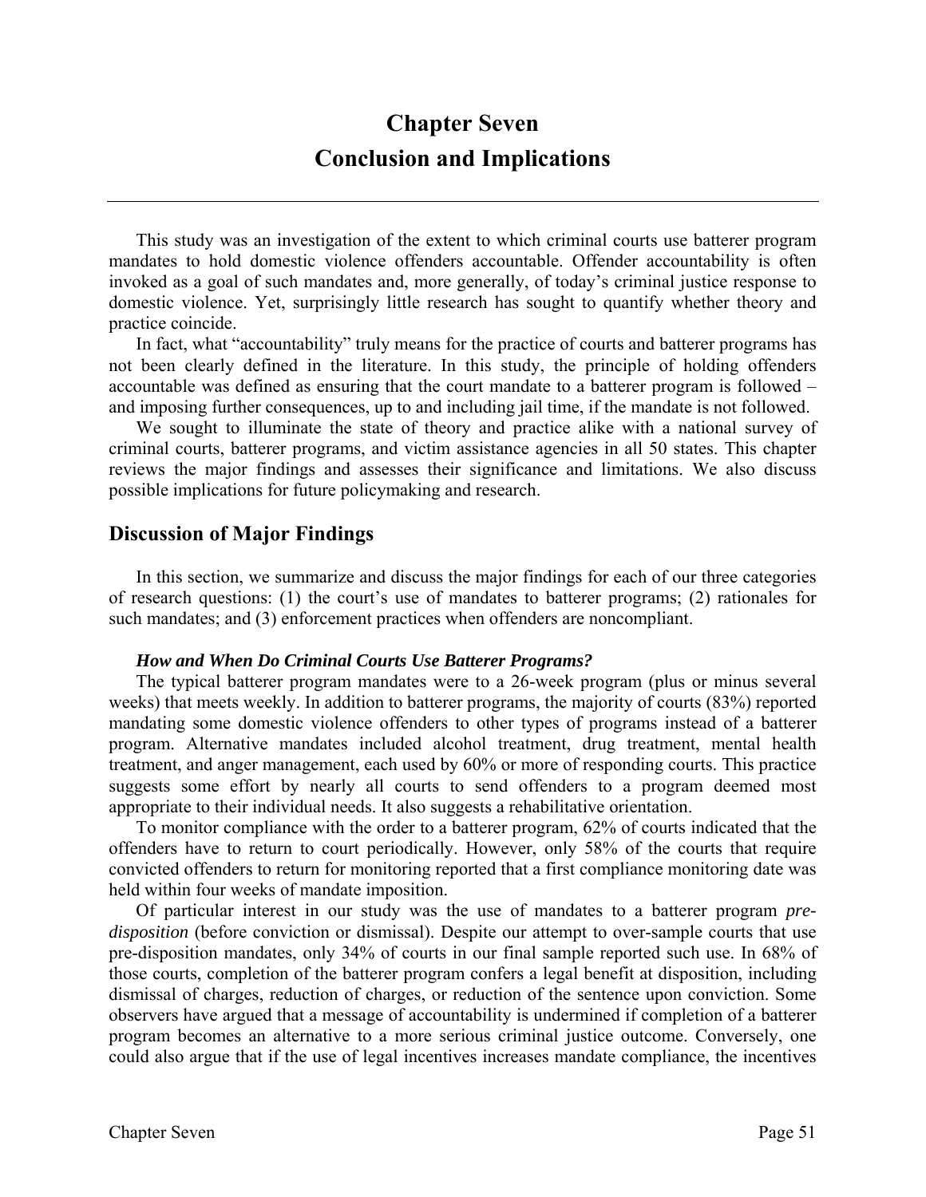# Chapter Seven
# Conclusion and Implications

This study was an investigation of the extent to which criminal courts use batterer program mandates to hold domestic violence offenders accountable. Offender accountability is often invoked as a goal of such mandates and, more generally, of today's criminal justice response to domestic violence. Yet, surprisingly little research has sought to quantify whether theory and practice coincide.

In fact, what "accountability" truly means for the practice of courts and batterer programs has not been clearly defined in the literature. In this study, the principle of holding offenders accountable was defined as ensuring that the court mandate to a batterer program is followed – and imposing further consequences, up to and including jail time, if the mandate is not followed.

We sought to illuminate the state of theory and practice alike with a national survey of criminal courts, batterer programs, and victim assistance agencies in all 50 states. This chapter reviews the major findings and assesses their significance and limitations. We also discuss possible implications for future policymaking and research.

## Discussion of Major Findings

In this section, we summarize and discuss the major findings for each of our three categories of research questions: (1) the court's use of mandates to batterer programs; (2) rationales for such mandates; and (3) enforcement practices when offenders are noncompliant.

### *How and When Do Criminal Courts Use Batterer Programs?*

The typical batterer program mandates were to a 26-week program (plus or minus several weeks) that meets weekly. In addition to batterer programs, the majority of courts (83%) reported mandating some domestic violence offenders to other types of programs instead of a batterer program. Alternative mandates included alcohol treatment, drug treatment, mental health treatment, and anger management, each used by 60% or more of responding courts. This practice suggests some effort by nearly all courts to send offenders to a program deemed most appropriate to their individual needs. It also suggests a rehabilitative orientation.

To monitor compliance with the order to a batterer program, 62% of courts indicated that the offenders have to return to court periodically. However, only 58% of the courts that require convicted offenders to return for monitoring reported that a first compliance monitoring date was held within four weeks of mandate imposition.

Of particular interest in our study was the use of mandates to a batterer program *pre-disposition* (before conviction or dismissal). Despite our attempt to over-sample courts that use pre-disposition mandates, only 34% of courts in our final sample reported such use. In 68% of those courts, completion of the batterer program confers a legal benefit at disposition, including dismissal of charges, reduction of charges, or reduction of the sentence upon conviction. Some observers have argued that a message of accountability is undermined if completion of a batterer program becomes an alternative to a more serious criminal justice outcome. Conversely, one could also argue that if the use of legal incentives increases mandate compliance, the incentives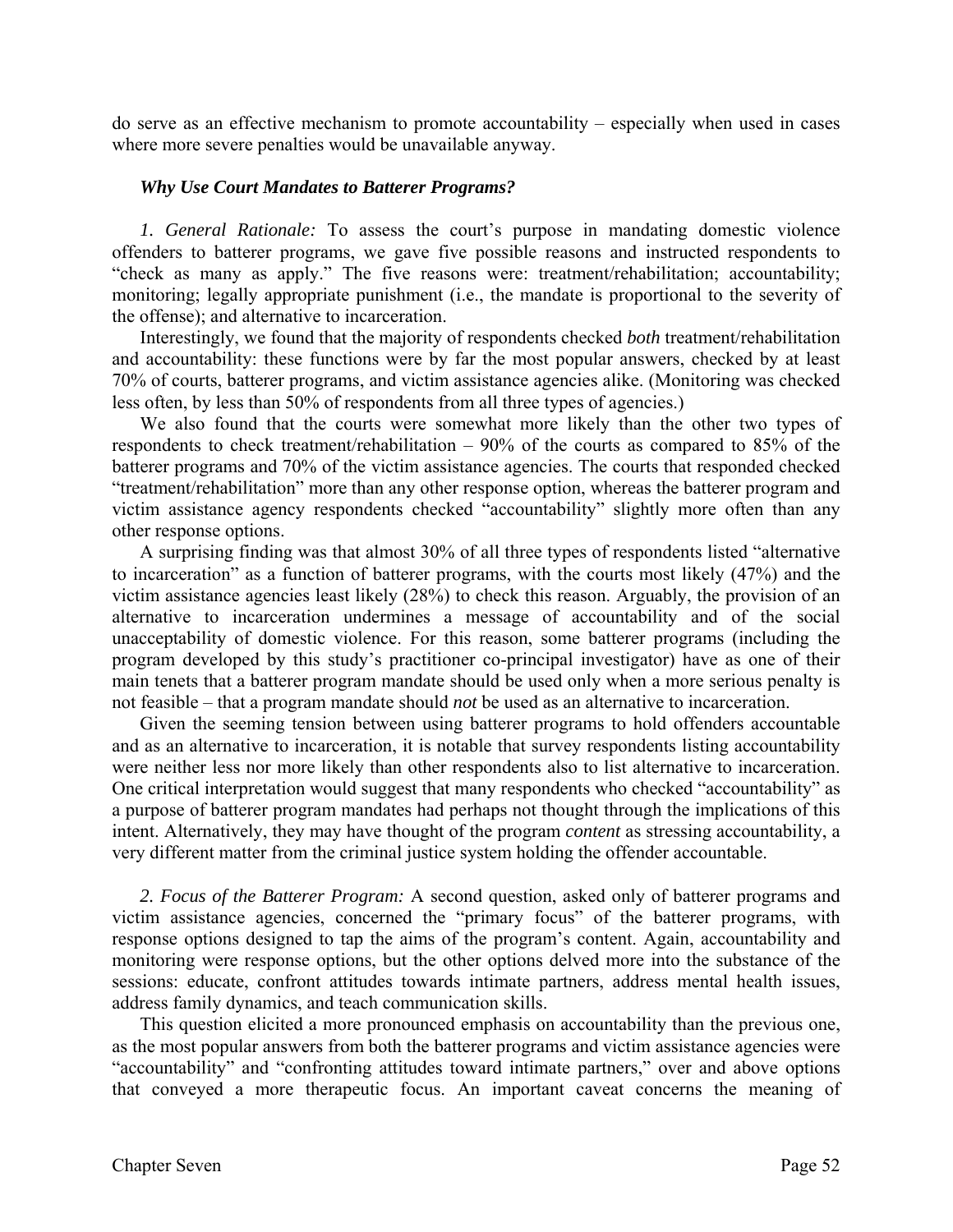do serve as an effective mechanism to promote accountability – especially when used in cases where more severe penalties would be unavailable anyway.

### *Why Use Court Mandates to Batterer Programs?*

*1. General Rationale:* To assess the court's purpose in mandating domestic violence offenders to batterer programs, we gave five possible reasons and instructed respondents to "check as many as apply." The five reasons were: treatment/rehabilitation; accountability; monitoring; legally appropriate punishment (i.e., the mandate is proportional to the severity of the offense); and alternative to incarceration.

Interestingly, we found that the majority of respondents checked *both* treatment/rehabilitation and accountability: these functions were by far the most popular answers, checked by at least 70% of courts, batterer programs, and victim assistance agencies alike. (Monitoring was checked less often, by less than 50% of respondents from all three types of agencies.)

We also found that the courts were somewhat more likely than the other two types of respondents to check treatment/rehabilitation – 90% of the courts as compared to 85% of the batterer programs and 70% of the victim assistance agencies. The courts that responded checked "treatment/rehabilitation" more than any other response option, whereas the batterer program and victim assistance agency respondents checked "accountability" slightly more often than any other response options.

A surprising finding was that almost 30% of all three types of respondents listed "alternative to incarceration" as a function of batterer programs, with the courts most likely (47%) and the victim assistance agencies least likely (28%) to check this reason. Arguably, the provision of an alternative to incarceration undermines a message of accountability and of the social unacceptability of domestic violence. For this reason, some batterer programs (including the program developed by this study's practitioner co-principal investigator) have as one of their main tenets that a batterer program mandate should be used only when a more serious penalty is not feasible – that a program mandate should *not* be used as an alternative to incarceration.

Given the seeming tension between using batterer programs to hold offenders accountable and as an alternative to incarceration, it is notable that survey respondents listing accountability were neither less nor more likely than other respondents also to list alternative to incarceration. One critical interpretation would suggest that many respondents who checked "accountability" as a purpose of batterer program mandates had perhaps not thought through the implications of this intent. Alternatively, they may have thought of the program *content* as stressing accountability, a very different matter from the criminal justice system holding the offender accountable.

*2. Focus of the Batterer Program:* A second question, asked only of batterer programs and victim assistance agencies, concerned the "primary focus" of the batterer programs, with response options designed to tap the aims of the program's content. Again, accountability and monitoring were response options, but the other options delved more into the substance of the sessions: educate, confront attitudes towards intimate partners, address mental health issues, address family dynamics, and teach communication skills.

This question elicited a more pronounced emphasis on accountability than the previous one, as the most popular answers from both the batterer programs and victim assistance agencies were "accountability" and "confronting attitudes toward intimate partners," over and above options that conveyed a more therapeutic focus. An important caveat concerns the meaning of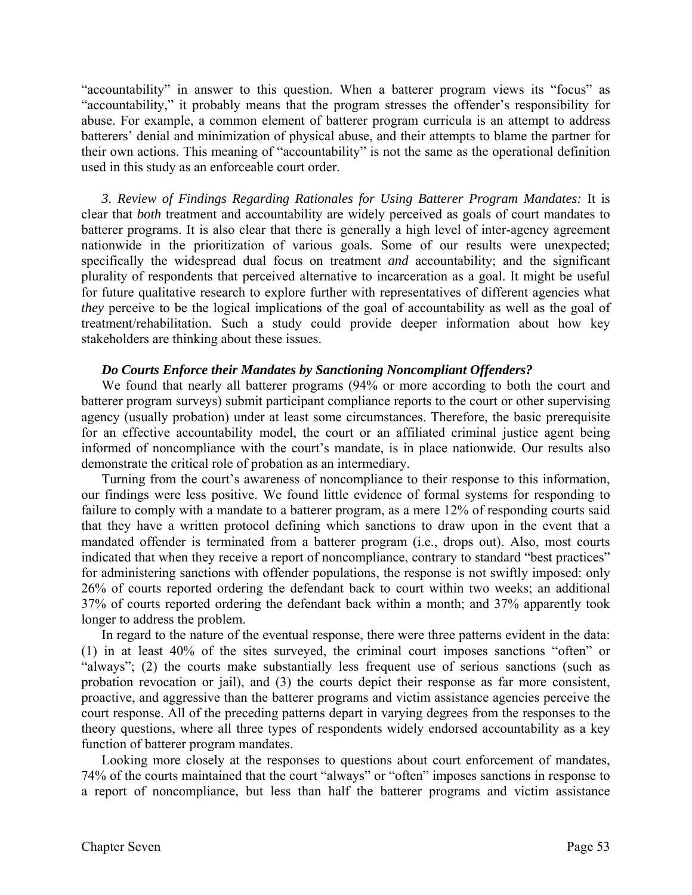"accountability" in answer to this question. When a batterer program views its "focus" as "accountability," it probably means that the program stresses the offender's responsibility for abuse. For example, a common element of batterer program curricula is an attempt to address batterers' denial and minimization of physical abuse, and their attempts to blame the partner for their own actions. This meaning of "accountability" is not the same as the operational definition used in this study as an enforceable court order.

*3. Review of Findings Regarding Rationales for Using Batterer Program Mandates:* It is clear that *both* treatment and accountability are widely perceived as goals of court mandates to batterer programs. It is also clear that there is generally a high level of inter-agency agreement nationwide in the prioritization of various goals. Some of our results were unexpected; specifically the widespread dual focus on treatment *and* accountability; and the significant plurality of respondents that perceived alternative to incarceration as a goal. It might be useful for future qualitative research to explore further with representatives of different agencies what *they* perceive to be the logical implications of the goal of accountability as well as the goal of treatment/rehabilitation. Such a study could provide deeper information about how key stakeholders are thinking about these issues.

***Do Courts Enforce their Mandates by Sanctioning Noncompliant Offenders?***

We found that nearly all batterer programs (94% or more according to both the court and batterer program surveys) submit participant compliance reports to the court or other supervising agency (usually probation) under at least some circumstances. Therefore, the basic prerequisite for an effective accountability model, the court or an affiliated criminal justice agent being informed of noncompliance with the court's mandate, is in place nationwide. Our results also demonstrate the critical role of probation as an intermediary.

Turning from the court's awareness of noncompliance to their response to this information, our findings were less positive. We found little evidence of formal systems for responding to failure to comply with a mandate to a batterer program, as a mere 12% of responding courts said that they have a written protocol defining which sanctions to draw upon in the event that a mandated offender is terminated from a batterer program (i.e., drops out). Also, most courts indicated that when they receive a report of noncompliance, contrary to standard "best practices" for administering sanctions with offender populations, the response is not swiftly imposed: only 26% of courts reported ordering the defendant back to court within two weeks; an additional 37% of courts reported ordering the defendant back within a month; and 37% apparently took longer to address the problem.

In regard to the nature of the eventual response, there were three patterns evident in the data: (1) in at least 40% of the sites surveyed, the criminal court imposes sanctions "often" or "always"; (2) the courts make substantially less frequent use of serious sanctions (such as probation revocation or jail), and (3) the courts depict their response as far more consistent, proactive, and aggressive than the batterer programs and victim assistance agencies perceive the court response. All of the preceding patterns depart in varying degrees from the responses to the theory questions, where all three types of respondents widely endorsed accountability as a key function of batterer program mandates.

Looking more closely at the responses to questions about court enforcement of mandates, 74% of the courts maintained that the court "always" or "often" imposes sanctions in response to a report of noncompliance, but less than half the batterer programs and victim assistance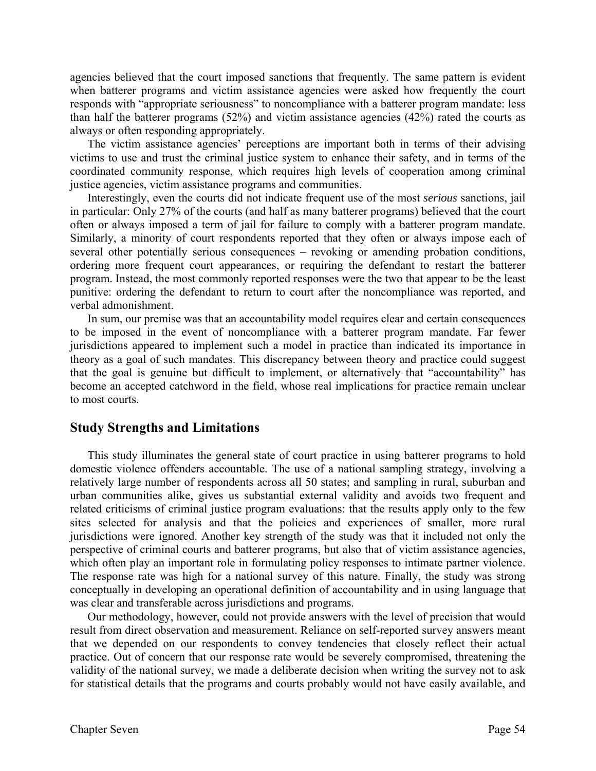agencies believed that the court imposed sanctions that frequently. The same pattern is evident when batterer programs and victim assistance agencies were asked how frequently the court responds with "appropriate seriousness" to noncompliance with a batterer program mandate: less than half the batterer programs (52%) and victim assistance agencies (42%) rated the courts as always or often responding appropriately.

The victim assistance agencies' perceptions are important both in terms of their advising victims to use and trust the criminal justice system to enhance their safety, and in terms of the coordinated community response, which requires high levels of cooperation among criminal justice agencies, victim assistance programs and communities.

Interestingly, even the courts did not indicate frequent use of the most *serious* sanctions, jail in particular: Only 27% of the courts (and half as many batterer programs) believed that the court often or always imposed a term of jail for failure to comply with a batterer program mandate. Similarly, a minority of court respondents reported that they often or always impose each of several other potentially serious consequences – revoking or amending probation conditions, ordering more frequent court appearances, or requiring the defendant to restart the batterer program. Instead, the most commonly reported responses were the two that appear to be the least punitive: ordering the defendant to return to court after the noncompliance was reported, and verbal admonishment.

In sum, our premise was that an accountability model requires clear and certain consequences to be imposed in the event of noncompliance with a batterer program mandate. Far fewer jurisdictions appeared to implement such a model in practice than indicated its importance in theory as a goal of such mandates. This discrepancy between theory and practice could suggest that the goal is genuine but difficult to implement, or alternatively that "accountability" has become an accepted catchword in the field, whose real implications for practice remain unclear to most courts.

## Study Strengths and Limitations

This study illuminates the general state of court practice in using batterer programs to hold domestic violence offenders accountable. The use of a national sampling strategy, involving a relatively large number of respondents across all 50 states; and sampling in rural, suburban and urban communities alike, gives us substantial external validity and avoids two frequent and related criticisms of criminal justice program evaluations: that the results apply only to the few sites selected for analysis and that the policies and experiences of smaller, more rural jurisdictions were ignored. Another key strength of the study was that it included not only the perspective of criminal courts and batterer programs, but also that of victim assistance agencies, which often play an important role in formulating policy responses to intimate partner violence. The response rate was high for a national survey of this nature. Finally, the study was strong conceptually in developing an operational definition of accountability and in using language that was clear and transferable across jurisdictions and programs.

Our methodology, however, could not provide answers with the level of precision that would result from direct observation and measurement. Reliance on self-reported survey answers meant that we depended on our respondents to convey tendencies that closely reflect their actual practice. Out of concern that our response rate would be severely compromised, threatening the validity of the national survey, we made a deliberate decision when writing the survey not to ask for statistical details that the programs and courts probably would not have easily available, and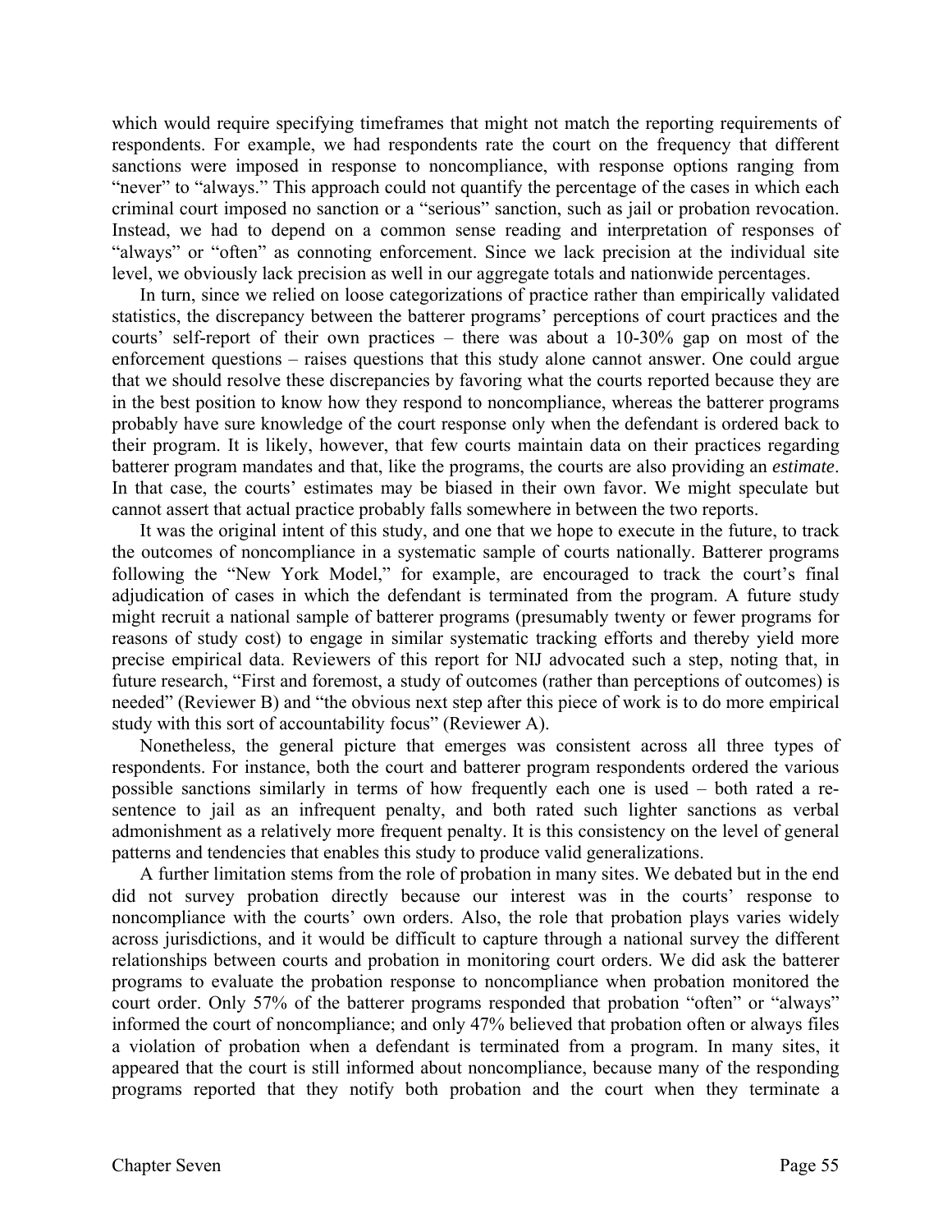which would require specifying timeframes that might not match the reporting requirements of respondents. For example, we had respondents rate the court on the frequency that different sanctions were imposed in response to noncompliance, with response options ranging from "never" to "always." This approach could not quantify the percentage of the cases in which each criminal court imposed no sanction or a "serious" sanction, such as jail or probation revocation. Instead, we had to depend on a common sense reading and interpretation of responses of "always" or "often" as connoting enforcement. Since we lack precision at the individual site level, we obviously lack precision as well in our aggregate totals and nationwide percentages.

In turn, since we relied on loose categorizations of practice rather than empirically validated statistics, the discrepancy between the batterer programs' perceptions of court practices and the courts' self-report of their own practices – there was about a 10-30% gap on most of the enforcement questions – raises questions that this study alone cannot answer. One could argue that we should resolve these discrepancies by favoring what the courts reported because they are in the best position to know how they respond to noncompliance, whereas the batterer programs probably have sure knowledge of the court response only when the defendant is ordered back to their program. It is likely, however, that few courts maintain data on their practices regarding batterer program mandates and that, like the programs, the courts are also providing an *estimate*. In that case, the courts' estimates may be biased in their own favor. We might speculate but cannot assert that actual practice probably falls somewhere in between the two reports.

It was the original intent of this study, and one that we hope to execute in the future, to track the outcomes of noncompliance in a systematic sample of courts nationally. Batterer programs following the "New York Model," for example, are encouraged to track the court's final adjudication of cases in which the defendant is terminated from the program. A future study might recruit a national sample of batterer programs (presumably twenty or fewer programs for reasons of study cost) to engage in similar systematic tracking efforts and thereby yield more precise empirical data. Reviewers of this report for NIJ advocated such a step, noting that, in future research, "First and foremost, a study of outcomes (rather than perceptions of outcomes) is needed" (Reviewer B) and "the obvious next step after this piece of work is to do more empirical study with this sort of accountability focus" (Reviewer A).

Nonetheless, the general picture that emerges was consistent across all three types of respondents. For instance, both the court and batterer program respondents ordered the various possible sanctions similarly in terms of how frequently each one is used – both rated a re-sentence to jail as an infrequent penalty, and both rated such lighter sanctions as verbal admonishment as a relatively more frequent penalty. It is this consistency on the level of general patterns and tendencies that enables this study to produce valid generalizations.

A further limitation stems from the role of probation in many sites. We debated but in the end did not survey probation directly because our interest was in the courts' response to noncompliance with the courts' own orders. Also, the role that probation plays varies widely across jurisdictions, and it would be difficult to capture through a national survey the different relationships between courts and probation in monitoring court orders. We did ask the batterer programs to evaluate the probation response to noncompliance when probation monitored the court order. Only 57% of the batterer programs responded that probation "often" or "always" informed the court of noncompliance; and only 47% believed that probation often or always files a violation of probation when a defendant is terminated from a program. In many sites, it appeared that the court is still informed about noncompliance, because many of the responding programs reported that they notify both probation and the court when they terminate a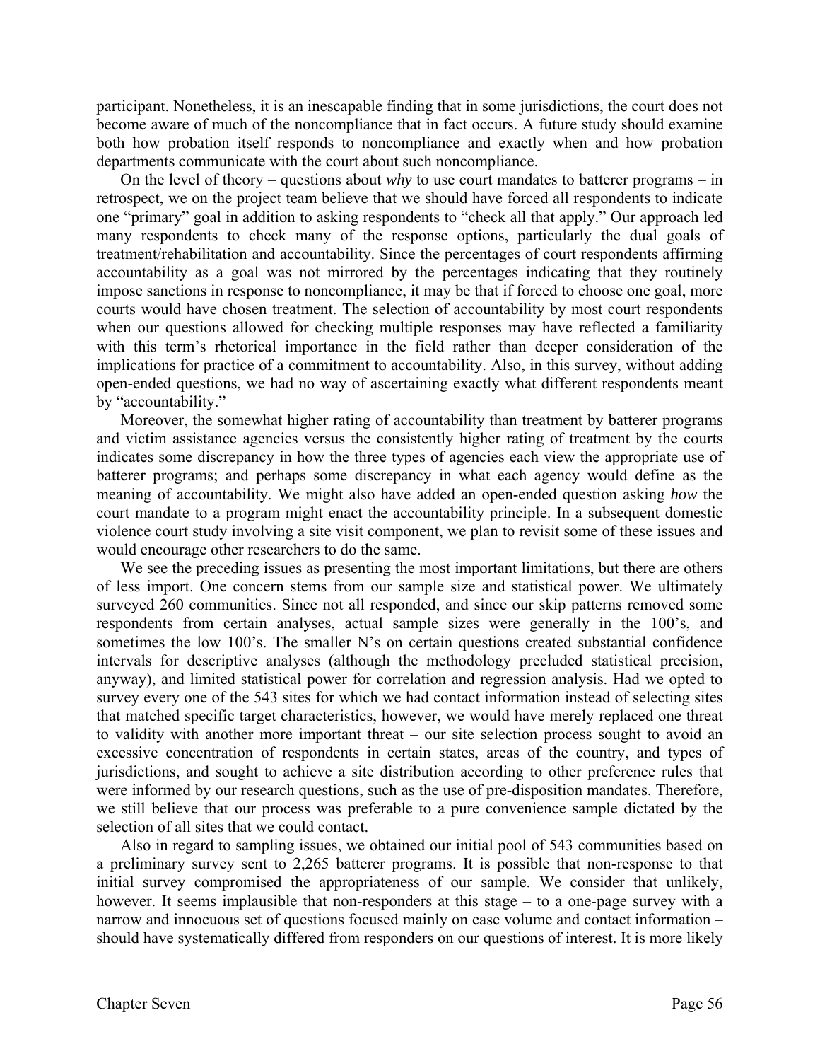participant. Nonetheless, it is an inescapable finding that in some jurisdictions, the court does not become aware of much of the noncompliance that in fact occurs. A future study should examine both how probation itself responds to noncompliance and exactly when and how probation departments communicate with the court about such noncompliance.

On the level of theory – questions about *why* to use court mandates to batterer programs – in retrospect, we on the project team believe that we should have forced all respondents to indicate one "primary" goal in addition to asking respondents to "check all that apply." Our approach led many respondents to check many of the response options, particularly the dual goals of treatment/rehabilitation and accountability. Since the percentages of court respondents affirming accountability as a goal was not mirrored by the percentages indicating that they routinely impose sanctions in response to noncompliance, it may be that if forced to choose one goal, more courts would have chosen treatment. The selection of accountability by most court respondents when our questions allowed for checking multiple responses may have reflected a familiarity with this term's rhetorical importance in the field rather than deeper consideration of the implications for practice of a commitment to accountability. Also, in this survey, without adding open-ended questions, we had no way of ascertaining exactly what different respondents meant by "accountability."

Moreover, the somewhat higher rating of accountability than treatment by batterer programs and victim assistance agencies versus the consistently higher rating of treatment by the courts indicates some discrepancy in how the three types of agencies each view the appropriate use of batterer programs; and perhaps some discrepancy in what each agency would define as the meaning of accountability. We might also have added an open-ended question asking *how* the court mandate to a program might enact the accountability principle. In a subsequent domestic violence court study involving a site visit component, we plan to revisit some of these issues and would encourage other researchers to do the same.

We see the preceding issues as presenting the most important limitations, but there are others of less import. One concern stems from our sample size and statistical power. We ultimately surveyed 260 communities. Since not all responded, and since our skip patterns removed some respondents from certain analyses, actual sample sizes were generally in the 100's, and sometimes the low 100's. The smaller N's on certain questions created substantial confidence intervals for descriptive analyses (although the methodology precluded statistical precision, anyway), and limited statistical power for correlation and regression analysis. Had we opted to survey every one of the 543 sites for which we had contact information instead of selecting sites that matched specific target characteristics, however, we would have merely replaced one threat to validity with another more important threat – our site selection process sought to avoid an excessive concentration of respondents in certain states, areas of the country, and types of jurisdictions, and sought to achieve a site distribution according to other preference rules that were informed by our research questions, such as the use of pre-disposition mandates. Therefore, we still believe that our process was preferable to a pure convenience sample dictated by the selection of all sites that we could contact.

Also in regard to sampling issues, we obtained our initial pool of 543 communities based on a preliminary survey sent to 2,265 batterer programs. It is possible that non-response to that initial survey compromised the appropriateness of our sample. We consider that unlikely, however. It seems implausible that non-responders at this stage – to a one-page survey with a narrow and innocuous set of questions focused mainly on case volume and contact information – should have systematically differed from responders on our questions of interest. It is more likely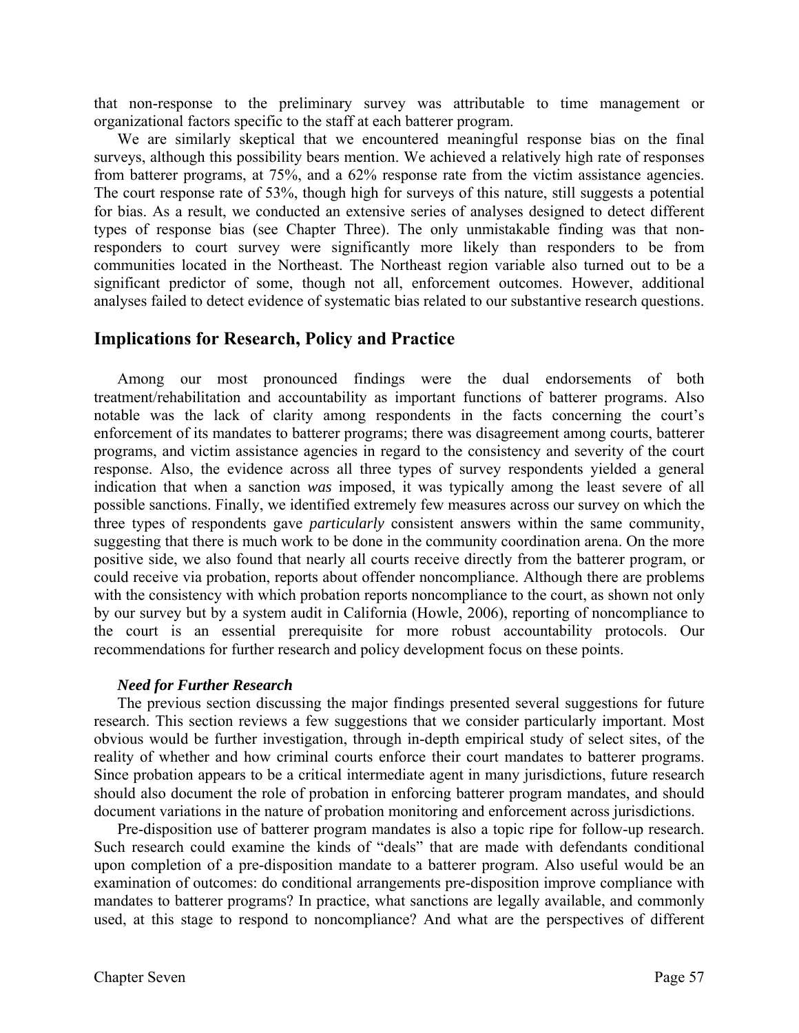that non-response to the preliminary survey was attributable to time management or organizational factors specific to the staff at each batterer program.

We are similarly skeptical that we encountered meaningful response bias on the final surveys, although this possibility bears mention. We achieved a relatively high rate of responses from batterer programs, at 75%, and a 62% response rate from the victim assistance agencies. The court response rate of 53%, though high for surveys of this nature, still suggests a potential for bias. As a result, we conducted an extensive series of analyses designed to detect different types of response bias (see Chapter Three). The only unmistakable finding was that non-responders to court survey were significantly more likely than responders to be from communities located in the Northeast. The Northeast region variable also turned out to be a significant predictor of some, though not all, enforcement outcomes. However, additional analyses failed to detect evidence of systematic bias related to our substantive research questions.

## Implications for Research, Policy and Practice

Among our most pronounced findings were the dual endorsements of both treatment/rehabilitation and accountability as important functions of batterer programs. Also notable was the lack of clarity among respondents in the facts concerning the court's enforcement of its mandates to batterer programs; there was disagreement among courts, batterer programs, and victim assistance agencies in regard to the consistency and severity of the court response. Also, the evidence across all three types of survey respondents yielded a general indication that when a sanction *was* imposed, it was typically among the least severe of all possible sanctions. Finally, we identified extremely few measures across our survey on which the three types of respondents gave *particularly* consistent answers within the same community, suggesting that there is much work to be done in the community coordination arena. On the more positive side, we also found that nearly all courts receive directly from the batterer program, or could receive via probation, reports about offender noncompliance. Although there are problems with the consistency with which probation reports noncompliance to the court, as shown not only by our survey but by a system audit in California (Howle, 2006), reporting of noncompliance to the court is an essential prerequisite for more robust accountability protocols. Our recommendations for further research and policy development focus on these points.

### *Need for Further Research*

The previous section discussing the major findings presented several suggestions for future research. This section reviews a few suggestions that we consider particularly important. Most obvious would be further investigation, through in-depth empirical study of select sites, of the reality of whether and how criminal courts enforce their court mandates to batterer programs. Since probation appears to be a critical intermediate agent in many jurisdictions, future research should also document the role of probation in enforcing batterer program mandates, and should document variations in the nature of probation monitoring and enforcement across jurisdictions.

Pre-disposition use of batterer program mandates is also a topic ripe for follow-up research. Such research could examine the kinds of "deals" that are made with defendants conditional upon completion of a pre-disposition mandate to a batterer program. Also useful would be an examination of outcomes: do conditional arrangements pre-disposition improve compliance with mandates to batterer programs? In practice, what sanctions are legally available, and commonly used, at this stage to respond to noncompliance? And what are the perspectives of different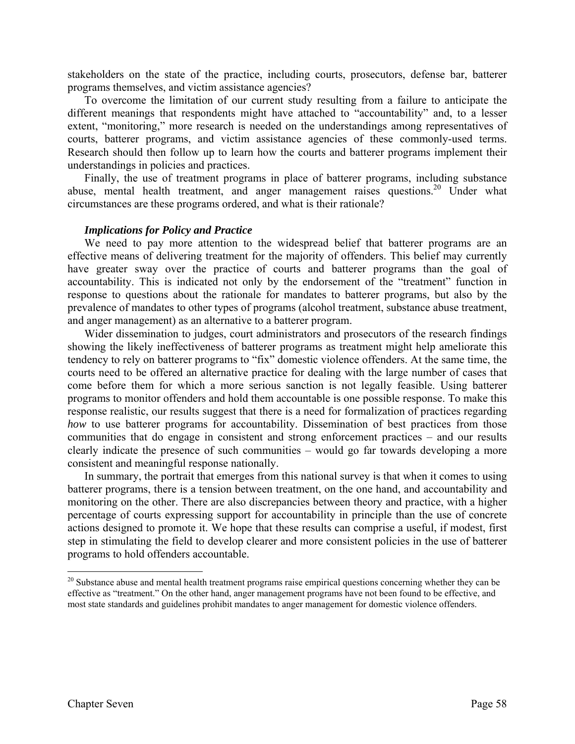stakeholders on the state of the practice, including courts, prosecutors, defense bar, batterer programs themselves, and victim assistance agencies?

To overcome the limitation of our current study resulting from a failure to anticipate the different meanings that respondents might have attached to "accountability" and, to a lesser extent, "monitoring," more research is needed on the understandings among representatives of courts, batterer programs, and victim assistance agencies of these commonly-used terms. Research should then follow up to learn how the courts and batterer programs implement their understandings in policies and practices.

Finally, the use of treatment programs in place of batterer programs, including substance abuse, mental health treatment, and anger management raises questions.[20] Under what circumstances are these programs ordered, and what is their rationale?

### *Implications for Policy and Practice*

We need to pay more attention to the widespread belief that batterer programs are an effective means of delivering treatment for the majority of offenders. This belief may currently have greater sway over the practice of courts and batterer programs than the goal of accountability. This is indicated not only by the endorsement of the "treatment" function in response to questions about the rationale for mandates to batterer programs, but also by the prevalence of mandates to other types of programs (alcohol treatment, substance abuse treatment, and anger management) as an alternative to a batterer program.

Wider dissemination to judges, court administrators and prosecutors of the research findings showing the likely ineffectiveness of batterer programs as treatment might help ameliorate this tendency to rely on batterer programs to "fix" domestic violence offenders. At the same time, the courts need to be offered an alternative practice for dealing with the large number of cases that come before them for which a more serious sanction is not legally feasible. Using batterer programs to monitor offenders and hold them accountable is one possible response. To make this response realistic, our results suggest that there is a need for formalization of practices regarding *how* to use batterer programs for accountability. Dissemination of best practices from those communities that do engage in consistent and strong enforcement practices – and our results clearly indicate the presence of such communities – would go far towards developing a more consistent and meaningful response nationally.

In summary, the portrait that emerges from this national survey is that when it comes to using batterer programs, there is a tension between treatment, on the one hand, and accountability and monitoring on the other. There are also discrepancies between theory and practice, with a higher percentage of courts expressing support for accountability in principle than the use of concrete actions designed to promote it. We hope that these results can comprise a useful, if modest, first step in stimulating the field to develop clearer and more consistent policies in the use of batterer programs to hold offenders accountable.

---

[20] Substance abuse and mental health treatment programs raise empirical questions concerning whether they can be effective as "treatment." On the other hand, anger management programs have not been found to be effective, and most state standards and guidelines prohibit mandates to anger management for domestic violence offenders.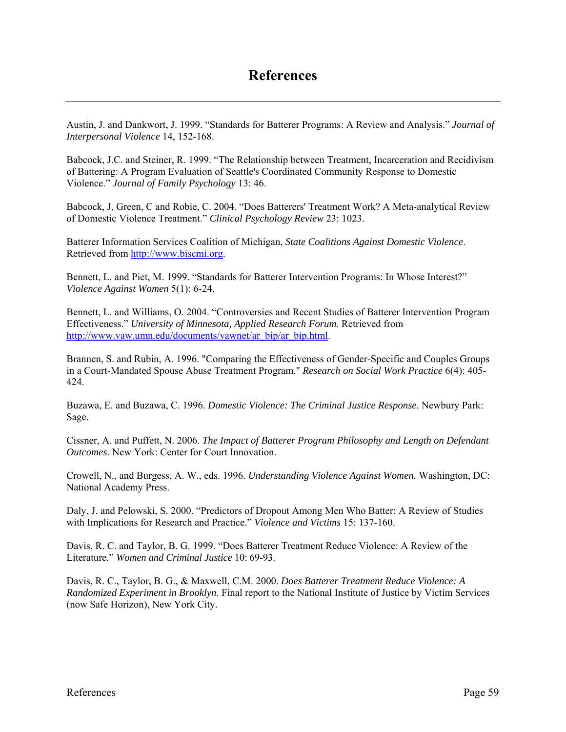# References

Austin, J. and Dankwort, J. 1999. "Standards for Batterer Programs: A Review and Analysis." *Journal of Interpersonal Violence* 14, 152-168.

Babcock, J.C. and Steiner, R. 1999. "The Relationship between Treatment, Incarceration and Recidivism of Battering: A Program Evaluation of Seattle's Coordinated Community Response to Domestic Violence." *Journal of Family Psychology* 13: 46.

Babcock, J, Green, C and Robie, C. 2004. "Does Batterers' Treatment Work? A Meta-analytical Review of Domestic Violence Treatment." *Clinical Psychology Review* 23: 1023.

Batterer Information Services Coalition of Michigan, *State Coalitions Against Domestic Violence*. Retrieved from http://www.biscmi.org.

Bennett, L. and Piet, M. 1999. "Standards for Batterer Intervention Programs: In Whose Interest?" *Violence Against Women* 5(1): 6-24.

Bennett, L. and Williams, O. 2004. "Controversies and Recent Studies of Batterer Intervention Program Effectiveness." *University of Minnesota, Applied Research Forum*. Retrieved from http://www.vaw.umn.edu/documents/vawnet/ar_bip/ar_bip.html.

Brannen, S. and Rubin, A. 1996. "Comparing the Effectiveness of Gender-Specific and Couples Groups in a Court-Mandated Spouse Abuse Treatment Program." *Research on Social Work Practice* 6(4): 405-424.

Buzawa, E. and Buzawa, C. 1996. *Domestic Violence: The Criminal Justice Response*. Newbury Park: Sage.

Cissner, A. and Puffett, N. 2006. *The Impact of Batterer Program Philosophy and Length on Defendant Outcomes*. New York: Center for Court Innovation.

Crowell, N., and Burgess, A. W., eds. 1996. *Understanding Violence Against Women.* Washington, DC: National Academy Press.

Daly, J. and Pelowski, S. 2000. "Predictors of Dropout Among Men Who Batter: A Review of Studies with Implications for Research and Practice." *Violence and Victims* 15: 137-160.

Davis, R. C. and Taylor, B. G. 1999. "Does Batterer Treatment Reduce Violence: A Review of the Literature." *Women and Criminal Justice* 10: 69-93.

Davis, R. C., Taylor, B. G., & Maxwell, C.M. 2000. *Does Batterer Treatment Reduce Violence: A Randomized Experiment in Brooklyn*. Final report to the National Institute of Justice by Victim Services (now Safe Horizon), New York City.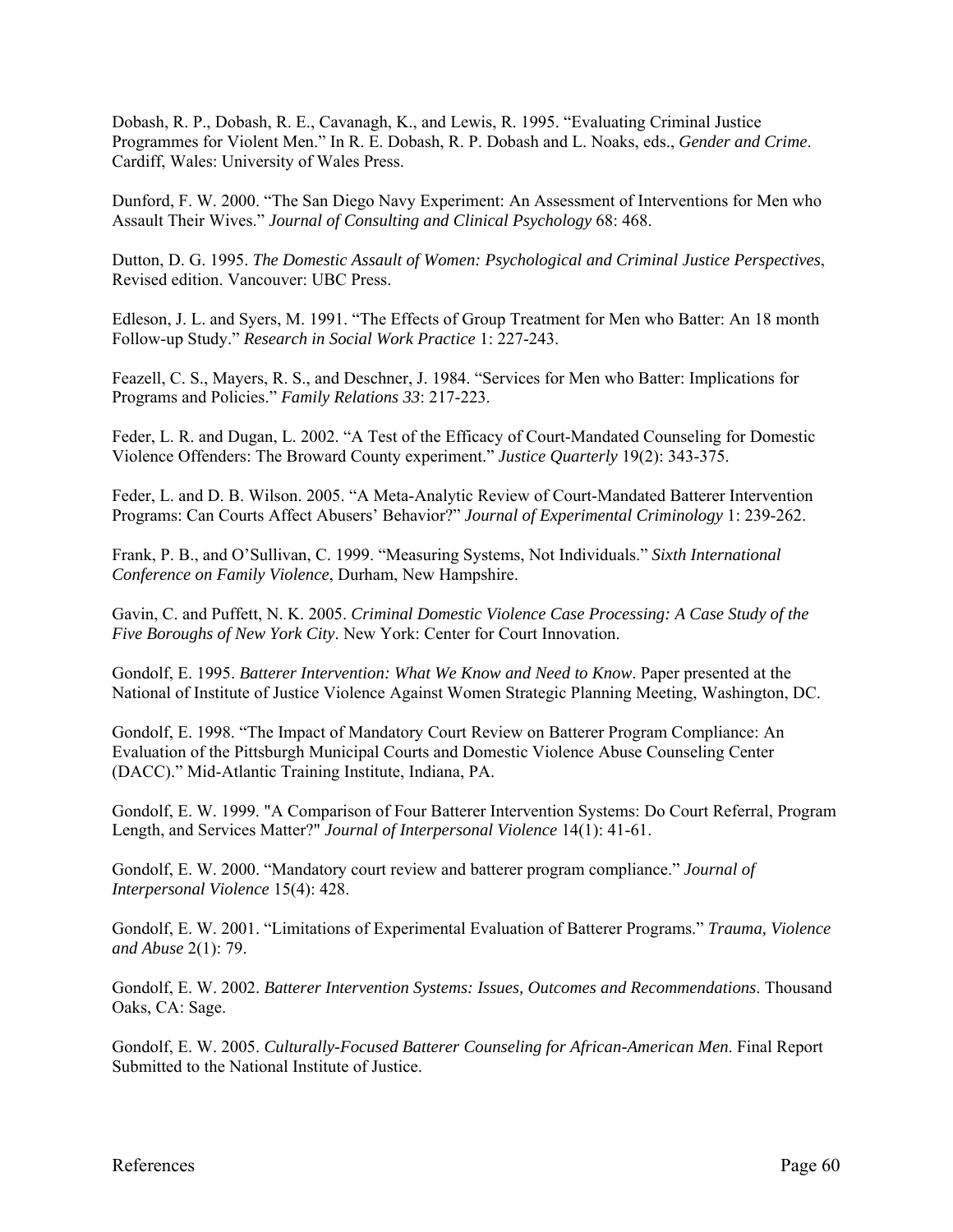Dobash, R. P., Dobash, R. E., Cavanagh, K., and Lewis, R. 1995. "Evaluating Criminal Justice Programmes for Violent Men." In R. E. Dobash, R. P. Dobash and L. Noaks, eds., *Gender and Crime*. Cardiff, Wales: University of Wales Press.

Dunford, F. W. 2000. "The San Diego Navy Experiment: An Assessment of Interventions for Men who Assault Their Wives." *Journal of Consulting and Clinical Psychology* 68: 468.

Dutton, D. G. 1995. *The Domestic Assault of Women: Psychological and Criminal Justice Perspectives*, Revised edition. Vancouver: UBC Press.

Edleson, J. L. and Syers, M. 1991. "The Effects of Group Treatment for Men who Batter: An 18 month Follow-up Study." *Research in Social Work Practice* 1: 227-243.

Feazell, C. S., Mayers, R. S., and Deschner, J. 1984. "Services for Men who Batter: Implications for Programs and Policies." *Family Relations 33*: 217-223.

Feder, L. R. and Dugan, L. 2002. "A Test of the Efficacy of Court-Mandated Counseling for Domestic Violence Offenders: The Broward County experiment." *Justice Quarterly* 19(2): 343-375.

Feder, L. and D. B. Wilson. 2005. "A Meta-Analytic Review of Court-Mandated Batterer Intervention Programs: Can Courts Affect Abusers' Behavior?" *Journal of Experimental Criminology* 1: 239-262.

Frank, P. B., and O'Sullivan, C. 1999. "Measuring Systems, Not Individuals." *Sixth International Conference on Family Violence*, Durham, New Hampshire.

Gavin, C. and Puffett, N. K. 2005. *Criminal Domestic Violence Case Processing: A Case Study of the Five Boroughs of New York City*. New York: Center for Court Innovation.

Gondolf, E. 1995. *Batterer Intervention: What We Know and Need to Know*. Paper presented at the National of Institute of Justice Violence Against Women Strategic Planning Meeting, Washington, DC.

Gondolf, E. 1998. "The Impact of Mandatory Court Review on Batterer Program Compliance: An Evaluation of the Pittsburgh Municipal Courts and Domestic Violence Abuse Counseling Center (DACC)." Mid-Atlantic Training Institute, Indiana, PA.

Gondolf, E. W. 1999. "A Comparison of Four Batterer Intervention Systems: Do Court Referral, Program Length, and Services Matter?" *Journal of Interpersonal Violence* 14(1): 41-61.

Gondolf, E. W. 2000. "Mandatory court review and batterer program compliance." *Journal of Interpersonal Violence* 15(4): 428.

Gondolf, E. W. 2001. "Limitations of Experimental Evaluation of Batterer Programs." *Trauma, Violence and Abuse* 2(1): 79.

Gondolf, E. W. 2002. *Batterer Intervention Systems: Issues, Outcomes and Recommendations*. Thousand Oaks, CA: Sage.

Gondolf, E. W. 2005. *Culturally-Focused Batterer Counseling for African-American Men*. Final Report Submitted to the National Institute of Justice.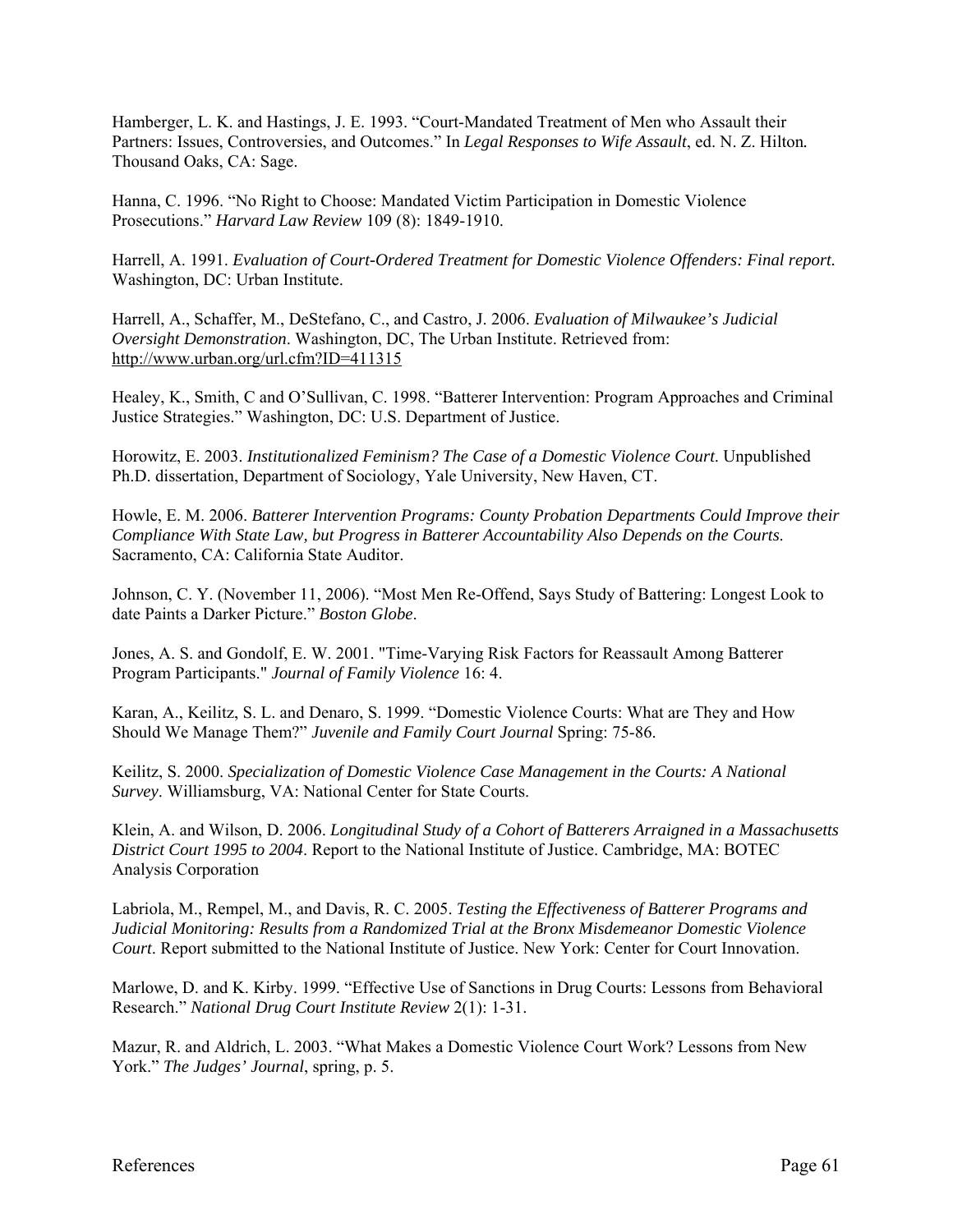Hamberger, L. K. and Hastings, J. E. 1993. "Court-Mandated Treatment of Men who Assault their Partners: Issues, Controversies, and Outcomes." In *Legal Responses to Wife Assault*, ed. N. Z. Hilton*.* Thousand Oaks, CA: Sage.

Hanna, C. 1996. "No Right to Choose: Mandated Victim Participation in Domestic Violence Prosecutions." *Harvard Law Review* 109 (8): 1849-1910.

Harrell, A. 1991. *Evaluation of Court-Ordered Treatment for Domestic Violence Offenders: Final report.* Washington, DC: Urban Institute.

Harrell, A., Schaffer, M., DeStefano, C., and Castro, J. 2006. *Evaluation of Milwaukee's Judicial Oversight Demonstration*. Washington, DC, The Urban Institute. Retrieved from: http://www.urban.org/url.cfm?ID=411315

Healey, K., Smith, C and O'Sullivan, C. 1998. "Batterer Intervention: Program Approaches and Criminal Justice Strategies." Washington, DC: U.S. Department of Justice.

Horowitz, E. 2003. *Institutionalized Feminism? The Case of a Domestic Violence Court*. Unpublished Ph.D. dissertation, Department of Sociology, Yale University, New Haven, CT.

Howle, E. M. 2006. *Batterer Intervention Programs: County Probation Departments Could Improve their Compliance With State Law, but Progress in Batterer Accountability Also Depends on the Courts.* Sacramento, CA: California State Auditor.

Johnson, C. Y. (November 11, 2006). "Most Men Re-Offend, Says Study of Battering: Longest Look to date Paints a Darker Picture." *Boston Globe*.

Jones, A. S. and Gondolf, E. W. 2001. "Time-Varying Risk Factors for Reassault Among Batterer Program Participants." *Journal of Family Violence* 16: 4.

Karan, A., Keilitz, S. L. and Denaro, S. 1999. "Domestic Violence Courts: What are They and How Should We Manage Them?" *Juvenile and Family Court Journal* Spring: 75-86.

Keilitz, S. 2000. *Specialization of Domestic Violence Case Management in the Courts: A National Survey*. Williamsburg, VA: National Center for State Courts.

Klein, A. and Wilson, D. 2006. *Longitudinal Study of a Cohort of Batterers Arraigned in a Massachusetts District Court 1995 to 2004*. Report to the National Institute of Justice. Cambridge, MA: BOTEC Analysis Corporation

Labriola, M., Rempel, M., and Davis, R. C. 2005. *Testing the Effectiveness of Batterer Programs and Judicial Monitoring: Results from a Randomized Trial at the Bronx Misdemeanor Domestic Violence Court*. Report submitted to the National Institute of Justice. New York: Center for Court Innovation.

Marlowe, D. and K. Kirby. 1999. "Effective Use of Sanctions in Drug Courts: Lessons from Behavioral Research." *National Drug Court Institute Review* 2(1): 1-31.

Mazur, R. and Aldrich, L. 2003. "What Makes a Domestic Violence Court Work? Lessons from New York." *The Judges' Journal*, spring, p. 5.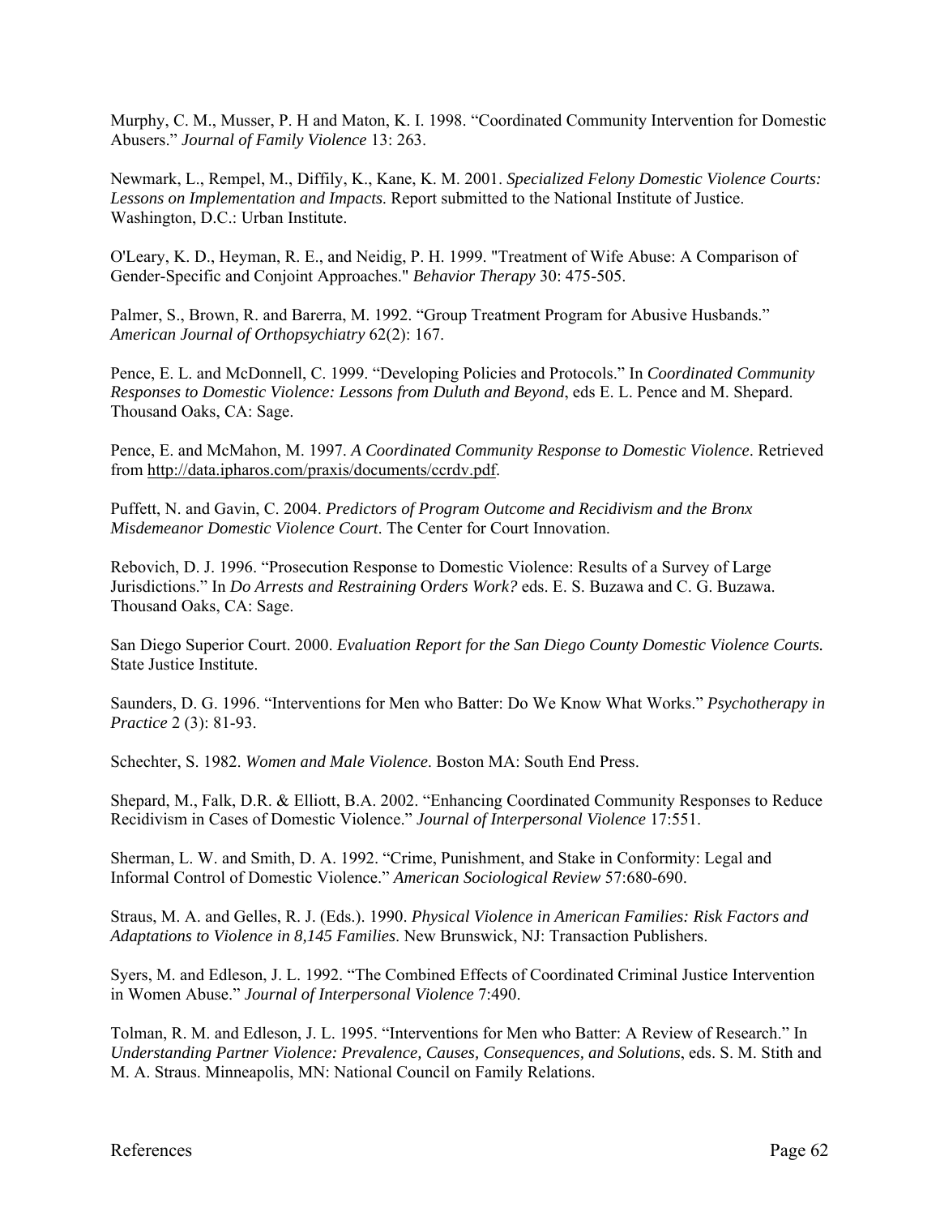Murphy, C. M., Musser, P. H and Maton, K. I. 1998. "Coordinated Community Intervention for Domestic Abusers." *Journal of Family Violence* 13: 263.

Newmark, L., Rempel, M., Diffily, K., Kane, K. M. 2001. *Specialized Felony Domestic Violence Courts: Lessons on Implementation and Impacts*. Report submitted to the National Institute of Justice. Washington, D.C.: Urban Institute.

O'Leary, K. D., Heyman, R. E., and Neidig, P. H. 1999. "Treatment of Wife Abuse: A Comparison of Gender-Specific and Conjoint Approaches." *Behavior Therapy* 30: 475-505.

Palmer, S., Brown, R. and Barerra, M. 1992. "Group Treatment Program for Abusive Husbands." *American Journal of Orthopsychiatry* 62(2): 167.

Pence, E. L. and McDonnell, C. 1999. "Developing Policies and Protocols." In *Coordinated Community Responses to Domestic Violence: Lessons from Duluth and Beyond*, eds E. L. Pence and M. Shepard. Thousand Oaks, CA: Sage.

Pence, E. and McMahon, M. 1997. *A Coordinated Community Response to Domestic Violence*. Retrieved from http://data.ipharos.com/praxis/documents/ccrdv.pdf.

Puffett, N. and Gavin, C. 2004. *Predictors of Program Outcome and Recidivism and the Bronx Misdemeanor Domestic Violence Court*. The Center for Court Innovation.

Rebovich, D. J. 1996. "Prosecution Response to Domestic Violence: Results of a Survey of Large Jurisdictions." In *Do Arrests and Restraining Orders Work?* eds. E. S. Buzawa and C. G. Buzawa. Thousand Oaks, CA: Sage.

San Diego Superior Court. 2000. *Evaluation Report for the San Diego County Domestic Violence Courts.* State Justice Institute.

Saunders, D. G. 1996. "Interventions for Men who Batter: Do We Know What Works." *Psychotherapy in Practice* 2 (3): 81-93.

Schechter, S. 1982. *Women and Male Violence*. Boston MA: South End Press.

Shepard, M., Falk, D.R. & Elliott, B.A. 2002. "Enhancing Coordinated Community Responses to Reduce Recidivism in Cases of Domestic Violence." *Journal of Interpersonal Violence* 17:551.

Sherman, L. W. and Smith, D. A. 1992. "Crime, Punishment, and Stake in Conformity: Legal and Informal Control of Domestic Violence." *American Sociological Review* 57:680-690.

Straus, M. A. and Gelles, R. J. (Eds.). 1990. *Physical Violence in American Families: Risk Factors and Adaptations to Violence in 8,145 Families*. New Brunswick, NJ: Transaction Publishers.

Syers, M. and Edleson, J. L. 1992. "The Combined Effects of Coordinated Criminal Justice Intervention in Women Abuse." *Journal of Interpersonal Violence* 7:490.

Tolman, R. M. and Edleson, J. L. 1995. "Interventions for Men who Batter: A Review of Research." In *Understanding Partner Violence: Prevalence, Causes, Consequences, and Solutions*, eds. S. M. Stith and M. A. Straus. Minneapolis, MN: National Council on Family Relations.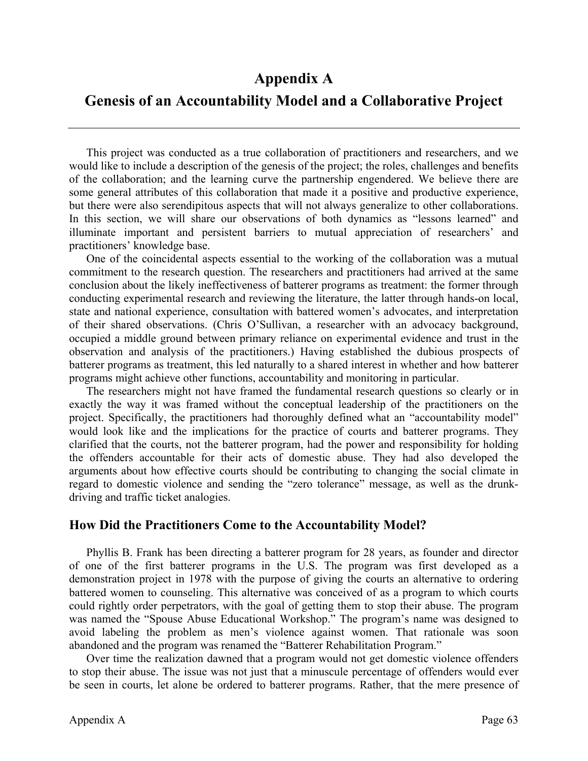# Appendix A

# Genesis of an Accountability Model and a Collaborative Project

---

This project was conducted as a true collaboration of practitioners and researchers, and we would like to include a description of the genesis of the project; the roles, challenges and benefits of the collaboration; and the learning curve the partnership engendered. We believe there are some general attributes of this collaboration that made it a positive and productive experience, but there were also serendipitous aspects that will not always generalize to other collaborations. In this section, we will share our observations of both dynamics as "lessons learned" and illuminate important and persistent barriers to mutual appreciation of researchers' and practitioners' knowledge base.

One of the coincidental aspects essential to the working of the collaboration was a mutual commitment to the research question. The researchers and practitioners had arrived at the same conclusion about the likely ineffectiveness of batterer programs as treatment: the former through conducting experimental research and reviewing the literature, the latter through hands-on local, state and national experience, consultation with battered women's advocates, and interpretation of their shared observations. (Chris O'Sullivan, a researcher with an advocacy background, occupied a middle ground between primary reliance on experimental evidence and trust in the observation and analysis of the practitioners.) Having established the dubious prospects of batterer programs as treatment, this led naturally to a shared interest in whether and how batterer programs might achieve other functions, accountability and monitoring in particular.

The researchers might not have framed the fundamental research questions so clearly or in exactly the way it was framed without the conceptual leadership of the practitioners on the project. Specifically, the practitioners had thoroughly defined what an "accountability model" would look like and the implications for the practice of courts and batterer programs. They clarified that the courts, not the batterer program, had the power and responsibility for holding the offenders accountable for their acts of domestic abuse. They had also developed the arguments about how effective courts should be contributing to changing the social climate in regard to domestic violence and sending the "zero tolerance" message, as well as the drunk-driving and traffic ticket analogies.

## How Did the Practitioners Come to the Accountability Model?

Phyllis B. Frank has been directing a batterer program for 28 years, as founder and director of one of the first batterer programs in the U.S. The program was first developed as a demonstration project in 1978 with the purpose of giving the courts an alternative to ordering battered women to counseling. This alternative was conceived of as a program to which courts could rightly order perpetrators, with the goal of getting them to stop their abuse. The program was named the "Spouse Abuse Educational Workshop." The program's name was designed to avoid labeling the problem as men's violence against women. That rationale was soon abandoned and the program was renamed the "Batterer Rehabilitation Program."

Over time the realization dawned that a program would not get domestic violence offenders to stop their abuse. The issue was not just that a minuscule percentage of offenders would ever be seen in courts, let alone be ordered to batterer programs. Rather, that the mere presence of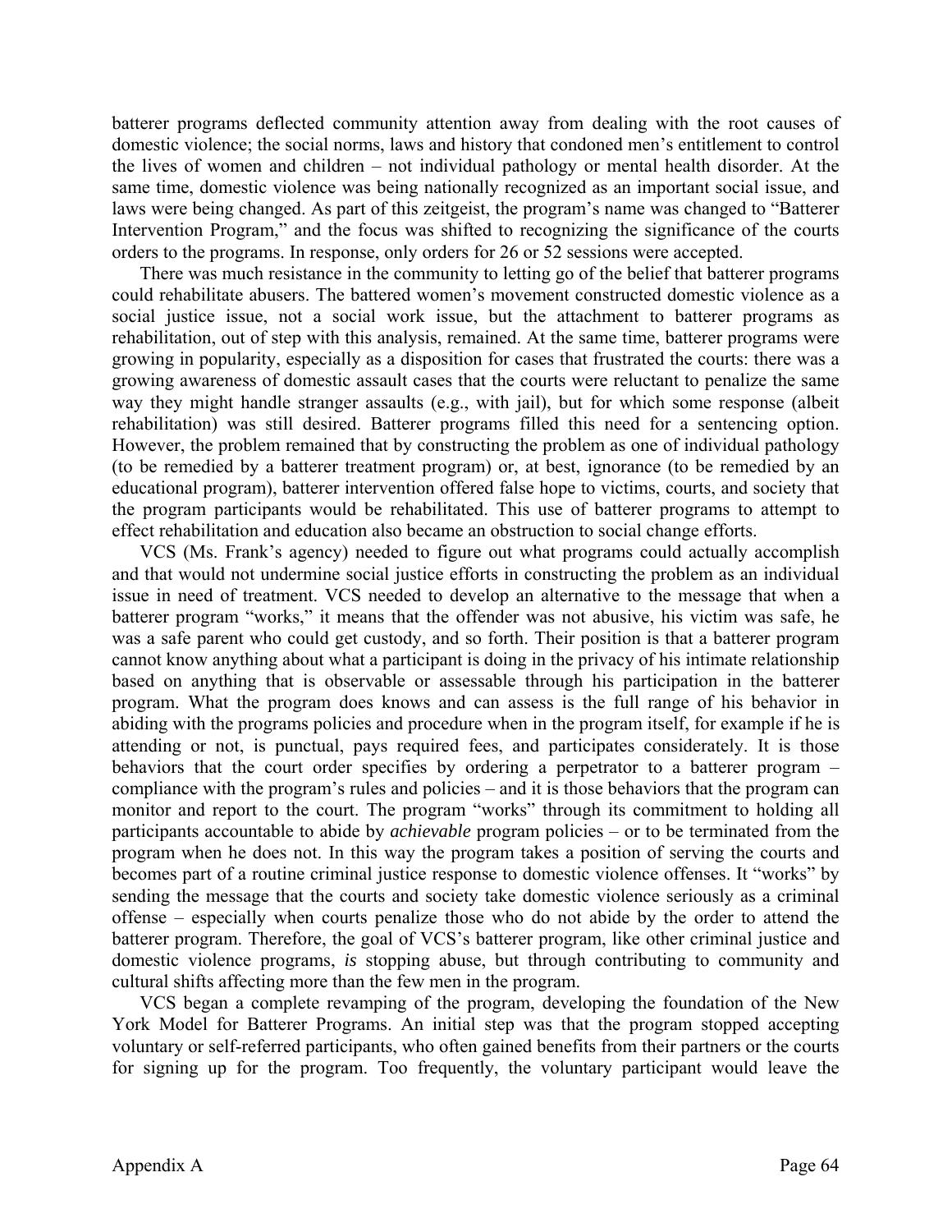batterer programs deflected community attention away from dealing with the root causes of domestic violence; the social norms, laws and history that condoned men's entitlement to control the lives of women and children – not individual pathology or mental health disorder. At the same time, domestic violence was being nationally recognized as an important social issue, and laws were being changed. As part of this zeitgeist, the program's name was changed to "Batterer Intervention Program," and the focus was shifted to recognizing the significance of the courts orders to the programs. In response, only orders for 26 or 52 sessions were accepted.

There was much resistance in the community to letting go of the belief that batterer programs could rehabilitate abusers. The battered women's movement constructed domestic violence as a social justice issue, not a social work issue, but the attachment to batterer programs as rehabilitation, out of step with this analysis, remained. At the same time, batterer programs were growing in popularity, especially as a disposition for cases that frustrated the courts: there was a growing awareness of domestic assault cases that the courts were reluctant to penalize the same way they might handle stranger assaults (e.g., with jail), but for which some response (albeit rehabilitation) was still desired. Batterer programs filled this need for a sentencing option. However, the problem remained that by constructing the problem as one of individual pathology (to be remedied by a batterer treatment program) or, at best, ignorance (to be remedied by an educational program), batterer intervention offered false hope to victims, courts, and society that the program participants would be rehabilitated. This use of batterer programs to attempt to effect rehabilitation and education also became an obstruction to social change efforts.

VCS (Ms. Frank's agency) needed to figure out what programs could actually accomplish and that would not undermine social justice efforts in constructing the problem as an individual issue in need of treatment. VCS needed to develop an alternative to the message that when a batterer program "works," it means that the offender was not abusive, his victim was safe, he was a safe parent who could get custody, and so forth. Their position is that a batterer program cannot know anything about what a participant is doing in the privacy of his intimate relationship based on anything that is observable or assessable through his participation in the batterer program. What the program does knows and can assess is the full range of his behavior in abiding with the programs policies and procedure when in the program itself, for example if he is attending or not, is punctual, pays required fees, and participates considerately. It is those behaviors that the court order specifies by ordering a perpetrator to a batterer program – compliance with the program's rules and policies – and it is those behaviors that the program can monitor and report to the court. The program "works" through its commitment to holding all participants accountable to abide by *achievable* program policies – or to be terminated from the program when he does not. In this way the program takes a position of serving the courts and becomes part of a routine criminal justice response to domestic violence offenses. It "works" by sending the message that the courts and society take domestic violence seriously as a criminal offense – especially when courts penalize those who do not abide by the order to attend the batterer program. Therefore, the goal of VCS's batterer program, like other criminal justice and domestic violence programs, *is* stopping abuse, but through contributing to community and cultural shifts affecting more than the few men in the program.

VCS began a complete revamping of the program, developing the foundation of the New York Model for Batterer Programs. An initial step was that the program stopped accepting voluntary or self-referred participants, who often gained benefits from their partners or the courts for signing up for the program. Too frequently, the voluntary participant would leave the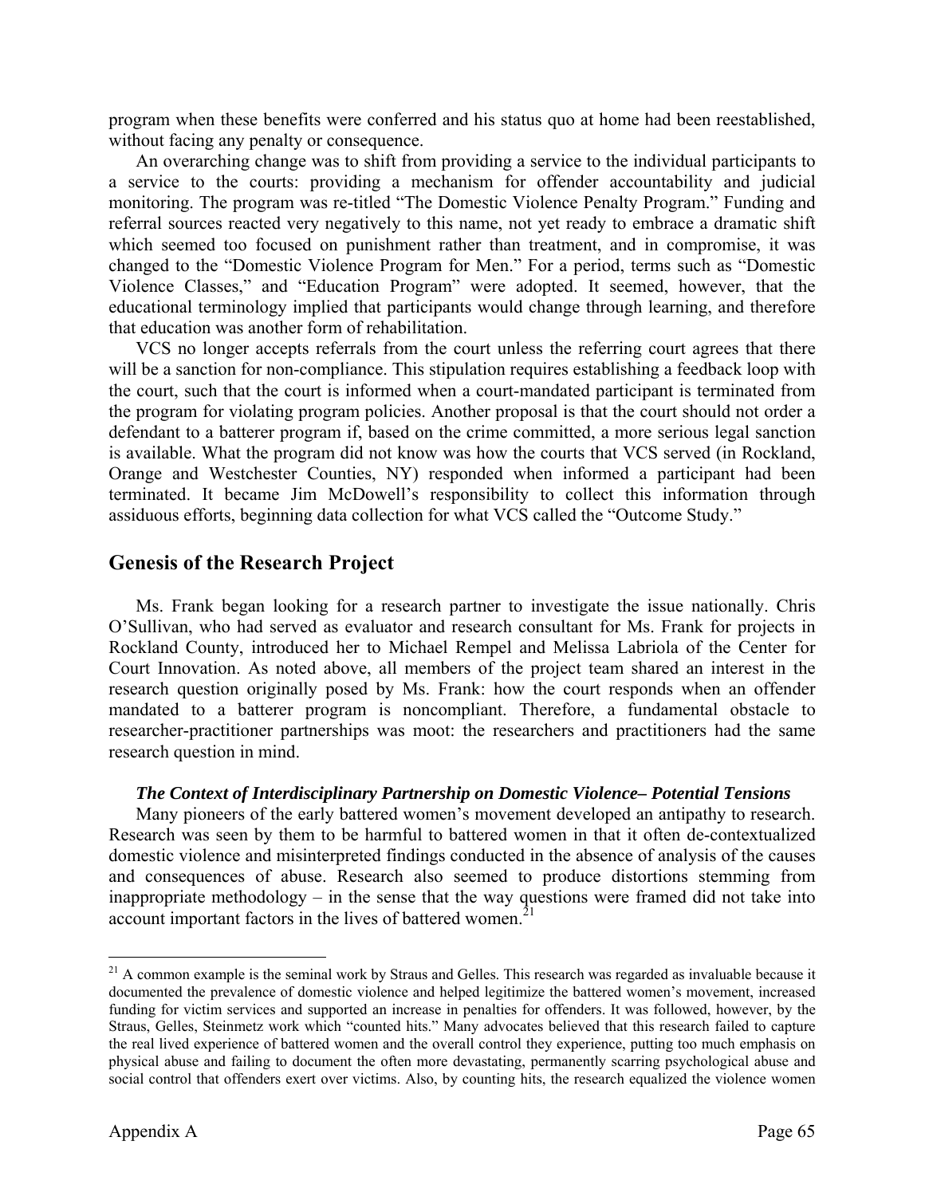program when these benefits were conferred and his status quo at home had been reestablished, without facing any penalty or consequence.

An overarching change was to shift from providing a service to the individual participants to a service to the courts: providing a mechanism for offender accountability and judicial monitoring. The program was re-titled "The Domestic Violence Penalty Program." Funding and referral sources reacted very negatively to this name, not yet ready to embrace a dramatic shift which seemed too focused on punishment rather than treatment, and in compromise, it was changed to the "Domestic Violence Program for Men." For a period, terms such as "Domestic Violence Classes," and "Education Program" were adopted. It seemed, however, that the educational terminology implied that participants would change through learning, and therefore that education was another form of rehabilitation.

VCS no longer accepts referrals from the court unless the referring court agrees that there will be a sanction for non-compliance. This stipulation requires establishing a feedback loop with the court, such that the court is informed when a court-mandated participant is terminated from the program for violating program policies. Another proposal is that the court should not order a defendant to a batterer program if, based on the crime committed, a more serious legal sanction is available. What the program did not know was how the courts that VCS served (in Rockland, Orange and Westchester Counties, NY) responded when informed a participant had been terminated. It became Jim McDowell's responsibility to collect this information through assiduous efforts, beginning data collection for what VCS called the "Outcome Study."

## Genesis of the Research Project

Ms. Frank began looking for a research partner to investigate the issue nationally. Chris O'Sullivan, who had served as evaluator and research consultant for Ms. Frank for projects in Rockland County, introduced her to Michael Rempel and Melissa Labriola of the Center for Court Innovation. As noted above, all members of the project team shared an interest in the research question originally posed by Ms. Frank: how the court responds when an offender mandated to a batterer program is noncompliant. Therefore, a fundamental obstacle to researcher-practitioner partnerships was moot: the researchers and practitioners had the same research question in mind.

### *The Context of Interdisciplinary Partnership on Domestic Violence– Potential Tensions*

Many pioneers of the early battered women's movement developed an antipathy to research. Research was seen by them to be harmful to battered women in that it often de-contextualized domestic violence and misinterpreted findings conducted in the absence of analysis of the causes and consequences of abuse. Research also seemed to produce distortions stemming from inappropriate methodology – in the sense that the way questions were framed did not take into account important factors in the lives of battered women.[21]

[21] A common example is the seminal work by Straus and Gelles. This research was regarded as invaluable because it documented the prevalence of domestic violence and helped legitimize the battered women's movement, increased funding for victim services and supported an increase in penalties for offenders. It was followed, however, by the Straus, Gelles, Steinmetz work which "counted hits." Many advocates believed that this research failed to capture the real lived experience of battered women and the overall control they experience, putting too much emphasis on physical abuse and failing to document the often more devastating, permanently scarring psychological abuse and social control that offenders exert over victims. Also, by counting hits, the research equalized the violence women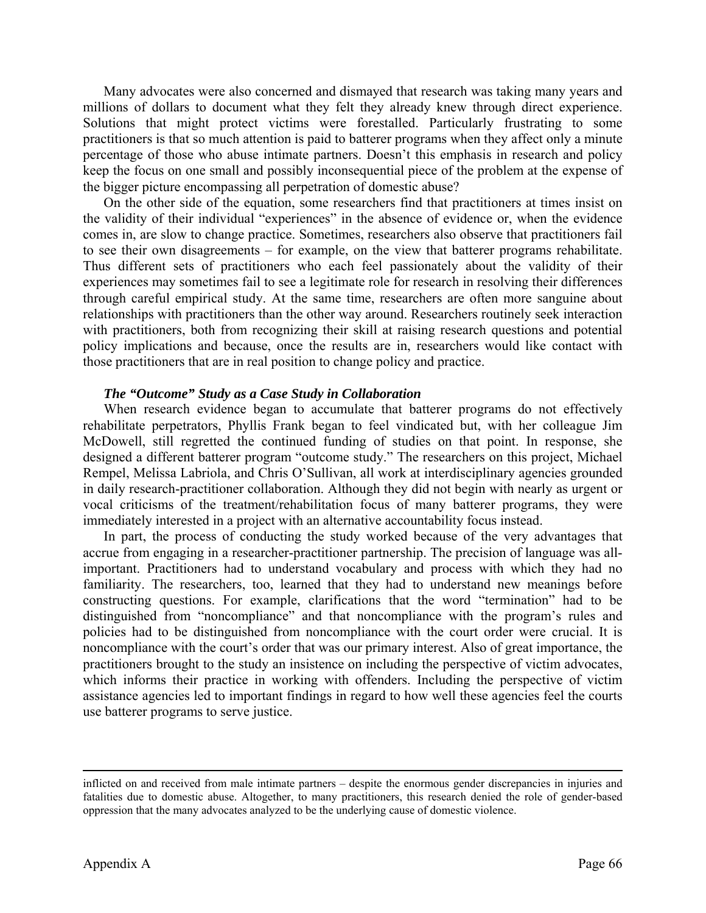Many advocates were also concerned and dismayed that research was taking many years and millions of dollars to document what they felt they already knew through direct experience. Solutions that might protect victims were forestalled. Particularly frustrating to some practitioners is that so much attention is paid to batterer programs when they affect only a minute percentage of those who abuse intimate partners. Doesn't this emphasis in research and policy keep the focus on one small and possibly inconsequential piece of the problem at the expense of the bigger picture encompassing all perpetration of domestic abuse?

On the other side of the equation, some researchers find that practitioners at times insist on the validity of their individual "experiences" in the absence of evidence or, when the evidence comes in, are slow to change practice. Sometimes, researchers also observe that practitioners fail to see their own disagreements – for example, on the view that batterer programs rehabilitate. Thus different sets of practitioners who each feel passionately about the validity of their experiences may sometimes fail to see a legitimate role for research in resolving their differences through careful empirical study. At the same time, researchers are often more sanguine about relationships with practitioners than the other way around. Researchers routinely seek interaction with practitioners, both from recognizing their skill at raising research questions and potential policy implications and because, once the results are in, researchers would like contact with those practitioners that are in real position to change policy and practice.

***The "Outcome" Study as a Case Study in Collaboration***

When research evidence began to accumulate that batterer programs do not effectively rehabilitate perpetrators, Phyllis Frank began to feel vindicated but, with her colleague Jim McDowell, still regretted the continued funding of studies on that point. In response, she designed a different batterer program "outcome study." The researchers on this project, Michael Rempel, Melissa Labriola, and Chris O'Sullivan, all work at interdisciplinary agencies grounded in daily research-practitioner collaboration. Although they did not begin with nearly as urgent or vocal criticisms of the treatment/rehabilitation focus of many batterer programs, they were immediately interested in a project with an alternative accountability focus instead.

In part, the process of conducting the study worked because of the very advantages that accrue from engaging in a researcher-practitioner partnership. The precision of language was all-important. Practitioners had to understand vocabulary and process with which they had no familiarity. The researchers, too, learned that they had to understand new meanings before constructing questions. For example, clarifications that the word "termination" had to be distinguished from "noncompliance" and that noncompliance with the program's rules and policies had to be distinguished from noncompliance with the court order were crucial. It is noncompliance with the court's order that was our primary interest. Also of great importance, the practitioners brought to the study an insistence on including the perspective of victim advocates, which informs their practice in working with offenders. Including the perspective of victim assistance agencies led to important findings in regard to how well these agencies feel the courts use batterer programs to serve justice.

---

inflicted on and received from male intimate partners – despite the enormous gender discrepancies in injuries and fatalities due to domestic abuse. Altogether, to many practitioners, this research denied the role of gender-based oppression that the many advocates analyzed to be the underlying cause of domestic violence.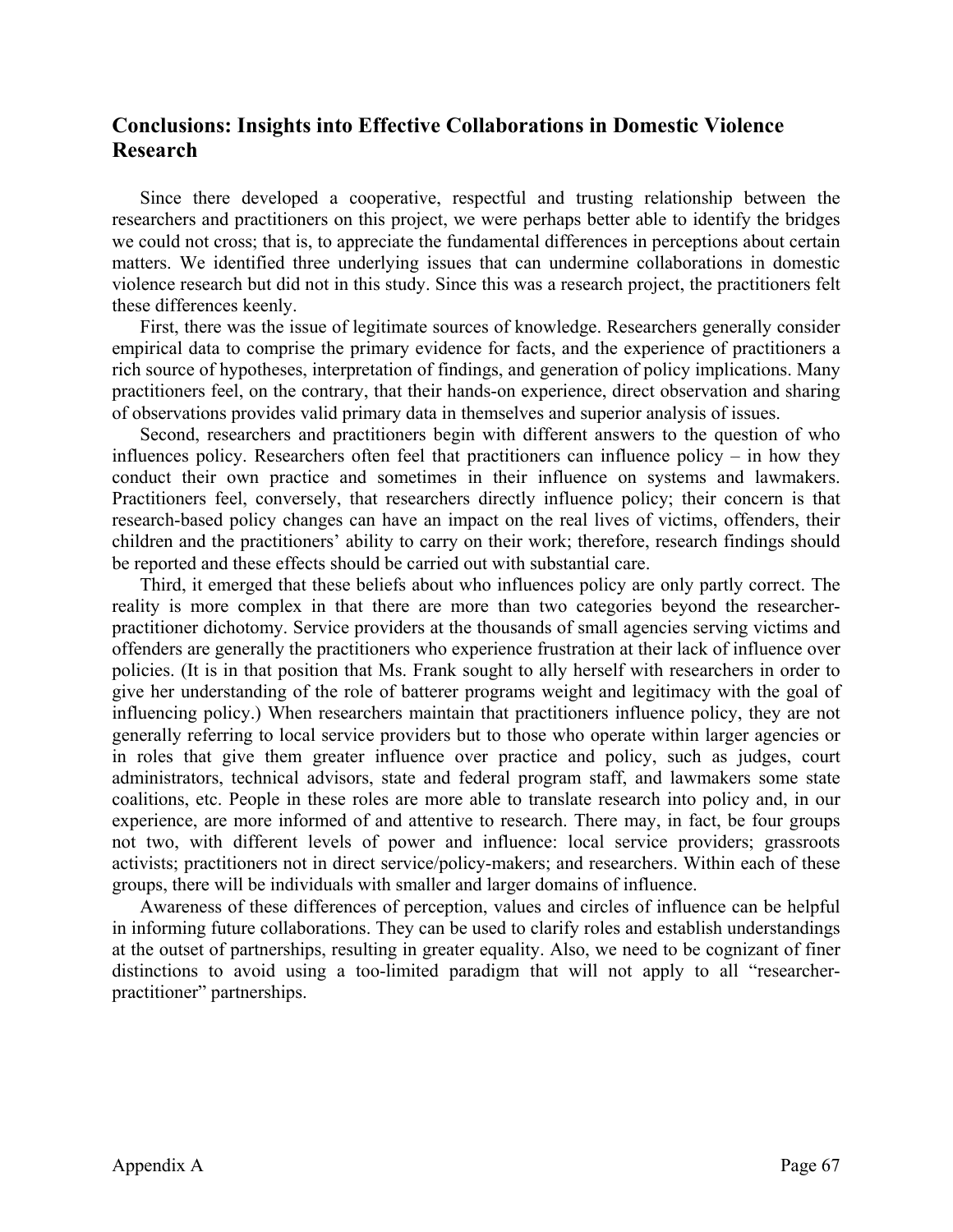## Conclusions: Insights into Effective Collaborations in Domestic Violence Research

Since there developed a cooperative, respectful and trusting relationship between the researchers and practitioners on this project, we were perhaps better able to identify the bridges we could not cross; that is, to appreciate the fundamental differences in perceptions about certain matters. We identified three underlying issues that can undermine collaborations in domestic violence research but did not in this study. Since this was a research project, the practitioners felt these differences keenly.

First, there was the issue of legitimate sources of knowledge. Researchers generally consider empirical data to comprise the primary evidence for facts, and the experience of practitioners a rich source of hypotheses, interpretation of findings, and generation of policy implications. Many practitioners feel, on the contrary, that their hands-on experience, direct observation and sharing of observations provides valid primary data in themselves and superior analysis of issues.

Second, researchers and practitioners begin with different answers to the question of who influences policy. Researchers often feel that practitioners can influence policy – in how they conduct their own practice and sometimes in their influence on systems and lawmakers. Practitioners feel, conversely, that researchers directly influence policy; their concern is that research-based policy changes can have an impact on the real lives of victims, offenders, their children and the practitioners' ability to carry on their work; therefore, research findings should be reported and these effects should be carried out with substantial care.

Third, it emerged that these beliefs about who influences policy are only partly correct. The reality is more complex in that there are more than two categories beyond the researcher-practitioner dichotomy. Service providers at the thousands of small agencies serving victims and offenders are generally the practitioners who experience frustration at their lack of influence over policies. (It is in that position that Ms. Frank sought to ally herself with researchers in order to give her understanding of the role of batterer programs weight and legitimacy with the goal of influencing policy.) When researchers maintain that practitioners influence policy, they are not generally referring to local service providers but to those who operate within larger agencies or in roles that give them greater influence over practice and policy, such as judges, court administrators, technical advisors, state and federal program staff, and lawmakers some state coalitions, etc. People in these roles are more able to translate research into policy and, in our experience, are more informed of and attentive to research. There may, in fact, be four groups not two, with different levels of power and influence: local service providers; grassroots activists; practitioners not in direct service/policy-makers; and researchers. Within each of these groups, there will be individuals with smaller and larger domains of influence.

Awareness of these differences of perception, values and circles of influence can be helpful in informing future collaborations. They can be used to clarify roles and establish understandings at the outset of partnerships, resulting in greater equality. Also, we need to be cognizant of finer distinctions to avoid using a too-limited paradigm that will not apply to all "researcher-practitioner" partnerships.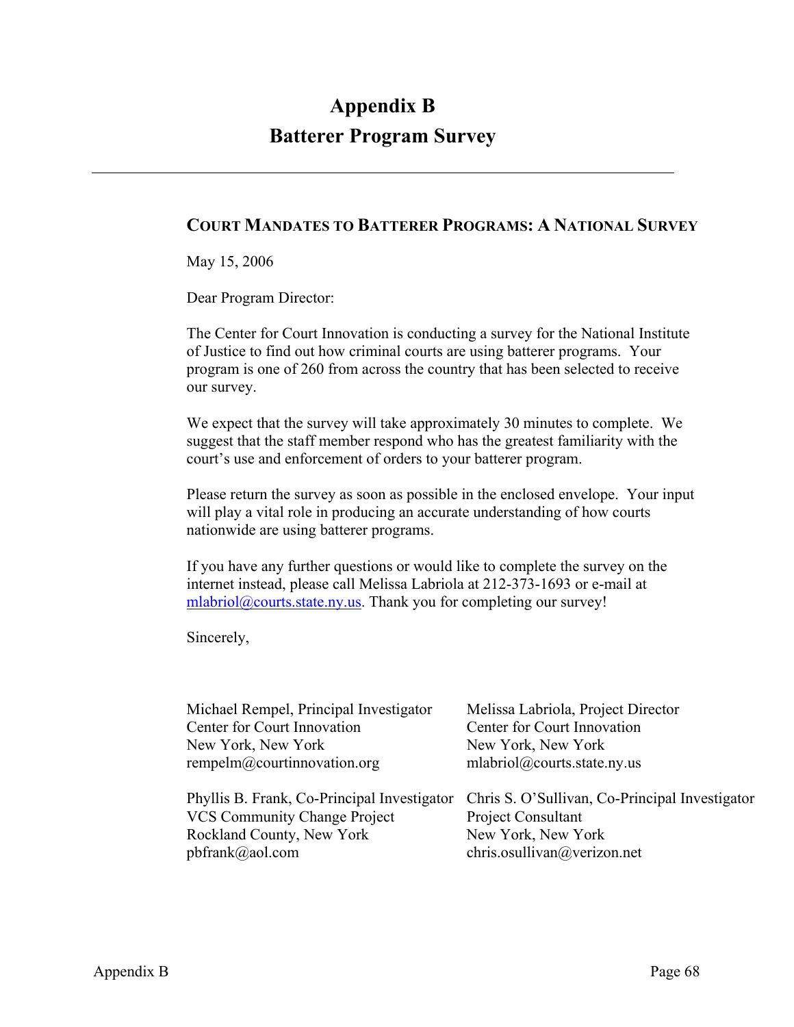# Appendix B
# Batterer Program Survey

---

## COURT MANDATES TO BATTERER PROGRAMS: A NATIONAL SURVEY

May 15, 2006

Dear Program Director:

The Center for Court Innovation is conducting a survey for the National Institute of Justice to find out how criminal courts are using batterer programs. Your program is one of 260 from across the country that has been selected to receive our survey.

We expect that the survey will take approximately 30 minutes to complete. We suggest that the staff member respond who has the greatest familiarity with the court's use and enforcement of orders to your batterer program.

Please return the survey as soon as possible in the enclosed envelope. Your input will play a vital role in producing an accurate understanding of how courts nationwide are using batterer programs.

If you have any further questions or would like to complete the survey on the internet instead, please call Melissa Labriola at 212-373-1693 or e-mail at mlabriol@courts.state.ny.us. Thank you for completing our survey!

Sincerely,

Michael Rempel, Principal Investigator
Center for Court Innovation
New York, New York
rempelm@courtinnovation.org

Melissa Labriola, Project Director
Center for Court Innovation
New York, New York
mlabriol@courts.state.ny.us

Phyllis B. Frank, Co-Principal Investigator
VCS Community Change Project
Rockland County, New York
pbfrank@aol.com

Chris S. O'Sullivan, Co-Principal Investigator
Project Consultant
New York, New York
chris.osullivan@verizon.net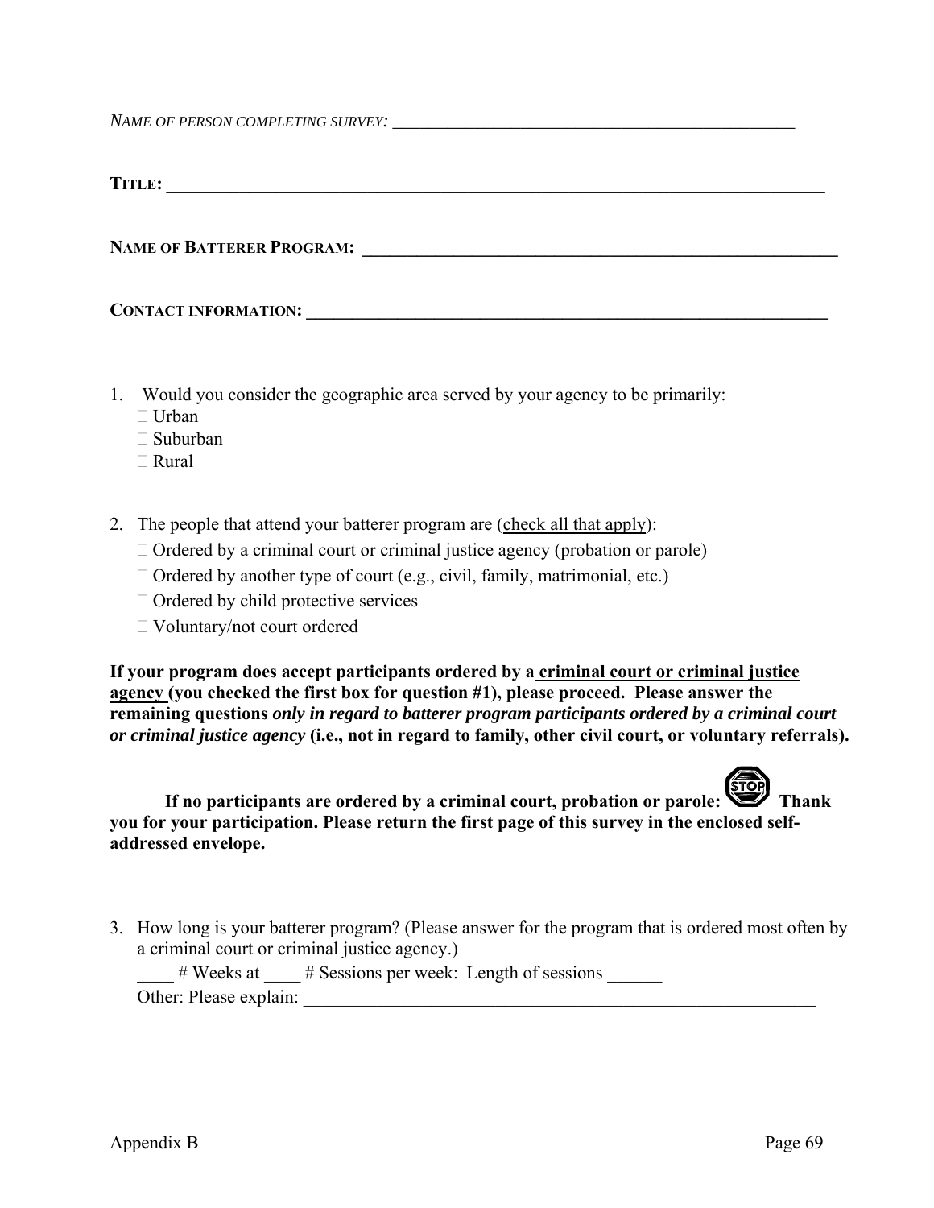*NAME OF PERSON COMPLETING SURVEY:* ________________________________________________

**TITLE:** ______________________________________________________________________________

**NAME OF BATTERER PROGRAM:** _______________________________________________________

**CONTACT INFORMATION:** ____________________________________________________________

1. Would you consider the geographic area served by your agency to be primarily:
   - ☐ Urban
   - ☐ Suburban
   - ☐ Rural

2. The people that attend your batterer program are (check all that apply):
   - ☐ Ordered by a criminal court or criminal justice agency (probation or parole)
   - ☐ Ordered by another type of court (e.g., civil, family, matrimonial, etc.)
   - ☐ Ordered by child protective services
   - ☐ Voluntary/not court ordered

**If your program does accept participants ordered by a criminal court or criminal justice agency (you checked the first box for question #1), please proceed. Please answer the remaining questions *only in regard to batterer program participants ordered by a criminal court or criminal justice agency* (i.e., not in regard to family, other civil court, or voluntary referrals).**

**If no participants are ordered by a criminal court, probation or parole: STOP Thank you for your participation. Please return the first page of this survey in the enclosed self-addressed envelope.**

3. How long is your batterer program? (Please answer for the program that is ordered most often by a criminal court or criminal justice agency.)

   ____ # Weeks at ____ # Sessions per week: Length of sessions ______

   Other: Please explain: ____________________________________________________________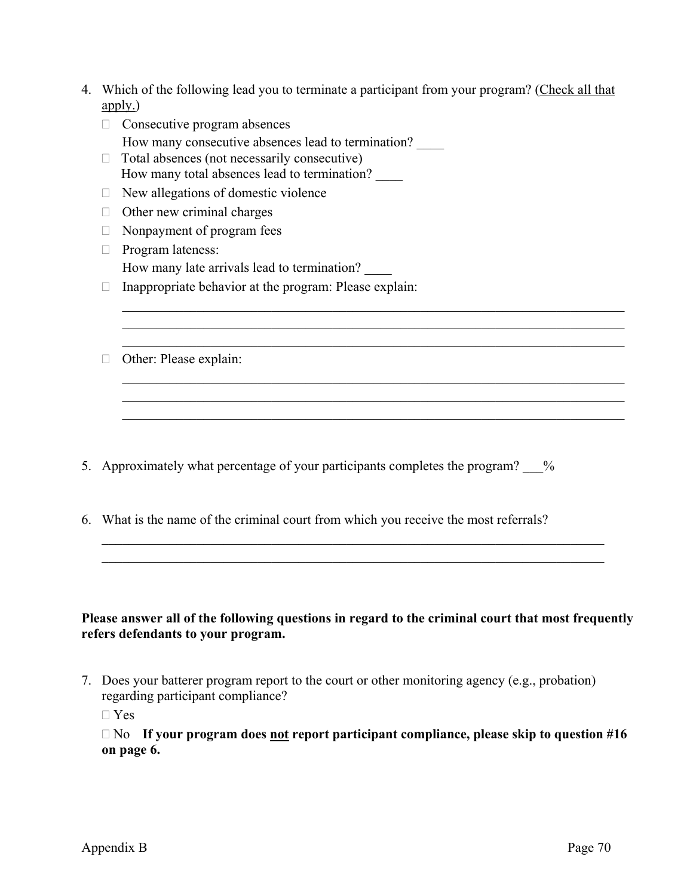4. Which of the following lead you to terminate a participant from your program? (Check all that apply.)
   - ☐ Consecutive program absences
     How many consecutive absences lead to termination? ____
   - ☐ Total absences (not necessarily consecutive)
     How many total absences lead to termination? ____
   - ☐ New allegations of domestic violence
   - ☐ Other new criminal charges
   - ☐ Nonpayment of program fees
   - ☐ Program lateness:
     How many late arrivals lead to termination? ____
   - ☐ Inappropriate behavior at the program: Please explain:
     ________________________________________________________________________________
     ________________________________________________________________________________
     ________________________________________________________________________________
   - ☐ Other: Please explain:
     ________________________________________________________________________________
     ________________________________________________________________________________
     ________________________________________________________________________________

5. Approximately what percentage of your participants completes the program? ___%

6. What is the name of the criminal court from which you receive the most referrals?
   ________________________________________________________________________________
   ________________________________________________________________________________

**Please answer all of the following questions in regard to the criminal court that most frequently refers defendants to your program.**

7. Does your batterer program report to the court or other monitoring agency (e.g., probation) regarding participant compliance?
   ☐ Yes
   ☐ No **If your program does not report participant compliance, please skip to question #16 on page 6.**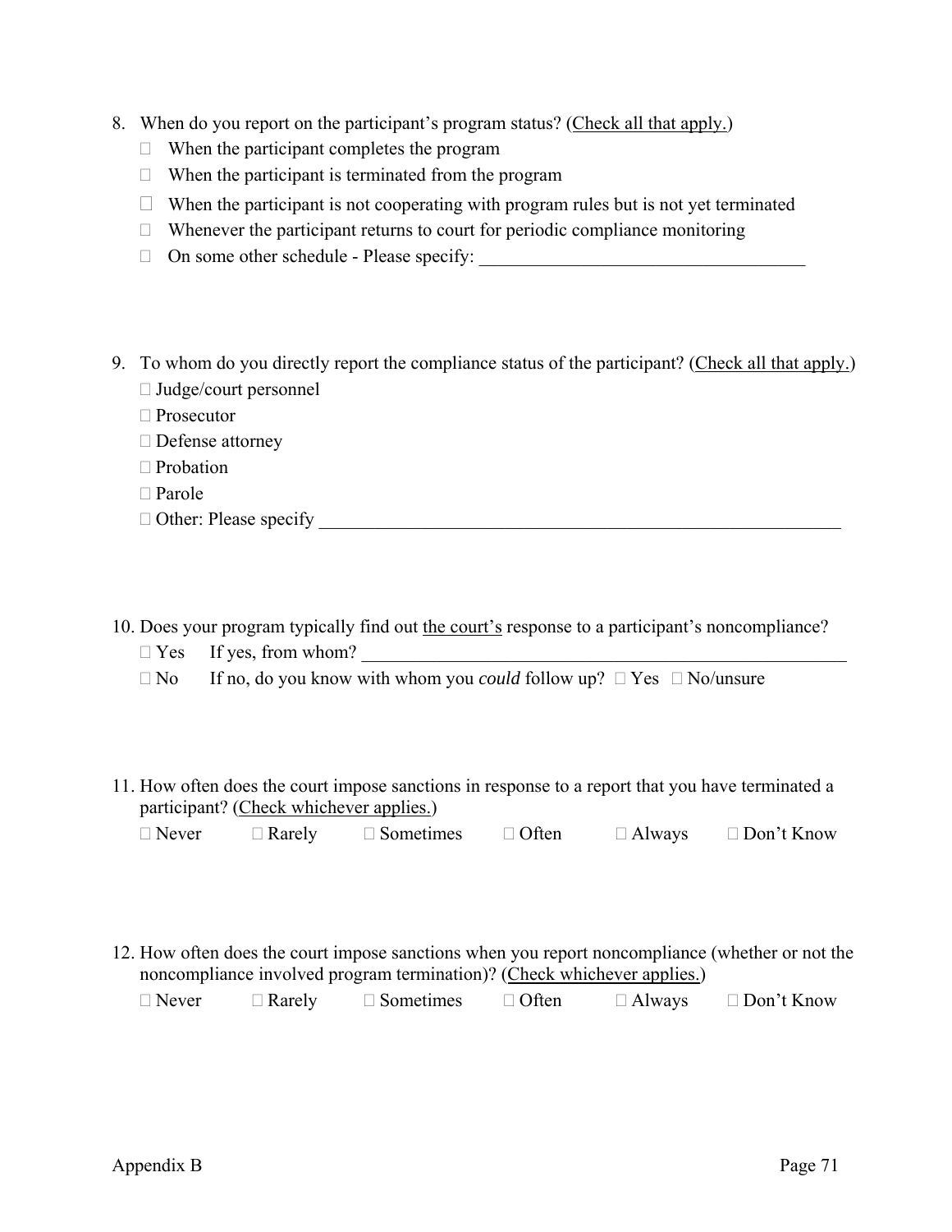8. When do you report on the participant's program status? (Check all that apply.)
   - ☐ When the participant completes the program
   - ☐ When the participant is terminated from the program
   - ☐ When the participant is not cooperating with program rules but is not yet terminated
   - ☐ Whenever the participant returns to court for periodic compliance monitoring
   - ☐ On some other schedule - Please specify: ___________________________________

9. To whom do you directly report the compliance status of the participant? (Check all that apply.)
   - ☐ Judge/court personnel
   - ☐ Prosecutor
   - ☐ Defense attorney
   - ☐ Probation
   - ☐ Parole
   - ☐ Other: Please specify ___________________________________________________________

10. Does your program typically find out the court's response to a participant's noncompliance?
    - ☐ Yes  If yes, from whom? ______________________________________________________
    - ☐ No  If no, do you know with whom you *could* follow up? ☐ Yes ☐ No/unsure

11. How often does the court impose sanctions in response to a report that you have terminated a participant? (Check whichever applies.)

    ☐ Never ☐ Rarely ☐ Sometimes ☐ Often ☐ Always ☐ Don't Know

12. How often does the court impose sanctions when you report noncompliance (whether or not the noncompliance involved program termination)? (Check whichever applies.)

    ☐ Never ☐ Rarely ☐ Sometimes ☐ Often ☐ Always ☐ Don't Know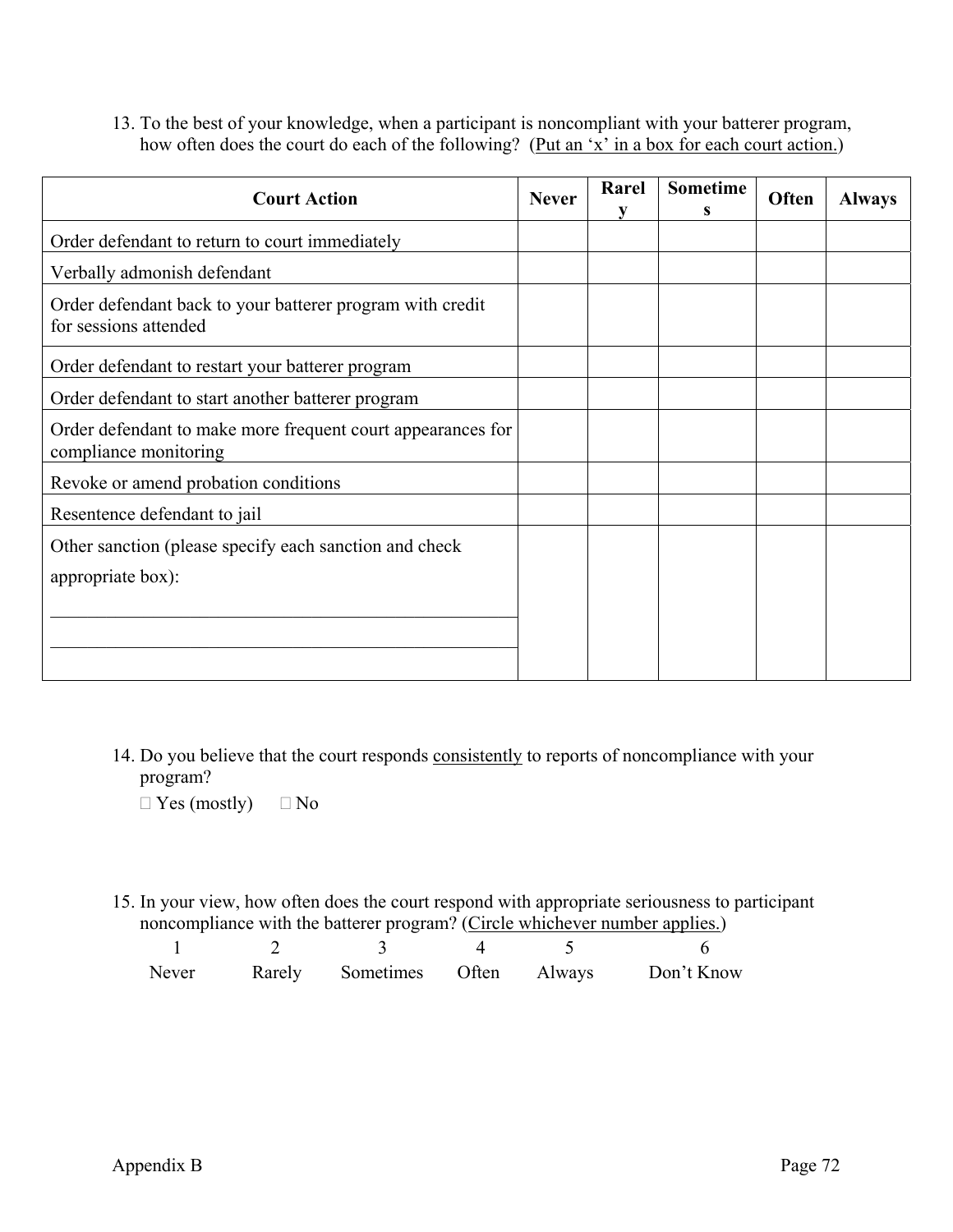13. To the best of your knowledge, when a participant is noncompliant with your batterer program, how often does the court do each of the following? (Put an 'x' in a box for each court action.)

| Court Action | Never | Rarely | Sometimes | Often | Always |
|---|---|---|---|---|---|
| Order defendant to return to court immediately | | | | | |
| Verbally admonish defendant | | | | | |
| Order defendant back to your batterer program with credit for sessions attended | | | | | |
| Order defendant to restart your batterer program | | | | | |
| Order defendant to start another batterer program | | | | | |
| Order defendant to make more frequent court appearances for compliance monitoring | | | | | |
| Revoke or amend probation conditions | | | | | |
| Resentence defendant to jail | | | | | |
| Other sanction (please specify each sanction and check appropriate box): ____________________ ____________________ | | | | | |

14. Do you believe that the court responds consistently to reports of noncompliance with your program?

☐ Yes (mostly) ☐ No

15. In your view, how often does the court respond with appropriate seriousness to participant noncompliance with the batterer program? (Circle whichever number applies.)

| 1 | 2 | 3 | 4 | 5 | 6 |
|---|---|---|---|---|---|
| Never | Rarely | Sometimes | Often | Always | Don't Know |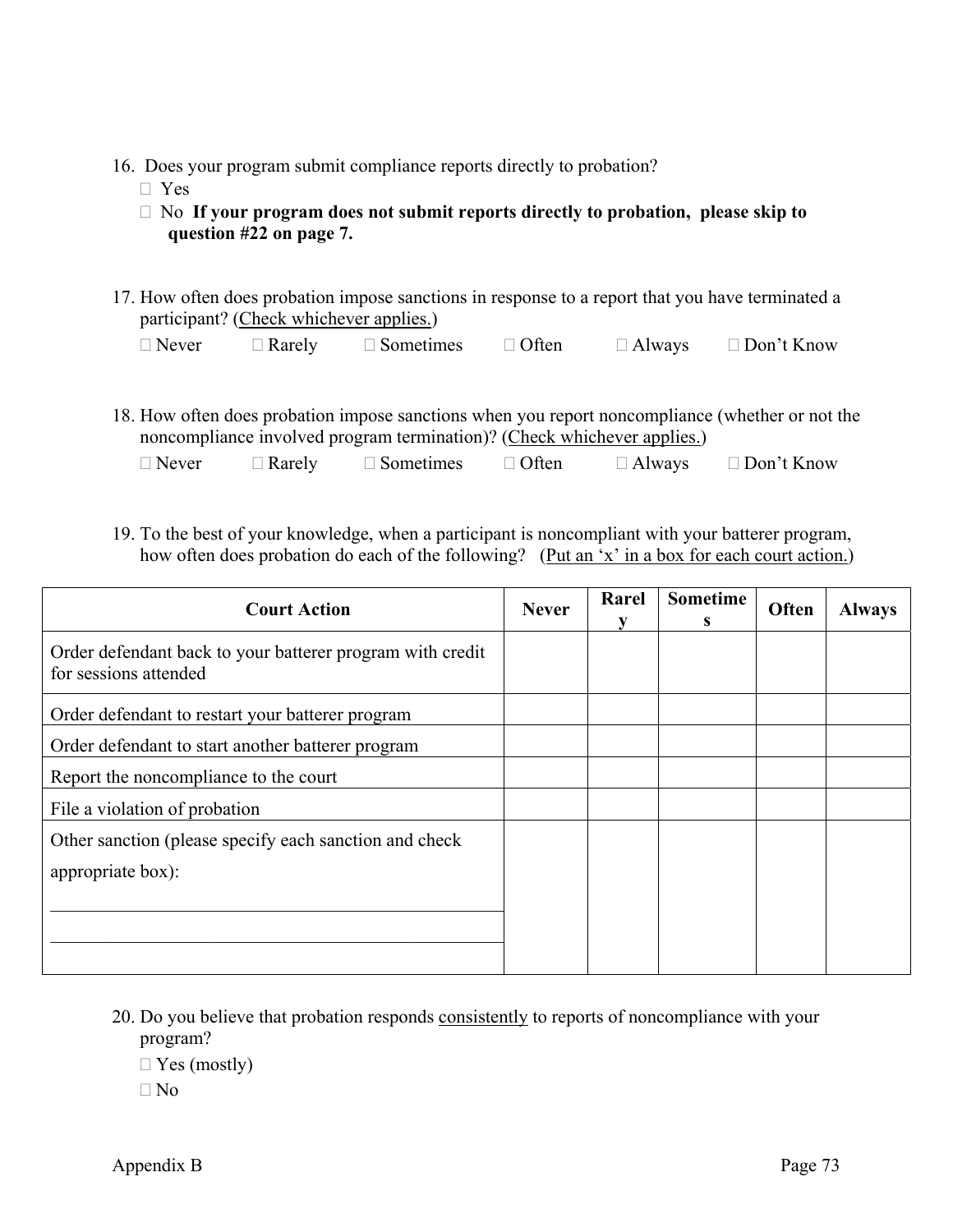16. Does your program submit compliance reports directly to probation?
    - Yes
    - No **If your program does not submit reports directly to probation, please skip to question #22 on page 7.**

17. How often does probation impose sanctions in response to a report that you have terminated a participant? (Check whichever applies.)

    Never    Rarely    Sometimes    Often    Always    Don't Know

18. How often does probation impose sanctions when you report noncompliance (whether or not the noncompliance involved program termination)? (Check whichever applies.)

    Never    Rarely    Sometimes    Often    Always    Don't Know

19. To the best of your knowledge, when a participant is noncompliant with your batterer program, how often does probation do each of the following? (Put an 'x' in a box for each court action.)

| Court Action | Never | Rarely | Sometimes | Often | Always |
|---|---|---|---|---|---|
| Order defendant back to your batterer program with credit for sessions attended | | | | | |
| Order defendant to restart your batterer program | | | | | |
| Order defendant to start another batterer program | | | | | |
| Report the noncompliance to the court | | | | | |
| File a violation of probation | | | | | |
| Other sanction (please specify each sanction and check appropriate box): ________ ________ | | | | | |

20. Do you believe that probation responds consistently to reports of noncompliance with your program?
    - Yes (mostly)
    - No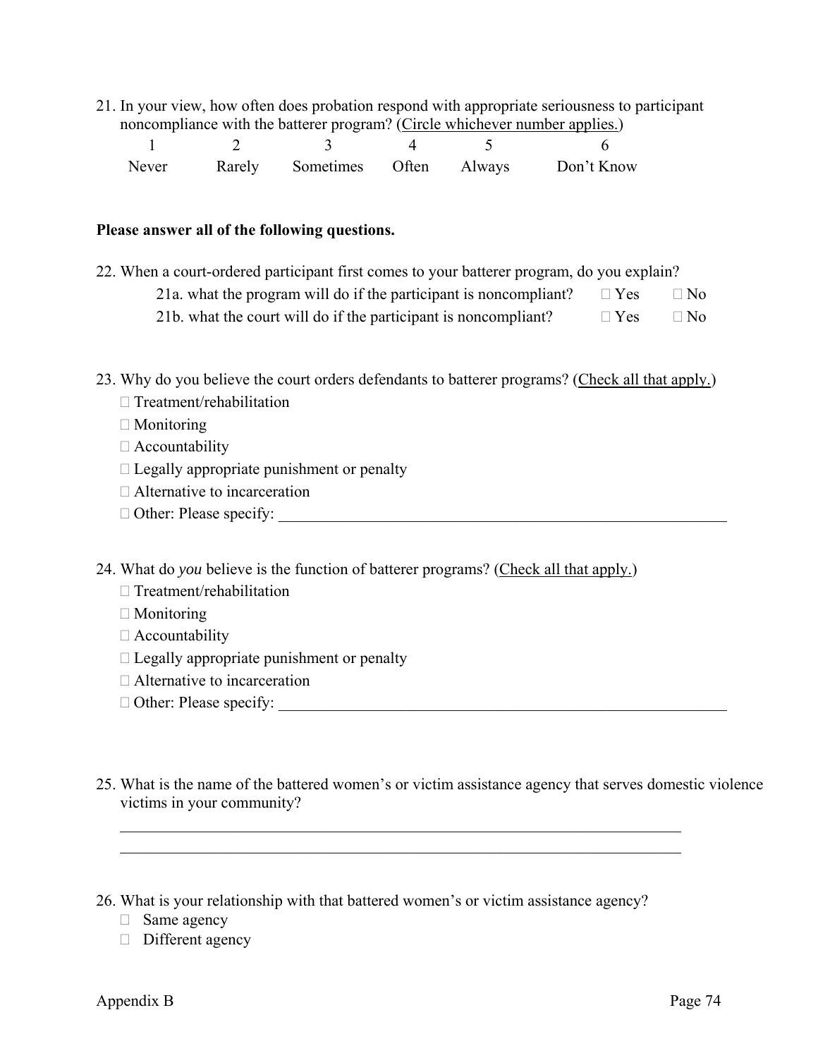21. In your view, how often does probation respond with appropriate seriousness to participant noncompliance with the batterer program? (Circle whichever number applies.)

| 1 | 2 | 3 | 4 | 5 | 6 |
|---|---|---|---|---|---|
| Never | Rarely | Sometimes | Often | Always | Don't Know |

**Please answer all of the following questions.**

22. When a court-ordered participant first comes to your batterer program, do you explain?
    - 21a. what the program will do if the participant is noncompliant? ☐ Yes ☐ No
    - 21b. what the court will do if the participant is noncompliant? ☐ Yes ☐ No

23. Why do you believe the court orders defendants to batterer programs? (Check all that apply.)
    - ☐ Treatment/rehabilitation
    - ☐ Monitoring
    - ☐ Accountability
    - ☐ Legally appropriate punishment or penalty
    - ☐ Alternative to incarceration
    - ☐ Other: Please specify: ________________________________________________

24. What do *you* believe is the function of batterer programs? (Check all that apply.)
    - ☐ Treatment/rehabilitation
    - ☐ Monitoring
    - ☐ Accountability
    - ☐ Legally appropriate punishment or penalty
    - ☐ Alternative to incarceration
    - ☐ Other: Please specify: ________________________________________________

25. What is the name of the battered women's or victim assistance agency that serves domestic violence victims in your community?

    ________________________________________________________________

    ________________________________________________________________

26. What is your relationship with that battered women's or victim assistance agency?
    - ☐ Same agency
    - ☐ Different agency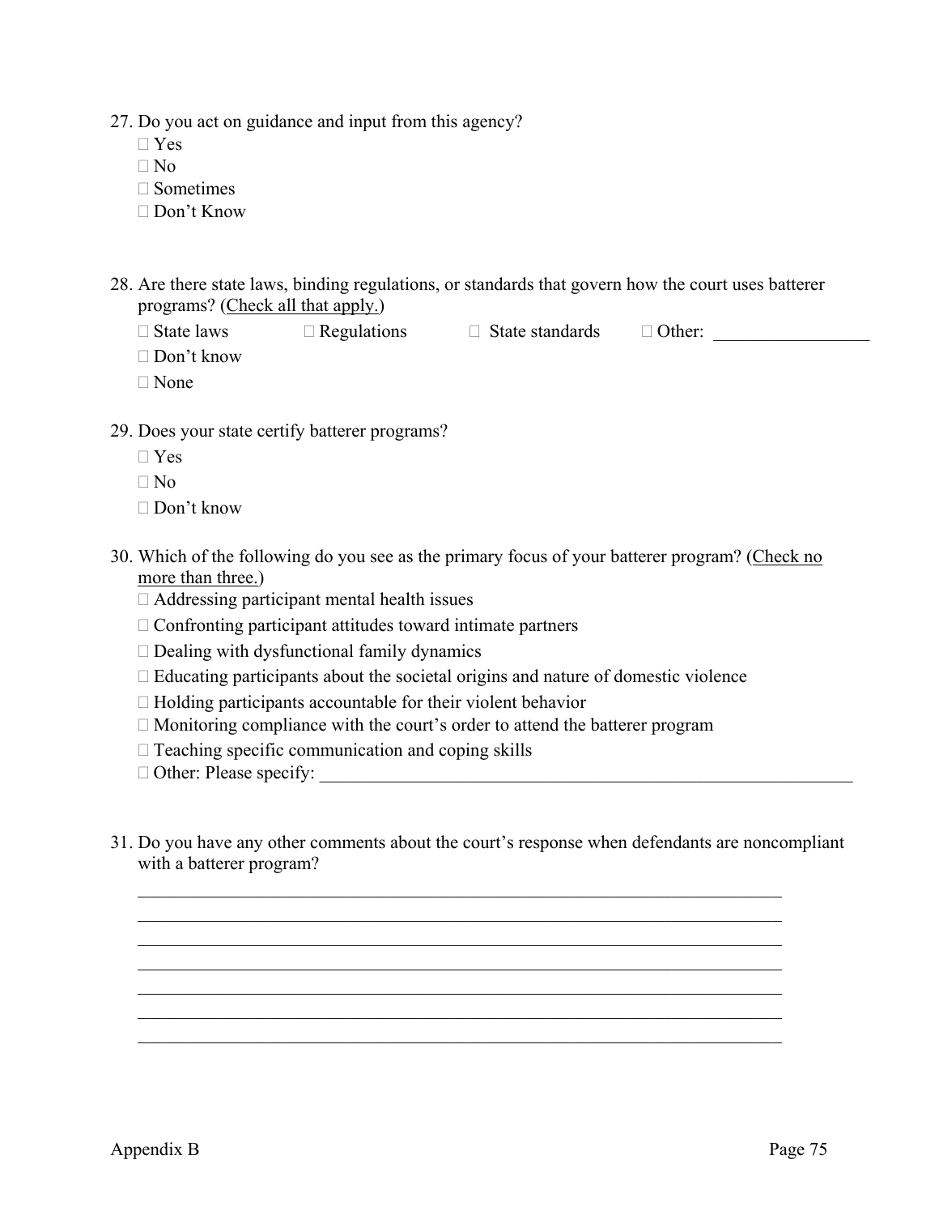27. Do you act on guidance and input from this agency?
    - Yes
    - No
    - Sometimes
    - Don't Know

28. Are there state laws, binding regulations, or standards that govern how the court uses batterer programs? (<u>Check all that apply.</u>)
    - State laws  - Regulations  - State standards  - Other: _________________
    - Don't know
    - None

29. Does your state certify batterer programs?
    - Yes
    - No
    - Don't know

30. Which of the following do you see as the primary focus of your batterer program? (<u>Check no more than three.</u>)
    - Addressing participant mental health issues
    - Confronting participant attitudes toward intimate partners
    - Dealing with dysfunctional family dynamics
    - Educating participants about the societal origins and nature of domestic violence
    - Holding participants accountable for their violent behavior
    - Monitoring compliance with the court's order to attend the batterer program
    - Teaching specific communication and coping skills
    - Other: Please specify: ____________________________________________________________

31. Do you have any other comments about the court's response when defendants are noncompliant with a batterer program?

    ___________________________________________________________________________
    ___________________________________________________________________________
    ___________________________________________________________________________
    ___________________________________________________________________________
    ___________________________________________________________________________
    ___________________________________________________________________________
    ___________________________________________________________________________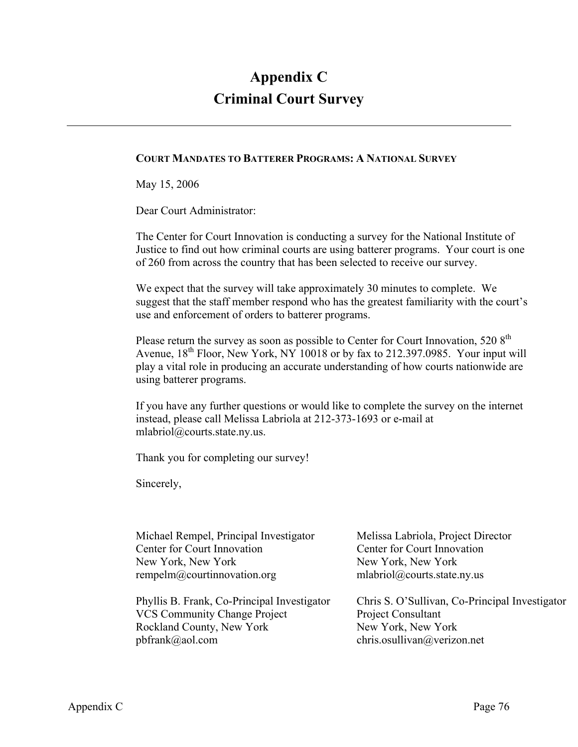# Appendix C
# Criminal Court Survey

---

**COURT MANDATES TO BATTERER PROGRAMS: A NATIONAL SURVEY**

May 15, 2006

Dear Court Administrator:

The Center for Court Innovation is conducting a survey for the National Institute of Justice to find out how criminal courts are using batterer programs. Your court is one of 260 from across the country that has been selected to receive our survey.

We expect that the survey will take approximately 30 minutes to complete. We suggest that the staff member respond who has the greatest familiarity with the court's use and enforcement of orders to batterer programs.

Please return the survey as soon as possible to Center for Court Innovation, 520 8th Avenue, 18th Floor, New York, NY 10018 or by fax to 212.397.0985. Your input will play a vital role in producing an accurate understanding of how courts nationwide are using batterer programs.

If you have any further questions or would like to complete the survey on the internet instead, please call Melissa Labriola at 212-373-1693 or e-mail at mlabriol@courts.state.ny.us.

Thank you for completing our survey!

Sincerely,

Michael Rempel, Principal Investigator
Center for Court Innovation
New York, New York
rempelm@courtinnovation.org

Melissa Labriola, Project Director
Center for Court Innovation
New York, New York
mlabriol@courts.state.ny.us

Phyllis B. Frank, Co-Principal Investigator
VCS Community Change Project
Rockland County, New York
pbfrank@aol.com

Chris S. O'Sullivan, Co-Principal Investigator
Project Consultant
New York, New York
chris.osullivan@verizon.net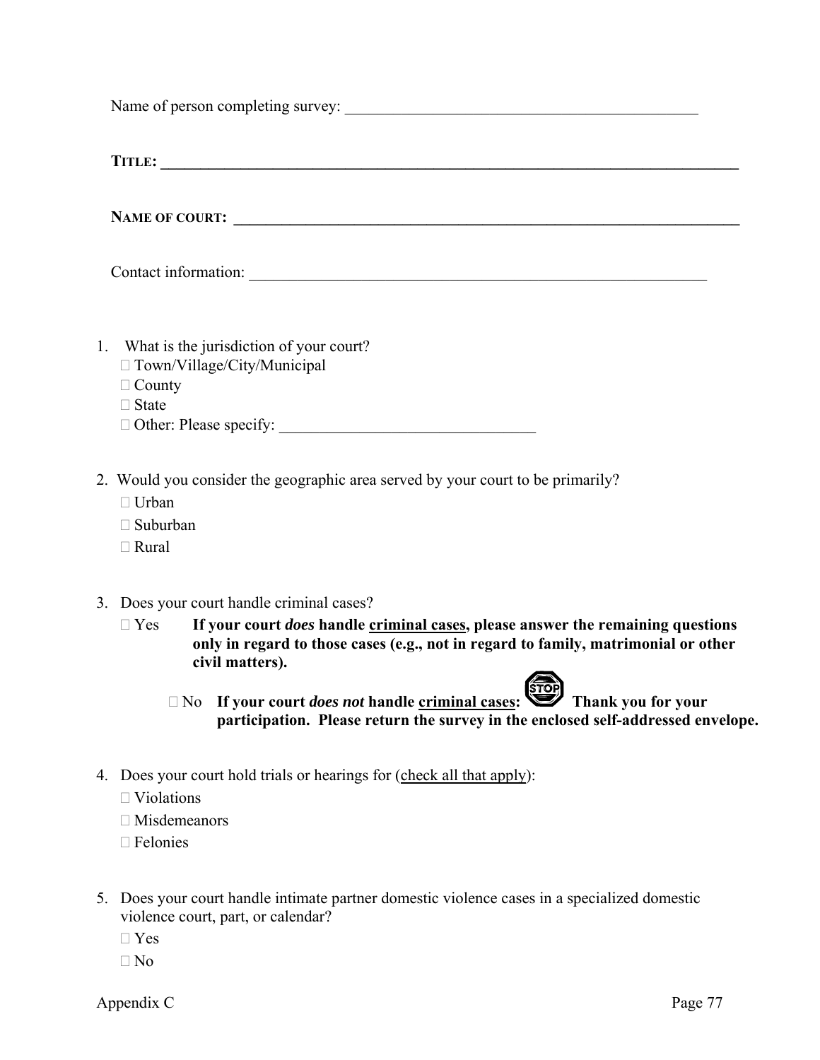Name of person completing survey: _____________________________________________

**TITLE: ___________________________________________________________________________**

**NAME OF COURT: ________________________________________________________________**

Contact information: __________________________________________________________

1. What is the jurisdiction of your court?
   - ☐ Town/Village/City/Municipal
   - ☐ County
   - ☐ State
   - ☐ Other: Please specify: ______________________________

2. Would you consider the geographic area served by your court to be primarily?
   - ☐ Urban
   - ☐ Suburban
   - ☐ Rural

3. Does your court handle criminal cases?
   - ☐ Yes **If your court *does* handle <u>criminal cases</u>, please answer the remaining questions only in regard to those cases (e.g., not in regard to family, matrimonial or other civil matters).**
   - ☐ No **If your court *does not* handle <u>criminal cases</u>: STOP Thank you for your participation. Please return the survey in the enclosed self-addressed envelope.**

4. Does your court hold trials or hearings for (<u>check all that apply</u>):
   - ☐ Violations
   - ☐ Misdemeanors
   - ☐ Felonies

5. Does your court handle intimate partner domestic violence cases in a specialized domestic violence court, part, or calendar?
   - ☐ Yes
   - ☐ No

Appendix C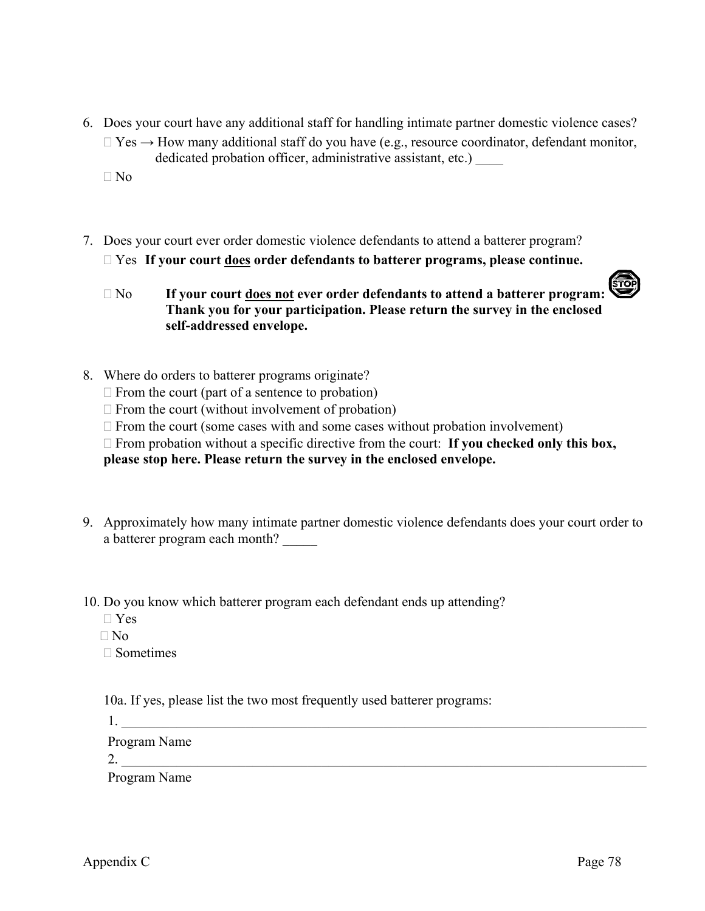6. Does your court have any additional staff for handling intimate partner domestic violence cases?

   ☐ Yes → How many additional staff do you have (e.g., resource coordinator, defendant monitor, dedicated probation officer, administrative assistant, etc.) ____

   ☐ No

7. Does your court ever order domestic violence defendants to attend a batterer program?

   ☐ Yes **If your court <u>does</u> order defendants to batterer programs, please continue.**

   ☐ No **If your court <u>does not</u> ever order defendants to attend a batterer program: Thank you for your participation. Please return the survey in the enclosed self-addressed envelope.**

8. Where do orders to batterer programs originate?

   ☐ From the court (part of a sentence to probation)

   ☐ From the court (without involvement of probation)

   ☐ From the court (some cases with and some cases without probation involvement)

   ☐ From probation without a specific directive from the court: **If you checked only this box, please stop here. Please return the survey in the enclosed envelope.**

9. Approximately how many intimate partner domestic violence defendants does your court order to a batterer program each month? _____

10. Do you know which batterer program each defendant ends up attending?

    ☐ Yes

    ☐ No

    ☐ Sometimes

    10a. If yes, please list the two most frequently used batterer programs:

    1. ________________________________________________________________

    Program Name

    2. ________________________________________________________________

    Program Name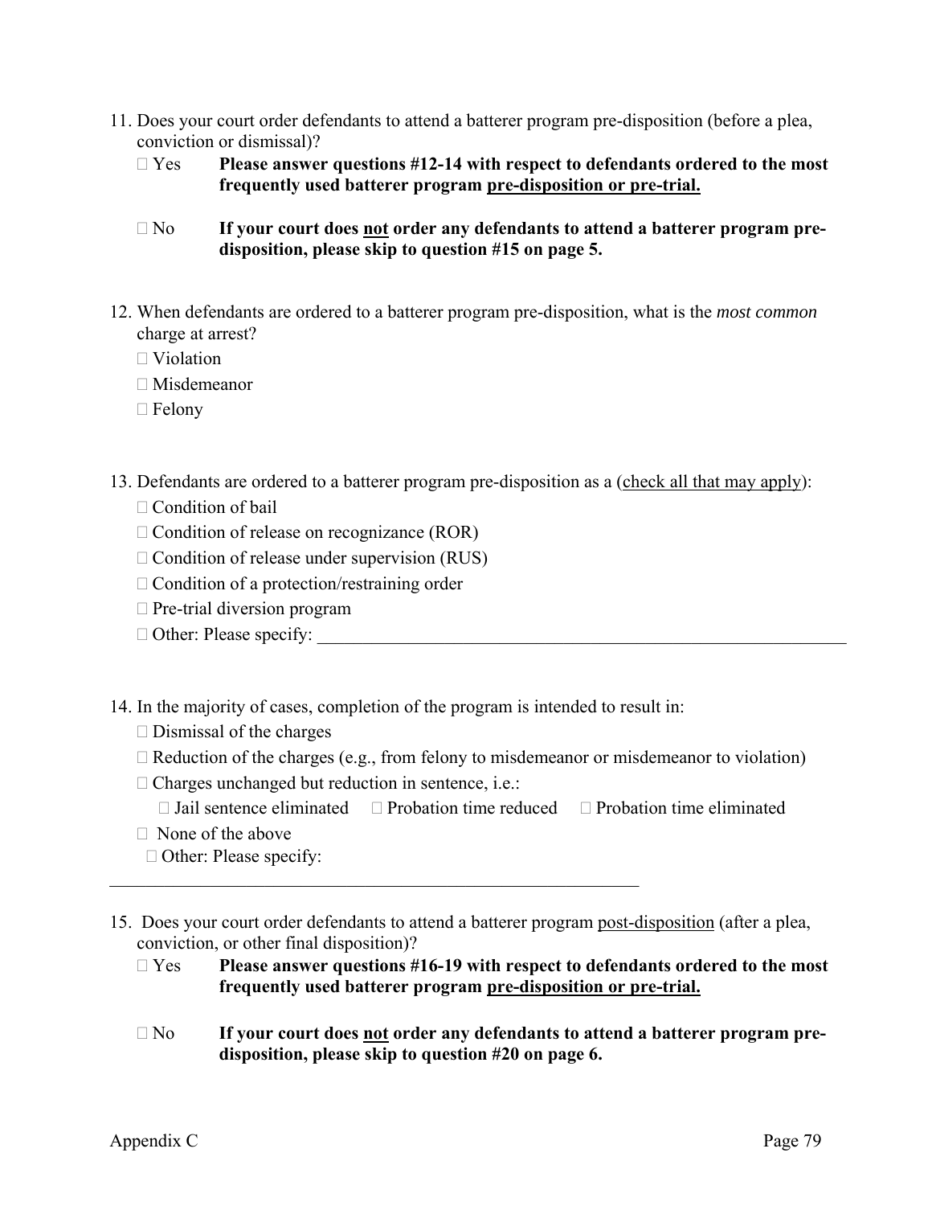11. Does your court order defendants to attend a batterer program pre-disposition (before a plea, conviction or dismissal)?

    ☐ Yes **Please answer questions #12-14 with respect to defendants ordered to the most frequently used batterer program <u>pre-disposition or pre-trial.</u>**

    ☐ No **If your court does <u>not</u> order any defendants to attend a batterer program pre-disposition, please skip to question #15 on page 5.**

12. When defendants are ordered to a batterer program pre-disposition, what is the *most common* charge at arrest?

    ☐ Violation

    ☐ Misdemeanor

    ☐ Felony

13. Defendants are ordered to a batterer program pre-disposition as a (<u>check all that may apply</u>):

    ☐ Condition of bail

    ☐ Condition of release on recognizance (ROR)

    ☐ Condition of release under supervision (RUS)

    ☐ Condition of a protection/restraining order

    ☐ Pre-trial diversion program

    ☐ Other: Please specify: ______________________________________________________________

14. In the majority of cases, completion of the program is intended to result in:

    ☐ Dismissal of the charges

    ☐ Reduction of the charges (e.g., from felony to misdemeanor or misdemeanor to violation)

    ☐ Charges unchanged but reduction in sentence, i.e.:

    ☐ Jail sentence eliminated ☐ Probation time reduced ☐ Probation time eliminated

    ☐ None of the above

    ☐ Other: Please specify:

_____________________________________________________________

15. Does your court order defendants to attend a batterer program <u>post-disposition</u> (after a plea, conviction, or other final disposition)?

    ☐ Yes **Please answer questions #16-19 with respect to defendants ordered to the most frequently used batterer program <u>pre-disposition or pre-trial.</u>**

    ☐ No **If your court does <u>not</u> order any defendants to attend a batterer program pre-disposition, please skip to question #20 on page 6.**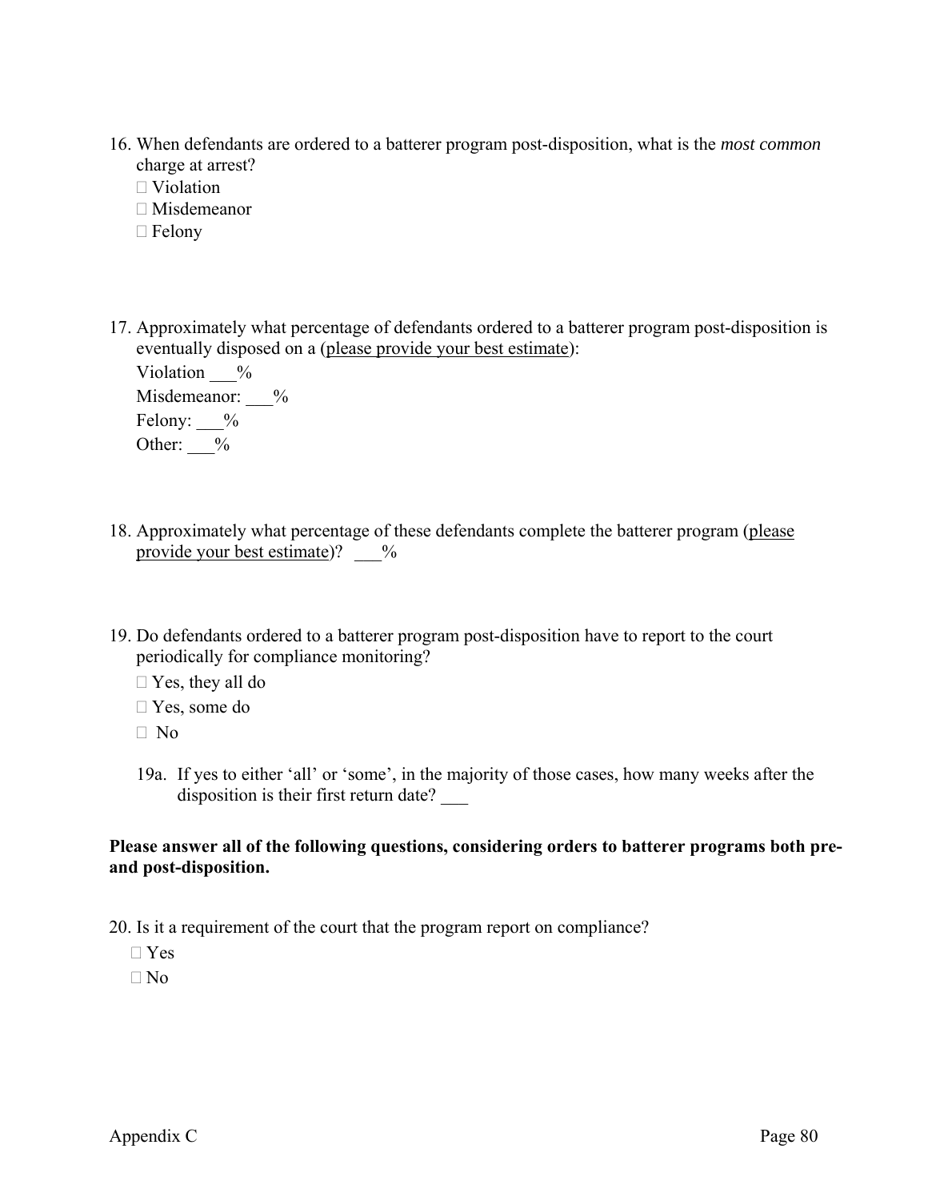16. When defendants are ordered to a batterer program post-disposition, what is the *most common* charge at arrest?
    - ☐ Violation
    - ☐ Misdemeanor
    - ☐ Felony

17. Approximately what percentage of defendants ordered to a batterer program post-disposition is eventually disposed on a (<u>please provide your best estimate</u>):
    
    Violation ___%
    
    Misdemeanor: ___%
    
    Felony: ___%
    
    Other: ___%

18. Approximately what percentage of these defendants complete the batterer program (<u>please provide your best estimate</u>)? ___%

19. Do defendants ordered to a batterer program post-disposition have to report to the court periodically for compliance monitoring?
    - ☐ Yes, they all do
    - ☐ Yes, some do
    - ☐ No

    19a. If yes to either 'all' or 'some', in the majority of those cases, how many weeks after the disposition is their first return date? ___

**Please answer all of the following questions, considering orders to batterer programs both pre- and post-disposition.**

20. Is it a requirement of the court that the program report on compliance?
    - ☐ Yes
    - ☐ No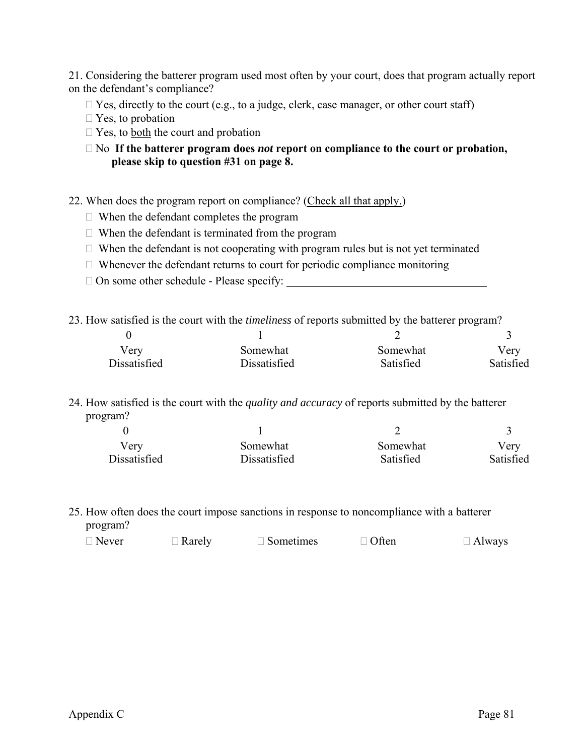21. Considering the batterer program used most often by your court, does that program actually report on the defendant's compliance?

- Yes, directly to the court (e.g., to a judge, clerk, case manager, or other court staff)
- Yes, to probation
- Yes, to both the court and probation
- No **If the batterer program does *not* report on compliance to the court or probation, please skip to question #31 on page 8.**

22. When does the program report on compliance? (Check all that apply.)

- When the defendant completes the program
- When the defendant is terminated from the program
- When the defendant is not cooperating with program rules but is not yet terminated
- Whenever the defendant returns to court for periodic compliance monitoring
- On some other schedule - Please specify: ___________________________________

23. How satisfied is the court with the *timeliness* of reports submitted by the batterer program?

| 0 | 1 | 2 | 3 |
|---|---|---|---|
| Very Dissatisfied | Somewhat Dissatisfied | Somewhat Satisfied | Very Satisfied |

24. How satisfied is the court with the *quality and accuracy* of reports submitted by the batterer program?

| 0 | 1 | 2 | 3 |
|---|---|---|---|
| Very Dissatisfied | Somewhat Dissatisfied | Somewhat Satisfied | Very Satisfied |

25. How often does the court impose sanctions in response to noncompliance with a batterer program?

- Never
- Rarely
- Sometimes
- Often
- Always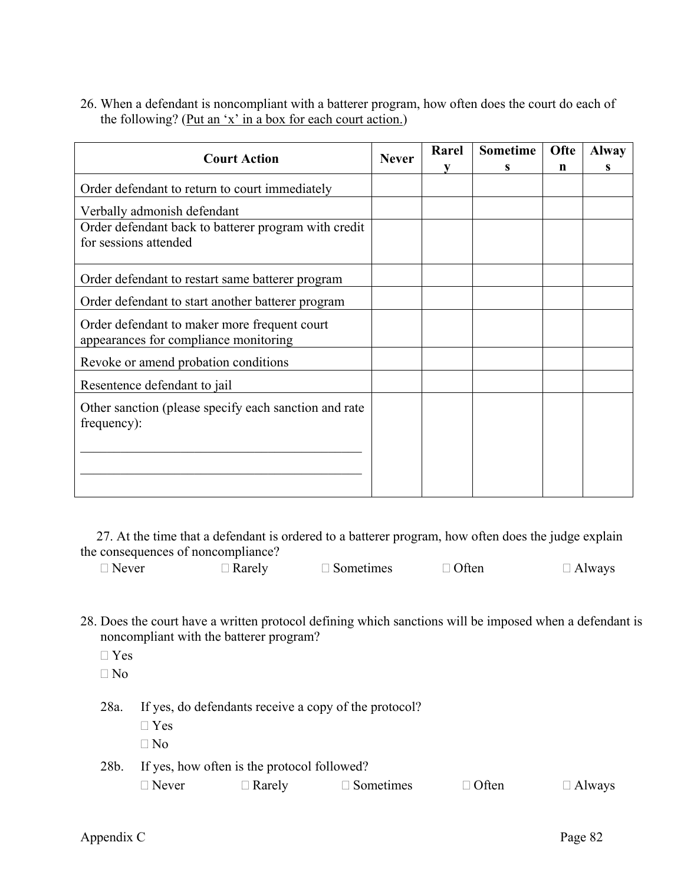26. When a defendant is noncompliant with a batterer program, how often does the court do each of the following? (Put an 'x' in a box for each court action.)

| Court Action | Never | Rarely | Sometimes | Often | Always |
|---|---|---|---|---|---|
| Order defendant to return to court immediately | | | | | |
| Verbally admonish defendant | | | | | |
| Order defendant back to batterer program with credit for sessions attended | | | | | |
| Order defendant to restart same batterer program | | | | | |
| Order defendant to start another batterer program | | | | | |
| Order defendant to maker more frequent court appearances for compliance monitoring | | | | | |
| Revoke or amend probation conditions | | | | | |
| Resentence defendant to jail | | | | | |
| Other sanction (please specify each sanction and rate frequency): ______________________ ______________________ | | | | | |

27. At the time that a defendant is ordered to a batterer program, how often does the judge explain the consequences of noncompliance?

☐ Never ☐ Rarely ☐ Sometimes ☐ Often ☐ Always

28. Does the court have a written protocol defining which sanctions will be imposed when a defendant is noncompliant with the batterer program?

☐ Yes

☐ No

28a. If yes, do defendants receive a copy of the protocol?

☐ Yes

☐ No

28b. If yes, how often is the protocol followed?

☐ Never ☐ Rarely ☐ Sometimes ☐ Often ☐ Always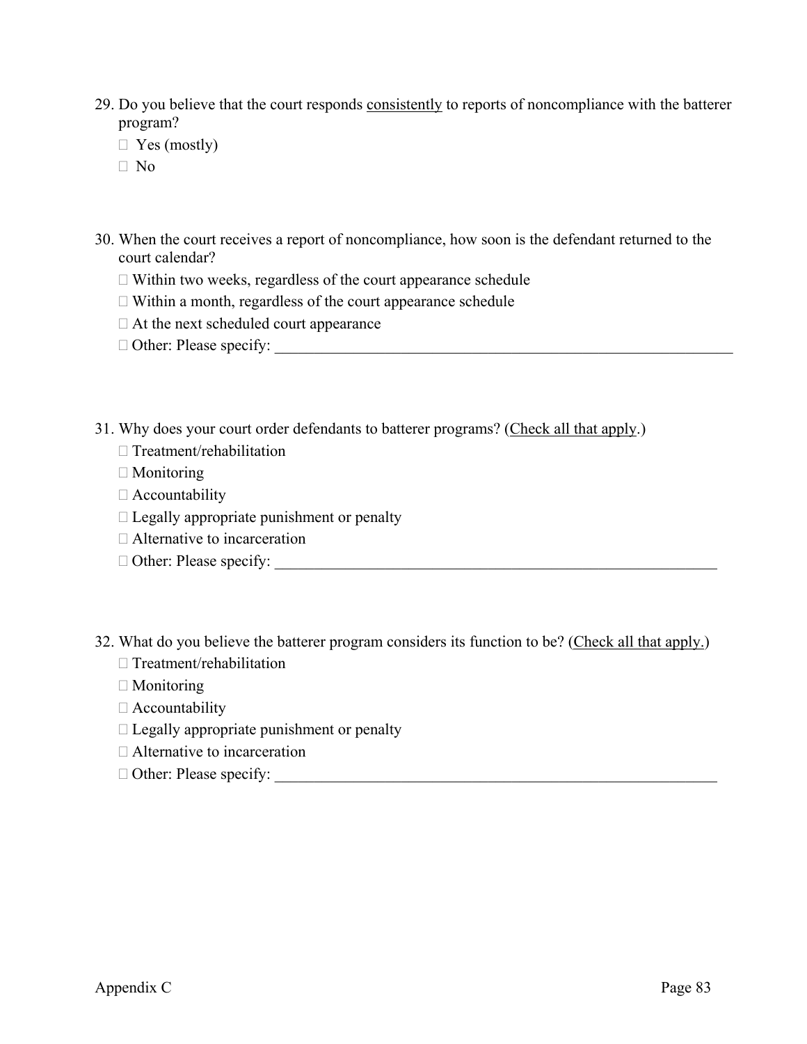29. Do you believe that the court responds consistently to reports of noncompliance with the batterer program?
   - ☐ Yes (mostly)
   - ☐ No

30. When the court receives a report of noncompliance, how soon is the defendant returned to the court calendar?
   - ☐ Within two weeks, regardless of the court appearance schedule
   - ☐ Within a month, regardless of the court appearance schedule
   - ☐ At the next scheduled court appearance
   - ☐ Other: Please specify: ____________________________________________________________

31. Why does your court order defendants to batterer programs? (Check all that apply.)
   - ☐ Treatment/rehabilitation
   - ☐ Monitoring
   - ☐ Accountability
   - ☐ Legally appropriate punishment or penalty
   - ☐ Alternative to incarceration
   - ☐ Other: Please specify: __________________________________________________________

32. What do you believe the batterer program considers its function to be? (Check all that apply.)
   - ☐ Treatment/rehabilitation
   - ☐ Monitoring
   - ☐ Accountability
   - ☐ Legally appropriate punishment or penalty
   - ☐ Alternative to incarceration
   - ☐ Other: Please specify: __________________________________________________________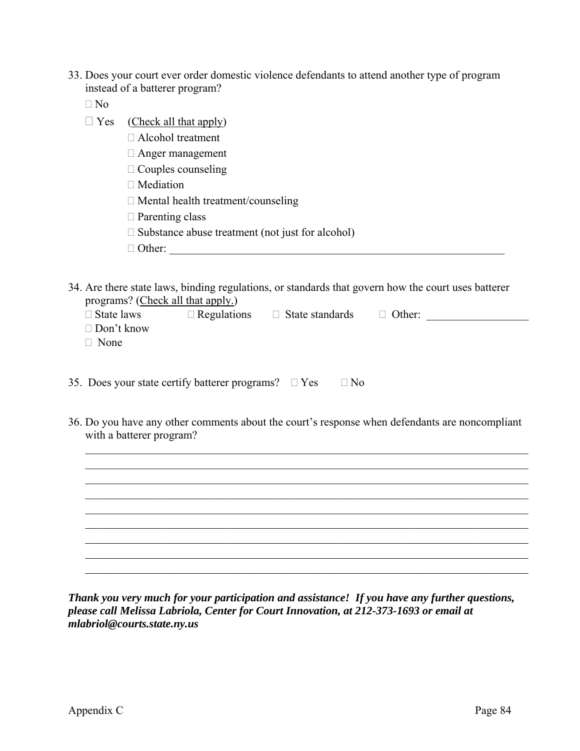33. Does your court ever order domestic violence defendants to attend another type of program instead of a batterer program?

 No

 Yes (Check all that apply)

 Alcohol treatment

 Anger management

 Couples counseling

 Mediation

 Mental health treatment/counseling

 Parenting class

 Substance abuse treatment (not just for alcohol)

 Other: ____________________________________________________________

34. Are there state laws, binding regulations, or standards that govern how the court uses batterer programs? (Check all that apply.)

 State laws  Regulations  State standards  Other: __________________

 Don't know

 None

35. Does your state certify batterer programs?  Yes  No

36. Do you have any other comments about the court's response when defendants are noncompliant with a batterer program?

_______________________________________________________________________________

_______________________________________________________________________________

_______________________________________________________________________________

_______________________________________________________________________________

_______________________________________________________________________________

_______________________________________________________________________________

_______________________________________________________________________________

_______________________________________________________________________________

_______________________________________________________________________________

***Thank you very much for your participation and assistance! If you have any further questions, please call Melissa Labriola, Center for Court Innovation, at 212-373-1693 or email at mlabriol@courts.state.ny.us***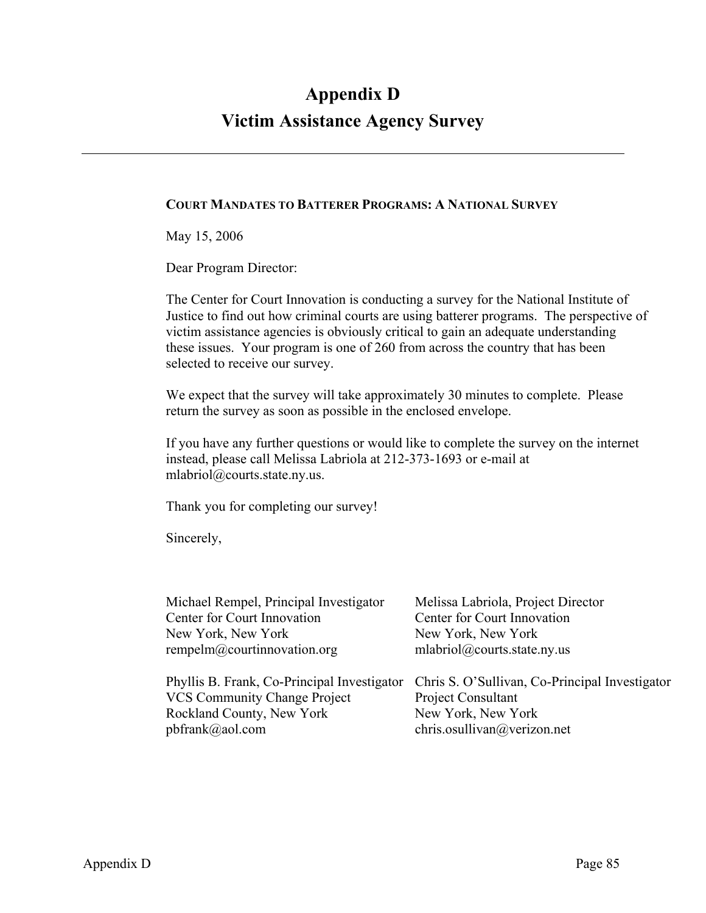# Appendix D
# Victim Assistance Agency Survey

---

**COURT MANDATES TO BATTERER PROGRAMS: A NATIONAL SURVEY**

May 15, 2006

Dear Program Director:

The Center for Court Innovation is conducting a survey for the National Institute of Justice to find out how criminal courts are using batterer programs. The perspective of victim assistance agencies is obviously critical to gain an adequate understanding these issues. Your program is one of 260 from across the country that has been selected to receive our survey.

We expect that the survey will take approximately 30 minutes to complete. Please return the survey as soon as possible in the enclosed envelope.

If you have any further questions or would like to complete the survey on the internet instead, please call Melissa Labriola at 212-373-1693 or e-mail at mlabriol@courts.state.ny.us.

Thank you for completing our survey!

Sincerely,

Michael Rempel, Principal Investigator
Center for Court Innovation
New York, New York
rempelm@courtinnovation.org

Melissa Labriola, Project Director
Center for Court Innovation
New York, New York
mlabriol@courts.state.ny.us

Phyllis B. Frank, Co-Principal Investigator
VCS Community Change Project
Rockland County, New York
pbfrank@aol.com

Chris S. O'Sullivan, Co-Principal Investigator
Project Consultant
New York, New York
chris.osullivan@verizon.net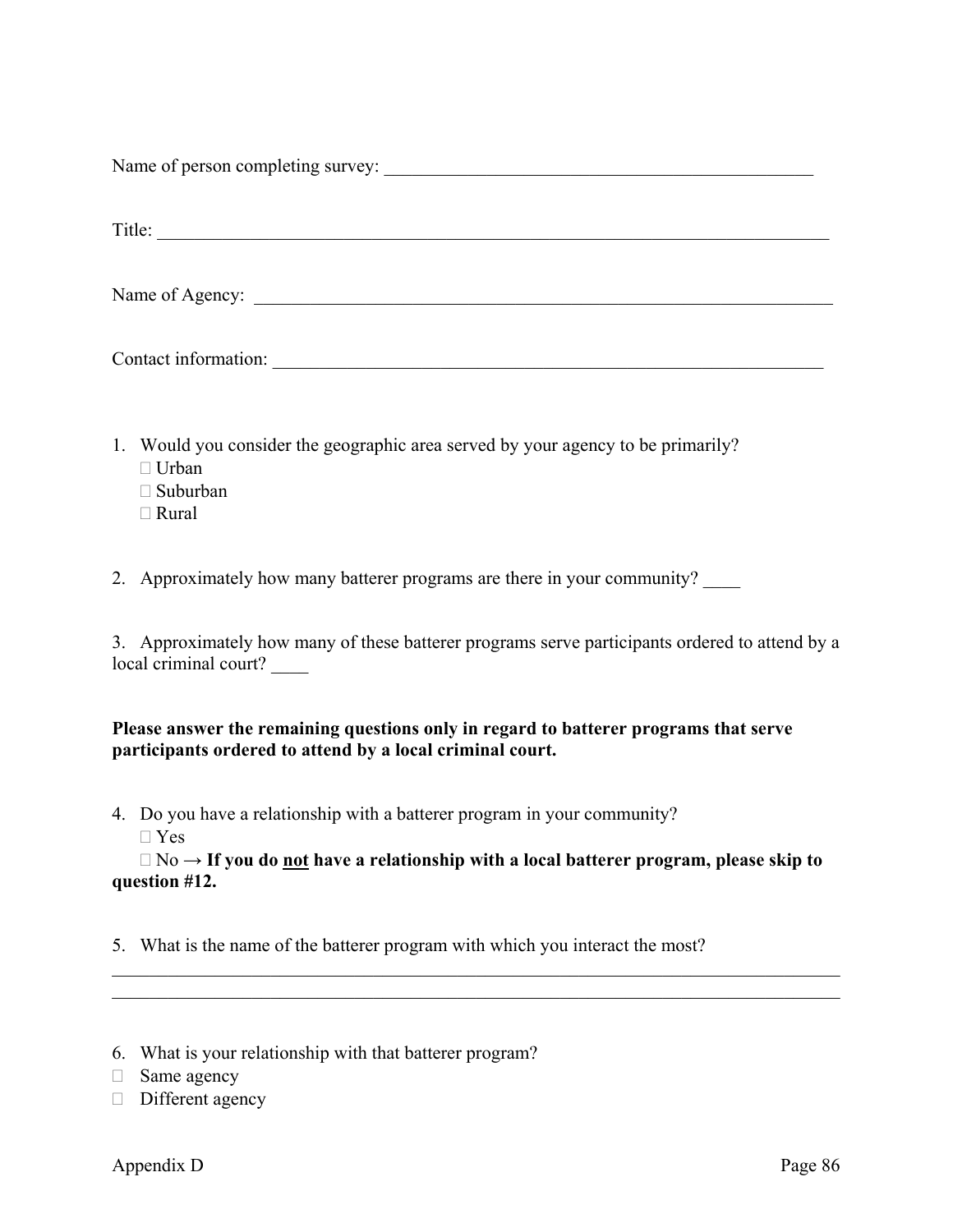Name of person completing survey: ________________________________________________

Title: ________________________________________________________________________

Name of Agency: _______________________________________________________________

Contact information: ____________________________________________________________

1. Would you consider the geographic area served by your agency to be primarily?
   - ☐ Urban
   - ☐ Suburban
   - ☐ Rural

2. Approximately how many batterer programs are there in your community? ____

3. Approximately how many of these batterer programs serve participants ordered to attend by a local criminal court? ____

**Please answer the remaining questions only in regard to batterer programs that serve participants ordered to attend by a local criminal court.**

4. Do you have a relationship with a batterer program in your community?
   - ☐ Yes
   - ☐ No → **If you do <u>not</u> have a relationship with a local batterer program, please skip to question #12.**

5. What is the name of the batterer program with which you interact the most?

______________________________________________________________________________

______________________________________________________________________________

6. What is your relationship with that batterer program?
   - ☐ Same agency
   - ☐ Different agency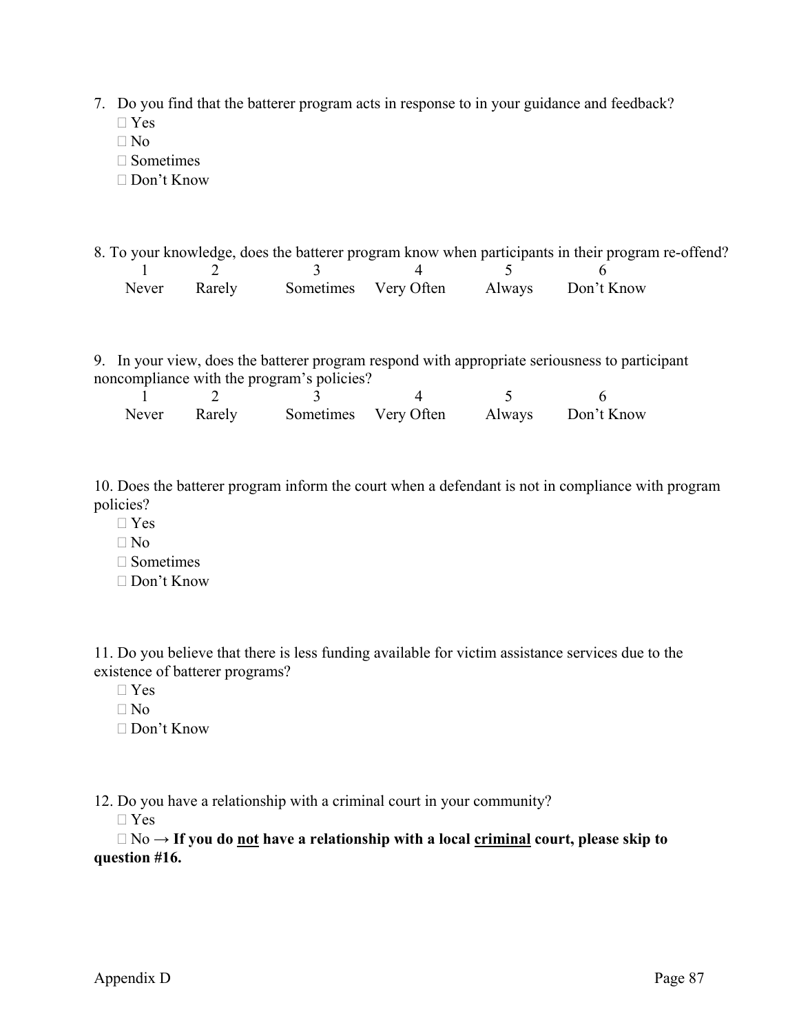7. Do you find that the batterer program acts in response to in your guidance and feedback?
   - ☐ Yes
   - ☐ No
   - ☐ Sometimes
   - ☐ Don't Know

8. To your knowledge, does the batterer program know when participants in their program re-offend?

| 1 | 2 | 3 | 4 | 5 | 6 |
|---|---|---|---|---|---|
| Never | Rarely | Sometimes | Very Often | Always | Don't Know |

9. In your view, does the batterer program respond with appropriate seriousness to participant noncompliance with the program's policies?

| 1 | 2 | 3 | 4 | 5 | 6 |
|---|---|---|---|---|---|
| Never | Rarely | Sometimes | Very Often | Always | Don't Know |

10. Does the batterer program inform the court when a defendant is not in compliance with program policies?
    - ☐ Yes
    - ☐ No
    - ☐ Sometimes
    - ☐ Don't Know

11. Do you believe that there is less funding available for victim assistance services due to the existence of batterer programs?
    - ☐ Yes
    - ☐ No
    - ☐ Don't Know

12. Do you have a relationship with a criminal court in your community?
    - ☐ Yes
    - ☐ No → **If you do <u>not</u> have a relationship with a local <u>criminal</u> court, please skip to question #16.**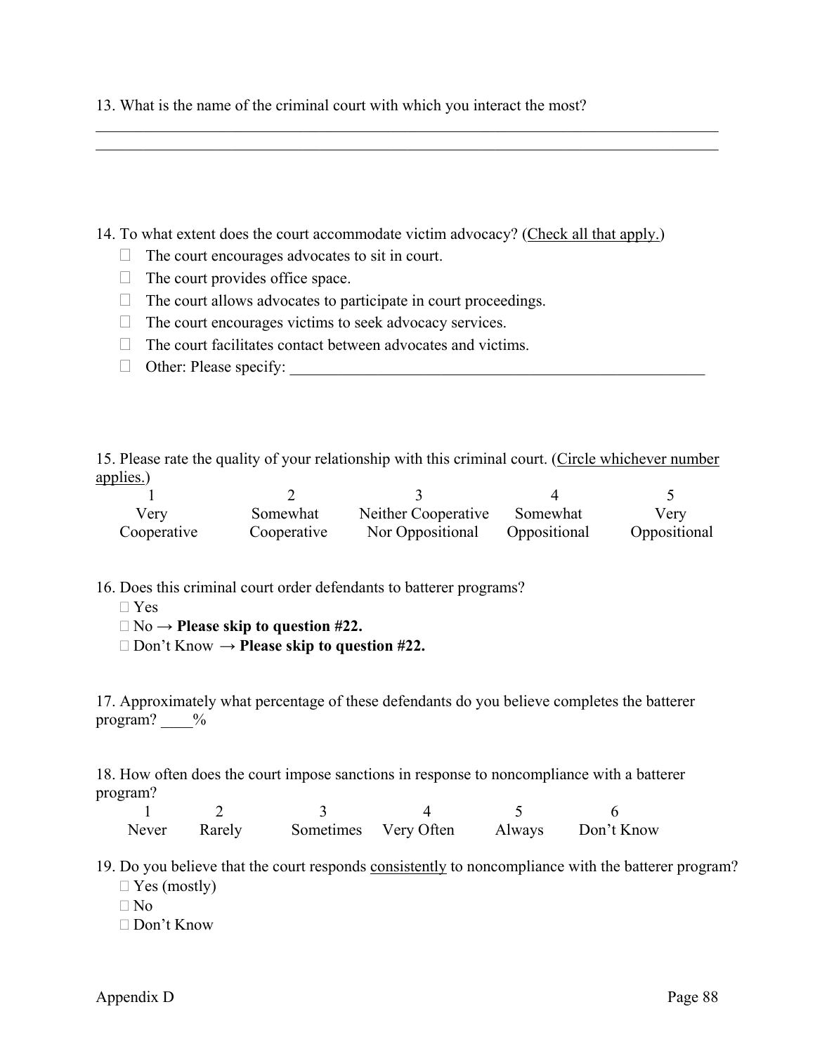13. What is the name of the criminal court with which you interact the most?

_______________________________________________________________________________
_______________________________________________________________________________

14. To what extent does the court accommodate victim advocacy? (Check all that apply.)

- ☐ The court encourages advocates to sit in court.
- ☐ The court provides office space.
- ☐ The court allows advocates to participate in court proceedings.
- ☐ The court encourages victims to seek advocacy services.
- ☐ The court facilitates contact between advocates and victims.
- ☐ Other: Please specify: _______________________________________________________

15. Please rate the quality of your relationship with this criminal court. (Circle whichever number applies.)

| 1 | 2 | 3 | 4 | 5 |
|---|---|---|---|---|
| Very Cooperative | Somewhat Cooperative | Neither Cooperative Nor Oppositional | Somewhat Oppositional | Very Oppositional |

16. Does this criminal court order defendants to batterer programs?

- ☐ Yes
- ☐ No → **Please skip to question #22.**
- ☐ Don't Know → **Please skip to question #22.**

17. Approximately what percentage of these defendants do you believe completes the batterer program? ____%

18. How often does the court impose sanctions in response to noncompliance with a batterer program?

| 1 | 2 | 3 | 4 | 5 | 6 |
|---|---|---|---|---|---|
| Never | Rarely | Sometimes | Very Often | Always | Don't Know |

19. Do you believe that the court responds consistently to noncompliance with the batterer program?

- ☐ Yes (mostly)
- ☐ No
- ☐ Don't Know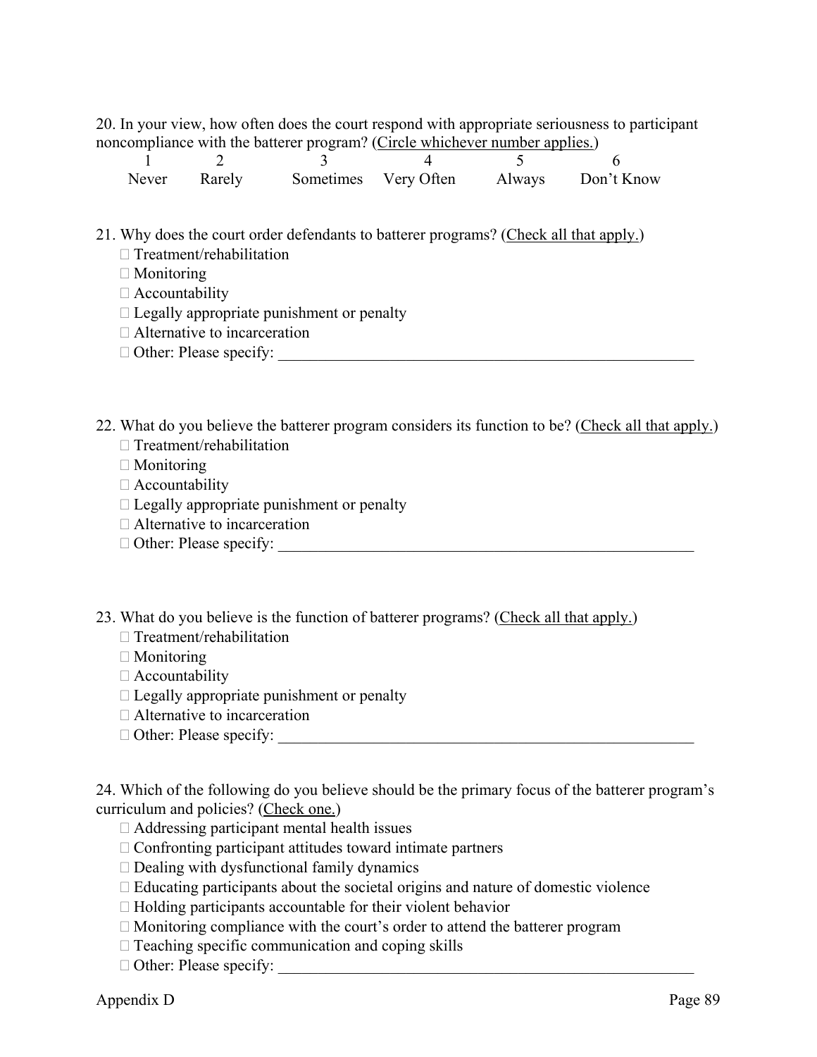20. In your view, how often does the court respond with appropriate seriousness to participant noncompliance with the batterer program? (Circle whichever number applies.)

| 1 | 2 | 3 | 4 | 5 | 6 |
|---|---|---|---|---|---|
| Never | Rarely | Sometimes | Very Often | Always | Don't Know |

21. Why does the court order defendants to batterer programs? (Check all that apply.)

- ☐ Treatment/rehabilitation
- ☐ Monitoring
- ☐ Accountability
- ☐ Legally appropriate punishment or penalty
- ☐ Alternative to incarceration
- ☐ Other: Please specify: ______________________________________________________

22. What do you believe the batterer program considers its function to be? (Check all that apply.)

- ☐ Treatment/rehabilitation
- ☐ Monitoring
- ☐ Accountability
- ☐ Legally appropriate punishment or penalty
- ☐ Alternative to incarceration
- ☐ Other: Please specify: ______________________________________________________

23. What do you believe is the function of batterer programs? (Check all that apply.)

- ☐ Treatment/rehabilitation
- ☐ Monitoring
- ☐ Accountability
- ☐ Legally appropriate punishment or penalty
- ☐ Alternative to incarceration
- ☐ Other: Please specify: ______________________________________________________

24. Which of the following do you believe should be the primary focus of the batterer program's curriculum and policies? (Check one.)

- ☐ Addressing participant mental health issues
- ☐ Confronting participant attitudes toward intimate partners
- ☐ Dealing with dysfunctional family dynamics
- ☐ Educating participants about the societal origins and nature of domestic violence
- ☐ Holding participants accountable for their violent behavior
- ☐ Monitoring compliance with the court's order to attend the batterer program
- ☐ Teaching specific communication and coping skills
- ☐ Other: Please specify: ______________________________________________________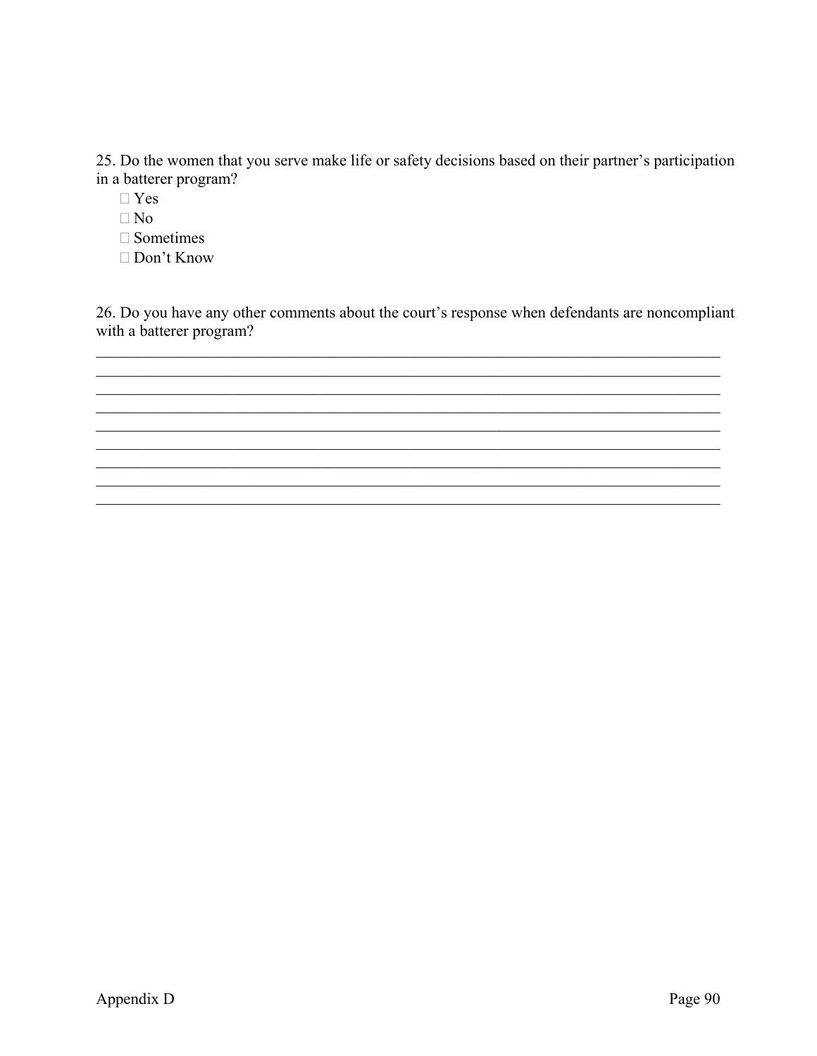25. Do the women that you serve make life or safety decisions based on their partner's participation in a batterer program?

- ☐ Yes
- ☐ No
- ☐ Sometimes
- ☐ Don't Know

26. Do you have any other comments about the court's response when defendants are noncompliant with a batterer program?

\_\_\_\_\_\_\_\_\_\_\_\_\_\_\_\_\_\_\_\_\_\_\_\_\_\_\_\_\_\_\_\_\_\_\_\_\_\_\_\_\_\_\_\_\_\_\_\_\_\_\_\_\_\_\_\_\_\_\_\_\_\_\_\_\_\_\_\_\_\_\_\_

\_\_\_\_\_\_\_\_\_\_\_\_\_\_\_\_\_\_\_\_\_\_\_\_\_\_\_\_\_\_\_\_\_\_\_\_\_\_\_\_\_\_\_\_\_\_\_\_\_\_\_\_\_\_\_\_\_\_\_\_\_\_\_\_\_\_\_\_\_\_\_\_

\_\_\_\_\_\_\_\_\_\_\_\_\_\_\_\_\_\_\_\_\_\_\_\_\_\_\_\_\_\_\_\_\_\_\_\_\_\_\_\_\_\_\_\_\_\_\_\_\_\_\_\_\_\_\_\_\_\_\_\_\_\_\_\_\_\_\_\_\_\_\_\_

\_\_\_\_\_\_\_\_\_\_\_\_\_\_\_\_\_\_\_\_\_\_\_\_\_\_\_\_\_\_\_\_\_\_\_\_\_\_\_\_\_\_\_\_\_\_\_\_\_\_\_\_\_\_\_\_\_\_\_\_\_\_\_\_\_\_\_\_\_\_\_\_

\_\_\_\_\_\_\_\_\_\_\_\_\_\_\_\_\_\_\_\_\_\_\_\_\_\_\_\_\_\_\_\_\_\_\_\_\_\_\_\_\_\_\_\_\_\_\_\_\_\_\_\_\_\_\_\_\_\_\_\_\_\_\_\_\_\_\_\_\_\_\_\_

\_\_\_\_\_\_\_\_\_\_\_\_\_\_\_\_\_\_\_\_\_\_\_\_\_\_\_\_\_\_\_\_\_\_\_\_\_\_\_\_\_\_\_\_\_\_\_\_\_\_\_\_\_\_\_\_\_\_\_\_\_\_\_\_\_\_\_\_\_\_\_\_

\_\_\_\_\_\_\_\_\_\_\_\_\_\_\_\_\_\_\_\_\_\_\_\_\_\_\_\_\_\_\_\_\_\_\_\_\_\_\_\_\_\_\_\_\_\_\_\_\_\_\_\_\_\_\_\_\_\_\_\_\_\_\_\_\_\_\_\_\_\_\_\_

\_\_\_\_\_\_\_\_\_\_\_\_\_\_\_\_\_\_\_\_\_\_\_\_\_\_\_\_\_\_\_\_\_\_\_\_\_\_\_\_\_\_\_\_\_\_\_\_\_\_\_\_\_\_\_\_\_\_\_\_\_\_\_\_\_\_\_\_\_\_\_\_

\_\_\_\_\_\_\_\_\_\_\_\_\_\_\_\_\_\_\_\_\_\_\_\_\_\_\_\_\_\_\_\_\_\_\_\_\_\_\_\_\_\_\_\_\_\_\_\_\_\_\_\_\_\_\_\_\_\_\_\_\_\_\_\_\_\_\_\_\_\_\_\_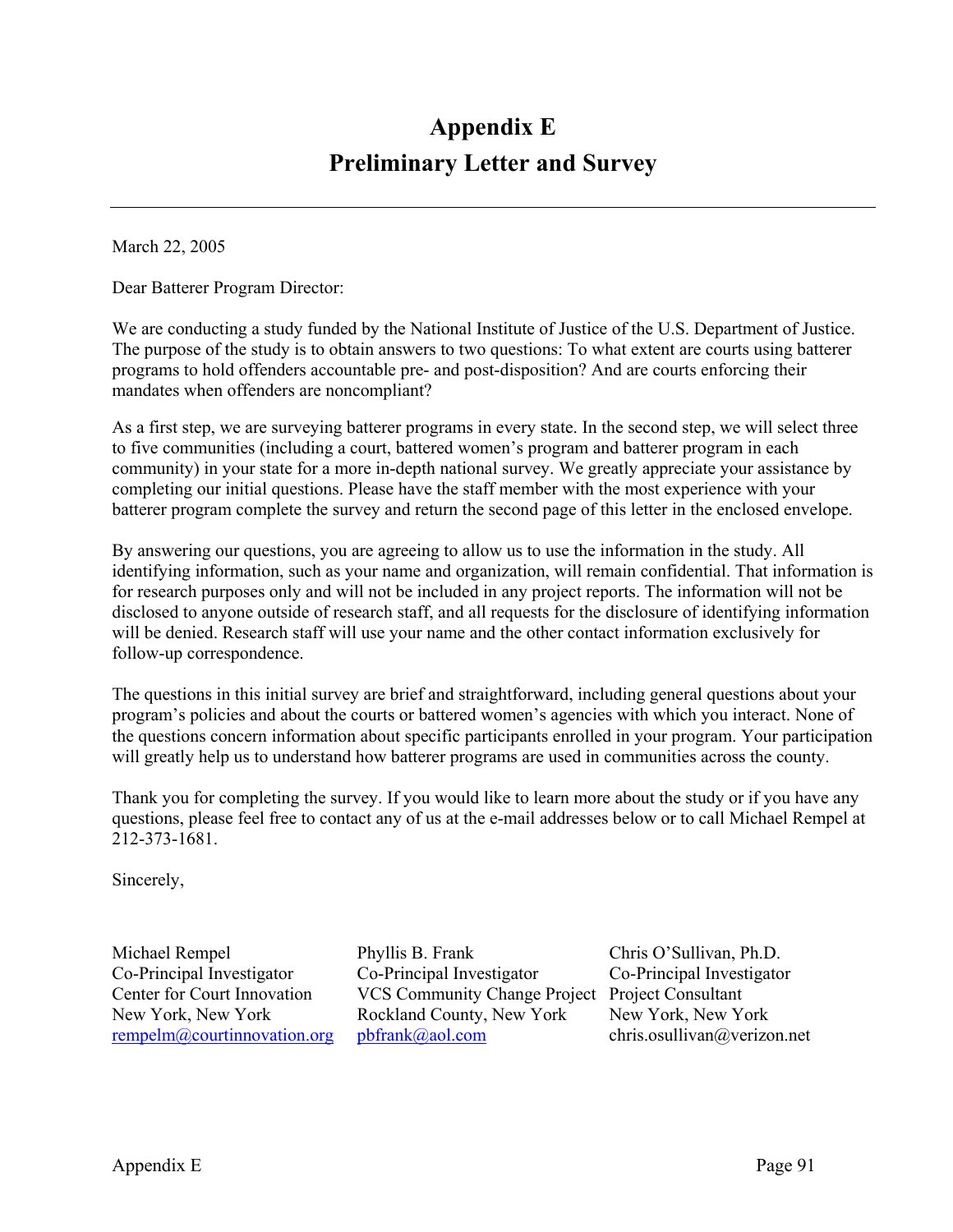# Appendix E
# Preliminary Letter and Survey

---

March 22, 2005

Dear Batterer Program Director:

We are conducting a study funded by the National Institute of Justice of the U.S. Department of Justice. The purpose of the study is to obtain answers to two questions: To what extent are courts using batterer programs to hold offenders accountable pre- and post-disposition? And are courts enforcing their mandates when offenders are noncompliant?

As a first step, we are surveying batterer programs in every state. In the second step, we will select three to five communities (including a court, battered women's program and batterer program in each community) in your state for a more in-depth national survey. We greatly appreciate your assistance by completing our initial questions. Please have the staff member with the most experience with your batterer program complete the survey and return the second page of this letter in the enclosed envelope.

By answering our questions, you are agreeing to allow us to use the information in the study. All identifying information, such as your name and organization, will remain confidential. That information is for research purposes only and will not be included in any project reports. The information will not be disclosed to anyone outside of research staff, and all requests for the disclosure of identifying information will be denied. Research staff will use your name and the other contact information exclusively for follow-up correspondence.

The questions in this initial survey are brief and straightforward, including general questions about your program's policies and about the courts or battered women's agencies with which you interact. None of the questions concern information about specific participants enrolled in your program. Your participation will greatly help us to understand how batterer programs are used in communities across the county.

Thank you for completing the survey. If you would like to learn more about the study or if you have any questions, please feel free to contact any of us at the e-mail addresses below or to call Michael Rempel at 212-373-1681.

Sincerely,

Michael Rempel
Co-Principal Investigator
Center for Court Innovation
New York, New York
rempelm@courtinnovation.org

Phyllis B. Frank
Co-Principal Investigator
VCS Community Change Project
Rockland County, New York
pbfrank@aol.com

Chris O'Sullivan, Ph.D.
Co-Principal Investigator
Project Consultant
New York, New York
chris.osullivan@verizon.net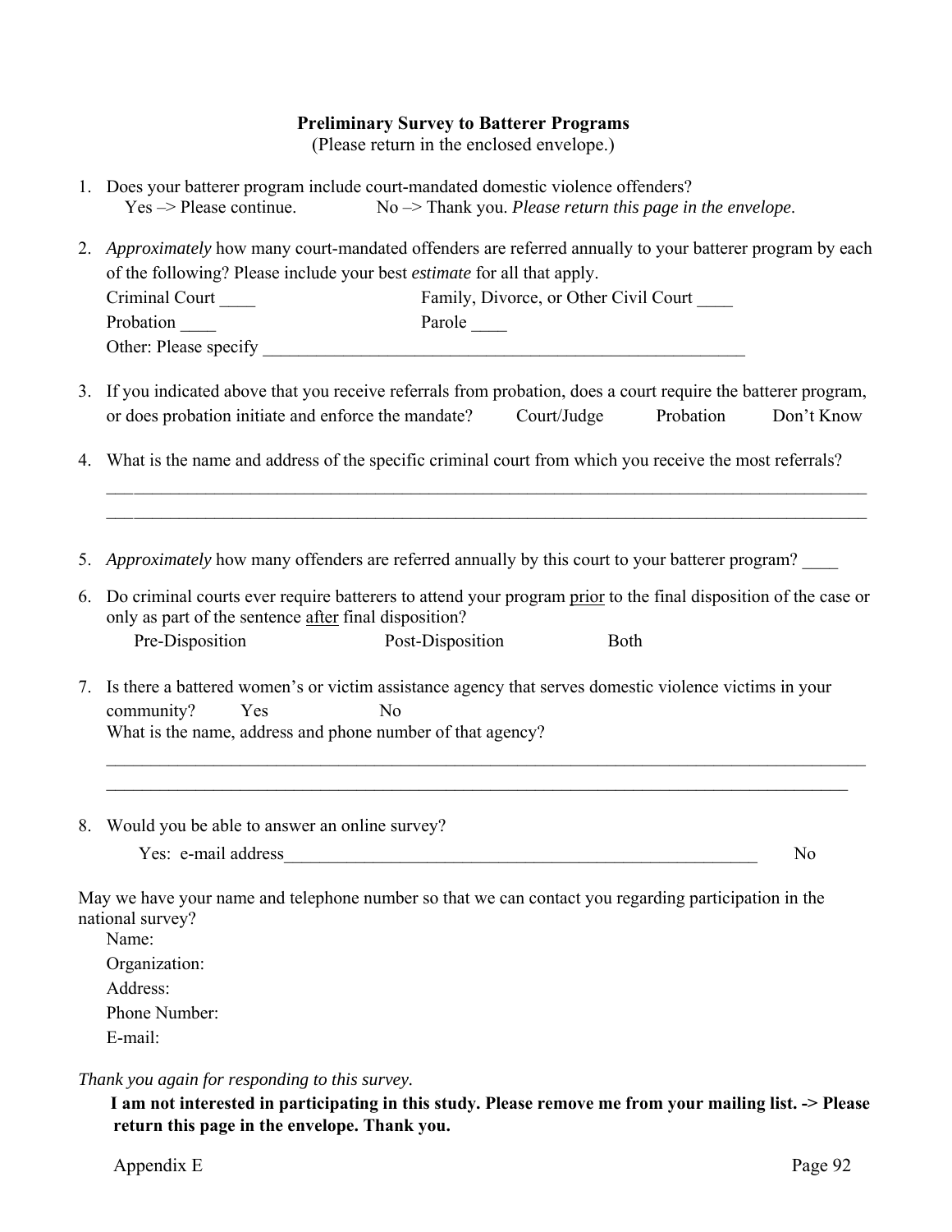**Preliminary Survey to Batterer Programs**
(Please return in the enclosed envelope.)

1. Does your batterer program include court-mandated domestic violence offenders?
   Yes –> Please continue. No –> Thank you. *Please return this page in the envelope*.

2. *Approximately* how many court-mandated offenders are referred annually to your batterer program by each of the following? Please include your best *estimate* for all that apply.
   Criminal Court ____ Family, Divorce, or Other Civil Court ____
   Probation ____ Parole ____
   Other: Please specify ________________________________________________________

3. If you indicated above that you receive referrals from probation, does a court require the batterer program, or does probation initiate and enforce the mandate? Court/Judge Probation Don't Know

4. What is the name and address of the specific criminal court from which you receive the most referrals?
   ________________________________________________________________________________
   ________________________________________________________________________________

5. *Approximately* how many offenders are referred annually by this court to your batterer program? ____

6. Do criminal courts ever require batterers to attend your program prior to the final disposition of the case or only as part of the sentence after final disposition?
   Pre-Disposition Post-Disposition Both

7. Is there a battered women's or victim assistance agency that serves domestic violence victims in your community? Yes No
   What is the name, address and phone number of that agency?
   ________________________________________________________________________________
   ________________________________________________________________________________

8. Would you be able to answer an online survey?
   Yes: e-mail address________________________________________________________ No

May we have your name and telephone number so that we can contact you regarding participation in the national survey?

Name:
Organization:
Address:
Phone Number:
E-mail:

*Thank you again for responding to this survey.*

**I am not interested in participating in this study. Please remove me from your mailing list. -> Please return this page in the envelope. Thank you.**

Appendix E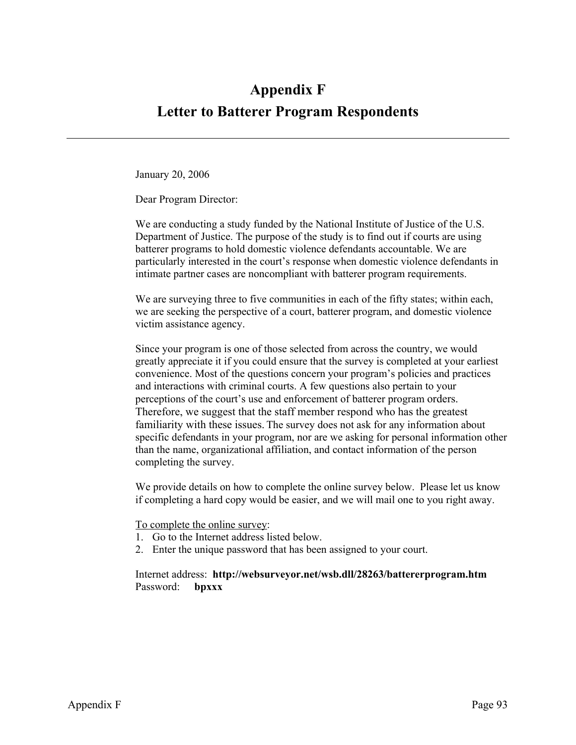# Appendix F
# Letter to Batterer Program Respondents

---

January 20, 2006

Dear Program Director:

We are conducting a study funded by the National Institute of Justice of the U.S. Department of Justice. The purpose of the study is to find out if courts are using batterer programs to hold domestic violence defendants accountable. We are particularly interested in the court's response when domestic violence defendants in intimate partner cases are noncompliant with batterer program requirements.

We are surveying three to five communities in each of the fifty states; within each, we are seeking the perspective of a court, batterer program, and domestic violence victim assistance agency.

Since your program is one of those selected from across the country, we would greatly appreciate it if you could ensure that the survey is completed at your earliest convenience. Most of the questions concern your program's policies and practices and interactions with criminal courts. A few questions also pertain to your perceptions of the court's use and enforcement of batterer program orders. Therefore, we suggest that the staff member respond who has the greatest familiarity with these issues. The survey does not ask for any information about specific defendants in your program, nor are we asking for personal information other than the name, organizational affiliation, and contact information of the person completing the survey.

We provide details on how to complete the online survey below. Please let us know if completing a hard copy would be easier, and we will mail one to you right away.

<u>To complete the online survey</u>:

1. Go to the Internet address listed below.
2. Enter the unique password that has been assigned to your court.

Internet address: **http://websurveyor.net/wsb.dll/28263/battererprogram.htm**
Password: **bpxxx**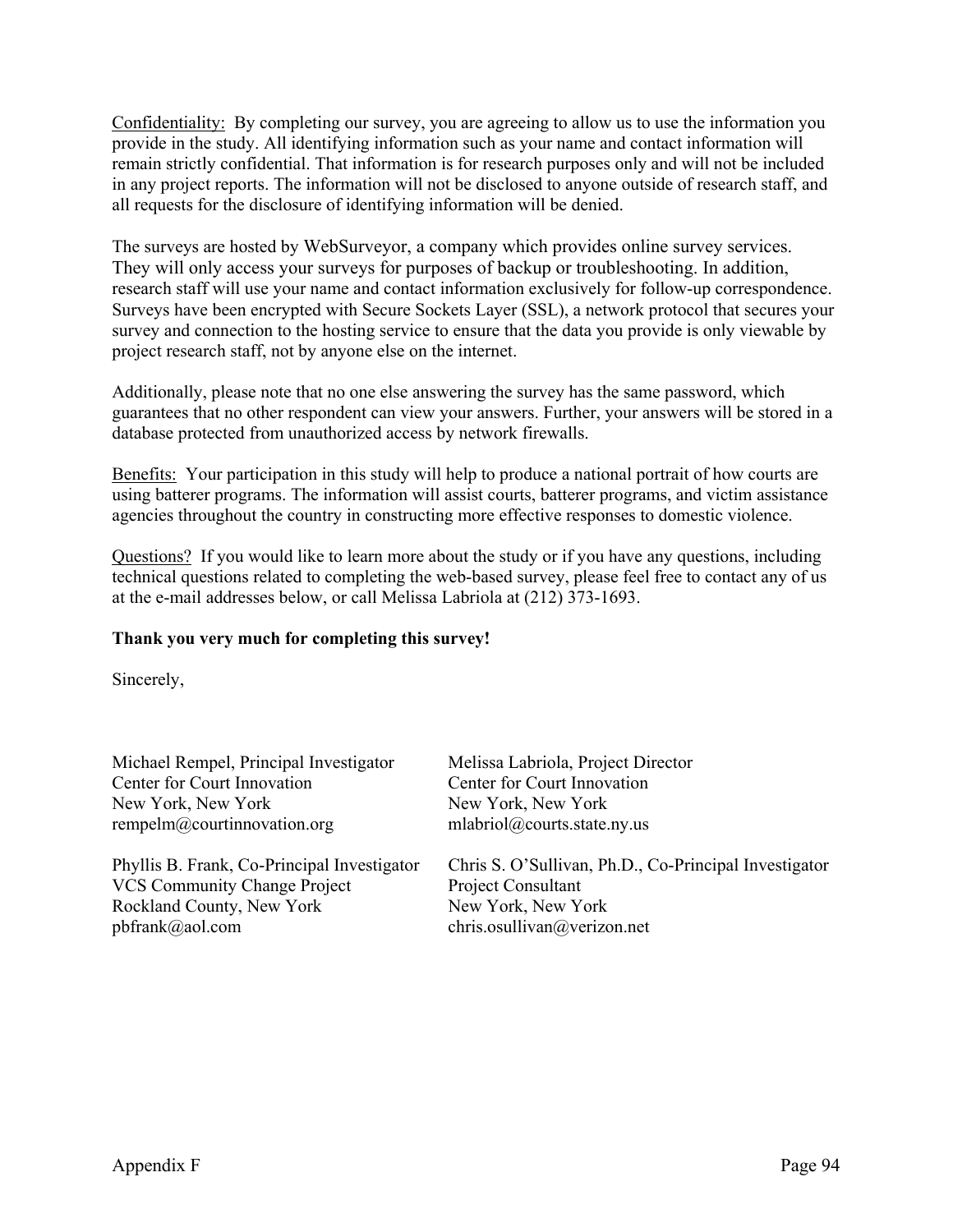<u>Confidentiality:</u> By completing our survey, you are agreeing to allow us to use the information you provide in the study. All identifying information such as your name and contact information will remain strictly confidential. That information is for research purposes only and will not be included in any project reports. The information will not be disclosed to anyone outside of research staff, and all requests for the disclosure of identifying information will be denied.

The surveys are hosted by WebSurveyor, a company which provides online survey services. They will only access your surveys for purposes of backup or troubleshooting. In addition, research staff will use your name and contact information exclusively for follow-up correspondence. Surveys have been encrypted with Secure Sockets Layer (SSL), a network protocol that secures your survey and connection to the hosting service to ensure that the data you provide is only viewable by project research staff, not by anyone else on the internet.

Additionally, please note that no one else answering the survey has the same password, which guarantees that no other respondent can view your answers. Further, your answers will be stored in a database protected from unauthorized access by network firewalls.

<u>Benefits:</u> Your participation in this study will help to produce a national portrait of how courts are using batterer programs. The information will assist courts, batterer programs, and victim assistance agencies throughout the country in constructing more effective responses to domestic violence.

<u>Questions?</u> If you would like to learn more about the study or if you have any questions, including technical questions related to completing the web-based survey, please feel free to contact any of us at the e-mail addresses below, or call Melissa Labriola at (212) 373-1693.

**Thank you very much for completing this survey!**

Sincerely,

Michael Rempel, Principal Investigator
Center for Court Innovation
New York, New York
rempelm@courtinnovation.org

Melissa Labriola, Project Director
Center for Court Innovation
New York, New York
mlabriol@courts.state.ny.us

Phyllis B. Frank, Co-Principal Investigator
VCS Community Change Project
Rockland County, New York
pbfrank@aol.com

Chris S. O'Sullivan, Ph.D., Co-Principal Investigator
Project Consultant
New York, New York
chris.osullivan@verizon.net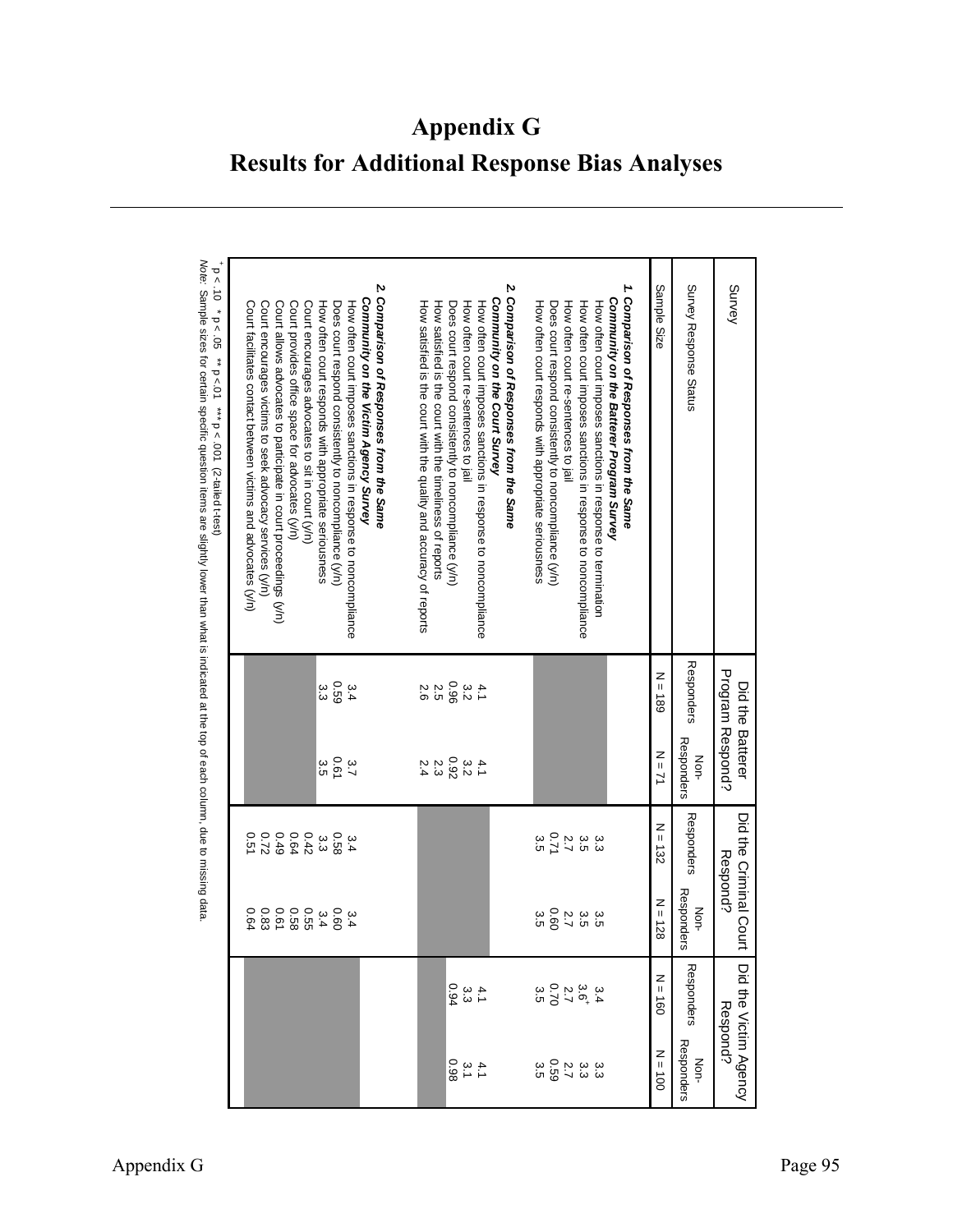# Appendix G

# Results for Additional Response Bias Analyses

| Survey | Did the Batterer Program Respond? | | Did the Criminal Court Respond? | | Did the Victim Agency Respond? | |
|---|---|---|---|---|---|---|
| Survey Response Status | Responders | Non-Responders | Responders | Non-Responders | Responders | Non-Responders |
| Sample Size | N = 189 | N = 71 | N = 132 | N = 128 | N = 160 | N = 100 |
| ***1. Comparison of Responses from the Same Community on the Batterer Program Survey*** | | | | | | |
| How often court imposes sanctions in response to termination | | | 3.3 | 3.5 | 3.4 | 3.3 |
| How often court imposes sanctions in response to noncompliance | | | 3.5 | 3.5 | 3.6[+] | 3.3 |
| How often court re-sentences to jail | | | 2.7 | 2.7 | 2.7 | 2.7 |
| Does court respond consistently to noncompliance (y/n) | | | 0.71 | 0.60 | 0.70 | 0.59 |
| How often court responds with appropriate seriousness | | | 3.5 | 3.5 | 3.5 | 3.5 |
| ***2. Comparison of Responses from the Same Community on the Court Survey*** | | | | | | |
| How often court imposes sanctions in response to noncompliance | 4.1 | 4.1 | | | 4.1 | 4.1 |
| How often court re-sentences to jail | 3.2 | 3.2 | | | 3.3 | 3.1 |
| Does court respond consistently to noncompliance (y/n) | 0.96 | 0.92 | | | 0.94 | 0.98 |
| How satisfied is the court with the timeliness of reports | 2.5 | 2.3 | | | | |
| How satisfied is the court with the quality and accuracy of reports | 2.6 | 2.4 | | | | |
| ***2. Comparison of Responses from the Same Community on the Victim Agency Survey*** | | | | | | |
| How often court imposes sanctions in response to noncompliance | 3.4 | 3.7 | 3.4 | 3.4 | | |
| Does court respond consistently to noncompliance (y/n) | 0.59 | 0.61 | 0.58 | 0.60 | | |
| How often court responds with appropriate seriousness | 3.3 | 3.5 | 3.3 | 3.4 | | |
| Court encourages advocates to sit in court (y/n) | | | 0.42 | 0.55 | | |
| Court provides office space for advocates (y/n) | | | 0.64 | 0.58 | | |
| Court allows advocates to participate in court proceedings (y/n) | | | 0.49 | 0.61 | | |
| Court encourages victims to seek advocacy services (y/n) | | | 0.72 | 0.83 | | |
| Court facilitates contact between victims and advocates (y/n) | | | 0.51 | 0.64 | | |

[+] p < .10 * p < .05 ** p < .01 *** p < .001 (2-tailed t-test)

Note: Sample sizes for certain specific question items are slightly lower than what is indicated at the top of each column, due to missing data.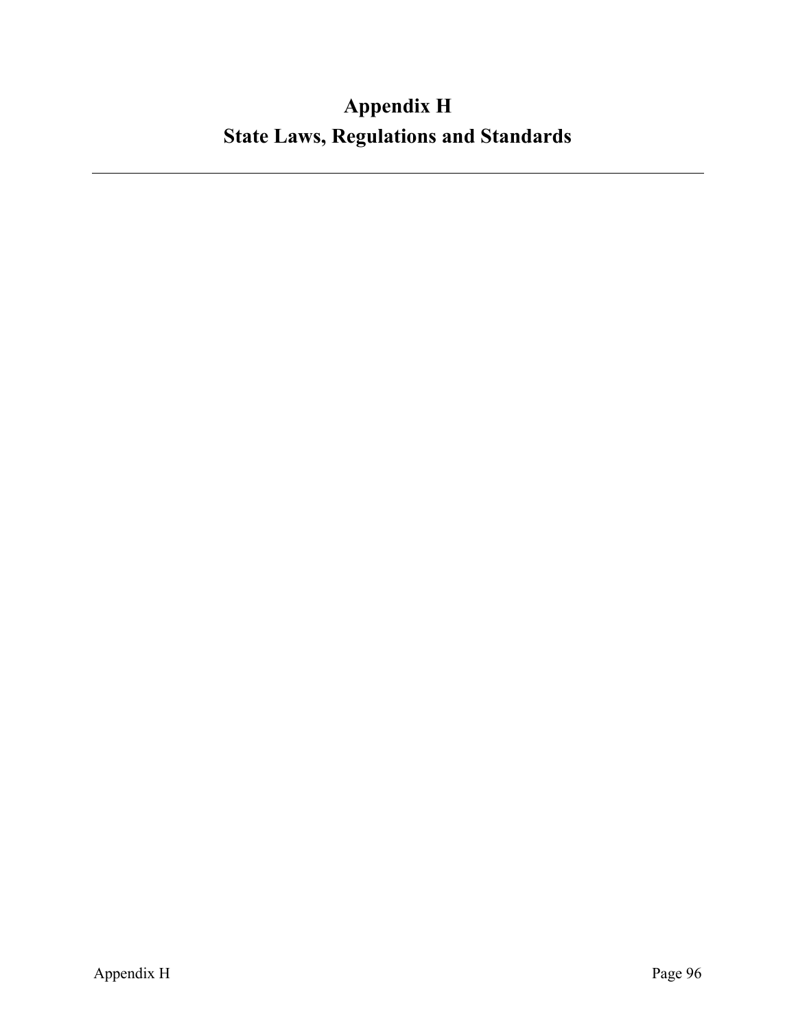# Appendix H
# State Laws, Regulations and Standards

---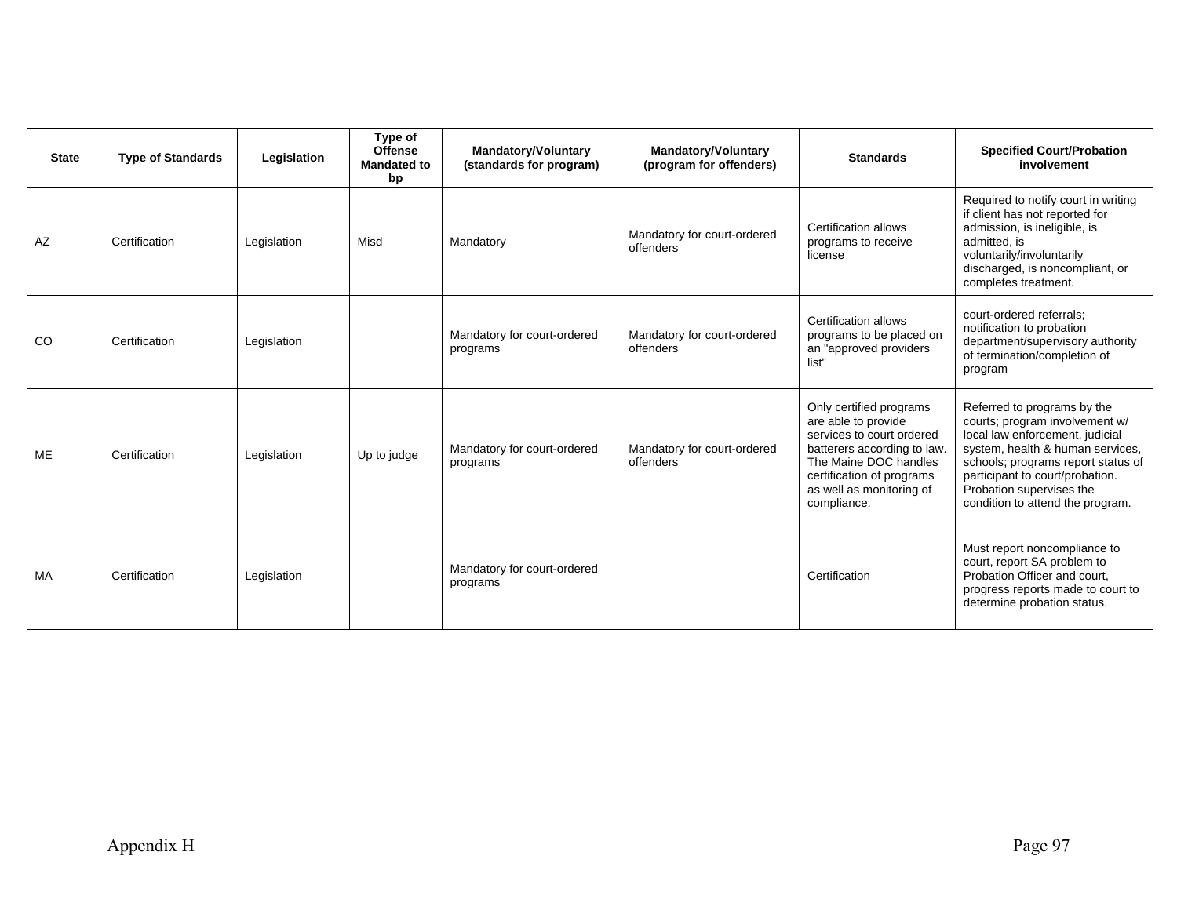| State | Type of Standards | Legislation | Type of Offense Mandated to bp | Mandatory/Voluntary (standards for program) | Mandatory/Voluntary (program for offenders) | Standards | Specified Court/Probation involvement |
|---|---|---|---|---|---|---|---|
| AZ | Certification | Legislation | Misd | Mandatory | Mandatory for court-ordered offenders | Certification allows programs to receive license | Required to notify court in writing if client has not reported for admission, is ineligible, is admitted, is voluntarily/involuntarily discharged, is noncompliant, or completes treatment. |
| CO | Certification | Legislation | | Mandatory for court-ordered programs | Mandatory for court-ordered offenders | Certification allows programs to be placed on an "approved providers list" | court-ordered referrals; notification to probation department/supervisory authority of termination/completion of program |
| ME | Certification | Legislation | Up to judge | Mandatory for court-ordered programs | Mandatory for court-ordered offenders | Only certified programs are able to provide services to court ordered batterers according to law. The Maine DOC handles certification of programs as well as monitoring of compliance. | Referred to programs by the courts; program involvement w/ local law enforcement, judicial system, health & human services, schools; programs report status of participant to court/probation. Probation supervises the condition to attend the program. |
| MA | Certification | Legislation | | Mandatory for court-ordered programs | | Certification | Must report noncompliance to court, report SA problem to Probation Officer and court, progress reports made to court to determine probation status. |

Appendix H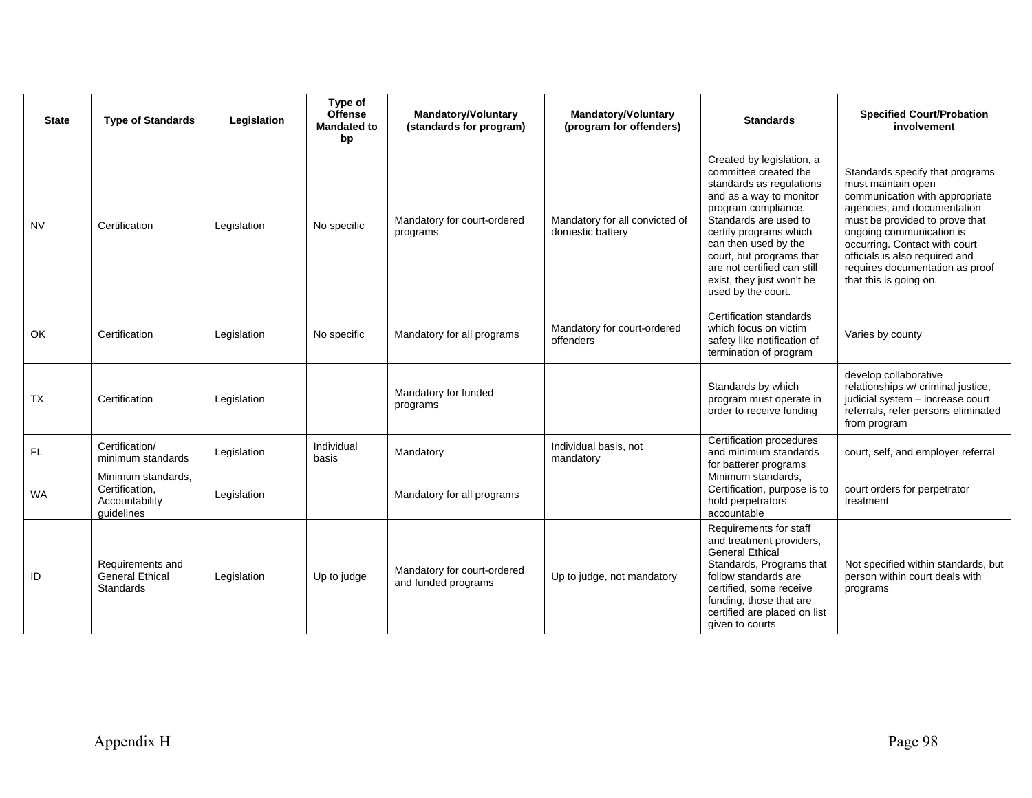| State | Type of Standards | Legislation | Type of Offense Mandated to bp | Mandatory/Voluntary (standards for program) | Mandatory/Voluntary (program for offenders) | Standards | Specified Court/Probation involvement |
|---|---|---|---|---|---|---|---|
| NV | Certification | Legislation | No specific | Mandatory for court-ordered programs | Mandatory for all convicted of domestic battery | Created by legislation, a committee created the standards as regulations and as a way to monitor program compliance. Standards are used to certify programs which can then used by the court, but programs that are not certified can still exist, they just won't be used by the court. | Standards specify that programs must maintain open communication with appropriate agencies, and documentation must be provided to prove that ongoing communication is occurring. Contact with court officials is also required and requires documentation as proof that this is going on. |
| OK | Certification | Legislation | No specific | Mandatory for all programs | Mandatory for court-ordered offenders | Certification standards which focus on victim safety like notification of termination of program | Varies by county |
| TX | Certification | Legislation | | Mandatory for funded programs | | Standards by which program must operate in order to receive funding | develop collaborative relationships w/ criminal justice, judicial system – increase court referrals, refer persons eliminated from program |
| FL | Certification/ minimum standards | Legislation | Individual basis | Mandatory | Individual basis, not mandatory | Certification procedures and minimum standards for batterer programs | court, self, and employer referral |
| WA | Minimum standards, Certification, Accountability guidelines | Legislation | | Mandatory for all programs | | Minimum standards, Certification, purpose is to hold perpetrators accountable | court orders for perpetrator treatment |
| ID | Requirements and General Ethical Standards | Legislation | Up to judge | Mandatory for court-ordered and funded programs | Up to judge, not mandatory | Requirements for staff and treatment providers, General Ethical Standards, Programs that follow standards are certified, some receive funding, those that are certified are placed on list given to courts | Not specified within standards, but person within court deals with programs |

Appendix H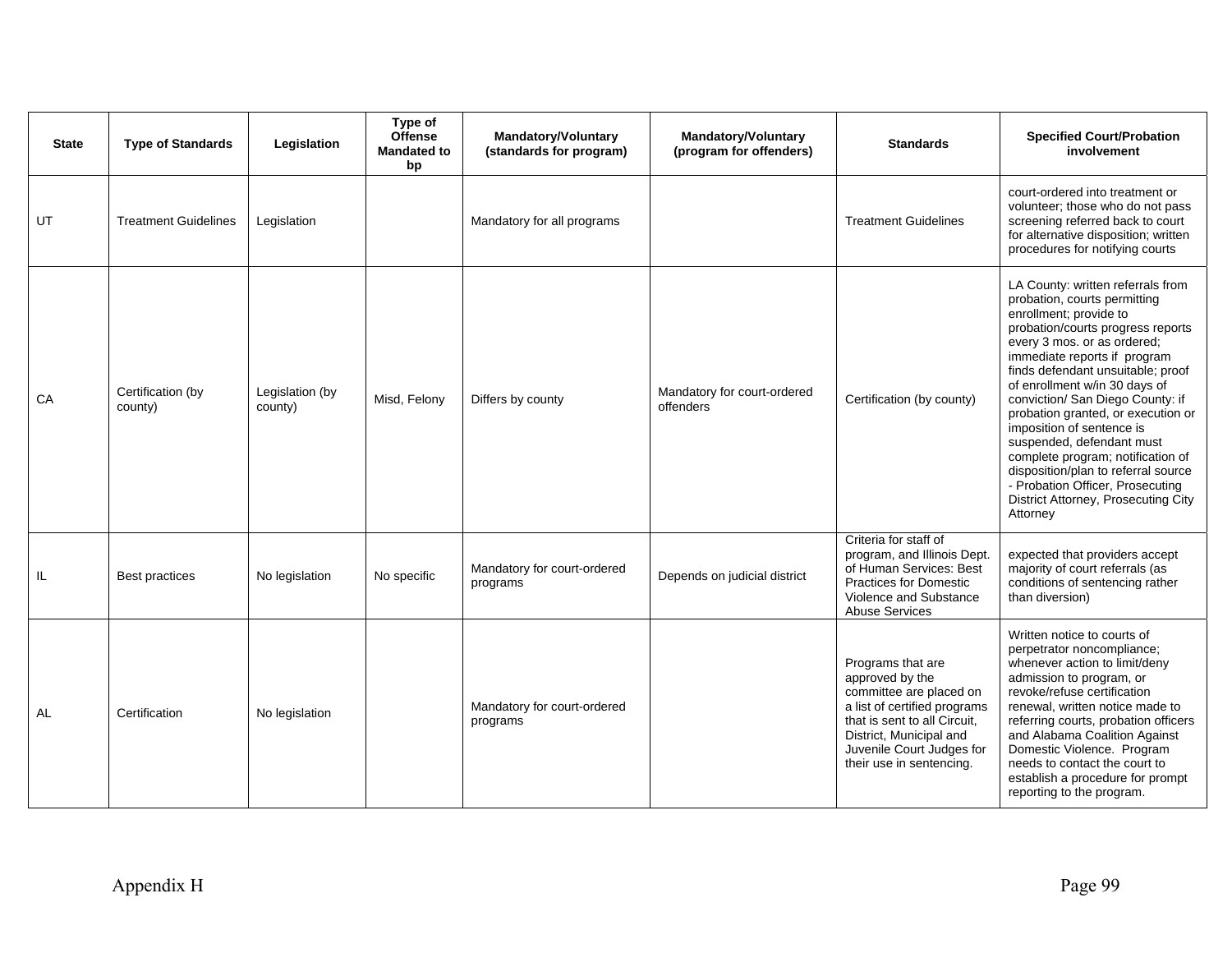| State | Type of Standards | Legislation | Type of Offense Mandated to bp | Mandatory/Voluntary (standards for program) | Mandatory/Voluntary (program for offenders) | Standards | Specified Court/Probation involvement |
|---|---|---|---|---|---|---|---|
| UT | Treatment Guidelines | Legislation | | Mandatory for all programs | | Treatment Guidelines | court-ordered into treatment or volunteer; those who do not pass screening referred back to court for alternative disposition; written procedures for notifying courts |
| CA | Certification (by county) | Legislation (by county) | Misd, Felony | Differs by county | Mandatory for court-ordered offenders | Certification (by county) | LA County: written referrals from probation, courts permitting enrollment; provide to probation/courts progress reports every 3 mos. or as ordered; immediate reports if program finds defendant unsuitable; proof of enrollment w/in 30 days of conviction/ San Diego County: if probation granted, or execution or imposition of sentence is suspended, defendant must complete program; notification of disposition/plan to referral source - Probation Officer, Prosecuting District Attorney, Prosecuting City Attorney |
| IL | Best practices | No legislation | No specific | Mandatory for court-ordered programs | Depends on judicial district | Criteria for staff of program, and Illinois Dept. of Human Services: Best Practices for Domestic Violence and Substance Abuse Services | expected that providers accept majority of court referrals (as conditions of sentencing rather than diversion) |
| AL | Certification | No legislation | | Mandatory for court-ordered programs | | Programs that are approved by the committee are placed on a list of certified programs that is sent to all Circuit, District, Municipal and Juvenile Court Judges for their use in sentencing. | Written notice to courts of perpetrator noncompliance; whenever action to limit/deny admission to program, or revoke/refuse certification renewal, written notice made to referring courts, probation officers and Alabama Coalition Against Domestic Violence. Program needs to contact the court to establish a procedure for prompt reporting to the program. |

Appendix H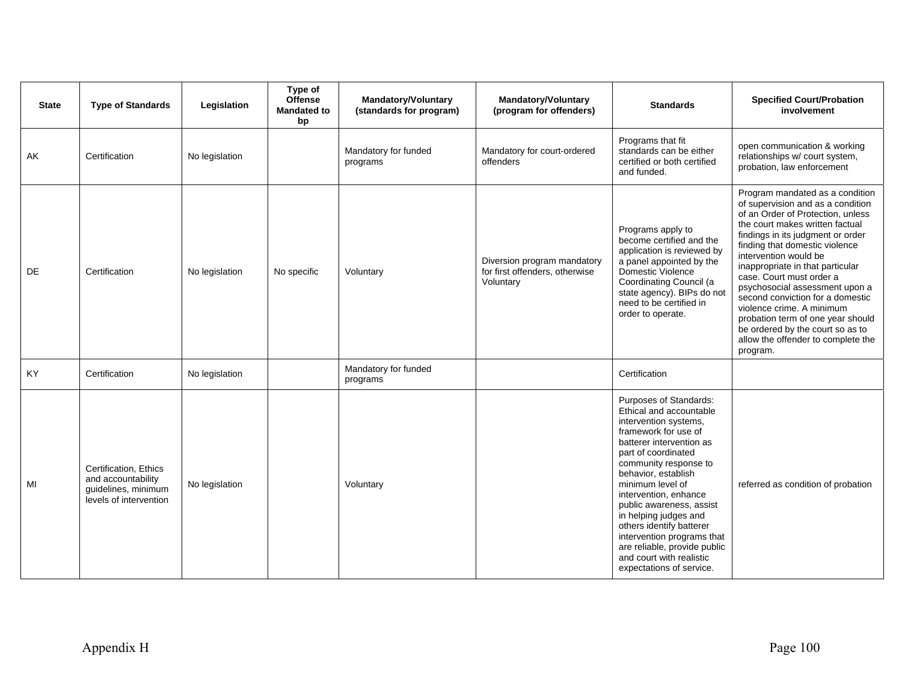| State | Type of Standards | Legislation | Type of Offense Mandated to bp | Mandatory/Voluntary (standards for program) | Mandatory/Voluntary (program for offenders) | Standards | Specified Court/Probation involvement |
|---|---|---|---|---|---|---|---|
| AK | Certification | No legislation | | Mandatory for funded programs | Mandatory for court-ordered offenders | Programs that fit standards can be either certified or both certified and funded. | open communication & working relationships w/ court system, probation, law enforcement |
| DE | Certification | No legislation | No specific | Voluntary | Diversion program mandatory for first offenders, otherwise Voluntary | Programs apply to become certified and the application is reviewed by a panel appointed by the Domestic Violence Coordinating Council (a state agency). BIPs do not need to be certified in order to operate. | Program mandated as a condition of supervision and as a condition of an Order of Protection, unless the court makes written factual findings in its judgment or order finding that domestic violence intervention would be inappropriate in that particular case. Court must order a psychosocial assessment upon a second conviction for a domestic violence crime. A minimum probation term of one year should be ordered by the court so as to allow the offender to complete the program. |
| KY | Certification | No legislation | | Mandatory for funded programs | | Certification | |
| MI | Certification, Ethics and accountability guidelines, minimum levels of intervention | No legislation | | Voluntary | | Purposes of Standards: Ethical and accountable intervention systems, framework for use of batterer intervention as part of coordinated community response to behavior, establish minimum level of intervention, enhance public awareness, assist in helping judges and others identify batterer intervention programs that are reliable, provide public and court with realistic expectations of service. | referred as condition of probation |

Appendix H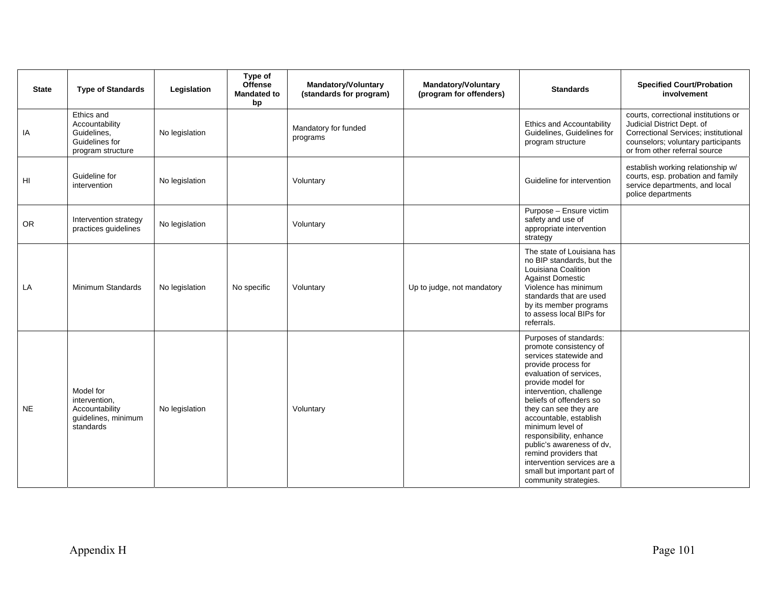| State | Type of Standards | Legislation | Type of Offense Mandated to bp | Mandatory/Voluntary (standards for program) | Mandatory/Voluntary (program for offenders) | Standards | Specified Court/Probation involvement |
|---|---|---|---|---|---|---|---|
| IA | Ethics and Accountability Guidelines, Guidelines for program structure | No legislation | | Mandatory for funded programs | | Ethics and Accountability Guidelines, Guidelines for program structure | courts, correctional institutions or Judicial District Dept. of Correctional Services; institutional counselors; voluntary participants or from other referral source |
| HI | Guideline for intervention | No legislation | | Voluntary | | Guideline for intervention | establish working relationship w/ courts, esp. probation and family service departments, and local police departments |
| OR | Intervention strategy practices guidelines | No legislation | | Voluntary | | Purpose – Ensure victim safety and use of appropriate intervention strategy | |
| LA | Minimum Standards | No legislation | No specific | Voluntary | Up to judge, not mandatory | The state of Louisiana has no BIP standards, but the Louisiana Coalition Against Domestic Violence has minimum standards that are used by its member programs to assess local BIPs for referrals. | |
| NE | Model for intervention, Accountability guidelines, minimum standards | No legislation | | Voluntary | | Purposes of standards: promote consistency of services statewide and provide process for evaluation of services, provide model for intervention, challenge beliefs of offenders so they can see they are accountable, establish minimum level of responsibility, enhance public's awareness of dv, remind providers that intervention services are a small but important part of community strategies. | |

Appendix H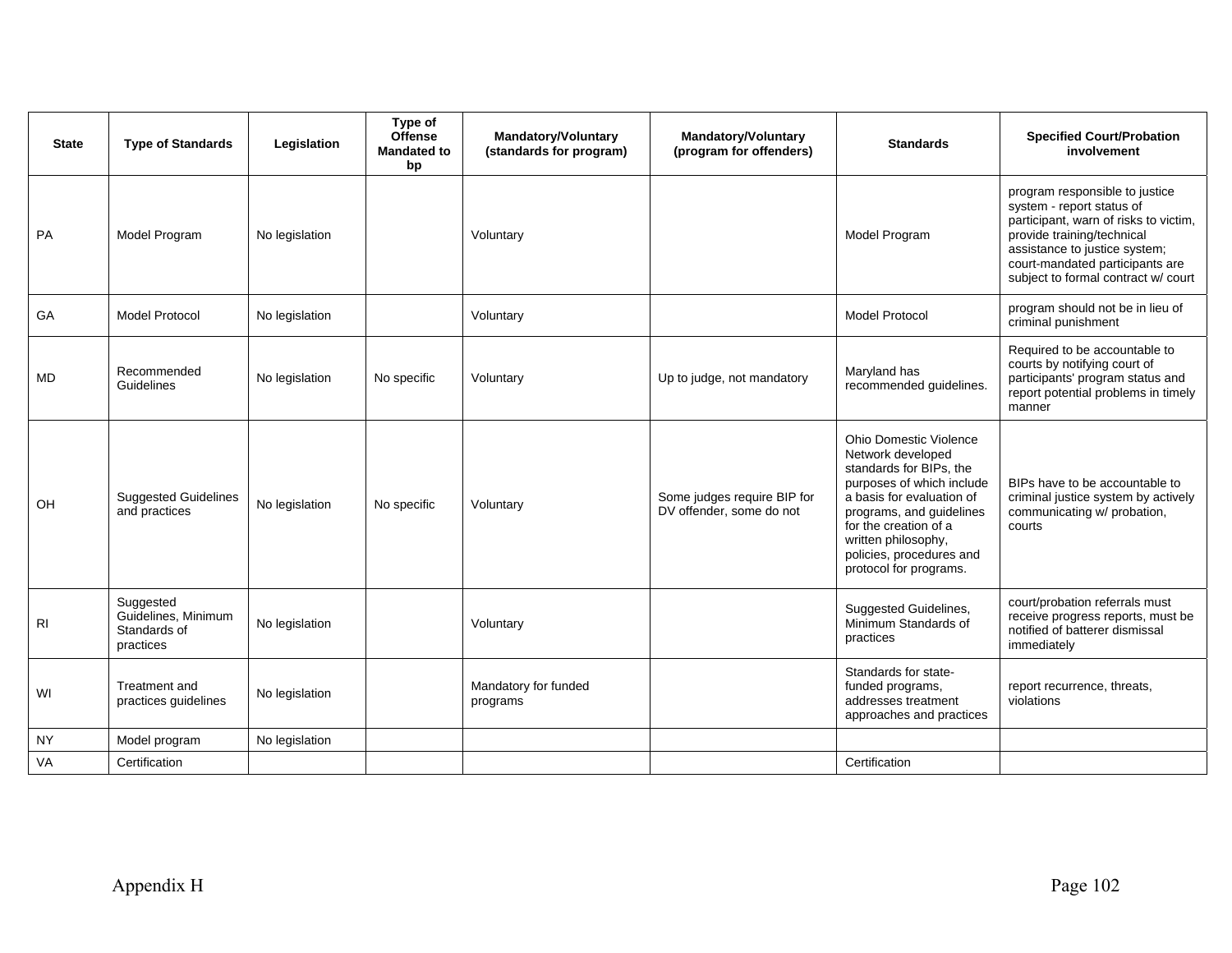| State | Type of Standards | Legislation | Type of Offense Mandated to bp | Mandatory/Voluntary (standards for program) | Mandatory/Voluntary (program for offenders) | Standards | Specified Court/Probation involvement |
|---|---|---|---|---|---|---|---|
| PA | Model Program | No legislation | | Voluntary | | Model Program | program responsible to justice system - report status of participant, warn of risks to victim, provide training/technical assistance to justice system; court-mandated participants are subject to formal contract w/ court |
| GA | Model Protocol | No legislation | | Voluntary | | Model Protocol | program should not be in lieu of criminal punishment |
| MD | Recommended Guidelines | No legislation | No specific | Voluntary | Up to judge, not mandatory | Maryland has recommended guidelines. | Required to be accountable to courts by notifying court of participants' program status and report potential problems in timely manner |
| OH | Suggested Guidelines and practices | No legislation | No specific | Voluntary | Some judges require BIP for DV offender, some do not | Ohio Domestic Violence Network developed standards for BIPs, the purposes of which include a basis for evaluation of programs, and guidelines for the creation of a written philosophy, policies, procedures and protocol for programs. | BIPs have to be accountable to criminal justice system by actively communicating w/ probation, courts |
| RI | Suggested Guidelines, Minimum Standards of practices | No legislation | | Voluntary | | Suggested Guidelines, Minimum Standards of practices | court/probation referrals must receive progress reports, must be notified of batterer dismissal immediately |
| WI | Treatment and practices guidelines | No legislation | | Mandatory for funded programs | | Standards for state-funded programs, addresses treatment approaches and practices | report recurrence, threats, violations |
| NY | Model program | No legislation | | | | | |
| VA | Certification | | | | | Certification | |

Appendix H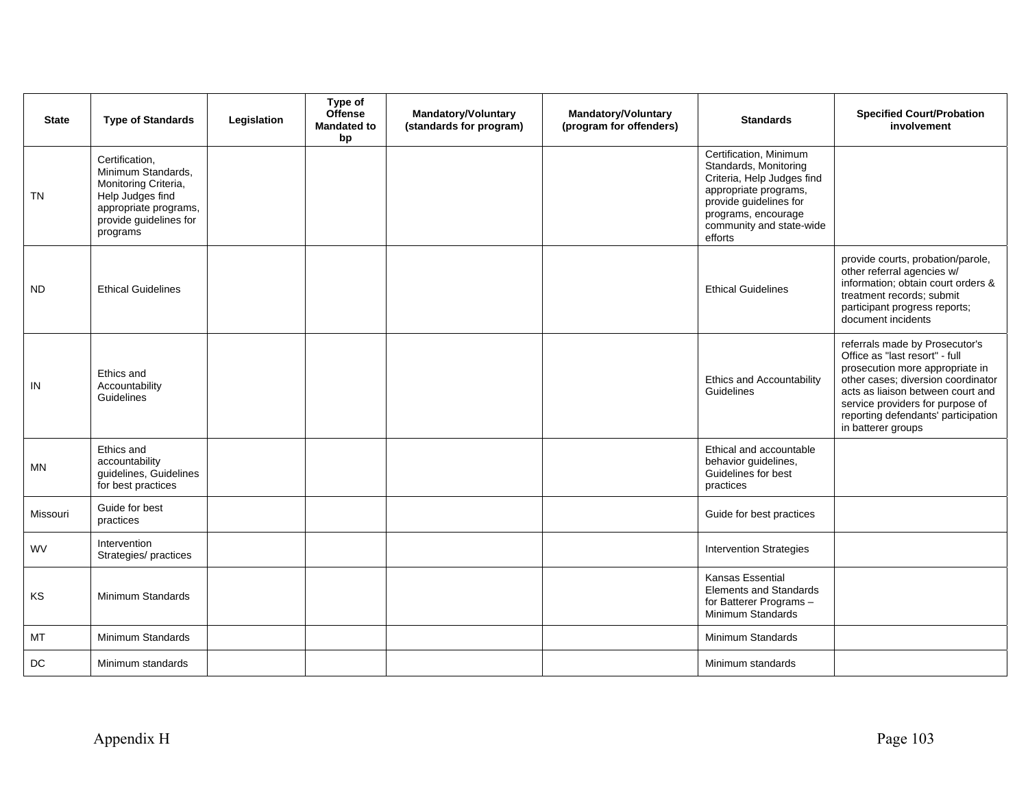| State | Type of Standards | Legislation | Type of Offense Mandated to bp | Mandatory/Voluntary (standards for program) | Mandatory/Voluntary (program for offenders) | Standards | Specified Court/Probation involvement |
|---|---|---|---|---|---|---|---|
| TN | Certification, Minimum Standards, Monitoring Criteria, Help Judges find appropriate programs, provide guidelines for programs | | | | | Certification, Minimum Standards, Monitoring Criteria, Help Judges find appropriate programs, provide guidelines for programs, encourage community and state-wide efforts | |
| ND | Ethical Guidelines | | | | | Ethical Guidelines | provide courts, probation/parole, other referral agencies w/ information; obtain court orders & treatment records; submit participant progress reports; document incidents |
| IN | Ethics and Accountability Guidelines | | | | | Ethics and Accountability Guidelines | referrals made by Prosecutor's Office as "last resort" - full prosecution more appropriate in other cases; diversion coordinator acts as liaison between court and service providers for purpose of reporting defendants' participation in batterer groups |
| MN | Ethics and accountability guidelines, Guidelines for best practices | | | | | Ethical and accountable behavior guidelines, Guidelines for best practices | |
| Missouri | Guide for best practices | | | | | Guide for best practices | |
| WV | Intervention Strategies/ practices | | | | | Intervention Strategies | |
| KS | Minimum Standards | | | | | Kansas Essential Elements and Standards for Batterer Programs – Minimum Standards | |
| MT | Minimum Standards | | | | | Minimum Standards | |
| DC | Minimum standards | | | | | Minimum standards | |

Appendix H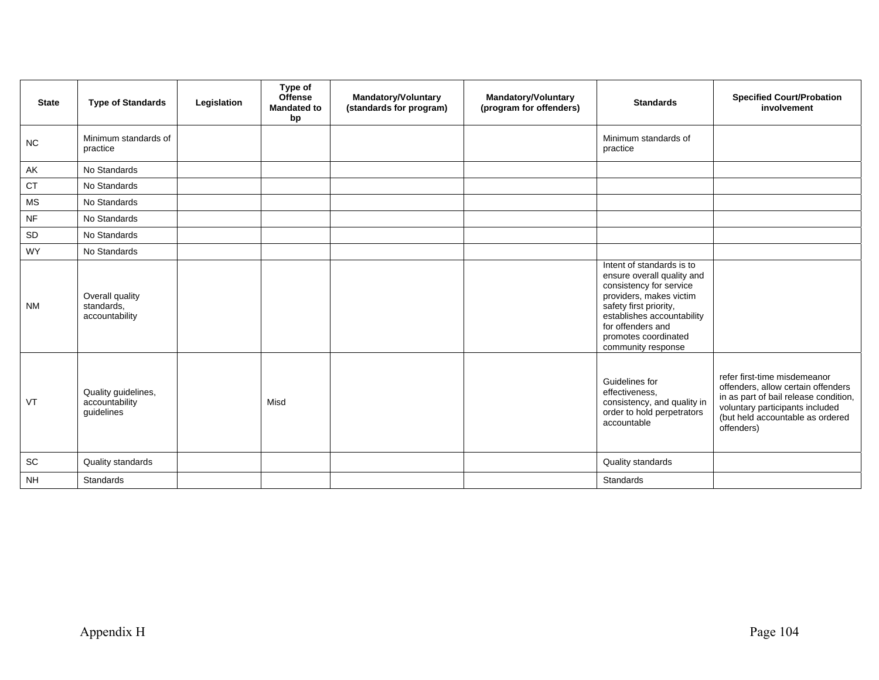| State | Type of Standards | Legislation | Type of Offense Mandated to bp | Mandatory/Voluntary (standards for program) | Mandatory/Voluntary (program for offenders) | Standards | Specified Court/Probation involvement |
|---|---|---|---|---|---|---|---|
| NC | Minimum standards of practice | | | | | Minimum standards of practice | |
| AK | No Standards | | | | | | |
| CT | No Standards | | | | | | |
| MS | No Standards | | | | | | |
| NF | No Standards | | | | | | |
| SD | No Standards | | | | | | |
| WY | No Standards | | | | | | |
| NM | Overall quality standards, accountability | | | | | Intent of standards is to ensure overall quality and consistency for service providers, makes victim safety first priority, establishes accountability for offenders and promotes coordinated community response | |
| VT | Quality guidelines, accountability guidelines | | Misd | | | Guidelines for effectiveness, consistency, and quality in order to hold perpetrators accountable | refer first-time misdemeanor offenders, allow certain offenders in as part of bail release condition, voluntary participants included (but held accountable as ordered offenders) |
| SC | Quality standards | | | | | Quality standards | |
| NH | Standards | | | | | Standards | |

Appendix H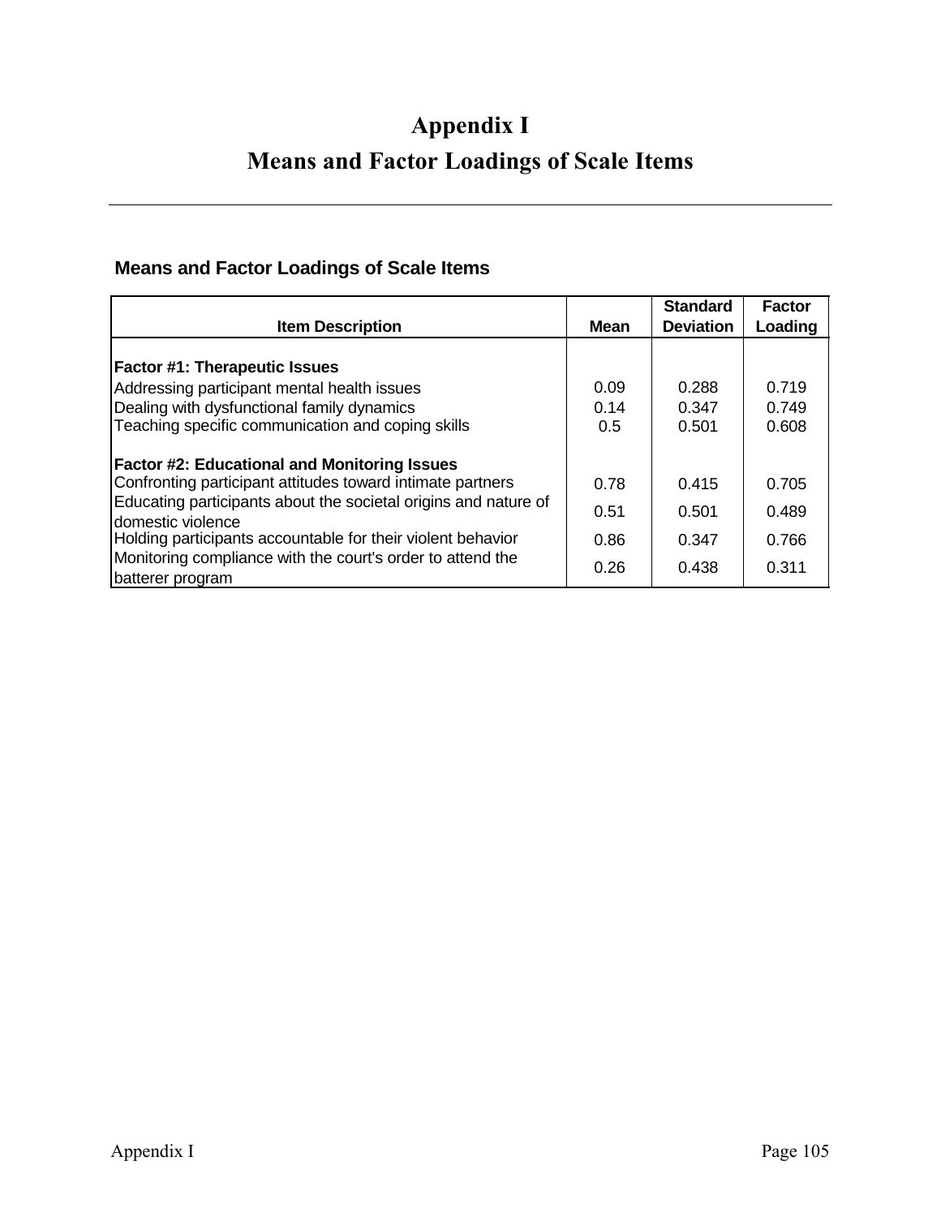# Appendix I

# Means and Factor Loadings of Scale Items

### Means and Factor Loadings of Scale Items

| Item Description | Mean | Standard Deviation | Factor Loading |
|---|---|---|---|
| **Factor #1: Therapeutic Issues** | | | |
| Addressing participant mental health issues | 0.09 | 0.288 | 0.719 |
| Dealing with dysfunctional family dynamics | 0.14 | 0.347 | 0.749 |
| Teaching specific communication and coping skills | 0.5 | 0.501 | 0.608 |
| **Factor #2: Educational and Monitoring Issues** | | | |
| Confronting participant attitudes toward intimate partners | 0.78 | 0.415 | 0.705 |
| Educating participants about the societal origins and nature of domestic violence | 0.51 | 0.501 | 0.489 |
| Holding participants accountable for their violent behavior | 0.86 | 0.347 | 0.766 |
| Monitoring compliance with the court's order to attend the batterer program | 0.26 | 0.438 | 0.311 |